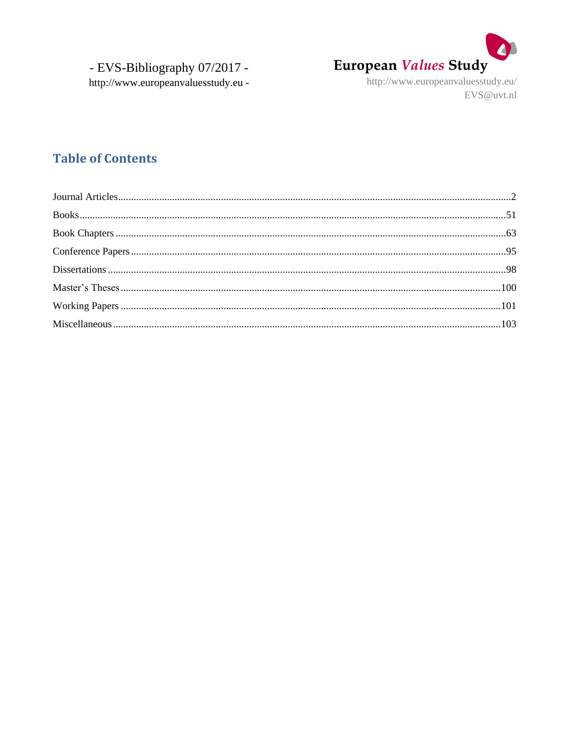- EVS-Bibliography 07/2017 -
http://www.europeanvaluesstudy.eu -

European *Values* Study
http://www.europeanvaluesstudy.eu/
EVS@uvt.nl

## Table of Contents

Journal Articles....................2
Books....................51
Book Chapters....................63
Conference Papers....................95
Dissertations....................98
Master's Theses....................100
Working Papers....................101
Miscellaneous....................103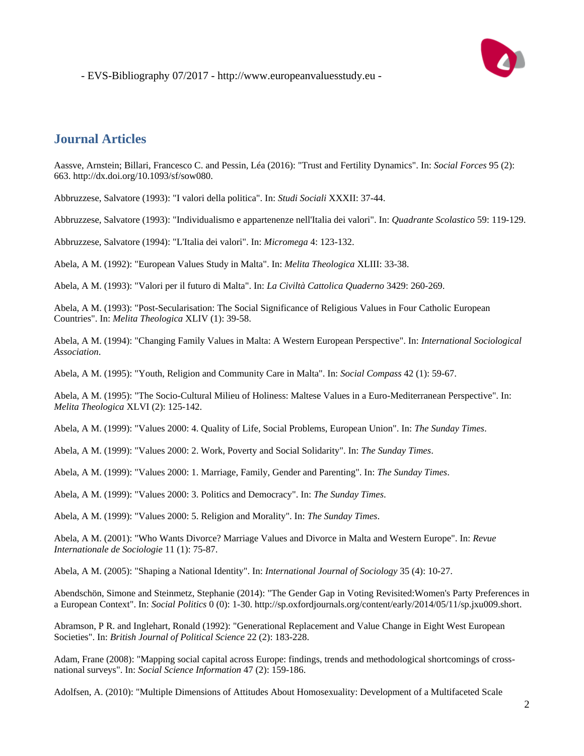## Journal Articles

Aassve, Arnstein; Billari, Francesco C. and Pessin, Léa (2016): "Trust and Fertility Dynamics". In: *Social Forces* 95 (2): 663. http://dx.doi.org/10.1093/sf/sow080.

Abbruzzese, Salvatore (1993): "I valori della politica". In: *Studi Sociali* XXXII: 37-44.

Abbruzzese, Salvatore (1993): "Individualismo e appartenenze nell'Italia dei valori". In: *Quadrante Scolastico* 59: 119-129.

Abbruzzese, Salvatore (1994): "L'Italia dei valori". In: *Micromega* 4: 123-132.

Abela, A M. (1992): "European Values Study in Malta". In: *Melita Theologica* XLIII: 33-38.

Abela, A M. (1993): "Valori per il futuro di Malta". In: *La Civiltà Cattolica Quaderno* 3429: 260-269.

Abela, A M. (1993): "Post-Secularisation: The Social Significance of Religious Values in Four Catholic European Countries". In: *Melita Theologica* XLIV (1): 39-58.

Abela, A M. (1994): "Changing Family Values in Malta: A Western European Perspective". In: *International Sociological Association*.

Abela, A M. (1995): "Youth, Religion and Community Care in Malta". In: *Social Compass* 42 (1): 59-67.

Abela, A M. (1995): "The Socio-Cultural Milieu of Holiness: Maltese Values in a Euro-Mediterranean Perspective". In: *Melita Theologica* XLVI (2): 125-142.

Abela, A M. (1999): "Values 2000: 4. Quality of Life, Social Problems, European Union". In: *The Sunday Times*.

Abela, A M. (1999): "Values 2000: 2. Work, Poverty and Social Solidarity". In: *The Sunday Times*.

Abela, A M. (1999): "Values 2000: 1. Marriage, Family, Gender and Parenting". In: *The Sunday Times*.

Abela, A M. (1999): "Values 2000: 3. Politics and Democracy". In: *The Sunday Times*.

Abela, A M. (1999): "Values 2000: 5. Religion and Morality". In: *The Sunday Times*.

Abela, A M. (2001): "Who Wants Divorce? Marriage Values and Divorce in Malta and Western Europe". In: *Revue Internationale de Sociologie* 11 (1): 75-87.

Abela, A M. (2005): "Shaping a National Identity". In: *International Journal of Sociology* 35 (4): 10-27.

Abendschön, Simone and Steinmetz, Stephanie (2014): "The Gender Gap in Voting Revisited:Women's Party Preferences in a European Context". In: *Social Politics* 0 (0): 1-30. http://sp.oxfordjournals.org/content/early/2014/05/11/sp.jxu009.short.

Abramson, P R. and Inglehart, Ronald (1992): "Generational Replacement and Value Change in Eight West European Societies". In: *British Journal of Political Science* 22 (2): 183-228.

Adam, Frane (2008): "Mapping social capital across Europe: findings, trends and methodological shortcomings of cross-national surveys". In: *Social Science Information* 47 (2): 159-186.

Adolfsen, A. (2010): "Multiple Dimensions of Attitudes About Homosexuality: Development of a Multifaceted Scale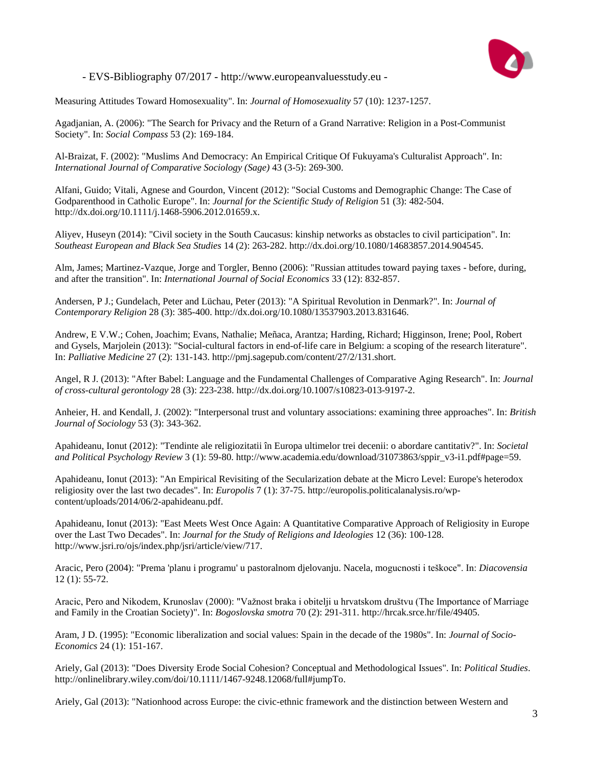Measuring Attitudes Toward Homosexuality". In: *Journal of Homosexuality* 57 (10): 1237-1257.

Agadjanian, A. (2006): "The Search for Privacy and the Return of a Grand Narrative: Religion in a Post-Communist Society". In: *Social Compass* 53 (2): 169-184.

Al-Braizat, F. (2002): "Muslims And Democracy: An Empirical Critique Of Fukuyama's Culturalist Approach". In: *International Journal of Comparative Sociology (Sage)* 43 (3-5): 269-300.

Alfani, Guido; Vitali, Agnese and Gourdon, Vincent (2012): "Social Customs and Demographic Change: The Case of Godparenthood in Catholic Europe". In: *Journal for the Scientific Study of Religion* 51 (3): 482-504. http://dx.doi.org/10.1111/j.1468-5906.2012.01659.x.

Aliyev, Huseyn (2014): "Civil society in the South Caucasus: kinship networks as obstacles to civil participation". In: *Southeast European and Black Sea Studies* 14 (2): 263-282. http://dx.doi.org/10.1080/14683857.2014.904545.

Alm, James; Martinez-Vazque, Jorge and Torgler, Benno (2006): "Russian attitudes toward paying taxes - before, during, and after the transition". In: *International Journal of Social Economics* 33 (12): 832-857.

Andersen, P J.; Gundelach, Peter and Lüchau, Peter (2013): "A Spiritual Revolution in Denmark?". In: *Journal of Contemporary Religion* 28 (3): 385-400. http://dx.doi.org/10.1080/13537903.2013.831646.

Andrew, E V.W.; Cohen, Joachim; Evans, Nathalie; Meñaca, Arantza; Harding, Richard; Higginson, Irene; Pool, Robert and Gysels, Marjolein (2013): "Social-cultural factors in end-of-life care in Belgium: a scoping of the research literature". In: *Palliative Medicine* 27 (2): 131-143. http://pmj.sagepub.com/content/27/2/131.short.

Angel, R J. (2013): "After Babel: Language and the Fundamental Challenges of Comparative Aging Research". In: *Journal of cross-cultural gerontology* 28 (3): 223-238. http://dx.doi.org/10.1007/s10823-013-9197-2.

Anheier, H. and Kendall, J. (2002): "Interpersonal trust and voluntary associations: examining three approaches". In: *British Journal of Sociology* 53 (3): 343-362.

Apahideanu, Ionut (2012): "Tendinte ale religiozitatii în Europa ultimelor trei decenii: o abordare cantitativ?". In: *Societal and Political Psychology Review* 3 (1): 59-80. http://www.academia.edu/download/31073863/sppir_v3-i1.pdf#page=59.

Apahideanu, Ionut (2013): "An Empirical Revisiting of the Secularization debate at the Micro Level: Europe's heterodox religiosity over the last two decades". In: *Europolis* 7 (1): 37-75. http://europolis.politicalanalysis.ro/wp-content/uploads/2014/06/2-apahideanu.pdf.

Apahideanu, Ionut (2013): "East Meets West Once Again: A Quantitative Comparative Approach of Religiosity in Europe over the Last Two Decades". In: *Journal for the Study of Religions and Ideologies* 12 (36): 100-128. http://www.jsri.ro/ojs/index.php/jsri/article/view/717.

Aracic, Pero (2004): "Prema 'planu i programu' u pastoralnom djelovanju. Nacela, mogucnosti i teškoce". In: *Diacovensia* 12 (1): 55-72.

Aracic, Pero and Nikodem, Krunoslav (2000): "Važnost braka i obitelji u hrvatskom društvu (The Importance of Marriage and Family in the Croatian Society)". In: *Bogoslovska smotra* 70 (2): 291-311. http://hrcak.srce.hr/file/49405.

Aram, J D. (1995): "Economic liberalization and social values: Spain in the decade of the 1980s". In: *Journal of Socio-Economics* 24 (1): 151-167.

Ariely, Gal (2013): "Does Diversity Erode Social Cohesion? Conceptual and Methodological Issues". In: *Political Studies*. http://onlinelibrary.wiley.com/doi/10.1111/1467-9248.12068/full#jumpTo.

Ariely, Gal (2013): "Nationhood across Europe: the civic-ethnic framework and the distinction between Western and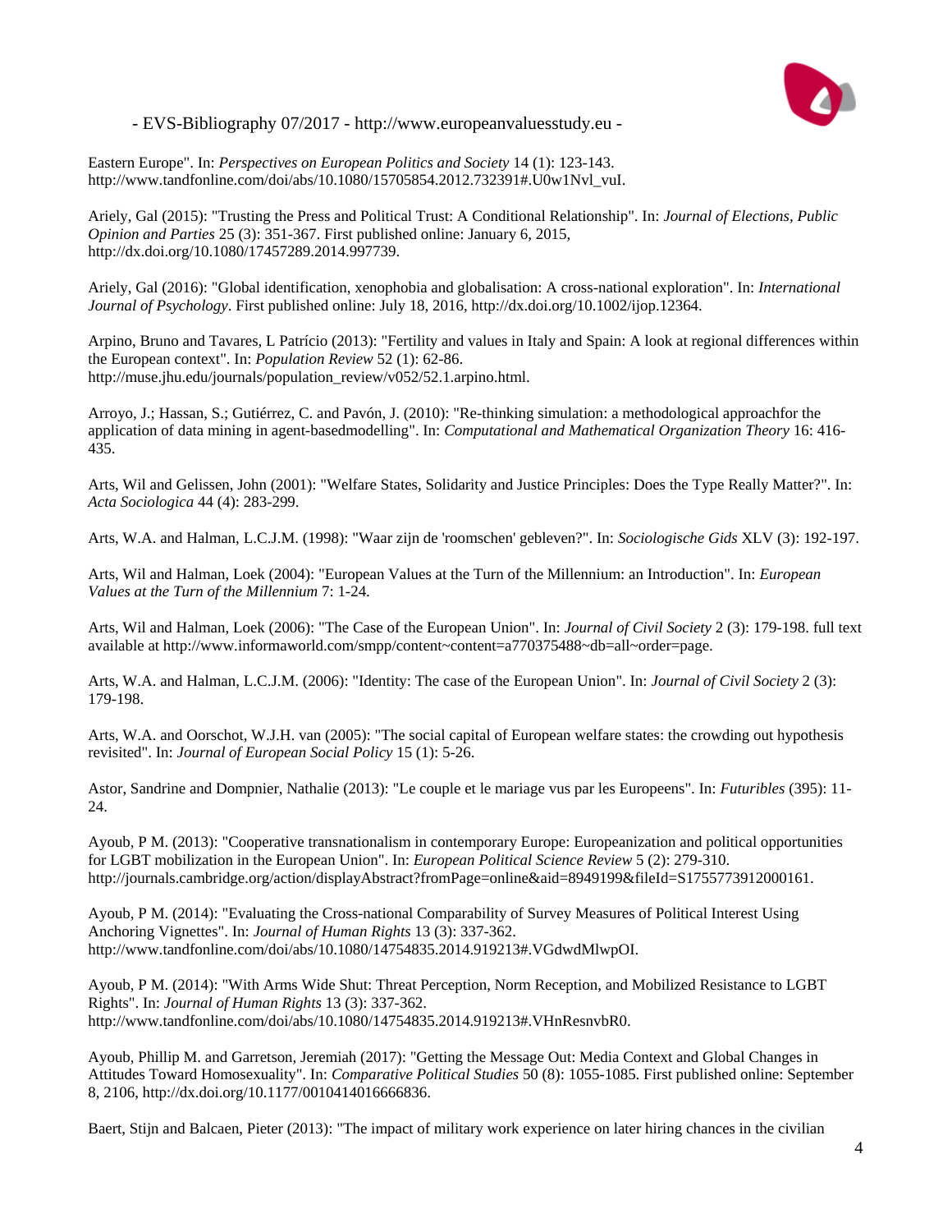Eastern Europe". In: *Perspectives on European Politics and Society* 14 (1): 123-143. http://www.tandfonline.com/doi/abs/10.1080/15705854.2012.732391#.U0w1Nvl_vuI.

Ariely, Gal (2015): "Trusting the Press and Political Trust: A Conditional Relationship". In: *Journal of Elections, Public Opinion and Parties* 25 (3): 351-367. First published online: January 6, 2015, http://dx.doi.org/10.1080/17457289.2014.997739.

Ariely, Gal (2016): "Global identification, xenophobia and globalisation: A cross-national exploration". In: *International Journal of Psychology*. First published online: July 18, 2016, http://dx.doi.org/10.1002/ijop.12364.

Arpino, Bruno and Tavares, L Patrício (2013): "Fertility and values in Italy and Spain: A look at regional differences within the European context". In: *Population Review* 52 (1): 62-86. http://muse.jhu.edu/journals/population_review/v052/52.1.arpino.html.

Arroyo, J.; Hassan, S.; Gutiérrez, C. and Pavón, J. (2010): "Re-thinking simulation: a methodological approachfor the application of data mining in agent-basedmodelling". In: *Computational and Mathematical Organization Theory* 16: 416-435.

Arts, Wil and Gelissen, John (2001): "Welfare States, Solidarity and Justice Principles: Does the Type Really Matter?". In: *Acta Sociologica* 44 (4): 283-299.

Arts, W.A. and Halman, L.C.J.M. (1998): "Waar zijn de 'roomschen' gebleven?". In: *Sociologische Gids* XLV (3): 192-197.

Arts, Wil and Halman, Loek (2004): "European Values at the Turn of the Millennium: an Introduction". In: *European Values at the Turn of the Millennium* 7: 1-24.

Arts, Wil and Halman, Loek (2006): "The Case of the European Union". In: *Journal of Civil Society* 2 (3): 179-198. full text available at http://www.informaworld.com/smpp/content~content=a770375488~db=all~order=page.

Arts, W.A. and Halman, L.C.J.M. (2006): "Identity: The case of the European Union". In: *Journal of Civil Society* 2 (3): 179-198.

Arts, W.A. and Oorschot, W.J.H. van (2005): "The social capital of European welfare states: the crowding out hypothesis revisited". In: *Journal of European Social Policy* 15 (1): 5-26.

Astor, Sandrine and Dompnier, Nathalie (2013): "Le couple et le mariage vus par les Europeens". In: *Futuribles* (395): 11-24.

Ayoub, P M. (2013): "Cooperative transnationalism in contemporary Europe: Europeanization and political opportunities for LGBT mobilization in the European Union". In: *European Political Science Review* 5 (2): 279-310. http://journals.cambridge.org/action/displayAbstract?fromPage=online&aid=8949199&fileId=S1755773912000161.

Ayoub, P M. (2014): "Evaluating the Cross-national Comparability of Survey Measures of Political Interest Using Anchoring Vignettes". In: *Journal of Human Rights* 13 (3): 337-362. http://www.tandfonline.com/doi/abs/10.1080/14754835.2014.919213#.VGdwdMlwpOI.

Ayoub, P M. (2014): "With Arms Wide Shut: Threat Perception, Norm Reception, and Mobilized Resistance to LGBT Rights". In: *Journal of Human Rights* 13 (3): 337-362. http://www.tandfonline.com/doi/abs/10.1080/14754835.2014.919213#.VHnResnvbR0.

Ayoub, Phillip M. and Garretson, Jeremiah (2017): "Getting the Message Out: Media Context and Global Changes in Attitudes Toward Homosexuality". In: *Comparative Political Studies* 50 (8): 1055-1085. First published online: September 8, 2106, http://dx.doi.org/10.1177/0010414016666836.

Baert, Stijn and Balcaen, Pieter (2013): "The impact of military work experience on later hiring chances in the civilian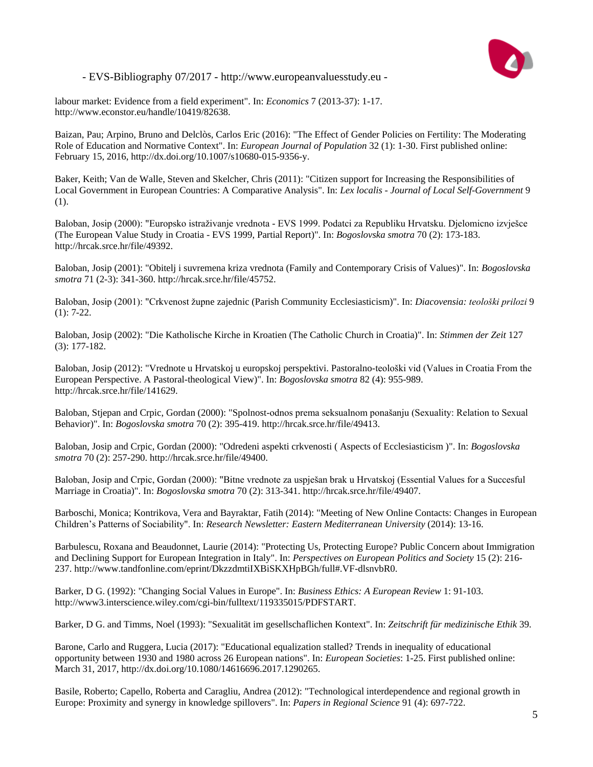labour market: Evidence from a field experiment". In: *Economics* 7 (2013-37): 1-17. http://www.econstor.eu/handle/10419/82638.

Baizan, Pau; Arpino, Bruno and Delclòs, Carlos Eric (2016): "The Effect of Gender Policies on Fertility: The Moderating Role of Education and Normative Context". In: *European Journal of Population* 32 (1): 1-30. First published online: February 15, 2016, http://dx.doi.org/10.1007/s10680-015-9356-y.

Baker, Keith; Van de Walle, Steven and Skelcher, Chris (2011): "Citizen support for Increasing the Responsibilities of Local Government in European Countries: A Comparative Analysis". In: *Lex localis - Journal of Local Self-Government* 9 (1).

Baloban, Josip (2000): "Europsko istraživanje vrednota - EVS 1999. Podatci za Republiku Hrvatsku. Djelomicno izvješce (The European Value Study in Croatia - EVS 1999, Partial Report)". In: *Bogoslovska smotra* 70 (2): 173-183. http://hrcak.srce.hr/file/49392.

Baloban, Josip (2001): "Obitelj i suvremena kriza vrednota (Family and Contemporary Crisis of Values)". In: *Bogoslovska smotra* 71 (2-3): 341-360. http://hrcak.srce.hr/file/45752.

Baloban, Josip (2001): "Crkvenost župne zajednic (Parish Community Ecclesiasticism)". In: *Diacovensia: teološki prilozi* 9 (1): 7-22.

Baloban, Josip (2002): "Die Katholische Kirche in Kroatien (The Catholic Church in Croatia)". In: *Stimmen der Zeit* 127 (3): 177-182.

Baloban, Josip (2012): "Vrednote u Hrvatskoj u europskoj perspektivi. Pastoralno-teološki vid (Values in Croatia From the European Perspective. A Pastoral-theological View)". In: *Bogoslovska smotra* 82 (4): 955-989. http://hrcak.srce.hr/file/141629.

Baloban, Stjepan and Crpic, Gordan (2000): "Spolnost-odnos prema seksualnom ponašanju (Sexuality: Relation to Sexual Behavior)". In: *Bogoslovska smotra* 70 (2): 395-419. http://hrcak.srce.hr/file/49413.

Baloban, Josip and Crpic, Gordan (2000): "Odredeni aspekti crkvenosti ( Aspects of Ecclesiasticism )". In: *Bogoslovska smotra* 70 (2): 257-290. http://hrcak.srce.hr/file/49400.

Baloban, Josip and Crpic, Gordan (2000): "Bitne vrednote za uspješan brak u Hrvatskoj (Essential Values for a Succesful Marriage in Croatia)". In: *Bogoslovska smotra* 70 (2): 313-341. http://hrcak.srce.hr/file/49407.

Barboschi, Monica; Kontrikova, Vera and Bayraktar, Fatih (2014): "Meeting of New Online Contacts: Changes in European Children's Patterns of Sociability". In: *Research Newsletter: Eastern Mediterranean University* (2014): 13-16.

Barbulescu, Roxana and Beaudonnet, Laurie (2014): "Protecting Us, Protecting Europe? Public Concern about Immigration and Declining Support for European Integration in Italy". In: *Perspectives on European Politics and Society* 15 (2): 216-237. http://www.tandfonline.com/eprint/DkzzdmtiIXBiSKXHpBGh/full#.VF-dlsnvbR0.

Barker, D G. (1992): "Changing Social Values in Europe". In: *Business Ethics: A European Review* 1: 91-103. http://www3.interscience.wiley.com/cgi-bin/fulltext/119335015/PDFSTART.

Barker, D G. and Timms, Noel (1993): "Sexualität im gesellschaflichen Kontext". In: *Zeitschrift für medizinische Ethik* 39.

Barone, Carlo and Ruggera, Lucia (2017): "Educational equalization stalled? Trends in inequality of educational opportunity between 1930 and 1980 across 26 European nations". In: *European Societies*: 1-25. First published online: March 31, 2017, http://dx.doi.org/10.1080/14616696.2017.1290265.

Basile, Roberto; Capello, Roberta and Caragliu, Andrea (2012): "Technological interdependence and regional growth in Europe: Proximity and synergy in knowledge spillovers". In: *Papers in Regional Science* 91 (4): 697-722.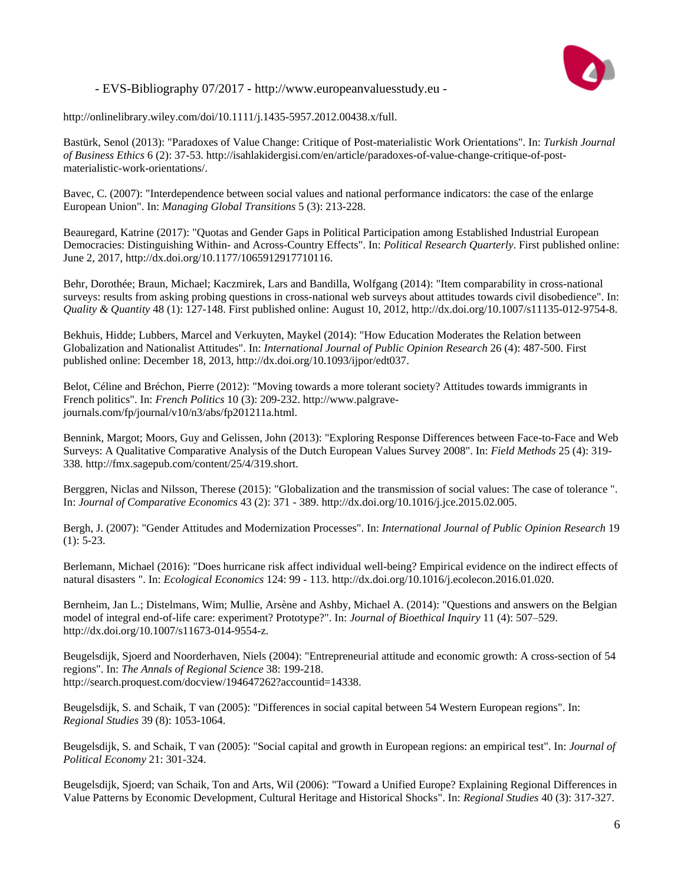http://onlinelibrary.wiley.com/doi/10.1111/j.1435-5957.2012.00438.x/full.

Bastürk, Senol (2013): "Paradoxes of Value Change: Critique of Post-materialistic Work Orientations". In: *Turkish Journal of Business Ethics* 6 (2): 37-53. http://isahlakidergisi.com/en/article/paradoxes-of-value-change-critique-of-post-materialistic-work-orientations/.

Bavec, C. (2007): "Interdependence between social values and national performance indicators: the case of the enlarge European Union". In: *Managing Global Transitions* 5 (3): 213-228.

Beauregard, Katrine (2017): "Quotas and Gender Gaps in Political Participation among Established Industrial European Democracies: Distinguishing Within- and Across-Country Effects". In: *Political Research Quarterly*. First published online: June 2, 2017, http://dx.doi.org/10.1177/1065912917710116.

Behr, Dorothée; Braun, Michael; Kaczmirek, Lars and Bandilla, Wolfgang (2014): "Item comparability in cross-national surveys: results from asking probing questions in cross-national web surveys about attitudes towards civil disobedience". In: *Quality & Quantity* 48 (1): 127-148. First published online: August 10, 2012, http://dx.doi.org/10.1007/s11135-012-9754-8.

Bekhuis, Hidde; Lubbers, Marcel and Verkuyten, Maykel (2014): "How Education Moderates the Relation between Globalization and Nationalist Attitudes". In: *International Journal of Public Opinion Research* 26 (4): 487-500. First published online: December 18, 2013, http://dx.doi.org/10.1093/ijpor/edt037.

Belot, Céline and Bréchon, Pierre (2012): "Moving towards a more tolerant society? Attitudes towards immigrants in French politics". In: *French Politics* 10 (3): 209-232. http://www.palgrave-journals.com/fp/journal/v10/n3/abs/fp201211a.html.

Bennink, Margot; Moors, Guy and Gelissen, John (2013): "Exploring Response Differences between Face-to-Face and Web Surveys: A Qualitative Comparative Analysis of the Dutch European Values Survey 2008". In: *Field Methods* 25 (4): 319-338. http://fmx.sagepub.com/content/25/4/319.short.

Berggren, Niclas and Nilsson, Therese (2015): "Globalization and the transmission of social values: The case of tolerance ". In: *Journal of Comparative Economics* 43 (2): 371 - 389. http://dx.doi.org/10.1016/j.jce.2015.02.005.

Bergh, J. (2007): "Gender Attitudes and Modernization Processes". In: *International Journal of Public Opinion Research* 19 (1): 5-23.

Berlemann, Michael (2016): "Does hurricane risk affect individual well-being? Empirical evidence on the indirect effects of natural disasters ". In: *Ecological Economics* 124: 99 - 113. http://dx.doi.org/10.1016/j.ecolecon.2016.01.020.

Bernheim, Jan L.; Distelmans, Wim; Mullie, Arsène and Ashby, Michael A. (2014): "Questions and answers on the Belgian model of integral end-of-life care: experiment? Prototype?". In: *Journal of Bioethical Inquiry* 11 (4): 507–529. http://dx.doi.org/10.1007/s11673-014-9554-z.

Beugelsdijk, Sjoerd and Noorderhaven, Niels (2004): "Entrepreneurial attitude and economic growth: A cross-section of 54 regions". In: *The Annals of Regional Science* 38: 199-218. http://search.proquest.com/docview/194647262?accountid=14338.

Beugelsdijk, S. and Schaik, T van (2005): "Differences in social capital between 54 Western European regions". In: *Regional Studies* 39 (8): 1053-1064.

Beugelsdijk, S. and Schaik, T van (2005): "Social capital and growth in European regions: an empirical test". In: *Journal of Political Economy* 21: 301-324.

Beugelsdijk, Sjoerd; van Schaik, Ton and Arts, Wil (2006): "Toward a Unified Europe? Explaining Regional Differences in Value Patterns by Economic Development, Cultural Heritage and Historical Shocks". In: *Regional Studies* 40 (3): 317-327.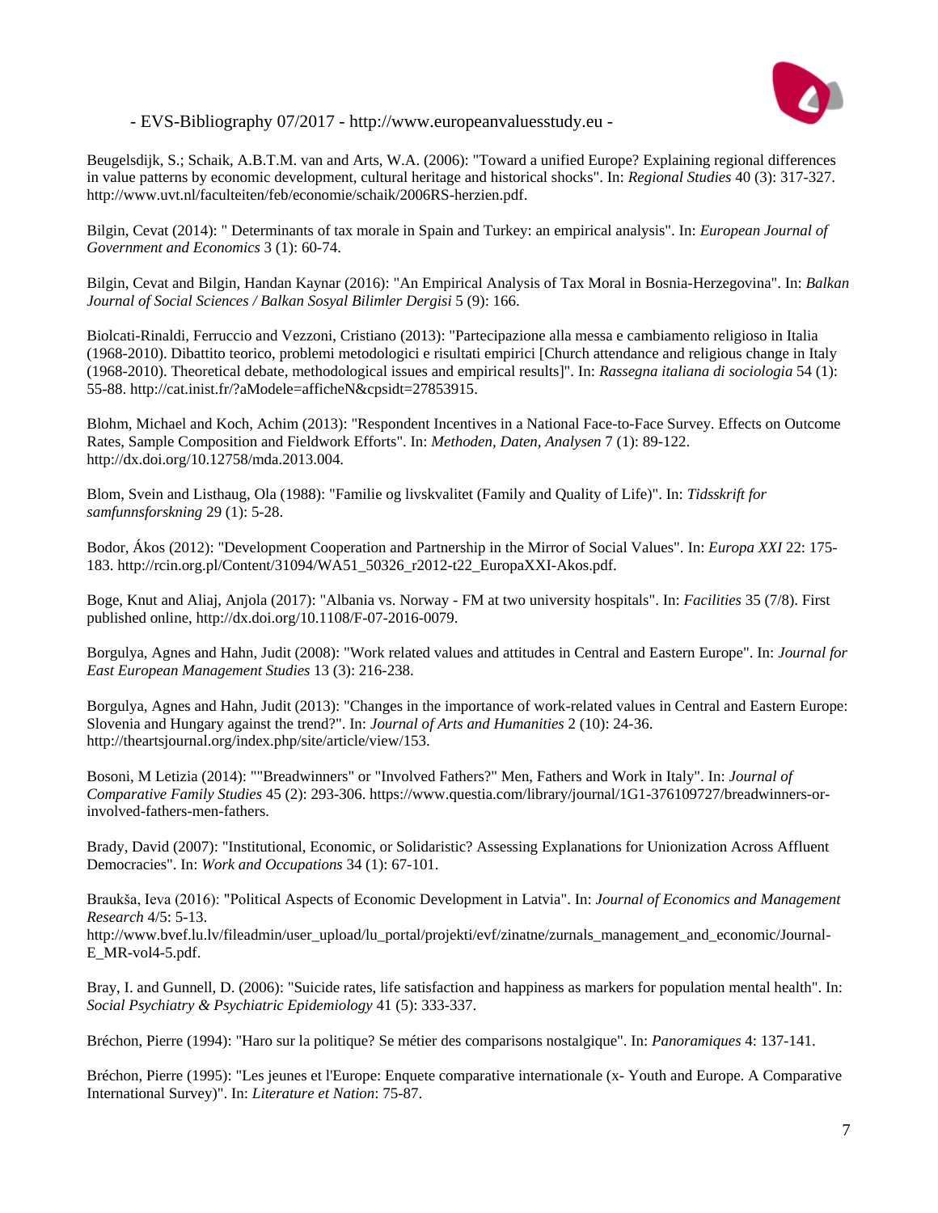Beugelsdijk, S.; Schaik, A.B.T.M. van and Arts, W.A. (2006): "Toward a unified Europe? Explaining regional differences in value patterns by economic development, cultural heritage and historical shocks". In: *Regional Studies* 40 (3): 317-327. http://www.uvt.nl/faculteiten/feb/economie/schaik/2006RS-herzien.pdf.

Bilgin, Cevat (2014): " Determinants of tax morale in Spain and Turkey: an empirical analysis". In: *European Journal of Government and Economics* 3 (1): 60-74.

Bilgin, Cevat and Bilgin, Handan Kaynar (2016): "An Empirical Analysis of Tax Moral in Bosnia-Herzegovina". In: *Balkan Journal of Social Sciences / Balkan Sosyal Bilimler Dergisi* 5 (9): 166.

Biolcati-Rinaldi, Ferruccio and Vezzoni, Cristiano (2013): "Partecipazione alla messa e cambiamento religioso in Italia (1968-2010). Dibattito teorico, problemi metodologici e risultati empirici [Church attendance and religious change in Italy (1968-2010). Theoretical debate, methodological issues and empirical results]". In: *Rassegna italiana di sociologia* 54 (1): 55-88. http://cat.inist.fr/?aModele=afficheN&cpsidt=27853915.

Blohm, Michael and Koch, Achim (2013): "Respondent Incentives in a National Face-to-Face Survey. Effects on Outcome Rates, Sample Composition and Fieldwork Efforts". In: *Methoden, Daten, Analysen* 7 (1): 89-122. http://dx.doi.org/10.12758/mda.2013.004.

Blom, Svein and Listhaug, Ola (1988): "Familie og livskvalitet (Family and Quality of Life)". In: *Tidsskrift for samfunnsforskning* 29 (1): 5-28.

Bodor, Ákos (2012): "Development Cooperation and Partnership in the Mirror of Social Values". In: *Europa XXI* 22: 175-183. http://rcin.org.pl/Content/31094/WA51_50326_r2012-t22_EuropaXXI-Akos.pdf.

Boge, Knut and Aliaj, Anjola (2017): "Albania vs. Norway - FM at two university hospitals". In: *Facilities* 35 (7/8). First published online, http://dx.doi.org/10.1108/F-07-2016-0079.

Borgulya, Agnes and Hahn, Judit (2008): "Work related values and attitudes in Central and Eastern Europe". In: *Journal for East European Management Studies* 13 (3): 216-238.

Borgulya, Agnes and Hahn, Judit (2013): "Changes in the importance of work-related values in Central and Eastern Europe: Slovenia and Hungary against the trend?". In: *Journal of Arts and Humanities* 2 (10): 24-36. http://theartsjournal.org/index.php/site/article/view/153.

Bosoni, M Letizia (2014): ""Breadwinners" or "Involved Fathers?" Men, Fathers and Work in Italy". In: *Journal of Comparative Family Studies* 45 (2): 293-306. https://www.questia.com/library/journal/1G1-376109727/breadwinners-or-involved-fathers-men-fathers.

Brady, David (2007): "Institutional, Economic, or Solidaristic? Assessing Explanations for Unionization Across Affluent Democracies". In: *Work and Occupations* 34 (1): 67-101.

Braukša, Ieva (2016): "Political Aspects of Economic Development in Latvia". In: *Journal of Economics and Management Research* 4/5: 5-13. http://www.bvef.lu.lv/fileadmin/user_upload/lu_portal/projekti/evf/zinatne/zurnals_management_and_economic/Journal-E_MR-vol4-5.pdf.

Bray, I. and Gunnell, D. (2006): "Suicide rates, life satisfaction and happiness as markers for population mental health". In: *Social Psychiatry & Psychiatric Epidemiology* 41 (5): 333-337.

Bréchon, Pierre (1994): "Haro sur la politique? Se métier des comparisons nostalgique". In: *Panoramiques* 4: 137-141.

Bréchon, Pierre (1995): "Les jeunes et l'Europe: Enquete comparative internationale (x- Youth and Europe. A Comparative International Survey)". In: *Literature et Nation*: 75-87.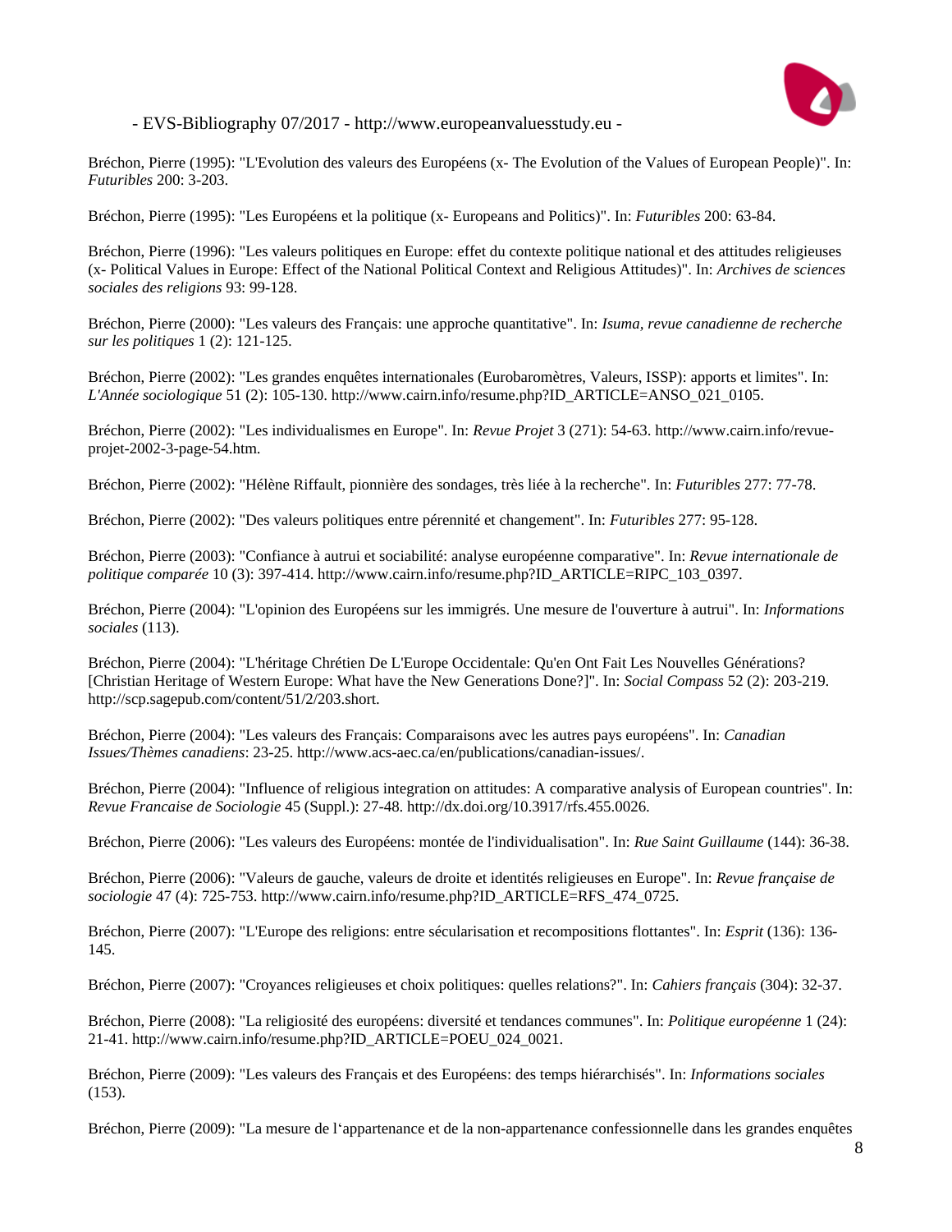Bréchon, Pierre (1995): "L'Evolution des valeurs des Européens (x- The Evolution of the Values of European People)". In: *Futuribles* 200: 3-203.

Bréchon, Pierre (1995): "Les Européens et la politique (x- Europeans and Politics)". In: *Futuribles* 200: 63-84.

Bréchon, Pierre (1996): "Les valeurs politiques en Europe: effet du contexte politique national et des attitudes religieuses (x- Political Values in Europe: Effect of the National Political Context and Religious Attitudes)". In: *Archives de sciences sociales des religions* 93: 99-128.

Bréchon, Pierre (2000): "Les valeurs des Français: une approche quantitative". In: *Isuma, revue canadienne de recherche sur les politiques* 1 (2): 121-125.

Bréchon, Pierre (2002): "Les grandes enquêtes internationales (Eurobaromètres, Valeurs, ISSP): apports et limites". In: *L'Année sociologique* 51 (2): 105-130. http://www.cairn.info/resume.php?ID_ARTICLE=ANSO_021_0105.

Bréchon, Pierre (2002): "Les individualismes en Europe". In: *Revue Projet* 3 (271): 54-63. http://www.cairn.info/revue-projet-2002-3-page-54.htm.

Bréchon, Pierre (2002): "Hélène Riffault, pionnière des sondages, très liée à la recherche". In: *Futuribles* 277: 77-78.

Bréchon, Pierre (2002): "Des valeurs politiques entre pérennité et changement". In: *Futuribles* 277: 95-128.

Bréchon, Pierre (2003): "Confiance à autrui et sociabilité: analyse européenne comparative". In: *Revue internationale de politique comparée* 10 (3): 397-414. http://www.cairn.info/resume.php?ID_ARTICLE=RIPC_103_0397.

Bréchon, Pierre (2004): "L'opinion des Européens sur les immigrés. Une mesure de l'ouverture à autrui". In: *Informations sociales* (113).

Bréchon, Pierre (2004): "L'héritage Chrétien De L'Europe Occidentale: Qu'en Ont Fait Les Nouvelles Générations? [Christian Heritage of Western Europe: What have the New Generations Done?]". In: *Social Compass* 52 (2): 203-219. http://scp.sagepub.com/content/51/2/203.short.

Bréchon, Pierre (2004): "Les valeurs des Français: Comparaisons avec les autres pays européens". In: *Canadian Issues/Thèmes canadiens*: 23-25. http://www.acs-aec.ca/en/publications/canadian-issues/.

Bréchon, Pierre (2004): "Influence of religious integration on attitudes: A comparative analysis of European countries". In: *Revue Francaise de Sociologie* 45 (Suppl.): 27-48. http://dx.doi.org/10.3917/rfs.455.0026.

Bréchon, Pierre (2006): "Les valeurs des Européens: montée de l'individualisation". In: *Rue Saint Guillaume* (144): 36-38.

Bréchon, Pierre (2006): "Valeurs de gauche, valeurs de droite et identités religieuses en Europe". In: *Revue française de sociologie* 47 (4): 725-753. http://www.cairn.info/resume.php?ID_ARTICLE=RFS_474_0725.

Bréchon, Pierre (2007): "L'Europe des religions: entre sécularisation et recompositions flottantes". In: *Esprit* (136): 136-145.

Bréchon, Pierre (2007): "Croyances religieuses et choix politiques: quelles relations?". In: *Cahiers français* (304): 32-37.

Bréchon, Pierre (2008): "La religiosité des européens: diversité et tendances communes". In: *Politique européenne* 1 (24): 21-41. http://www.cairn.info/resume.php?ID_ARTICLE=POEU_024_0021.

Bréchon, Pierre (2009): "Les valeurs des Français et des Européens: des temps hiérarchisés". In: *Informations sociales* (153).

Bréchon, Pierre (2009): "La mesure de l'appartenance et de la non-appartenance confessionnelle dans les grandes enquêtes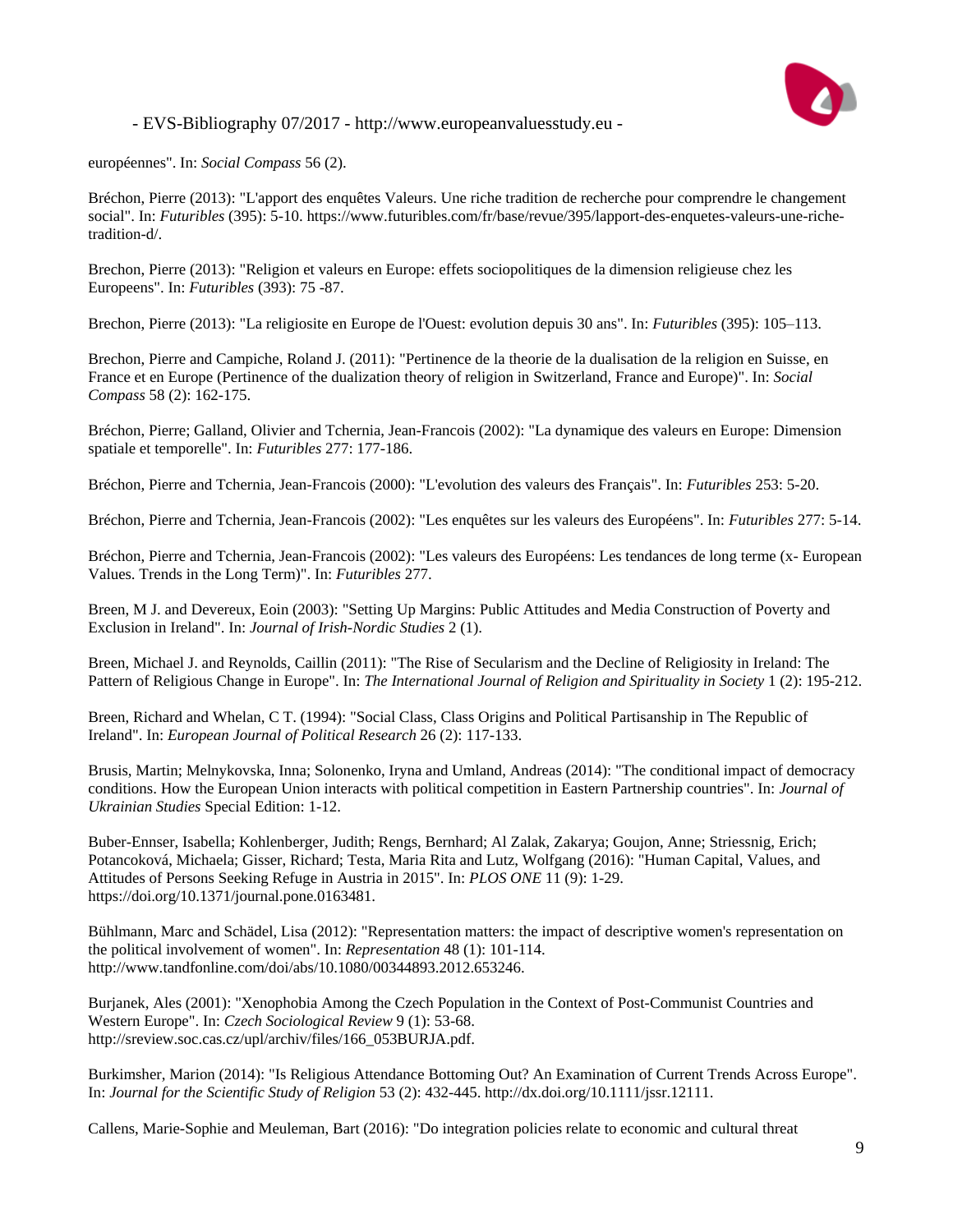européennes". In: *Social Compass* 56 (2).

Bréchon, Pierre (2013): "L'apport des enquêtes Valeurs. Une riche tradition de recherche pour comprendre le changement social". In: *Futuribles* (395): 5-10. https://www.futuribles.com/fr/base/revue/395/lapport-des-enquetes-valeurs-une-riche-tradition-d/.

Brechon, Pierre (2013): "Religion et valeurs en Europe: effets sociopolitiques de la dimension religieuse chez les Europeens". In: *Futuribles* (393): 75 -87.

Brechon, Pierre (2013): "La religiosite en Europe de l'Ouest: evolution depuis 30 ans". In: *Futuribles* (395): 105–113.

Brechon, Pierre and Campiche, Roland J. (2011): "Pertinence de la theorie de la dualisation de la religion en Suisse, en France et en Europe (Pertinence of the dualization theory of religion in Switzerland, France and Europe)". In: *Social Compass* 58 (2): 162-175.

Bréchon, Pierre; Galland, Olivier and Tchernia, Jean-Francois (2002): "La dynamique des valeurs en Europe: Dimension spatiale et temporelle". In: *Futuribles* 277: 177-186.

Bréchon, Pierre and Tchernia, Jean-Francois (2000): "L'evolution des valeurs des Français". In: *Futuribles* 253: 5-20.

Bréchon, Pierre and Tchernia, Jean-Francois (2002): "Les enquêtes sur les valeurs des Européens". In: *Futuribles* 277: 5-14.

Bréchon, Pierre and Tchernia, Jean-Francois (2002): "Les valeurs des Européens: Les tendances de long terme (x- European Values. Trends in the Long Term)". In: *Futuribles* 277.

Breen, M J. and Devereux, Eoin (2003): "Setting Up Margins: Public Attitudes and Media Construction of Poverty and Exclusion in Ireland". In: *Journal of Irish-Nordic Studies* 2 (1).

Breen, Michael J. and Reynolds, Caillin (2011): "The Rise of Secularism and the Decline of Religiosity in Ireland: The Pattern of Religious Change in Europe". In: *The International Journal of Religion and Spirituality in Society* 1 (2): 195-212.

Breen, Richard and Whelan, C T. (1994): "Social Class, Class Origins and Political Partisanship in The Republic of Ireland". In: *European Journal of Political Research* 26 (2): 117-133.

Brusis, Martin; Melnykovska, Inna; Solonenko, Iryna and Umland, Andreas (2014): "The conditional impact of democracy conditions. How the European Union interacts with political competition in Eastern Partnership countries". In: *Journal of Ukrainian Studies* Special Edition: 1-12.

Buber-Ennser, Isabella; Kohlenberger, Judith; Rengs, Bernhard; Al Zalak, Zakarya; Goujon, Anne; Striessnig, Erich; Potancoková, Michaela; Gisser, Richard; Testa, Maria Rita and Lutz, Wolfgang (2016): "Human Capital, Values, and Attitudes of Persons Seeking Refuge in Austria in 2015". In: *PLOS ONE* 11 (9): 1-29. https://doi.org/10.1371/journal.pone.0163481.

Bühlmann, Marc and Schädel, Lisa (2012): "Representation matters: the impact of descriptive women's representation on the political involvement of women". In: *Representation* 48 (1): 101-114. http://www.tandfonline.com/doi/abs/10.1080/00344893.2012.653246.

Burjanek, Ales (2001): "Xenophobia Among the Czech Population in the Context of Post-Communist Countries and Western Europe". In: *Czech Sociological Review* 9 (1): 53-68. http://sreview.soc.cas.cz/upl/archiv/files/166_053BURJA.pdf.

Burkimsher, Marion (2014): "Is Religious Attendance Bottoming Out? An Examination of Current Trends Across Europe". In: *Journal for the Scientific Study of Religion* 53 (2): 432-445. http://dx.doi.org/10.1111/jssr.12111.

Callens, Marie-Sophie and Meuleman, Bart (2016): "Do integration policies relate to economic and cultural threat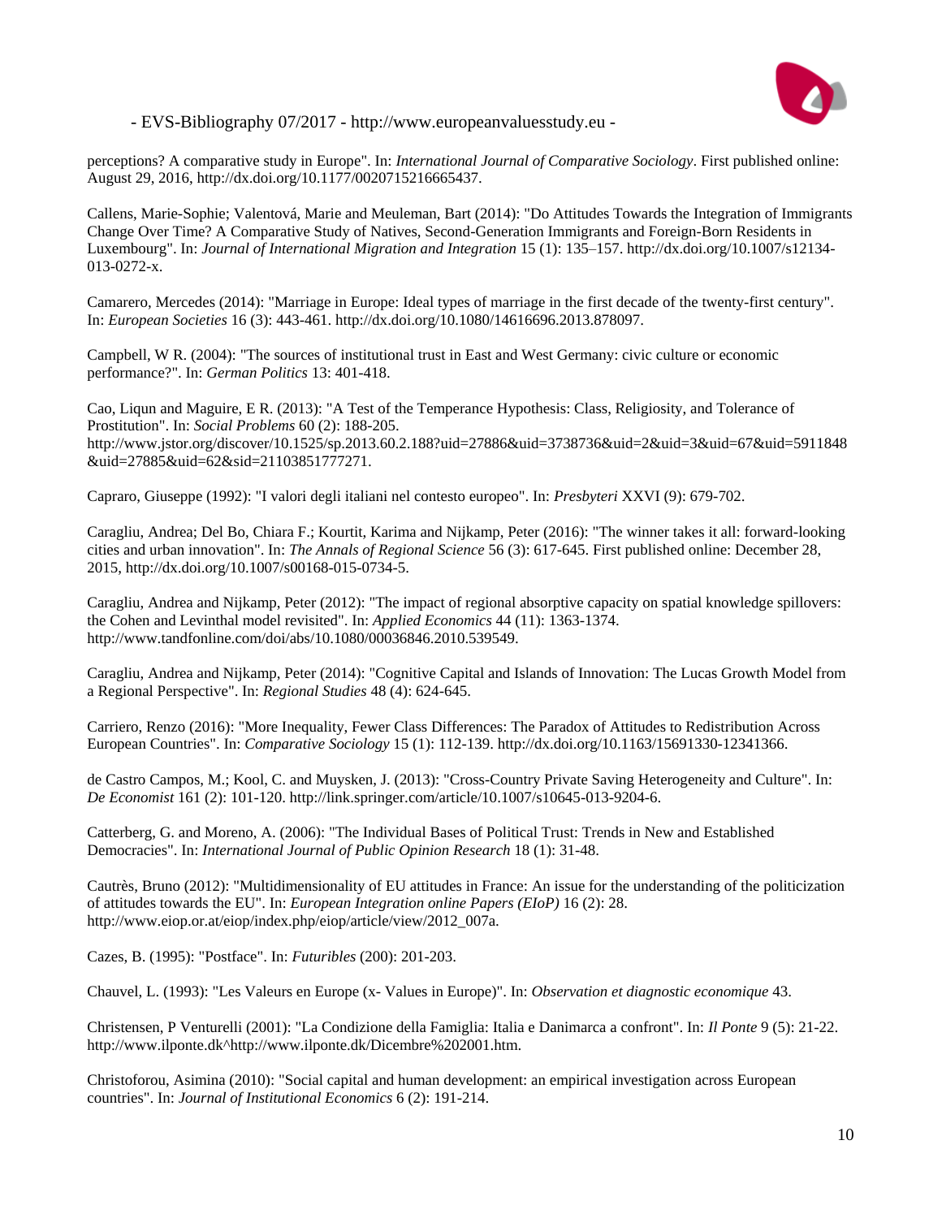perceptions? A comparative study in Europe". In: *International Journal of Comparative Sociology*. First published online: August 29, 2016, http://dx.doi.org/10.1177/0020715216665437.

Callens, Marie-Sophie; Valentová, Marie and Meuleman, Bart (2014): "Do Attitudes Towards the Integration of Immigrants Change Over Time? A Comparative Study of Natives, Second-Generation Immigrants and Foreign-Born Residents in Luxembourg". In: *Journal of International Migration and Integration* 15 (1): 135–157. http://dx.doi.org/10.1007/s12134-013-0272-x.

Camarero, Mercedes (2014): "Marriage in Europe: Ideal types of marriage in the first decade of the twenty-first century". In: *European Societies* 16 (3): 443-461. http://dx.doi.org/10.1080/14616696.2013.878097.

Campbell, W R. (2004): "The sources of institutional trust in East and West Germany: civic culture or economic performance?". In: *German Politics* 13: 401-418.

Cao, Liqun and Maguire, E R. (2013): "A Test of the Temperance Hypothesis: Class, Religiosity, and Tolerance of Prostitution". In: *Social Problems* 60 (2): 188-205. http://www.jstor.org/discover/10.1525/sp.2013.60.2.188?uid=27886&uid=3738736&uid=2&uid=3&uid=67&uid=5911848&uid=27885&uid=62&sid=21103851777271.

Capraro, Giuseppe (1992): "I valori degli italiani nel contesto europeo". In: *Presbyteri* XXVI (9): 679-702.

Caragliu, Andrea; Del Bo, Chiara F.; Kourtit, Karima and Nijkamp, Peter (2016): "The winner takes it all: forward-looking cities and urban innovation". In: *The Annals of Regional Science* 56 (3): 617-645. First published online: December 28, 2015, http://dx.doi.org/10.1007/s00168-015-0734-5.

Caragliu, Andrea and Nijkamp, Peter (2012): "The impact of regional absorptive capacity on spatial knowledge spillovers: the Cohen and Levinthal model revisited". In: *Applied Economics* 44 (11): 1363-1374. http://www.tandfonline.com/doi/abs/10.1080/00036846.2010.539549.

Caragliu, Andrea and Nijkamp, Peter (2014): "Cognitive Capital and Islands of Innovation: The Lucas Growth Model from a Regional Perspective". In: *Regional Studies* 48 (4): 624-645.

Carriero, Renzo (2016): "More Inequality, Fewer Class Differences: The Paradox of Attitudes to Redistribution Across European Countries". In: *Comparative Sociology* 15 (1): 112-139. http://dx.doi.org/10.1163/15691330-12341366.

de Castro Campos, M.; Kool, C. and Muysken, J. (2013): "Cross-Country Private Saving Heterogeneity and Culture". In: *De Economist* 161 (2): 101-120. http://link.springer.com/article/10.1007/s10645-013-9204-6.

Catterberg, G. and Moreno, A. (2006): "The Individual Bases of Political Trust: Trends in New and Established Democracies". In: *International Journal of Public Opinion Research* 18 (1): 31-48.

Cautrès, Bruno (2012): "Multidimensionality of EU attitudes in France: An issue for the understanding of the politicization of attitudes towards the EU". In: *European Integration online Papers (EIoP)* 16 (2): 28. http://www.eiop.or.at/eiop/index.php/eiop/article/view/2012_007a.

Cazes, B. (1995): "Postface". In: *Futuribles* (200): 201-203.

Chauvel, L. (1993): "Les Valeurs en Europe (x- Values in Europe)". In: *Observation et diagnostic economique* 43.

Christensen, P Venturelli (2001): "La Condizione della Famiglia: Italia e Danimarca a confront". In: *Il Ponte* 9 (5): 21-22. http://www.ilponte.dk^http://www.ilponte.dk/Dicembre%202001.htm.

Christoforou, Asimina (2010): "Social capital and human development: an empirical investigation across European countries". In: *Journal of Institutional Economics* 6 (2): 191-214.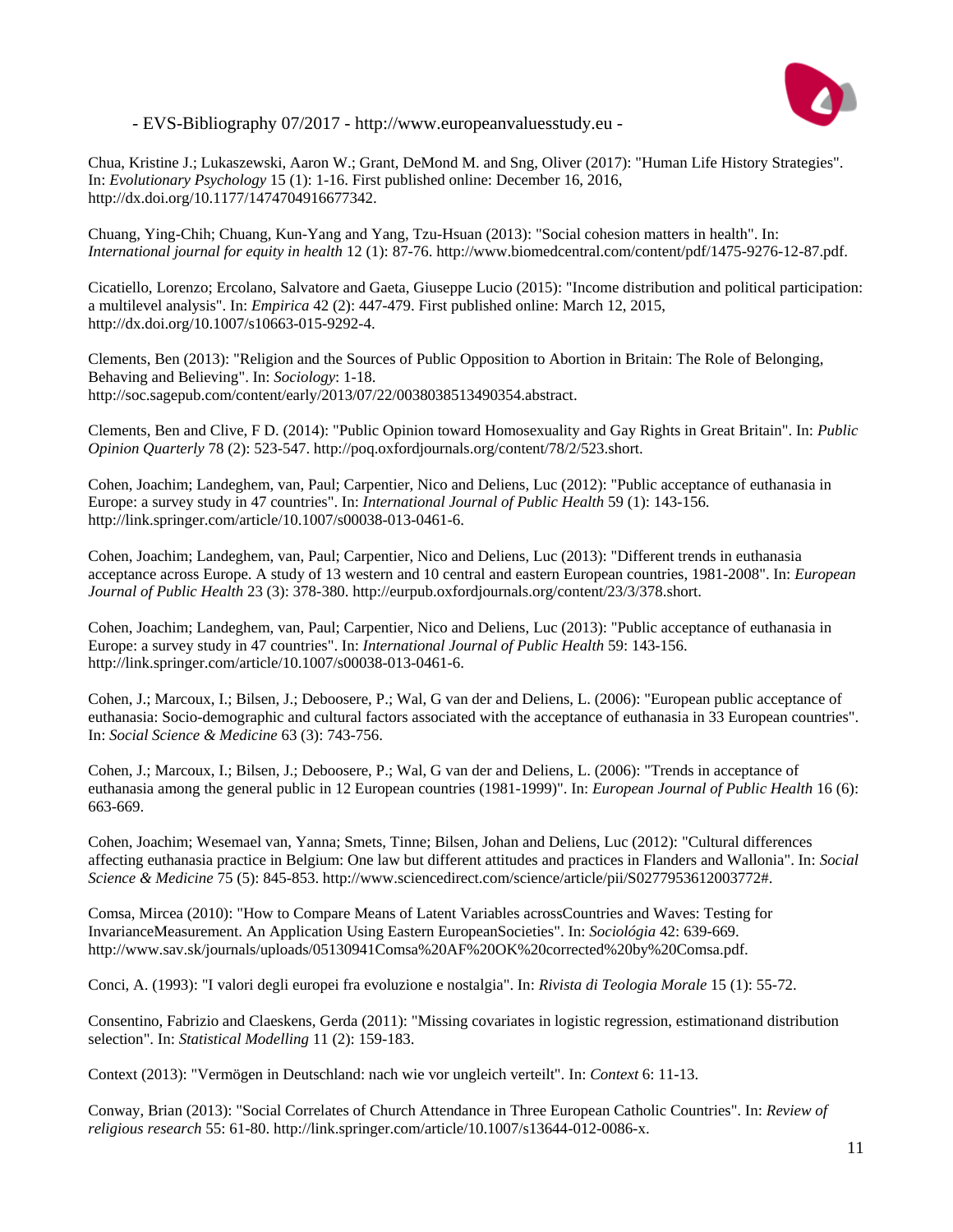Chua, Kristine J.; Lukaszewski, Aaron W.; Grant, DeMond M. and Sng, Oliver (2017): "Human Life History Strategies". In: *Evolutionary Psychology* 15 (1): 1-16. First published online: December 16, 2016, http://dx.doi.org/10.1177/1474704916677342.

Chuang, Ying-Chih; Chuang, Kun-Yang and Yang, Tzu-Hsuan (2013): "Social cohesion matters in health". In: *International journal for equity in health* 12 (1): 87-76. http://www.biomedcentral.com/content/pdf/1475-9276-12-87.pdf.

Cicatiello, Lorenzo; Ercolano, Salvatore and Gaeta, Giuseppe Lucio (2015): "Income distribution and political participation: a multilevel analysis". In: *Empirica* 42 (2): 447-479. First published online: March 12, 2015, http://dx.doi.org/10.1007/s10663-015-9292-4.

Clements, Ben (2013): "Religion and the Sources of Public Opposition to Abortion in Britain: The Role of Belonging, Behaving and Believing". In: *Sociology*: 1-18. http://soc.sagepub.com/content/early/2013/07/22/0038038513490354.abstract.

Clements, Ben and Clive, F D. (2014): "Public Opinion toward Homosexuality and Gay Rights in Great Britain". In: *Public Opinion Quarterly* 78 (2): 523-547. http://poq.oxfordjournals.org/content/78/2/523.short.

Cohen, Joachim; Landeghem, van, Paul; Carpentier, Nico and Deliens, Luc (2012): "Public acceptance of euthanasia in Europe: a survey study in 47 countries". In: *International Journal of Public Health* 59 (1): 143-156. http://link.springer.com/article/10.1007/s00038-013-0461-6.

Cohen, Joachim; Landeghem, van, Paul; Carpentier, Nico and Deliens, Luc (2013): "Different trends in euthanasia acceptance across Europe. A study of 13 western and 10 central and eastern European countries, 1981-2008". In: *European Journal of Public Health* 23 (3): 378-380. http://eurpub.oxfordjournals.org/content/23/3/378.short.

Cohen, Joachim; Landeghem, van, Paul; Carpentier, Nico and Deliens, Luc (2013): "Public acceptance of euthanasia in Europe: a survey study in 47 countries". In: *International Journal of Public Health* 59: 143-156. http://link.springer.com/article/10.1007/s00038-013-0461-6.

Cohen, J.; Marcoux, I.; Bilsen, J.; Deboosere, P.; Wal, G van der and Deliens, L. (2006): "European public acceptance of euthanasia: Socio-demographic and cultural factors associated with the acceptance of euthanasia in 33 European countries". In: *Social Science & Medicine* 63 (3): 743-756.

Cohen, J.; Marcoux, I.; Bilsen, J.; Deboosere, P.; Wal, G van der and Deliens, L. (2006): "Trends in acceptance of euthanasia among the general public in 12 European countries (1981-1999)". In: *European Journal of Public Health* 16 (6): 663-669.

Cohen, Joachim; Wesemael van, Yanna; Smets, Tinne; Bilsen, Johan and Deliens, Luc (2012): "Cultural differences affecting euthanasia practice in Belgium: One law but different attitudes and practices in Flanders and Wallonia". In: *Social Science & Medicine* 75 (5): 845-853. http://www.sciencedirect.com/science/article/pii/S0277953612003772#.

Comsa, Mircea (2010): "How to Compare Means of Latent Variables acrossCountries and Waves: Testing for InvarianceMeasurement. An Application Using Eastern EuropeanSocieties". In: *Sociológia* 42: 639-669. http://www.sav.sk/journals/uploads/05130941Comsa%20AF%20OK%20corrected%20by%20Comsa.pdf.

Conci, A. (1993): "I valori degli europei fra evoluzione e nostalgia". In: *Rivista di Teologia Morale* 15 (1): 55-72.

Consentino, Fabrizio and Claeskens, Gerda (2011): "Missing covariates in logistic regression, estimationand distribution selection". In: *Statistical Modelling* 11 (2): 159-183.

Context (2013): "Vermögen in Deutschland: nach wie vor ungleich verteilt". In: *Context* 6: 11-13.

Conway, Brian (2013): "Social Correlates of Church Attendance in Three European Catholic Countries". In: *Review of religious research* 55: 61-80. http://link.springer.com/article/10.1007/s13644-012-0086-x.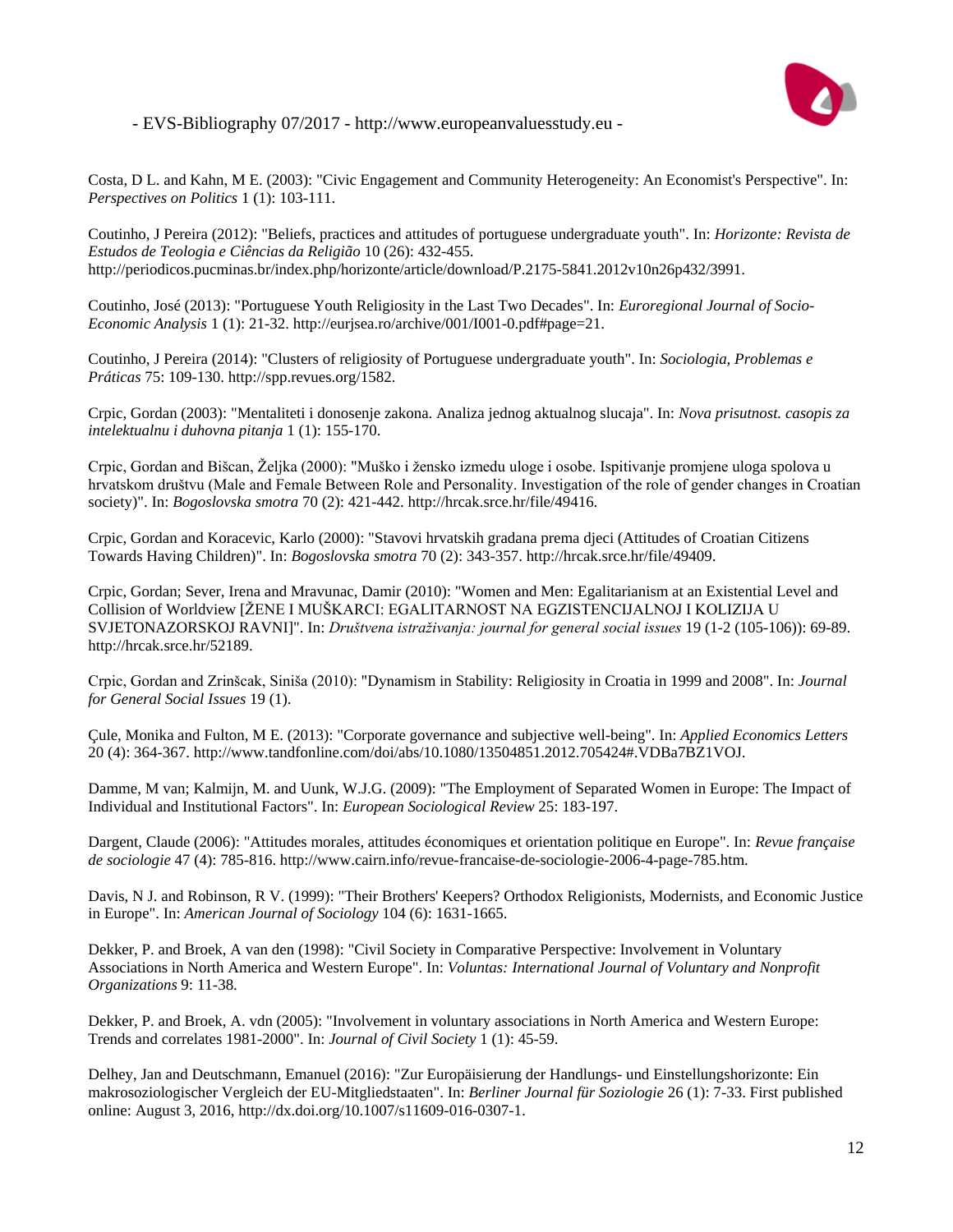Costa, D L. and Kahn, M E. (2003): "Civic Engagement and Community Heterogeneity: An Economist's Perspective". In: *Perspectives on Politics* 1 (1): 103-111.

Coutinho, J Pereira (2012): "Beliefs, practices and attitudes of portuguese undergraduate youth". In: *Horizonte: Revista de Estudos de Teologia e Ciências da Religião* 10 (26): 432-455. http://periodicos.pucminas.br/index.php/horizonte/article/download/P.2175-5841.2012v10n26p432/3991.

Coutinho, José (2013): "Portuguese Youth Religiosity in the Last Two Decades". In: *Euroregional Journal of Socio-Economic Analysis* 1 (1): 21-32. http://eurjsea.ro/archive/001/I001-0.pdf#page=21.

Coutinho, J Pereira (2014): "Clusters of religiosity of Portuguese undergraduate youth". In: *Sociologia, Problemas e Práticas* 75: 109-130. http://spp.revues.org/1582.

Crpic, Gordan (2003): "Mentaliteti i donosenje zakona. Analiza jednog aktualnog slucaja". In: *Nova prisutnost. casopis za intelektualnu i duhovna pitanja* 1 (1): 155-170.

Crpic, Gordan and Bišcan, Željka (2000): "Muško i žensko izmedu uloge i osobe. Ispitivanje promjene uloga spolova u hrvatskom društvu (Male and Female Between Role and Personality. Investigation of the role of gender changes in Croatian society)". In: *Bogoslovska smotra* 70 (2): 421-442. http://hrcak.srce.hr/file/49416.

Crpic, Gordan and Koracevic, Karlo (2000): "Stavovi hrvatskih gradana prema djeci (Attitudes of Croatian Citizens Towards Having Children)". In: *Bogoslovska smotra* 70 (2): 343-357. http://hrcak.srce.hr/file/49409.

Crpic, Gordan; Sever, Irena and Mravunac, Damir (2010): "Women and Men: Egalitarianism at an Existential Level and Collision of Worldview [ŽENE I MUŠKARCI: EGALITARNOST NA EGZISTENCIJALNOJ I KOLIZIJA U SVJETONAZORSKOJ RAVNI]". In: *Društvena istraživanja: journal for general social issues* 19 (1-2 (105-106)): 69-89. http://hrcak.srce.hr/52189.

Crpic, Gordan and Zrinšcak, Siniša (2010): "Dynamism in Stability: Religiosity in Croatia in 1999 and 2008". In: *Journal for General Social Issues* 19 (1).

Çule, Monika and Fulton, M E. (2013): "Corporate governance and subjective well-being". In: *Applied Economics Letters* 20 (4): 364-367. http://www.tandfonline.com/doi/abs/10.1080/13504851.2012.705424#.VDBa7BZ1VOJ.

Damme, M van; Kalmijn, M. and Uunk, W.J.G. (2009): "The Employment of Separated Women in Europe: The Impact of Individual and Institutional Factors". In: *European Sociological Review* 25: 183-197.

Dargent, Claude (2006): "Attitudes morales, attitudes économiques et orientation politique en Europe". In: *Revue française de sociologie* 47 (4): 785-816. http://www.cairn.info/revue-francaise-de-sociologie-2006-4-page-785.htm.

Davis, N J. and Robinson, R V. (1999): "Their Brothers' Keepers? Orthodox Religionists, Modernists, and Economic Justice in Europe". In: *American Journal of Sociology* 104 (6): 1631-1665.

Dekker, P. and Broek, A van den (1998): "Civil Society in Comparative Perspective: Involvement in Voluntary Associations in North America and Western Europe". In: *Voluntas: International Journal of Voluntary and Nonprofit Organizations* 9: 11-38.

Dekker, P. and Broek, A. vdn (2005): "Involvement in voluntary associations in North America and Western Europe: Trends and correlates 1981-2000". In: *Journal of Civil Society* 1 (1): 45-59.

Delhey, Jan and Deutschmann, Emanuel (2016): "Zur Europäisierung der Handlungs- und Einstellungshorizonte: Ein makrosoziologischer Vergleich der EU-Mitgliedstaaten". In: *Berliner Journal für Soziologie* 26 (1): 7-33. First published online: August 3, 2016, http://dx.doi.org/10.1007/s11609-016-0307-1.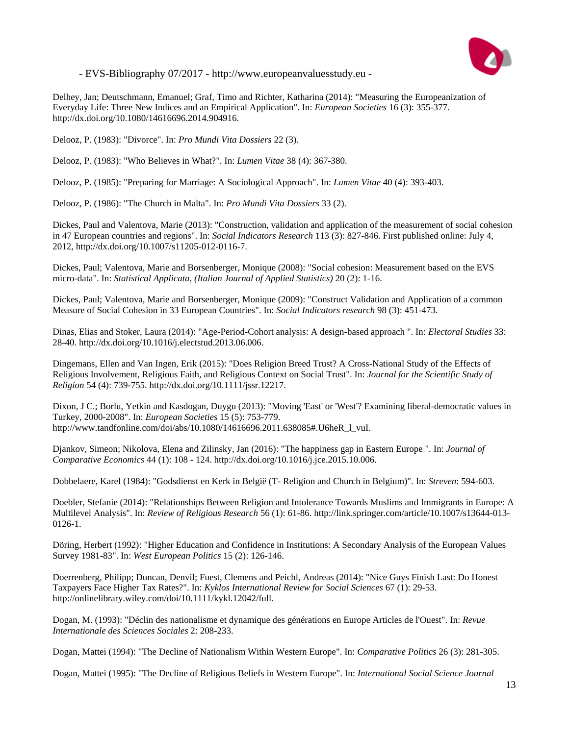Delhey, Jan; Deutschmann, Emanuel; Graf, Timo and Richter, Katharina (2014): "Measuring the Europeanization of Everyday Life: Three New Indices and an Empirical Application". In: *European Societies* 16 (3): 355-377. http://dx.doi.org/10.1080/14616696.2014.904916.

Delooz, P. (1983): "Divorce". In: *Pro Mundi Vita Dossiers* 22 (3).

Delooz, P. (1983): "Who Believes in What?". In: *Lumen Vitae* 38 (4): 367-380.

Delooz, P. (1985): "Preparing for Marriage: A Sociological Approach". In: *Lumen Vitae* 40 (4): 393-403.

Delooz, P. (1986): "The Church in Malta". In: *Pro Mundi Vita Dossiers* 33 (2).

Dickes, Paul and Valentova, Marie (2013): "Construction, validation and application of the measurement of social cohesion in 47 European countries and regions". In: *Social Indicators Research* 113 (3): 827-846. First published online: July 4, 2012, http://dx.doi.org/10.1007/s11205-012-0116-7.

Dickes, Paul; Valentova, Marie and Borsenberger, Monique (2008): "Social cohesion: Measurement based on the EVS micro-data". In: *Statistical Applicata, (Italian Journal of Applied Statistics)* 20 (2): 1-16.

Dickes, Paul; Valentova, Marie and Borsenberger, Monique (2009): "Construct Validation and Application of a common Measure of Social Cohesion in 33 European Countries". In: *Social Indicators research* 98 (3): 451-473.

Dinas, Elias and Stoker, Laura (2014): "Age-Period-Cohort analysis: A design-based approach ". In: *Electoral Studies* 33: 28-40. http://dx.doi.org/10.1016/j.electstud.2013.06.006.

Dingemans, Ellen and Van Ingen, Erik (2015): "Does Religion Breed Trust? A Cross-National Study of the Effects of Religious Involvement, Religious Faith, and Religious Context on Social Trust". In: *Journal for the Scientific Study of Religion* 54 (4): 739-755. http://dx.doi.org/10.1111/jssr.12217.

Dixon, J C.; Borlu, Yetkin and Kasdogan, Duygu (2013): "Moving 'East' or 'West'? Examining liberal-democratic values in Turkey, 2000-2008". In: *European Societies* 15 (5): 753-779. http://www.tandfonline.com/doi/abs/10.1080/14616696.2011.638085#.U6heR_l_vuI.

Djankov, Simeon; Nikolova, Elena and Zilinsky, Jan (2016): "The happiness gap in Eastern Europe ". In: *Journal of Comparative Economics* 44 (1): 108 - 124. http://dx.doi.org/10.1016/j.jce.2015.10.006.

Dobbelaere, Karel (1984): "Godsdienst en Kerk in België (T- Religion and Church in Belgium)". In: *Streven*: 594-603.

Doebler, Stefanie (2014): "Relationships Between Religion and Intolerance Towards Muslims and Immigrants in Europe: A Multilevel Analysis". In: *Review of Religious Research* 56 (1): 61-86. http://link.springer.com/article/10.1007/s13644-013-0126-1.

Döring, Herbert (1992): "Higher Education and Confidence in Institutions: A Secondary Analysis of the European Values Survey 1981-83". In: *West European Politics* 15 (2): 126-146.

Doerrenberg, Philipp; Duncan, Denvil; Fuest, Clemens and Peichl, Andreas (2014): "Nice Guys Finish Last: Do Honest Taxpayers Face Higher Tax Rates?". In: *Kyklos International Review for Social Sciences* 67 (1): 29-53. http://onlinelibrary.wiley.com/doi/10.1111/kykl.12042/full.

Dogan, M. (1993): "Déclin des nationalisme et dynamique des générations en Europe Articles de l'Ouest". In: *Revue Internationale des Sciences Sociales* 2: 208-233.

Dogan, Mattei (1994): "The Decline of Nationalism Within Western Europe". In: *Comparative Politics* 26 (3): 281-305.

Dogan, Mattei (1995): "The Decline of Religious Beliefs in Western Europe". In: *International Social Science Journal*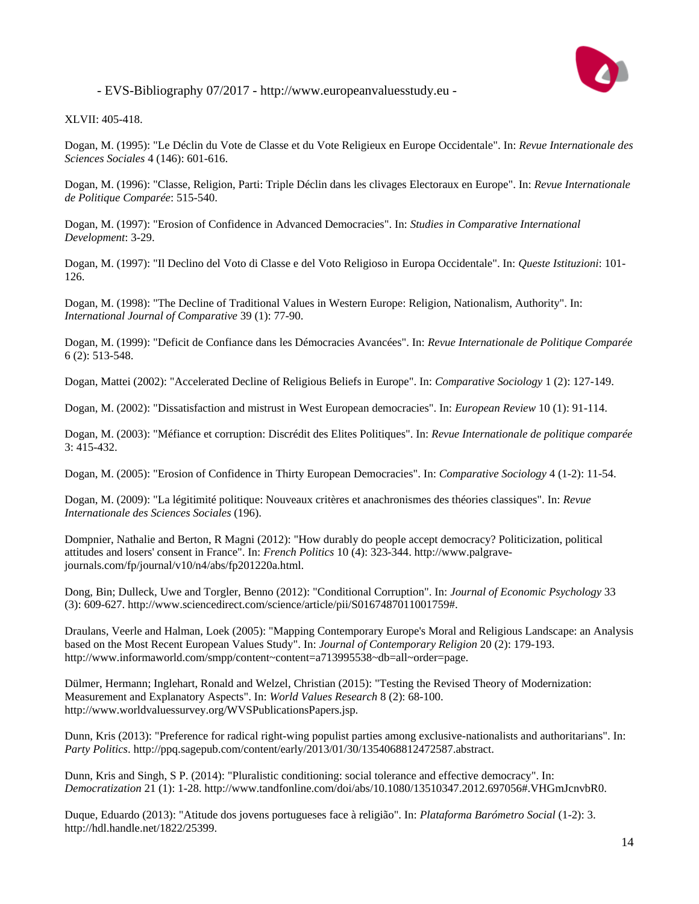XLVII: 405-418.

Dogan, M. (1995): "Le Déclin du Vote de Classe et du Vote Religieux en Europe Occidentale". In: *Revue Internationale des Sciences Sociales* 4 (146): 601-616.

Dogan, M. (1996): "Classe, Religion, Parti: Triple Déclin dans les clivages Electoraux en Europe". In: *Revue Internationale de Politique Comparée*: 515-540.

Dogan, M. (1997): "Erosion of Confidence in Advanced Democracies". In: *Studies in Comparative International Development*: 3-29.

Dogan, M. (1997): "Il Declino del Voto di Classe e del Voto Religioso in Europa Occidentale". In: *Queste Istituzioni*: 101-126.

Dogan, M. (1998): "The Decline of Traditional Values in Western Europe: Religion, Nationalism, Authority". In: *International Journal of Comparative* 39 (1): 77-90.

Dogan, M. (1999): "Deficit de Confiance dans les Démocracies Avancées". In: *Revue Internationale de Politique Comparée* 6 (2): 513-548.

Dogan, Mattei (2002): "Accelerated Decline of Religious Beliefs in Europe". In: *Comparative Sociology* 1 (2): 127-149.

Dogan, M. (2002): "Dissatisfaction and mistrust in West European democracies". In: *European Review* 10 (1): 91-114.

Dogan, M. (2003): "Méfiance et corruption: Discrédit des Elites Politiques". In: *Revue Internationale de politique comparée* 3: 415-432.

Dogan, M. (2005): "Erosion of Confidence in Thirty European Democracies". In: *Comparative Sociology* 4 (1-2): 11-54.

Dogan, M. (2009): "La légitimité politique: Nouveaux critères et anachronismes des théories classiques". In: *Revue Internationale des Sciences Sociales* (196).

Dompnier, Nathalie and Berton, R Magni (2012): "How durably do people accept democracy? Politicization, political attitudes and losers' consent in France". In: *French Politics* 10 (4): 323-344. http://www.palgrave-journals.com/fp/journal/v10/n4/abs/fp201220a.html.

Dong, Bin; Dulleck, Uwe and Torgler, Benno (2012): "Conditional Corruption". In: *Journal of Economic Psychology* 33 (3): 609-627. http://www.sciencedirect.com/science/article/pii/S0167487011001759#.

Draulans, Veerle and Halman, Loek (2005): "Mapping Contemporary Europe's Moral and Religious Landscape: an Analysis based on the Most Recent European Values Study". In: *Journal of Contemporary Religion* 20 (2): 179-193. http://www.informaworld.com/smpp/content~content=a713995538~db=all~order=page.

Dülmer, Hermann; Inglehart, Ronald and Welzel, Christian (2015): "Testing the Revised Theory of Modernization: Measurement and Explanatory Aspects". In: *World Values Research* 8 (2): 68-100. http://www.worldvaluessurvey.org/WVSPublicationsPapers.jsp.

Dunn, Kris (2013): "Preference for radical right-wing populist parties among exclusive-nationalists and authoritarians". In: *Party Politics*. http://ppq.sagepub.com/content/early/2013/01/30/1354068812472587.abstract.

Dunn, Kris and Singh, S P. (2014): "Pluralistic conditioning: social tolerance and effective democracy". In: *Democratization* 21 (1): 1-28. http://www.tandfonline.com/doi/abs/10.1080/13510347.2012.697056#.VHGmJcnvbR0.

Duque, Eduardo (2013): "Atitude dos jovens portugueses face à religião". In: *Plataforma Barómetro Social* (1-2): 3. http://hdl.handle.net/1822/25399.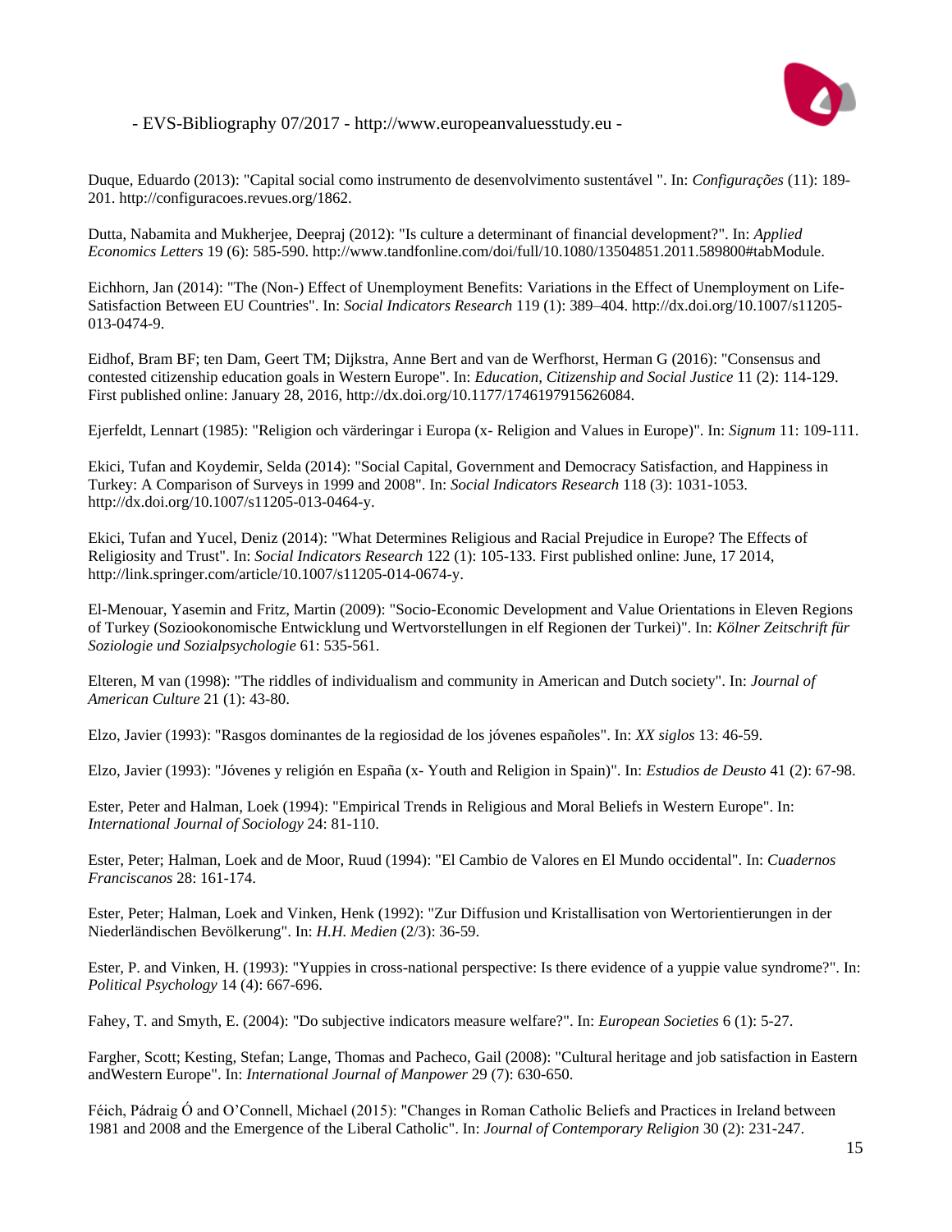Duque, Eduardo (2013): "Capital social como instrumento de desenvolvimento sustentável ". In: *Configurações* (11): 189-201. http://configuracoes.revues.org/1862.

Dutta, Nabamita and Mukherjee, Deepraj (2012): "Is culture a determinant of financial development?". In: *Applied Economics Letters* 19 (6): 585-590. http://www.tandfonline.com/doi/full/10.1080/13504851.2011.589800#tabModule.

Eichhorn, Jan (2014): "The (Non-) Effect of Unemployment Benefits: Variations in the Effect of Unemployment on Life-Satisfaction Between EU Countries". In: *Social Indicators Research* 119 (1): 389–404. http://dx.doi.org/10.1007/s11205-013-0474-9.

Eidhof, Bram BF; ten Dam, Geert TM; Dijkstra, Anne Bert and van de Werfhorst, Herman G (2016): "Consensus and contested citizenship education goals in Western Europe". In: *Education, Citizenship and Social Justice* 11 (2): 114-129. First published online: January 28, 2016, http://dx.doi.org/10.1177/1746197915626084.

Ejerfeldt, Lennart (1985): "Religion och värderingar i Europa (x- Religion and Values in Europe)". In: *Signum* 11: 109-111.

Ekici, Tufan and Koydemir, Selda (2014): "Social Capital, Government and Democracy Satisfaction, and Happiness in Turkey: A Comparison of Surveys in 1999 and 2008". In: *Social Indicators Research* 118 (3): 1031-1053. http://dx.doi.org/10.1007/s11205-013-0464-y.

Ekici, Tufan and Yucel, Deniz (2014): "What Determines Religious and Racial Prejudice in Europe? The Effects of Religiosity and Trust". In: *Social Indicators Research* 122 (1): 105-133. First published online: June, 17 2014, http://link.springer.com/article/10.1007/s11205-014-0674-y.

El-Menouar, Yasemin and Fritz, Martin (2009): "Socio-Economic Development and Value Orientations in Eleven Regions of Turkey (Soziookonomische Entwicklung und Wertvorstellungen in elf Regionen der Turkei)". In: *Kölner Zeitschrift für Soziologie und Sozialpsychologie* 61: 535-561.

Elteren, M van (1998): "The riddles of individualism and community in American and Dutch society". In: *Journal of American Culture* 21 (1): 43-80.

Elzo, Javier (1993): "Rasgos dominantes de la regiosidad de los jóvenes españoles". In: *XX siglos* 13: 46-59.

Elzo, Javier (1993): "Jóvenes y religión en España (x- Youth and Religion in Spain)". In: *Estudios de Deusto* 41 (2): 67-98.

Ester, Peter and Halman, Loek (1994): "Empirical Trends in Religious and Moral Beliefs in Western Europe". In: *International Journal of Sociology* 24: 81-110.

Ester, Peter; Halman, Loek and de Moor, Ruud (1994): "El Cambio de Valores en El Mundo occidental". In: *Cuadernos Franciscanos* 28: 161-174.

Ester, Peter; Halman, Loek and Vinken, Henk (1992): "Zur Diffusion und Kristallisation von Wertorientierungen in der Niederländischen Bevölkerung". In: *H.H. Medien* (2/3): 36-59.

Ester, P. and Vinken, H. (1993): "Yuppies in cross-national perspective: Is there evidence of a yuppie value syndrome?". In: *Political Psychology* 14 (4): 667-696.

Fahey, T. and Smyth, E. (2004): "Do subjective indicators measure welfare?". In: *European Societies* 6 (1): 5-27.

Fargher, Scott; Kesting, Stefan; Lange, Thomas and Pacheco, Gail (2008): "Cultural heritage and job satisfaction in Eastern andWestern Europe". In: *International Journal of Manpower* 29 (7): 630-650.

Féich, Pádraig Ó and O'Connell, Michael (2015): "Changes in Roman Catholic Beliefs and Practices in Ireland between 1981 and 2008 and the Emergence of the Liberal Catholic". In: *Journal of Contemporary Religion* 30 (2): 231-247.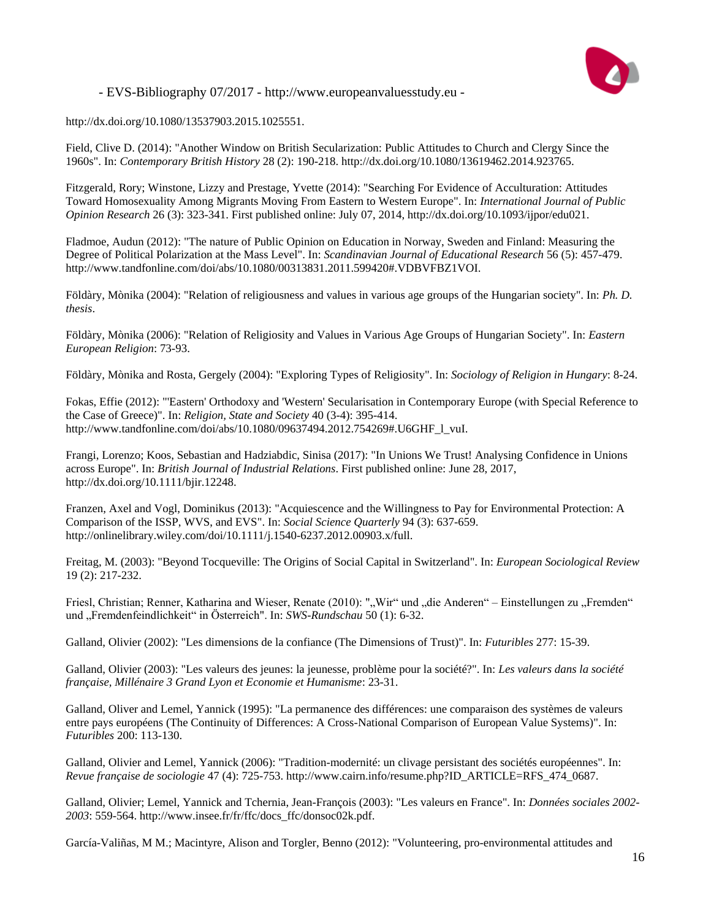http://dx.doi.org/10.1080/13537903.2015.1025551.

Field, Clive D. (2014): "Another Window on British Secularization: Public Attitudes to Church and Clergy Since the 1960s". In: *Contemporary British History* 28 (2): 190-218. http://dx.doi.org/10.1080/13619462.2014.923765.

Fitzgerald, Rory; Winstone, Lizzy and Prestage, Yvette (2014): "Searching For Evidence of Acculturation: Attitudes Toward Homosexuality Among Migrants Moving From Eastern to Western Europe". In: *International Journal of Public Opinion Research* 26 (3): 323-341. First published online: July 07, 2014, http://dx.doi.org/10.1093/ijpor/edu021.

Fladmoe, Audun (2012): "The nature of Public Opinion on Education in Norway, Sweden and Finland: Measuring the Degree of Political Polarization at the Mass Level". In: *Scandinavian Journal of Educational Research* 56 (5): 457-479. http://www.tandfonline.com/doi/abs/10.1080/00313831.2011.599420#.VDBVFBZ1VOI.

Földàry, Mònika (2004): "Relation of religiousness and values in various age groups of the Hungarian society". In: *Ph. D. thesis*.

Földàry, Mònika (2006): "Relation of Religiosity and Values in Various Age Groups of Hungarian Society". In: *Eastern European Religion*: 73-93.

Földàry, Mònika and Rosta, Gergely (2004): "Exploring Types of Religiosity". In: *Sociology of Religion in Hungary*: 8-24.

Fokas, Effie (2012): "'Eastern' Orthodoxy and 'Western' Secularisation in Contemporary Europe (with Special Reference to the Case of Greece)". In: *Religion, State and Society* 40 (3-4): 395-414. http://www.tandfonline.com/doi/abs/10.1080/09637494.2012.754269#.U6GHF_l_vuI.

Frangi, Lorenzo; Koos, Sebastian and Hadziabdic, Sinisa (2017): "In Unions We Trust! Analysing Confidence in Unions across Europe". In: *British Journal of Industrial Relations*. First published online: June 28, 2017, http://dx.doi.org/10.1111/bjir.12248.

Franzen, Axel and Vogl, Dominikus (2013): "Acquiescence and the Willingness to Pay for Environmental Protection: A Comparison of the ISSP, WVS, and EVS". In: *Social Science Quarterly* 94 (3): 637-659. http://onlinelibrary.wiley.com/doi/10.1111/j.1540-6237.2012.00903.x/full.

Freitag, M. (2003): "Beyond Tocqueville: The Origins of Social Capital in Switzerland". In: *European Sociological Review* 19 (2): 217-232.

Friesl, Christian; Renner, Katharina and Wieser, Renate (2010): "„Wir“ und „die Anderen“ – Einstellungen zu „Fremden“ und „Fremdenfeindlichkeit“ in Österreich". In: *SWS-Rundschau* 50 (1): 6-32.

Galland, Olivier (2002): "Les dimensions de la confiance (The Dimensions of Trust)". In: *Futuribles* 277: 15-39.

Galland, Olivier (2003): "Les valeurs des jeunes: la jeunesse, problème pour la société?". In: *Les valeurs dans la société française, Millénaire 3 Grand Lyon et Economie et Humanisme*: 23-31.

Galland, Oliver and Lemel, Yannick (1995): "La permanence des différences: une comparaison des systèmes de valeurs entre pays européens (The Continuity of Differences: A Cross-National Comparison of European Value Systems)". In: *Futuribles* 200: 113-130.

Galland, Olivier and Lemel, Yannick (2006): "Tradition-modernité: un clivage persistant des sociétés européennes". In: *Revue française de sociologie* 47 (4): 725-753. http://www.cairn.info/resume.php?ID_ARTICLE=RFS_474_0687.

Galland, Olivier; Lemel, Yannick and Tchernia, Jean-François (2003): "Les valeurs en France". In: *Données sociales 2002-2003*: 559-564. http://www.insee.fr/fr/ffc/docs_ffc/donsoc02k.pdf.

García-Valiñas, M M.; Macintyre, Alison and Torgler, Benno (2012): "Volunteering, pro-environmental attitudes and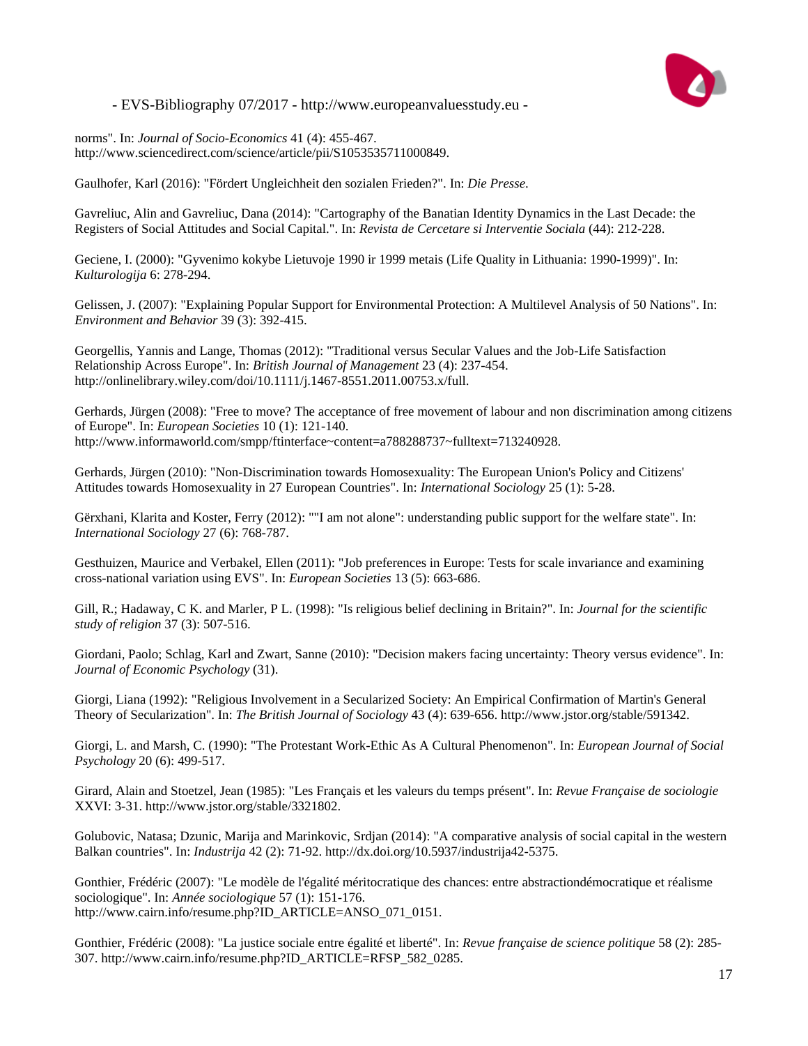norms". In: *Journal of Socio-Economics* 41 (4): 455-467. http://www.sciencedirect.com/science/article/pii/S1053535711000849.

Gaulhofer, Karl (2016): "Fördert Ungleichheit den sozialen Frieden?". In: *Die Presse*.

Gavreliuc, Alin and Gavreliuc, Dana (2014): "Cartography of the Banatian Identity Dynamics in the Last Decade: the Registers of Social Attitudes and Social Capital.". In: *Revista de Cercetare si Interventie Sociala* (44): 212-228.

Geciene, I. (2000): "Gyvenimo kokybe Lietuvoje 1990 ir 1999 metais (Life Quality in Lithuania: 1990-1999)". In: *Kulturologija* 6: 278-294.

Gelissen, J. (2007): "Explaining Popular Support for Environmental Protection: A Multilevel Analysis of 50 Nations". In: *Environment and Behavior* 39 (3): 392-415.

Georgellis, Yannis and Lange, Thomas (2012): "Traditional versus Secular Values and the Job-Life Satisfaction Relationship Across Europe". In: *British Journal of Management* 23 (4): 237-454. http://onlinelibrary.wiley.com/doi/10.1111/j.1467-8551.2011.00753.x/full.

Gerhards, Jürgen (2008): "Free to move? The acceptance of free movement of labour and non discrimination among citizens of Europe". In: *European Societies* 10 (1): 121-140. http://www.informaworld.com/smpp/ftinterface~content=a788288737~fulltext=713240928.

Gerhards, Jürgen (2010): "Non-Discrimination towards Homosexuality: The European Union's Policy and Citizens' Attitudes towards Homosexuality in 27 European Countries". In: *International Sociology* 25 (1): 5-28.

Gërxhani, Klarita and Koster, Ferry (2012): ""I am not alone": understanding public support for the welfare state". In: *International Sociology* 27 (6): 768-787.

Gesthuizen, Maurice and Verbakel, Ellen (2011): "Job preferences in Europe: Tests for scale invariance and examining cross-national variation using EVS". In: *European Societies* 13 (5): 663-686.

Gill, R.; Hadaway, C K. and Marler, P L. (1998): "Is religious belief declining in Britain?". In: *Journal for the scientific study of religion* 37 (3): 507-516.

Giordani, Paolo; Schlag, Karl and Zwart, Sanne (2010): "Decision makers facing uncertainty: Theory versus evidence". In: *Journal of Economic Psychology* (31).

Giorgi, Liana (1992): "Religious Involvement in a Secularized Society: An Empirical Confirmation of Martin's General Theory of Secularization". In: *The British Journal of Sociology* 43 (4): 639-656. http://www.jstor.org/stable/591342.

Giorgi, L. and Marsh, C. (1990): "The Protestant Work-Ethic As A Cultural Phenomenon". In: *European Journal of Social Psychology* 20 (6): 499-517.

Girard, Alain and Stoetzel, Jean (1985): "Les Français et les valeurs du temps présent". In: *Revue Française de sociologie* XXVI: 3-31. http://www.jstor.org/stable/3321802.

Golubovic, Natasa; Dzunic, Marija and Marinkovic, Srdjan (2014): "A comparative analysis of social capital in the western Balkan countries". In: *Industrija* 42 (2): 71-92. http://dx.doi.org/10.5937/industrija42-5375.

Gonthier, Frédéric (2007): "Le modèle de l'égalité méritocratique des chances: entre abstractiondémocratique et réalisme sociologique". In: *Année sociologique* 57 (1): 151-176. http://www.cairn.info/resume.php?ID_ARTICLE=ANSO_071_0151.

Gonthier, Frédéric (2008): "La justice sociale entre égalité et liberté". In: *Revue française de science politique* 58 (2): 285-307. http://www.cairn.info/resume.php?ID_ARTICLE=RFSP_582_0285.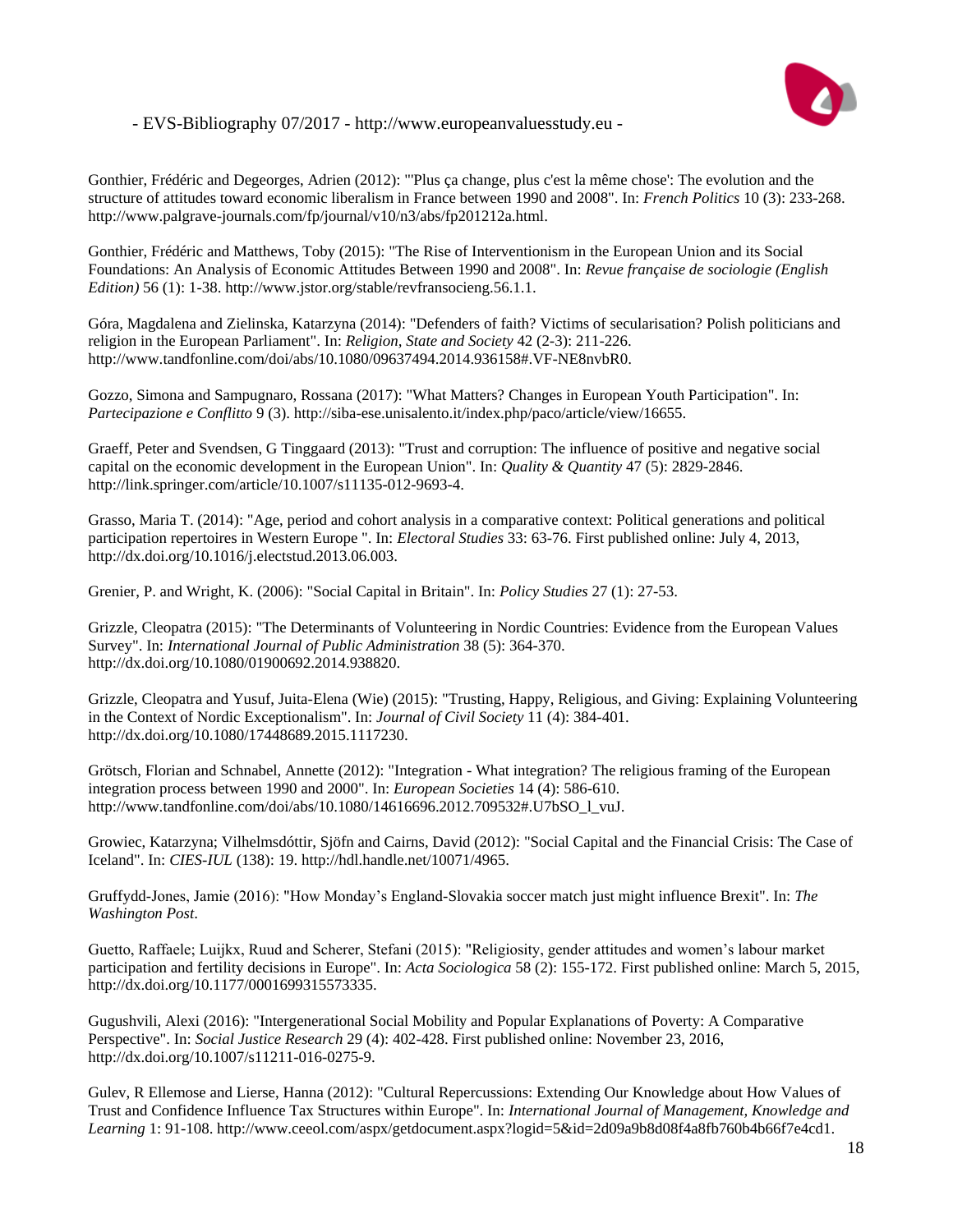Gonthier, Frédéric and Degeorges, Adrien (2012): "'Plus ça change, plus c'est la même chose': The evolution and the structure of attitudes toward economic liberalism in France between 1990 and 2008". In: *French Politics* 10 (3): 233-268. http://www.palgrave-journals.com/fp/journal/v10/n3/abs/fp201212a.html.

Gonthier, Frédéric and Matthews, Toby (2015): "The Rise of Interventionism in the European Union and its Social Foundations: An Analysis of Economic Attitudes Between 1990 and 2008". In: *Revue française de sociologie (English Edition)* 56 (1): 1-38. http://www.jstor.org/stable/revfransocieng.56.1.1.

Góra, Magdalena and Zielinska, Katarzyna (2014): "Defenders of faith? Victims of secularisation? Polish politicians and religion in the European Parliament". In: *Religion, State and Society* 42 (2-3): 211-226. http://www.tandfonline.com/doi/abs/10.1080/09637494.2014.936158#.VF-NE8nvbR0.

Gozzo, Simona and Sampugnaro, Rossana (2017): "What Matters? Changes in European Youth Participation". In: *Partecipazione e Conflitto* 9 (3). http://siba-ese.unisalento.it/index.php/paco/article/view/16655.

Graeff, Peter and Svendsen, G Tinggaard (2013): "Trust and corruption: The influence of positive and negative social capital on the economic development in the European Union". In: *Quality & Quantity* 47 (5): 2829-2846. http://link.springer.com/article/10.1007/s11135-012-9693-4.

Grasso, Maria T. (2014): "Age, period and cohort analysis in a comparative context: Political generations and political participation repertoires in Western Europe ". In: *Electoral Studies* 33: 63-76. First published online: July 4, 2013, http://dx.doi.org/10.1016/j.electstud.2013.06.003.

Grenier, P. and Wright, K. (2006): "Social Capital in Britain". In: *Policy Studies* 27 (1): 27-53.

Grizzle, Cleopatra (2015): "The Determinants of Volunteering in Nordic Countries: Evidence from the European Values Survey". In: *International Journal of Public Administration* 38 (5): 364-370. http://dx.doi.org/10.1080/01900692.2014.938820.

Grizzle, Cleopatra and Yusuf, Juita-Elena (Wie) (2015): "Trusting, Happy, Religious, and Giving: Explaining Volunteering in the Context of Nordic Exceptionalism". In: *Journal of Civil Society* 11 (4): 384-401. http://dx.doi.org/10.1080/17448689.2015.1117230.

Grötsch, Florian and Schnabel, Annette (2012): "Integration - What integration? The religious framing of the European integration process between 1990 and 2000". In: *European Societies* 14 (4): 586-610. http://www.tandfonline.com/doi/abs/10.1080/14616696.2012.709532#.U7bSO_l_vuJ.

Growiec, Katarzyna; Vilhelmsdóttir, Sjöfn and Cairns, David (2012): "Social Capital and the Financial Crisis: The Case of Iceland". In: *CIES-IUL* (138): 19. http://hdl.handle.net/10071/4965.

Gruffydd-Jones, Jamie (2016): "How Monday's England-Slovakia soccer match just might influence Brexit". In: *The Washington Post*.

Guetto, Raffaele; Luijkx, Ruud and Scherer, Stefani (2015): "Religiosity, gender attitudes and women's labour market participation and fertility decisions in Europe". In: *Acta Sociologica* 58 (2): 155-172. First published online: March 5, 2015, http://dx.doi.org/10.1177/0001699315573335.

Gugushvili, Alexi (2016): "Intergenerational Social Mobility and Popular Explanations of Poverty: A Comparative Perspective". In: *Social Justice Research* 29 (4): 402-428. First published online: November 23, 2016, http://dx.doi.org/10.1007/s11211-016-0275-9.

Gulev, R Ellemose and Lierse, Hanna (2012): "Cultural Repercussions: Extending Our Knowledge about How Values of Trust and Confidence Influence Tax Structures within Europe". In: *International Journal of Management, Knowledge and Learning* 1: 91-108. http://www.ceeol.com/aspx/getdocument.aspx?logid=5&id=2d09a9b8d08f4a8fb760b4b66f7e4cd1.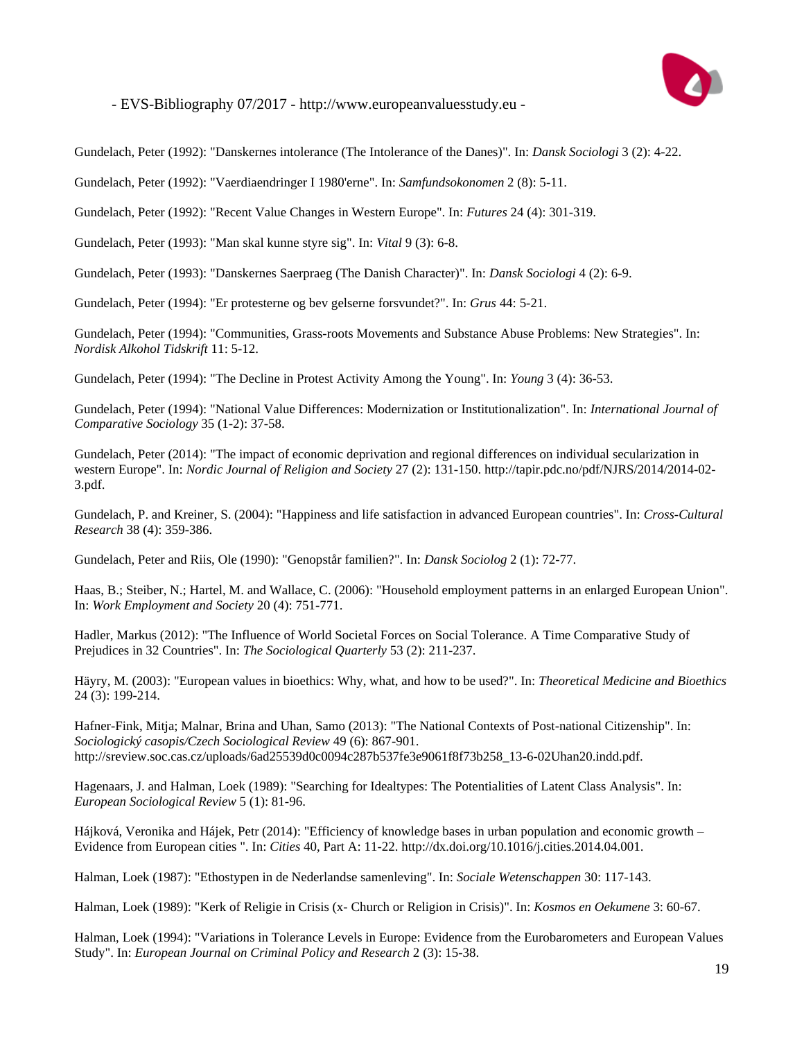Gundelach, Peter (1992): "Danskernes intolerance (The Intolerance of the Danes)". In: *Dansk Sociologi* 3 (2): 4-22.

Gundelach, Peter (1992): "Vaerdiaendringer I 1980'erne". In: *Samfundsokonomen* 2 (8): 5-11.

Gundelach, Peter (1992): "Recent Value Changes in Western Europe". In: *Futures* 24 (4): 301-319.

Gundelach, Peter (1993): "Man skal kunne styre sig". In: *Vital* 9 (3): 6-8.

Gundelach, Peter (1993): "Danskernes Saerpraeg (The Danish Character)". In: *Dansk Sociologi* 4 (2): 6-9.

Gundelach, Peter (1994): "Er protesterne og bev gelserne forsvundet?". In: *Grus* 44: 5-21.

Gundelach, Peter (1994): "Communities, Grass-roots Movements and Substance Abuse Problems: New Strategies". In: *Nordisk Alkohol Tidskrift* 11: 5-12.

Gundelach, Peter (1994): "The Decline in Protest Activity Among the Young". In: *Young* 3 (4): 36-53.

Gundelach, Peter (1994): "National Value Differences: Modernization or Institutionalization". In: *International Journal of Comparative Sociology* 35 (1-2): 37-58.

Gundelach, Peter (2014): "The impact of economic deprivation and regional differences on individual secularization in western Europe". In: *Nordic Journal of Religion and Society* 27 (2): 131-150. http://tapir.pdc.no/pdf/NJRS/2014/2014-02-3.pdf.

Gundelach, P. and Kreiner, S. (2004): "Happiness and life satisfaction in advanced European countries". In: *Cross-Cultural Research* 38 (4): 359-386.

Gundelach, Peter and Riis, Ole (1990): "Genopstår familien?". In: *Dansk Sociolog* 2 (1): 72-77.

Haas, B.; Steiber, N.; Hartel, M. and Wallace, C. (2006): "Household employment patterns in an enlarged European Union". In: *Work Employment and Society* 20 (4): 751-771.

Hadler, Markus (2012): "The Influence of World Societal Forces on Social Tolerance. A Time Comparative Study of Prejudices in 32 Countries". In: *The Sociological Quarterly* 53 (2): 211-237.

Häyry, M. (2003): "European values in bioethics: Why, what, and how to be used?". In: *Theoretical Medicine and Bioethics* 24 (3): 199-214.

Hafner-Fink, Mitja; Malnar, Brina and Uhan, Samo (2013): "The National Contexts of Post-national Citizenship". In: *Sociologický casopis/Czech Sociological Review* 49 (6): 867-901. http://sreview.soc.cas.cz/uploads/6ad25539d0c0094c287b537fe3e9061f8f73b258_13-6-02Uhan20.indd.pdf.

Hagenaars, J. and Halman, Loek (1989): "Searching for Idealtypes: The Potentialities of Latent Class Analysis". In: *European Sociological Review* 5 (1): 81-96.

Hájková, Veronika and Hájek, Petr (2014): "Efficiency of knowledge bases in urban population and economic growth – Evidence from European cities ". In: *Cities* 40, Part A: 11-22. http://dx.doi.org/10.1016/j.cities.2014.04.001.

Halman, Loek (1987): "Ethostypen in de Nederlandse samenleving". In: *Sociale Wetenschappen* 30: 117-143.

Halman, Loek (1989): "Kerk of Religie in Crisis (x- Church or Religion in Crisis)". In: *Kosmos en Oekumene* 3: 60-67.

Halman, Loek (1994): "Variations in Tolerance Levels in Europe: Evidence from the Eurobarometers and European Values Study". In: *European Journal on Criminal Policy and Research* 2 (3): 15-38.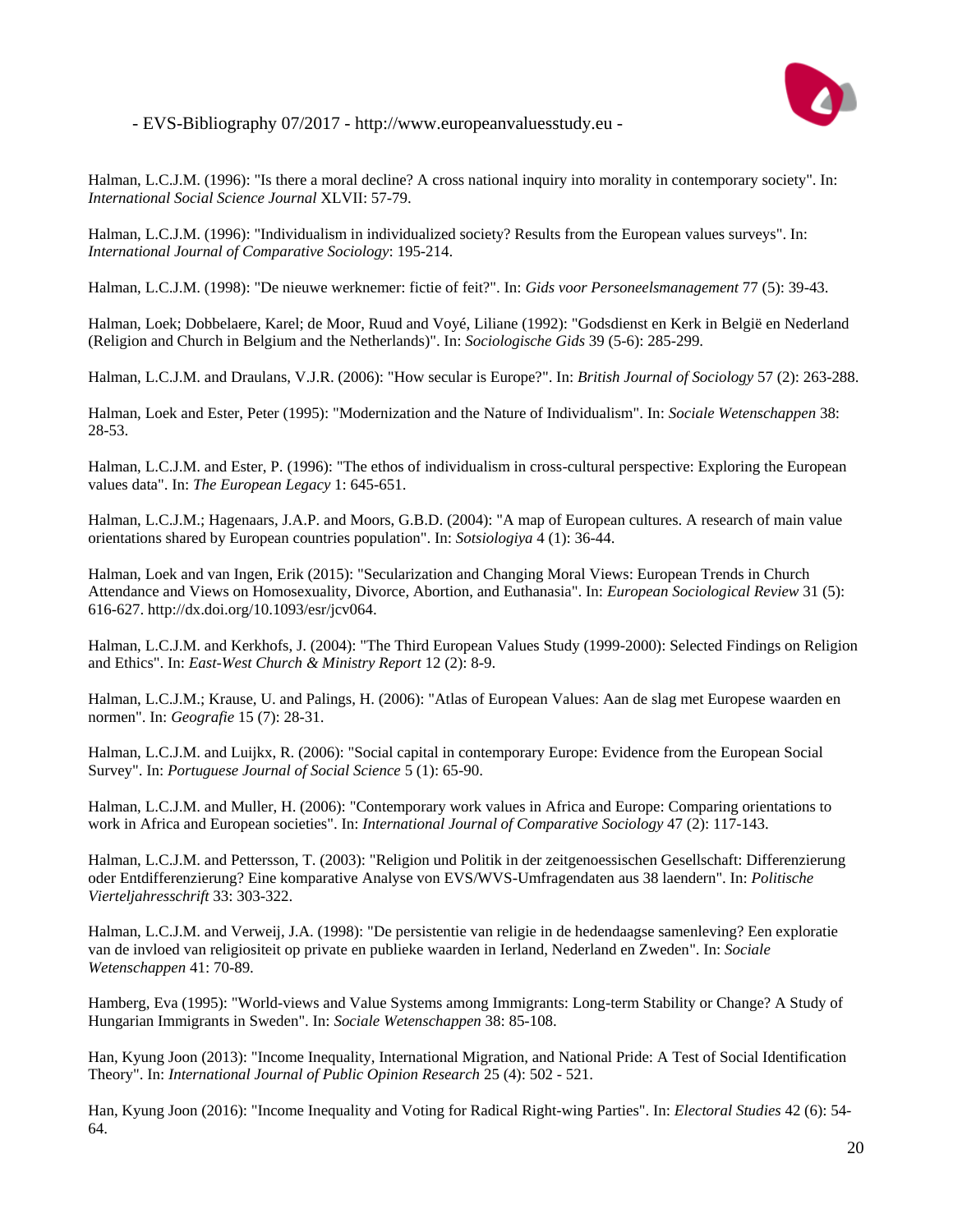Halman, L.C.J.M. (1996): "Is there a moral decline? A cross national inquiry into morality in contemporary society". In: *International Social Science Journal* XLVII: 57-79.

Halman, L.C.J.M. (1996): "Individualism in individualized society? Results from the European values surveys". In: *International Journal of Comparative Sociology*: 195-214.

Halman, L.C.J.M. (1998): "De nieuwe werknemer: fictie of feit?". In: *Gids voor Personeelsmanagement* 77 (5): 39-43.

Halman, Loek; Dobbelaere, Karel; de Moor, Ruud and Voyé, Liliane (1992): "Godsdienst en Kerk in België en Nederland (Religion and Church in Belgium and the Netherlands)". In: *Sociologische Gids* 39 (5-6): 285-299.

Halman, L.C.J.M. and Draulans, V.J.R. (2006): "How secular is Europe?". In: *British Journal of Sociology* 57 (2): 263-288.

Halman, Loek and Ester, Peter (1995): "Modernization and the Nature of Individualism". In: *Sociale Wetenschappen* 38: 28-53.

Halman, L.C.J.M. and Ester, P. (1996): "The ethos of individualism in cross-cultural perspective: Exploring the European values data". In: *The European Legacy* 1: 645-651.

Halman, L.C.J.M.; Hagenaars, J.A.P. and Moors, G.B.D. (2004): "A map of European cultures. A research of main value orientations shared by European countries population". In: *Sotsiologiya* 4 (1): 36-44.

Halman, Loek and van Ingen, Erik (2015): "Secularization and Changing Moral Views: European Trends in Church Attendance and Views on Homosexuality, Divorce, Abortion, and Euthanasia". In: *European Sociological Review* 31 (5): 616-627. http://dx.doi.org/10.1093/esr/jcv064.

Halman, L.C.J.M. and Kerkhofs, J. (2004): "The Third European Values Study (1999-2000): Selected Findings on Religion and Ethics". In: *East-West Church & Ministry Report* 12 (2): 8-9.

Halman, L.C.J.M.; Krause, U. and Palings, H. (2006): "Atlas of European Values: Aan de slag met Europese waarden en normen". In: *Geografie* 15 (7): 28-31.

Halman, L.C.J.M. and Luijkx, R. (2006): "Social capital in contemporary Europe: Evidence from the European Social Survey". In: *Portuguese Journal of Social Science* 5 (1): 65-90.

Halman, L.C.J.M. and Muller, H. (2006): "Contemporary work values in Africa and Europe: Comparing orientations to work in Africa and European societies". In: *International Journal of Comparative Sociology* 47 (2): 117-143.

Halman, L.C.J.M. and Pettersson, T. (2003): "Religion und Politik in der zeitgenoessischen Gesellschaft: Differenzierung oder Entdifferenzierung? Eine komparative Analyse von EVS/WVS-Umfragendaten aus 38 laendern". In: *Politische Vierteljahresschrift* 33: 303-322.

Halman, L.C.J.M. and Verweij, J.A. (1998): "De persistentie van religie in de hedendaagse samenleving? Een exploratie van de invloed van religiositeit op private en publieke waarden in Ierland, Nederland en Zweden". In: *Sociale Wetenschappen* 41: 70-89.

Hamberg, Eva (1995): "World-views and Value Systems among Immigrants: Long-term Stability or Change? A Study of Hungarian Immigrants in Sweden". In: *Sociale Wetenschappen* 38: 85-108.

Han, Kyung Joon (2013): "Income Inequality, International Migration, and National Pride: A Test of Social Identification Theory". In: *International Journal of Public Opinion Research* 25 (4): 502 - 521.

Han, Kyung Joon (2016): "Income Inequality and Voting for Radical Right-wing Parties". In: *Electoral Studies* 42 (6): 54-64.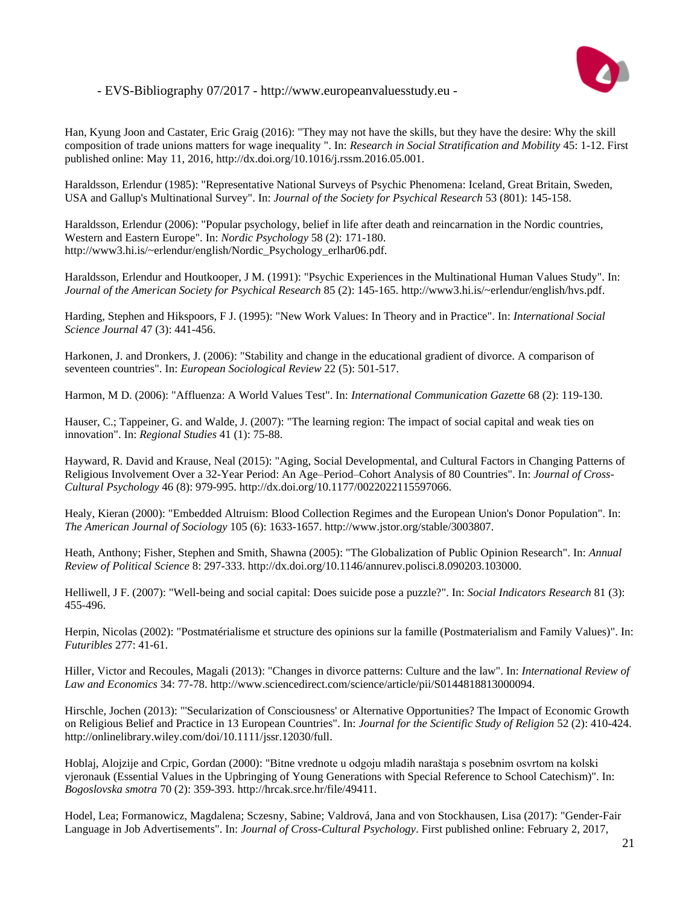Han, Kyung Joon and Castater, Eric Graig (2016): "They may not have the skills, but they have the desire: Why the skill composition of trade unions matters for wage inequality ". In: *Research in Social Stratification and Mobility* 45: 1-12. First published online: May 11, 2016, http://dx.doi.org/10.1016/j.rssm.2016.05.001.

Haraldsson, Erlendur (1985): "Representative National Surveys of Psychic Phenomena: Iceland, Great Britain, Sweden, USA and Gallup's Multinational Survey". In: *Journal of the Society for Psychical Research* 53 (801): 145-158.

Haraldsson, Erlendur (2006): "Popular psychology, belief in life after death and reincarnation in the Nordic countries, Western and Eastern Europe". In: *Nordic Psychology* 58 (2): 171-180. http://www3.hi.is/~erlendur/english/Nordic_Psychology_erlhar06.pdf.

Haraldsson, Erlendur and Houtkooper, J M. (1991): "Psychic Experiences in the Multinational Human Values Study". In: *Journal of the American Society for Psychical Research* 85 (2): 145-165. http://www3.hi.is/~erlendur/english/hvs.pdf.

Harding, Stephen and Hikspoors, F J. (1995): "New Work Values: In Theory and in Practice". In: *International Social Science Journal* 47 (3): 441-456.

Harkonen, J. and Dronkers, J. (2006): "Stability and change in the educational gradient of divorce. A comparison of seventeen countries". In: *European Sociological Review* 22 (5): 501-517.

Harmon, M D. (2006): "Affluenza: A World Values Test". In: *International Communication Gazette* 68 (2): 119-130.

Hauser, C.; Tappeiner, G. and Walde, J. (2007): "The learning region: The impact of social capital and weak ties on innovation". In: *Regional Studies* 41 (1): 75-88.

Hayward, R. David and Krause, Neal (2015): "Aging, Social Developmental, and Cultural Factors in Changing Patterns of Religious Involvement Over a 32-Year Period: An Age–Period–Cohort Analysis of 80 Countries". In: *Journal of Cross-Cultural Psychology* 46 (8): 979-995. http://dx.doi.org/10.1177/0022022115597066.

Healy, Kieran (2000): "Embedded Altruism: Blood Collection Regimes and the European Union's Donor Population". In: *The American Journal of Sociology* 105 (6): 1633-1657. http://www.jstor.org/stable/3003807.

Heath, Anthony; Fisher, Stephen and Smith, Shawna (2005): "The Globalization of Public Opinion Research". In: *Annual Review of Political Science* 8: 297-333. http://dx.doi.org/10.1146/annurev.polisci.8.090203.103000.

Helliwell, J F. (2007): "Well-being and social capital: Does suicide pose a puzzle?". In: *Social Indicators Research* 81 (3): 455-496.

Herpin, Nicolas (2002): "Postmatérialisme et structure des opinions sur la famille (Postmaterialism and Family Values)". In: *Futuribles* 277: 41-61.

Hiller, Victor and Recoules, Magali (2013): "Changes in divorce patterns: Culture and the law". In: *International Review of Law and Economics* 34: 77-78. http://www.sciencedirect.com/science/article/pii/S0144818813000094.

Hirschle, Jochen (2013): "'Secularization of Consciousness' or Alternative Opportunities? The Impact of Economic Growth on Religious Belief and Practice in 13 European Countries". In: *Journal for the Scientific Study of Religion* 52 (2): 410-424. http://onlinelibrary.wiley.com/doi/10.1111/jssr.12030/full.

Hoblaj, Alojzije and Crpic, Gordan (2000): "Bitne vrednote u odgoju mladih naraštaja s posebnim osvrtom na kolski vjeronauk (Essential Values in the Upbringing of Young Generations with Special Reference to School Catechism)". In: *Bogoslovska smotra* 70 (2): 359-393. http://hrcak.srce.hr/file/49411.

Hodel, Lea; Formanowicz, Magdalena; Sczesny, Sabine; Valdrová, Jana and von Stockhausen, Lisa (2017): "Gender-Fair Language in Job Advertisements". In: *Journal of Cross-Cultural Psychology*. First published online: February 2, 2017,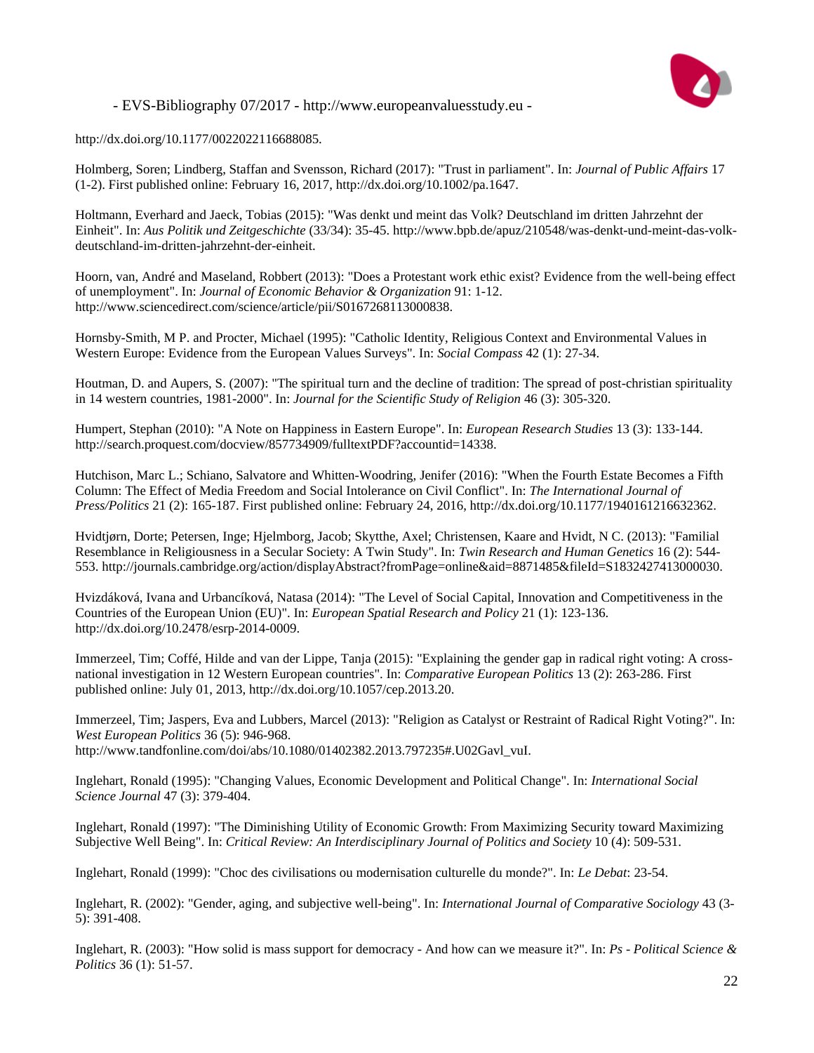http://dx.doi.org/10.1177/0022022116688085.

Holmberg, Soren; Lindberg, Staffan and Svensson, Richard (2017): "Trust in parliament". In: *Journal of Public Affairs* 17 (1-2). First published online: February 16, 2017, http://dx.doi.org/10.1002/pa.1647.

Holtmann, Everhard and Jaeck, Tobias (2015): "Was denkt und meint das Volk? Deutschland im dritten Jahrzehnt der Einheit". In: *Aus Politik und Zeitgeschichte* (33/34): 35-45. http://www.bpb.de/apuz/210548/was-denkt-und-meint-das-volk-deutschland-im-dritten-jahrzehnt-der-einheit.

Hoorn, van, André and Maseland, Robbert (2013): "Does a Protestant work ethic exist? Evidence from the well-being effect of unemployment". In: *Journal of Economic Behavior & Organization* 91: 1-12. http://www.sciencedirect.com/science/article/pii/S0167268113000838.

Hornsby-Smith, M P. and Procter, Michael (1995): "Catholic Identity, Religious Context and Environmental Values in Western Europe: Evidence from the European Values Surveys". In: *Social Compass* 42 (1): 27-34.

Houtman, D. and Aupers, S. (2007): "The spiritual turn and the decline of tradition: The spread of post-christian spirituality in 14 western countries, 1981-2000". In: *Journal for the Scientific Study of Religion* 46 (3): 305-320.

Humpert, Stephan (2010): "A Note on Happiness in Eastern Europe". In: *European Research Studies* 13 (3): 133-144. http://search.proquest.com/docview/857734909/fulltextPDF?accountid=14338.

Hutchison, Marc L.; Schiano, Salvatore and Whitten-Woodring, Jenifer (2016): "When the Fourth Estate Becomes a Fifth Column: The Effect of Media Freedom and Social Intolerance on Civil Conflict". In: *The International Journal of Press/Politics* 21 (2): 165-187. First published online: February 24, 2016, http://dx.doi.org/10.1177/1940161216632362.

Hvidtjørn, Dorte; Petersen, Inge; Hjelmborg, Jacob; Skytthe, Axel; Christensen, Kaare and Hvidt, N C. (2013): "Familial Resemblance in Religiousness in a Secular Society: A Twin Study". In: *Twin Research and Human Genetics* 16 (2): 544-553. http://journals.cambridge.org/action/displayAbstract?fromPage=online&aid=8871485&fileId=S1832427413000030.

Hvizdáková, Ivana and Urbancíková, Natasa (2014): "The Level of Social Capital, Innovation and Competitiveness in the Countries of the European Union (EU)". In: *European Spatial Research and Policy* 21 (1): 123-136. http://dx.doi.org/10.2478/esrp-2014-0009.

Immerzeel, Tim; Coffé, Hilde and van der Lippe, Tanja (2015): "Explaining the gender gap in radical right voting: A cross-national investigation in 12 Western European countries". In: *Comparative European Politics* 13 (2): 263-286. First published online: July 01, 2013, http://dx.doi.org/10.1057/cep.2013.20.

Immerzeel, Tim; Jaspers, Eva and Lubbers, Marcel (2013): "Religion as Catalyst or Restraint of Radical Right Voting?". In: *West European Politics* 36 (5): 946-968. http://www.tandfonline.com/doi/abs/10.1080/01402382.2013.797235#.U02Gavl_vuI.

Inglehart, Ronald (1995): "Changing Values, Economic Development and Political Change". In: *International Social Science Journal* 47 (3): 379-404.

Inglehart, Ronald (1997): "The Diminishing Utility of Economic Growth: From Maximizing Security toward Maximizing Subjective Well Being". In: *Critical Review: An Interdisciplinary Journal of Politics and Society* 10 (4): 509-531.

Inglehart, Ronald (1999): "Choc des civilisations ou modernisation culturelle du monde?". In: *Le Debat*: 23-54.

Inglehart, R. (2002): "Gender, aging, and subjective well-being". In: *International Journal of Comparative Sociology* 43 (3-5): 391-408.

Inglehart, R. (2003): "How solid is mass support for democracy - And how can we measure it?". In: *Ps - Political Science & Politics* 36 (1): 51-57.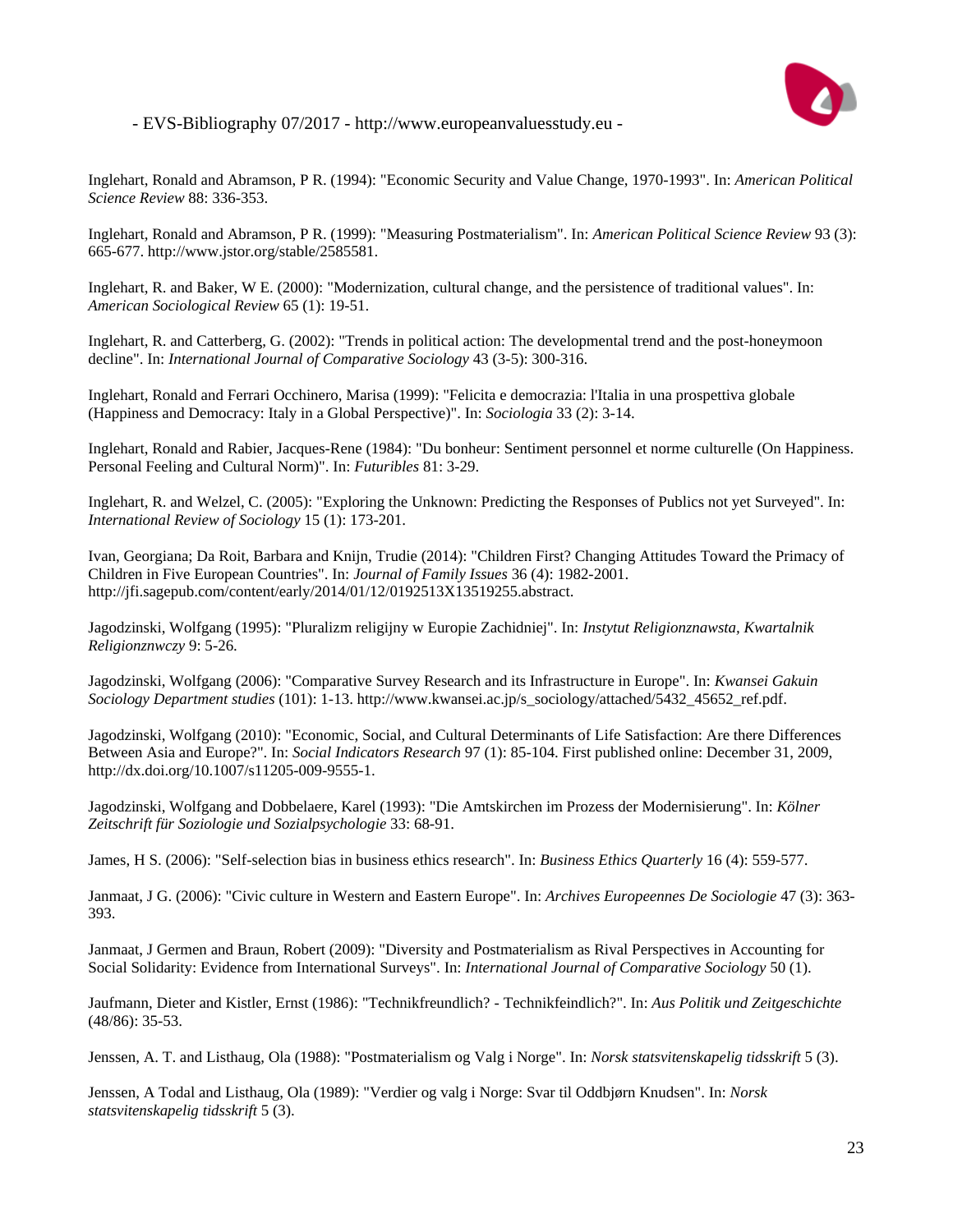Inglehart, Ronald and Abramson, P R. (1994): "Economic Security and Value Change, 1970-1993". In: *American Political Science Review* 88: 336-353.

Inglehart, Ronald and Abramson, P R. (1999): "Measuring Postmaterialism". In: *American Political Science Review* 93 (3): 665-677. http://www.jstor.org/stable/2585581.

Inglehart, R. and Baker, W E. (2000): "Modernization, cultural change, and the persistence of traditional values". In: *American Sociological Review* 65 (1): 19-51.

Inglehart, R. and Catterberg, G. (2002): "Trends in political action: The developmental trend and the post-honeymoon decline". In: *International Journal of Comparative Sociology* 43 (3-5): 300-316.

Inglehart, Ronald and Ferrari Occhinero, Marisa (1999): "Felicita e democrazia: l'Italia in una prospettiva globale (Happiness and Democracy: Italy in a Global Perspective)". In: *Sociologia* 33 (2): 3-14.

Inglehart, Ronald and Rabier, Jacques-Rene (1984): "Du bonheur: Sentiment personnel et norme culturelle (On Happiness. Personal Feeling and Cultural Norm)". In: *Futuribles* 81: 3-29.

Inglehart, R. and Welzel, C. (2005): "Exploring the Unknown: Predicting the Responses of Publics not yet Surveyed". In: *International Review of Sociology* 15 (1): 173-201.

Ivan, Georgiana; Da Roit, Barbara and Knijn, Trudie (2014): "Children First? Changing Attitudes Toward the Primacy of Children in Five European Countries". In: *Journal of Family Issues* 36 (4): 1982-2001. http://jfi.sagepub.com/content/early/2014/01/12/0192513X13519255.abstract.

Jagodzinski, Wolfgang (1995): "Pluralizm religijny w Europie Zachidniej". In: *Instytut Religionznawsta, Kwartalnik Religionznwczy* 9: 5-26.

Jagodzinski, Wolfgang (2006): "Comparative Survey Research and its Infrastructure in Europe". In: *Kwansei Gakuin Sociology Department studies* (101): 1-13. http://www.kwansei.ac.jp/s_sociology/attached/5432_45652_ref.pdf.

Jagodzinski, Wolfgang (2010): "Economic, Social, and Cultural Determinants of Life Satisfaction: Are there Differences Between Asia and Europe?". In: *Social Indicators Research* 97 (1): 85-104. First published online: December 31, 2009, http://dx.doi.org/10.1007/s11205-009-9555-1.

Jagodzinski, Wolfgang and Dobbelaere, Karel (1993): "Die Amtskirchen im Prozess der Modernisierung". In: *Kölner Zeitschrift für Soziologie und Sozialpsychologie* 33: 68-91.

James, H S. (2006): "Self-selection bias in business ethics research". In: *Business Ethics Quarterly* 16 (4): 559-577.

Janmaat, J G. (2006): "Civic culture in Western and Eastern Europe". In: *Archives Europeennes De Sociologie* 47 (3): 363-393.

Janmaat, J Germen and Braun, Robert (2009): "Diversity and Postmaterialism as Rival Perspectives in Accounting for Social Solidarity: Evidence from International Surveys". In: *International Journal of Comparative Sociology* 50 (1).

Jaufmann, Dieter and Kistler, Ernst (1986): "Technikfreundlich? - Technikfeindlich?". In: *Aus Politik und Zeitgeschichte* (48/86): 35-53.

Jenssen, A. T. and Listhaug, Ola (1988): "Postmaterialism og Valg i Norge". In: *Norsk statsvitenskapelig tidsskrift* 5 (3).

Jenssen, A Todal and Listhaug, Ola (1989): "Verdier og valg i Norge: Svar til Oddbjørn Knudsen". In: *Norsk statsvitenskapelig tidsskrift* 5 (3).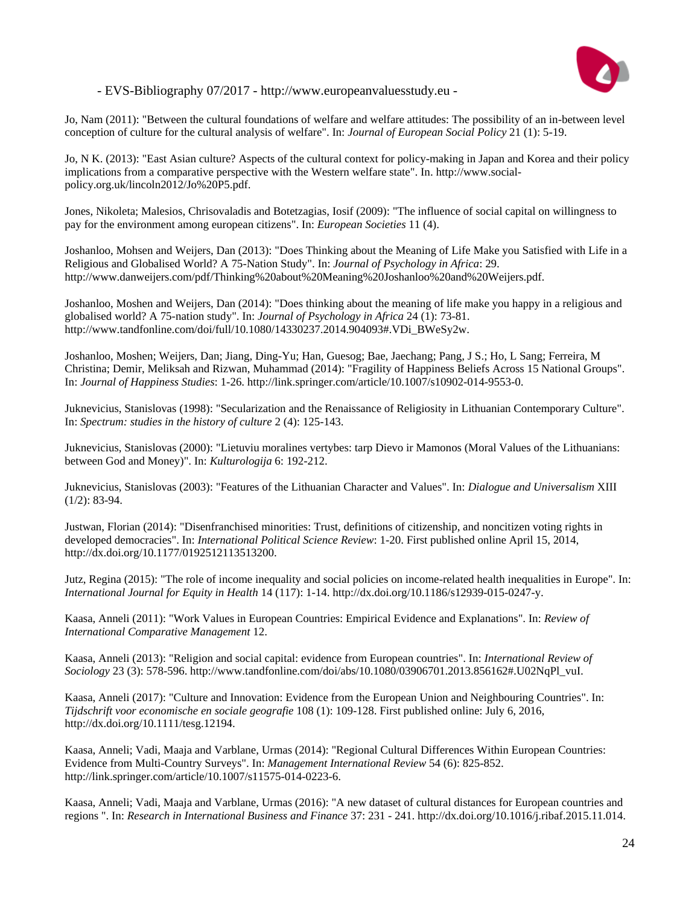Jo, Nam (2011): "Between the cultural foundations of welfare and welfare attitudes: The possibility of an in-between level conception of culture for the cultural analysis of welfare". In: *Journal of European Social Policy* 21 (1): 5-19.

Jo, N K. (2013): "East Asian culture? Aspects of the cultural context for policy-making in Japan and Korea and their policy implications from a comparative perspective with the Western welfare state". In. http://www.social-policy.org.uk/lincoln2012/Jo%20P5.pdf.

Jones, Nikoleta; Malesios, Chrisovaladis and Botetzagias, Iosif (2009): "The influence of social capital on willingness to pay for the environment among european citizens". In: *European Societies* 11 (4).

Joshanloo, Mohsen and Weijers, Dan (2013): "Does Thinking about the Meaning of Life Make you Satisfied with Life in a Religious and Globalised World? A 75-Nation Study". In: *Journal of Psychology in Africa*: 29. http://www.danweijers.com/pdf/Thinking%20about%20Meaning%20Joshanloo%20and%20Weijers.pdf.

Joshanloo, Moshen and Weijers, Dan (2014): "Does thinking about the meaning of life make you happy in a religious and globalised world? A 75-nation study". In: *Journal of Psychology in Africa* 24 (1): 73-81. http://www.tandfonline.com/doi/full/10.1080/14330237.2014.904093#.VDi_BWeSy2w.

Joshanloo, Moshen; Weijers, Dan; Jiang, Ding-Yu; Han, Guesog; Bae, Jaechang; Pang, J S.; Ho, L Sang; Ferreira, M Christina; Demir, Meliksah and Rizwan, Muhammad (2014): "Fragility of Happiness Beliefs Across 15 National Groups". In: *Journal of Happiness Studies*: 1-26. http://link.springer.com/article/10.1007/s10902-014-9553-0.

Juknevicius, Stanislovas (1998): "Secularization and the Renaissance of Religiosity in Lithuanian Contemporary Culture". In: *Spectrum: studies in the history of culture* 2 (4): 125-143.

Juknevicius, Stanislovas (2000): "Lietuviu moralines vertybes: tarp Dievo ir Mamonos (Moral Values of the Lithuanians: between God and Money)". In: *Kulturologija* 6: 192-212.

Juknevicius, Stanislovas (2003): "Features of the Lithuanian Character and Values". In: *Dialogue and Universalism* XIII (1/2): 83-94.

Justwan, Florian (2014): "Disenfranchised minorities: Trust, definitions of citizenship, and noncitizen voting rights in developed democracies". In: *International Political Science Review*: 1-20. First published online April 15, 2014, http://dx.doi.org/10.1177/0192512113513200.

Jutz, Regina (2015): "The role of income inequality and social policies on income-related health inequalities in Europe". In: *International Journal for Equity in Health* 14 (117): 1-14. http://dx.doi.org/10.1186/s12939-015-0247-y.

Kaasa, Anneli (2011): "Work Values in European Countries: Empirical Evidence and Explanations". In: *Review of International Comparative Management* 12.

Kaasa, Anneli (2013): "Religion and social capital: evidence from European countries". In: *International Review of Sociology* 23 (3): 578-596. http://www.tandfonline.com/doi/abs/10.1080/03906701.2013.856162#.U02NqPl_vuI.

Kaasa, Anneli (2017): "Culture and Innovation: Evidence from the European Union and Neighbouring Countries". In: *Tijdschrift voor economische en sociale geografie* 108 (1): 109-128. First published online: July 6, 2016, http://dx.doi.org/10.1111/tesg.12194.

Kaasa, Anneli; Vadi, Maaja and Varblane, Urmas (2014): "Regional Cultural Differences Within European Countries: Evidence from Multi-Country Surveys". In: *Management International Review* 54 (6): 825-852. http://link.springer.com/article/10.1007/s11575-014-0223-6.

Kaasa, Anneli; Vadi, Maaja and Varblane, Urmas (2016): "A new dataset of cultural distances for European countries and regions ". In: *Research in International Business and Finance* 37: 231 - 241. http://dx.doi.org/10.1016/j.ribaf.2015.11.014.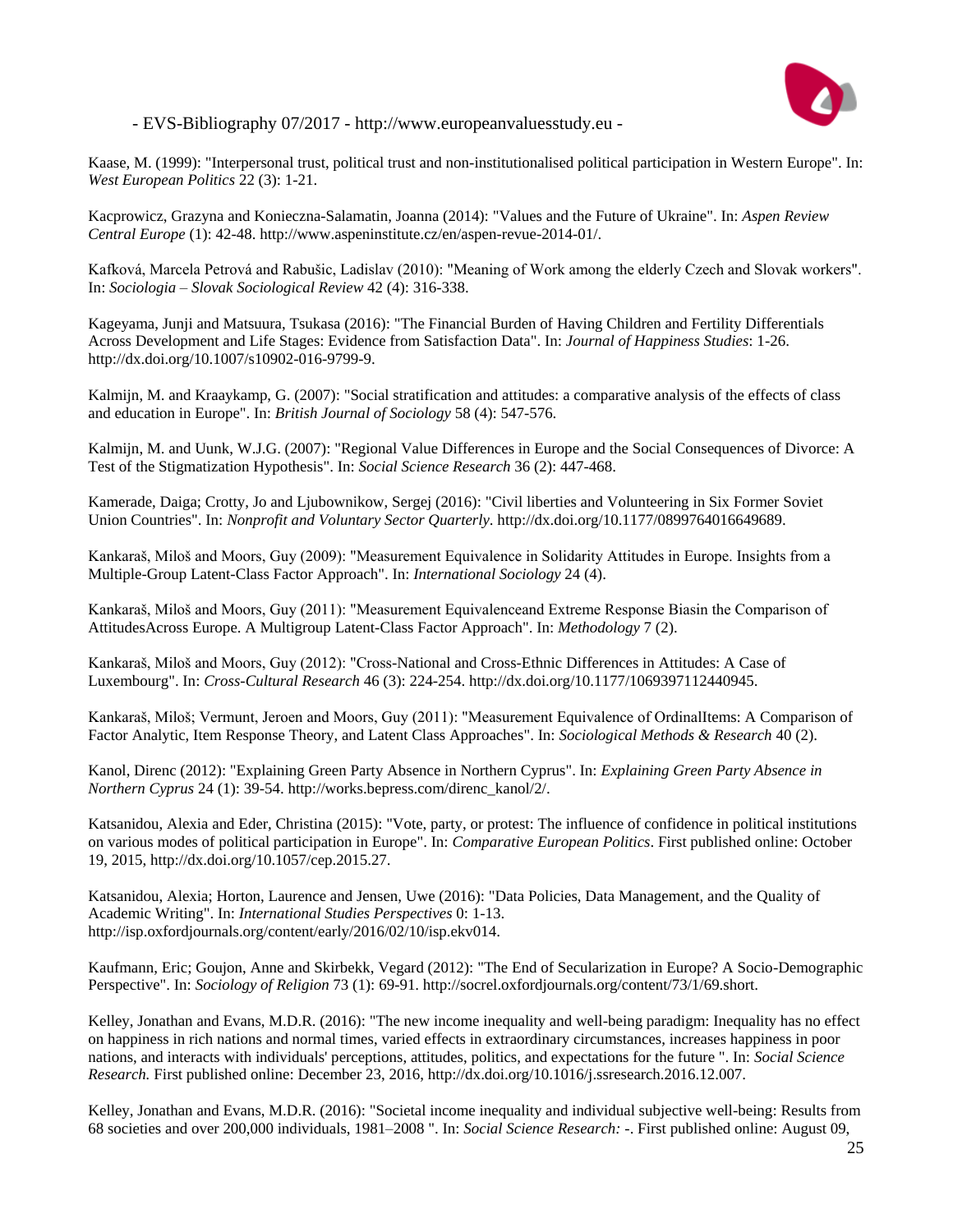Kaase, M. (1999): "Interpersonal trust, political trust and non-institutionalised political participation in Western Europe". In: *West European Politics* 22 (3): 1-21.

Kacprowicz, Grazyna and Konieczna-Salamatin, Joanna (2014): "Values and the Future of Ukraine". In: *Aspen Review Central Europe* (1): 42-48. http://www.aspeninstitute.cz/en/aspen-revue-2014-01/.

Kafková, Marcela Petrová and Rabušic, Ladislav (2010): "Meaning of Work among the elderly Czech and Slovak workers". In: *Sociologia – Slovak Sociological Review* 42 (4): 316-338.

Kageyama, Junji and Matsuura, Tsukasa (2016): "The Financial Burden of Having Children and Fertility Differentials Across Development and Life Stages: Evidence from Satisfaction Data". In: *Journal of Happiness Studies*: 1-26. http://dx.doi.org/10.1007/s10902-016-9799-9.

Kalmijn, M. and Kraaykamp, G. (2007): "Social stratification and attitudes: a comparative analysis of the effects of class and education in Europe". In: *British Journal of Sociology* 58 (4): 547-576.

Kalmijn, M. and Uunk, W.J.G. (2007): "Regional Value Differences in Europe and the Social Consequences of Divorce: A Test of the Stigmatization Hypothesis". In: *Social Science Research* 36 (2): 447-468.

Kamerade, Daiga; Crotty, Jo and Ljubownikow, Sergej (2016): "Civil liberties and Volunteering in Six Former Soviet Union Countries". In: *Nonprofit and Voluntary Sector Quarterly*. http://dx.doi.org/10.1177/0899764016649689.

Kankaraš, Miloš and Moors, Guy (2009): "Measurement Equivalence in Solidarity Attitudes in Europe. Insights from a Multiple-Group Latent-Class Factor Approach". In: *International Sociology* 24 (4).

Kankaraš, Miloš and Moors, Guy (2011): "Measurement Equivalenceand Extreme Response Biasin the Comparison of AttitudesAcross Europe. A Multigroup Latent-Class Factor Approach". In: *Methodology* 7 (2).

Kankaraš, Miloš and Moors, Guy (2012): "Cross-National and Cross-Ethnic Differences in Attitudes: A Case of Luxembourg". In: *Cross-Cultural Research* 46 (3): 224-254. http://dx.doi.org/10.1177/1069397112440945.

Kankaraš, Miloš; Vermunt, Jeroen and Moors, Guy (2011): "Measurement Equivalence of OrdinalItems: A Comparison of Factor Analytic, Item Response Theory, and Latent Class Approaches". In: *Sociological Methods & Research* 40 (2).

Kanol, Direnc (2012): "Explaining Green Party Absence in Northern Cyprus". In: *Explaining Green Party Absence in Northern Cyprus* 24 (1): 39-54. http://works.bepress.com/direnc_kanol/2/.

Katsanidou, Alexia and Eder, Christina (2015): "Vote, party, or protest: The influence of confidence in political institutions on various modes of political participation in Europe". In: *Comparative European Politics*. First published online: October 19, 2015, http://dx.doi.org/10.1057/cep.2015.27.

Katsanidou, Alexia; Horton, Laurence and Jensen, Uwe (2016): "Data Policies, Data Management, and the Quality of Academic Writing". In: *International Studies Perspectives* 0: 1-13. http://isp.oxfordjournals.org/content/early/2016/02/10/isp.ekv014.

Kaufmann, Eric; Goujon, Anne and Skirbekk, Vegard (2012): "The End of Secularization in Europe? A Socio-Demographic Perspective". In: *Sociology of Religion* 73 (1): 69-91. http://socrel.oxfordjournals.org/content/73/1/69.short.

Kelley, Jonathan and Evans, M.D.R. (2016): "The new income inequality and well-being paradigm: Inequality has no effect on happiness in rich nations and normal times, varied effects in extraordinary circumstances, increases happiness in poor nations, and interacts with individuals' perceptions, attitudes, politics, and expectations for the future ". In: *Social Science Research.* First published online: December 23, 2016, http://dx.doi.org/10.1016/j.ssresearch.2016.12.007.

Kelley, Jonathan and Evans, M.D.R. (2016): "Societal income inequality and individual subjective well-being: Results from 68 societies and over 200,000 individuals, 1981–2008 ". In: *Social Science Research:* -. First published online: August 09,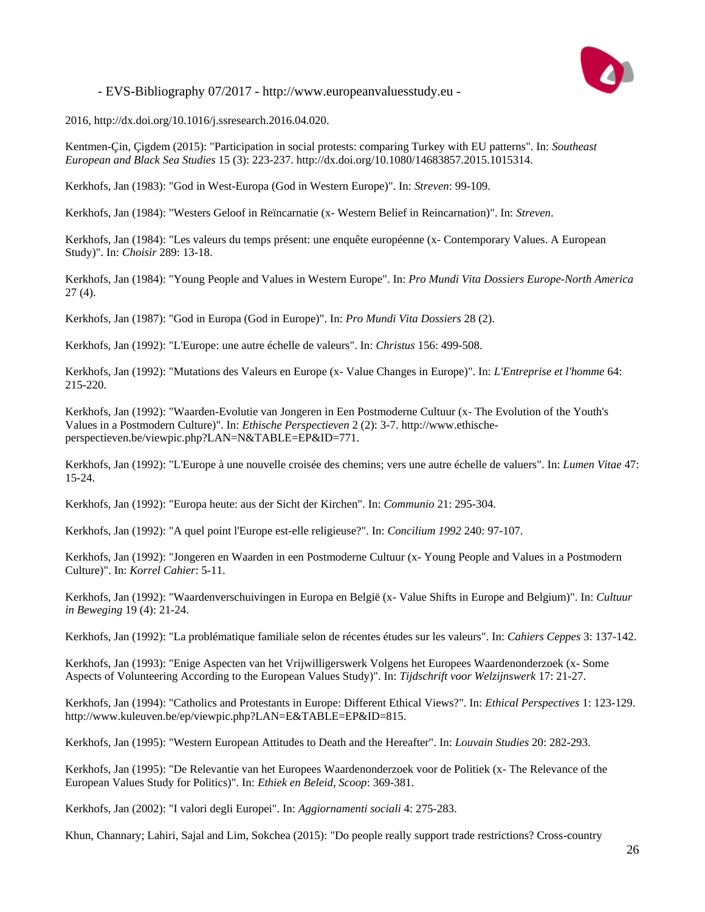2016, http://dx.doi.org/10.1016/j.ssresearch.2016.04.020.

Kentmen-Çin, Çigdem (2015): "Participation in social protests: comparing Turkey with EU patterns". In: *Southeast European and Black Sea Studies* 15 (3): 223-237. http://dx.doi.org/10.1080/14683857.2015.1015314.

Kerkhofs, Jan (1983): "God in West-Europa (God in Western Europe)". In: *Streven*: 99-109.

Kerkhofs, Jan (1984): "Westers Geloof in Reïncarnatie (x- Western Belief in Reincarnation)". In: *Streven*.

Kerkhofs, Jan (1984): "Les valeurs du temps présent: une enquête européenne (x- Contemporary Values. A European Study)". In: *Choisir* 289: 13-18.

Kerkhofs, Jan (1984): "Young People and Values in Western Europe". In: *Pro Mundi Vita Dossiers Europe-North America* 27 (4).

Kerkhofs, Jan (1987): "God in Europa (God in Europe)". In: *Pro Mundi Vita Dossiers* 28 (2).

Kerkhofs, Jan (1992): "L'Europe: une autre échelle de valeurs". In: *Christus* 156: 499-508.

Kerkhofs, Jan (1992): "Mutations des Valeurs en Europe (x- Value Changes in Europe)". In: *L'Entreprise et l'homme* 64: 215-220.

Kerkhofs, Jan (1992): "Waarden-Evolutie van Jongeren in Een Postmoderne Cultuur (x- The Evolution of the Youth's Values in a Postmodern Culture)". In: *Ethische Perspectieven* 2 (2): 3-7. http://www.ethische-perspectieven.be/viewpic.php?LAN=N&TABLE=EP&ID=771.

Kerkhofs, Jan (1992): "L'Europe à une nouvelle croisée des chemins; vers une autre échelle de valuers". In: *Lumen Vitae* 47: 15-24.

Kerkhofs, Jan (1992): "Europa heute: aus der Sicht der Kirchen". In: *Communio* 21: 295-304.

Kerkhofs, Jan (1992): "A quel point l'Europe est-elle religieuse?". In: *Concilium 1992* 240: 97-107.

Kerkhofs, Jan (1992): "Jongeren en Waarden in een Postmoderne Cultuur (x- Young People and Values in a Postmodern Culture)". In: *Korrel Cahier*: 5-11.

Kerkhofs, Jan (1992): "Waardenverschuivingen in Europa en België (x- Value Shifts in Europe and Belgium)". In: *Cultuur in Beweging* 19 (4): 21-24.

Kerkhofs, Jan (1992): "La problématique familiale selon de récentes études sur les valeurs". In: *Cahiers Ceppes* 3: 137-142.

Kerkhofs, Jan (1993): "Enige Aspecten van het Vrijwilligerswerk Volgens het Europees Waardenonderzoek (x- Some Aspects of Volunteering According to the European Values Study)". In: *Tijdschrift voor Welzijnswerk* 17: 21-27.

Kerkhofs, Jan (1994): "Catholics and Protestants in Europe: Different Ethical Views?". In: *Ethical Perspectives* 1: 123-129. http://www.kuleuven.be/ep/viewpic.php?LAN=E&TABLE=EP&ID=815.

Kerkhofs, Jan (1995): "Western European Attitudes to Death and the Hereafter". In: *Louvain Studies* 20: 282-293.

Kerkhofs, Jan (1995): "De Relevantie van het Europees Waardenonderzoek voor de Politiek (x- The Relevance of the European Values Study for Politics)". In: *Ethiek en Beleid, Scoop*: 369-381.

Kerkhofs, Jan (2002): "I valori degli Europei". In: *Aggiornamenti sociali* 4: 275-283.

Khun, Channary; Lahiri, Sajal and Lim, Sokchea (2015): "Do people really support trade restrictions? Cross-country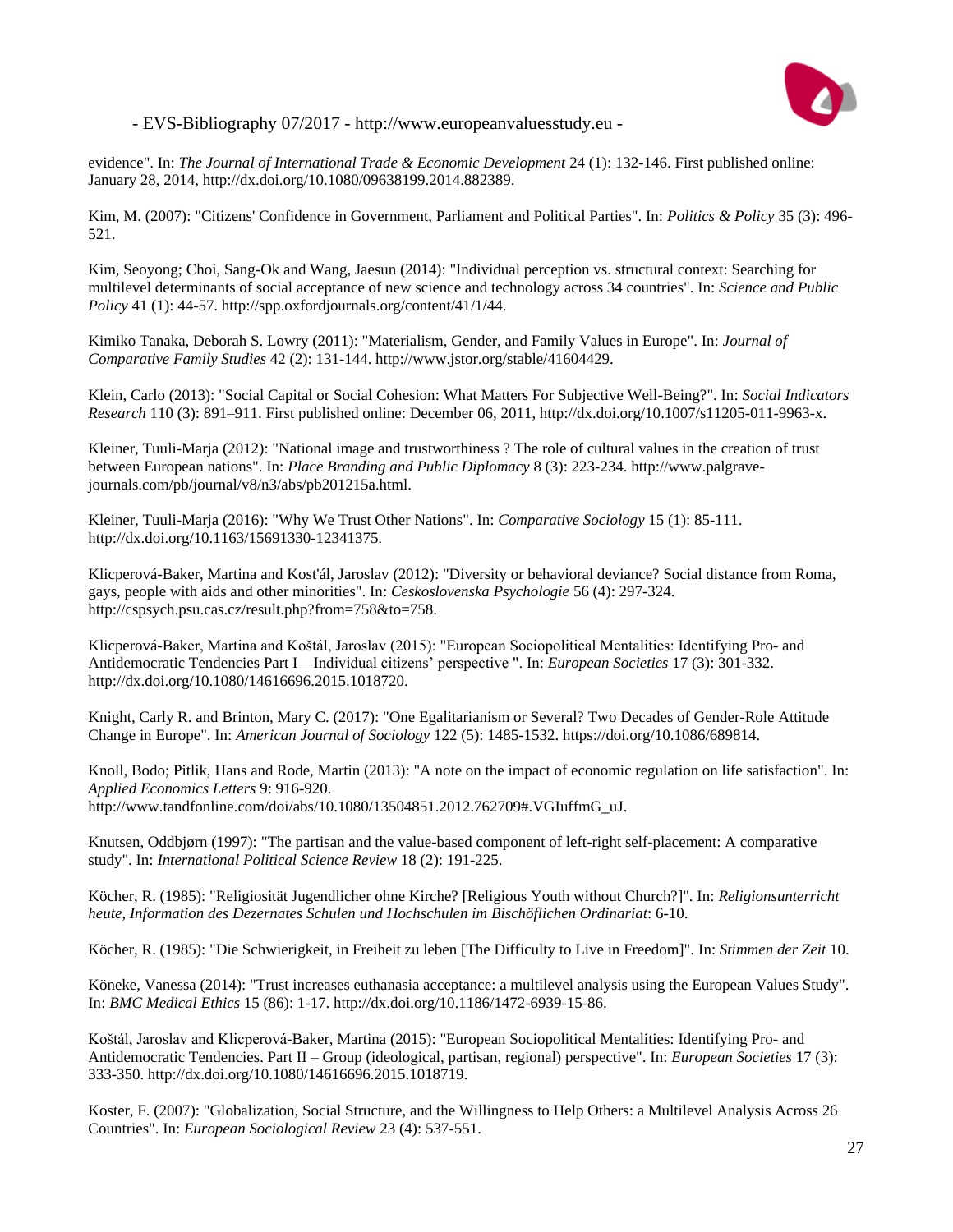evidence". In: *The Journal of International Trade & Economic Development* 24 (1): 132-146. First published online: January 28, 2014, http://dx.doi.org/10.1080/09638199.2014.882389.

Kim, M. (2007): "Citizens' Confidence in Government, Parliament and Political Parties". In: *Politics & Policy* 35 (3): 496-521.

Kim, Seoyong; Choi, Sang-Ok and Wang, Jaesun (2014): "Individual perception vs. structural context: Searching for multilevel determinants of social acceptance of new science and technology across 34 countries". In: *Science and Public Policy* 41 (1): 44-57. http://spp.oxfordjournals.org/content/41/1/44.

Kimiko Tanaka, Deborah S. Lowry (2011): "Materialism, Gender, and Family Values in Europe". In: *Journal of Comparative Family Studies* 42 (2): 131-144. http://www.jstor.org/stable/41604429.

Klein, Carlo (2013): "Social Capital or Social Cohesion: What Matters For Subjective Well-Being?". In: *Social Indicators Research* 110 (3): 891–911. First published online: December 06, 2011, http://dx.doi.org/10.1007/s11205-011-9963-x.

Kleiner, Tuuli-Marja (2012): "National image and trustworthiness ? The role of cultural values in the creation of trust between European nations". In: *Place Branding and Public Diplomacy* 8 (3): 223-234. http://www.palgrave-journals.com/pb/journal/v8/n3/abs/pb201215a.html.

Kleiner, Tuuli-Marja (2016): "Why We Trust Other Nations". In: *Comparative Sociology* 15 (1): 85-111. http://dx.doi.org/10.1163/15691330-12341375.

Klicperová-Baker, Martina and Kost'ál, Jaroslav (2012): "Diversity or behavioral deviance? Social distance from Roma, gays, people with aids and other minorities". In: *Ceskoslovenska Psychologie* 56 (4): 297-324. http://cspsych.psu.cas.cz/result.php?from=758&to=758.

Klicperová-Baker, Martina and Koštál, Jaroslav (2015): "European Sociopolitical Mentalities: Identifying Pro- and Antidemocratic Tendencies Part I – Individual citizens' perspective ". In: *European Societies* 17 (3): 301-332. http://dx.doi.org/10.1080/14616696.2015.1018720.

Knight, Carly R. and Brinton, Mary C. (2017): "One Egalitarianism or Several? Two Decades of Gender-Role Attitude Change in Europe". In: *American Journal of Sociology* 122 (5): 1485-1532. https://doi.org/10.1086/689814.

Knoll, Bodo; Pitlik, Hans and Rode, Martin (2013): "A note on the impact of economic regulation on life satisfaction". In: *Applied Economics Letters* 9: 916-920. http://www.tandfonline.com/doi/abs/10.1080/13504851.2012.762709#.VGIuffmG_uJ.

Knutsen, Oddbjørn (1997): "The partisan and the value-based component of left-right self-placement: A comparative study". In: *International Political Science Review* 18 (2): 191-225.

Köcher, R. (1985): "Religiosität Jugendlicher ohne Kirche? [Religious Youth without Church?]". In: *Religionsunterricht heute, Information des Dezernates Schulen und Hochschulen im Bischöflichen Ordinariat*: 6-10.

Köcher, R. (1985): "Die Schwierigkeit, in Freiheit zu leben [The Difficulty to Live in Freedom]". In: *Stimmen der Zeit* 10.

Köneke, Vanessa (2014): "Trust increases euthanasia acceptance: a multilevel analysis using the European Values Study". In: *BMC Medical Ethics* 15 (86): 1-17. http://dx.doi.org/10.1186/1472-6939-15-86.

Koštál, Jaroslav and Klicperová-Baker, Martina (2015): "European Sociopolitical Mentalities: Identifying Pro- and Antidemocratic Tendencies. Part II – Group (ideological, partisan, regional) perspective". In: *European Societies* 17 (3): 333-350. http://dx.doi.org/10.1080/14616696.2015.1018719.

Koster, F. (2007): "Globalization, Social Structure, and the Willingness to Help Others: a Multilevel Analysis Across 26 Countries". In: *European Sociological Review* 23 (4): 537-551.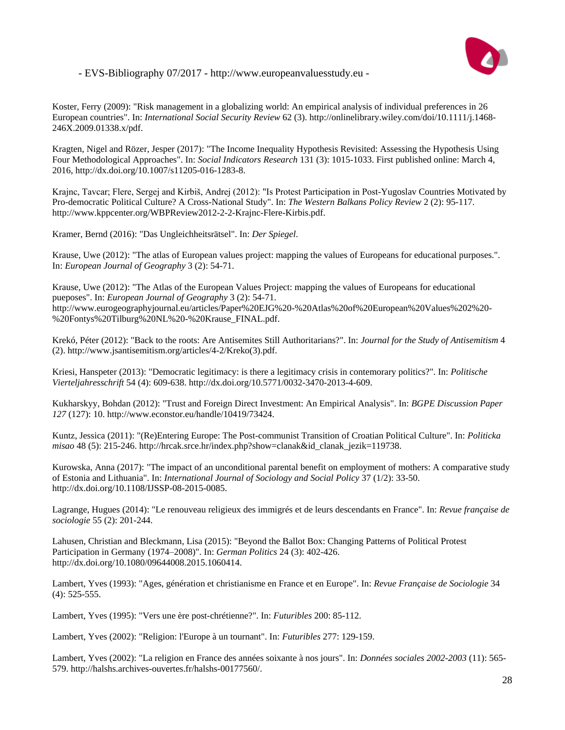Koster, Ferry (2009): "Risk management in a globalizing world: An empirical analysis of individual preferences in 26 European countries". In: *International Social Security Review* 62 (3). http://onlinelibrary.wiley.com/doi/10.1111/j.1468-246X.2009.01338.x/pdf.

Kragten, Nigel and Rözer, Jesper (2017): "The Income Inequality Hypothesis Revisited: Assessing the Hypothesis Using Four Methodological Approaches". In: *Social Indicators Research* 131 (3): 1015-1033. First published online: March 4, 2016, http://dx.doi.org/10.1007/s11205-016-1283-8.

Krajnc, Tavcar; Flere, Sergej and Kirbiš, Andrej (2012): "Is Protest Participation in Post-Yugoslav Countries Motivated by Pro-democratic Political Culture? A Cross-National Study". In: *The Western Balkans Policy Review* 2 (2): 95-117. http://www.kppcenter.org/WBPReview2012-2-2-Krajnc-Flere-Kirbis.pdf.

Kramer, Bernd (2016): "Das Ungleichheitsrätsel". In: *Der Spiegel*.

Krause, Uwe (2012): "The atlas of European values project: mapping the values of Europeans for educational purposes.". In: *European Journal of Geography* 3 (2): 54-71.

Krause, Uwe (2012): "The Atlas of the European Values Project: mapping the values of Europeans for educational pueposes". In: *European Journal of Geography* 3 (2): 54-71. http://www.eurogeographyjournal.eu/articles/Paper%20EJG%20-%20Atlas%20of%20European%20Values%202%20-%20Fontys%20Tilburg%20NL%20-%20Krause_FINAL.pdf.

Krekó, Péter (2012): "Back to the roots: Are Antisemites Still Authoritarians?". In: *Journal for the Study of Antisemitism* 4 (2). http://www.jsantisemitism.org/articles/4-2/Kreko(3).pdf.

Kriesi, Hanspeter (2013): "Democratic legitimacy: is there a legitimacy crisis in contemorary politics?". In: *Politische Vierteljahresschrift* 54 (4): 609-638. http://dx.doi.org/10.5771/0032-3470-2013-4-609.

Kukharskyy, Bohdan (2012): "Trust and Foreign Direct Investment: An Empirical Analysis". In: *BGPE Discussion Paper 127* (127): 10. http://www.econstor.eu/handle/10419/73424.

Kuntz, Jessica (2011): "(Re)Entering Europe: The Post-communist Transition of Croatian Political Culture". In: *Politicka misao* 48 (5): 215-246. http://hrcak.srce.hr/index.php?show=clanak&id_clanak_jezik=119738.

Kurowska, Anna (2017): "The impact of an unconditional parental benefit on employment of mothers: A comparative study of Estonia and Lithuania". In: *International Journal of Sociology and Social Policy* 37 (1/2): 33-50. http://dx.doi.org/10.1108/IJSSP-08-2015-0085.

Lagrange, Hugues (2014): "Le renouveau religieux des immigrés et de leurs descendants en France". In: *Revue française de sociologie* 55 (2): 201-244.

Lahusen, Christian and Bleckmann, Lisa (2015): "Beyond the Ballot Box: Changing Patterns of Political Protest Participation in Germany (1974–2008)". In: *German Politics* 24 (3): 402-426. http://dx.doi.org/10.1080/09644008.2015.1060414.

Lambert, Yves (1993): "Ages, génération et christianisme en France et en Europe". In: *Revue Française de Sociologie* 34 (4): 525-555.

Lambert, Yves (1995): "Vers une ère post-chrétienne?". In: *Futuribles* 200: 85-112.

Lambert, Yves (2002): "Religion: l'Europe à un tournant". In: *Futuribles* 277: 129-159.

Lambert, Yves (2002): "La religion en France des années soixante à nos jours". In: *Données sociales 2002-2003* (11): 565-579. http://halshs.archives-ouvertes.fr/halshs-00177560/.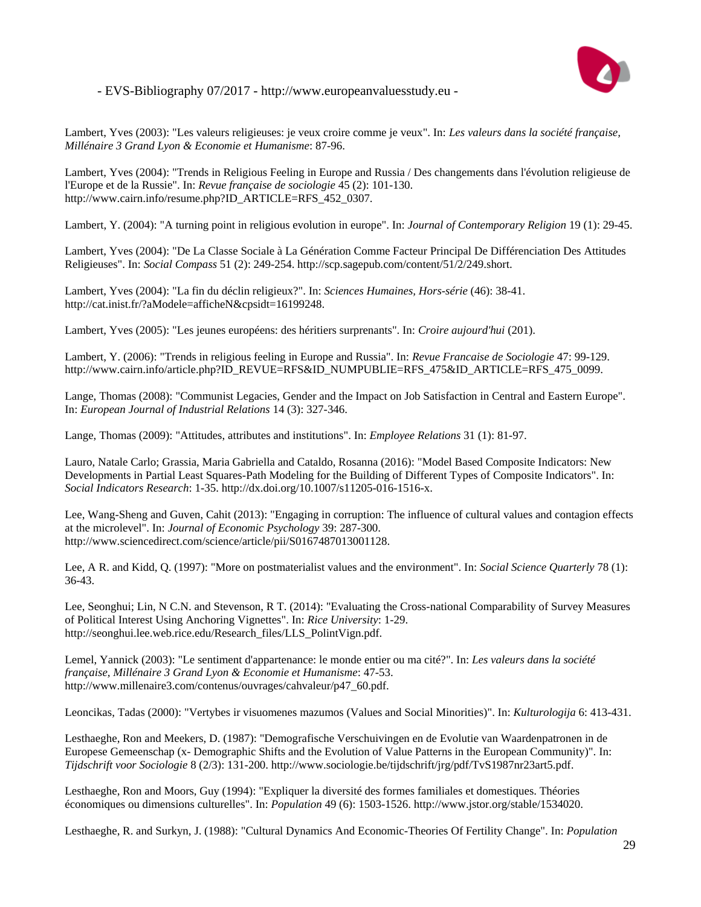Lambert, Yves (2003): "Les valeurs religieuses: je veux croire comme je veux". In: *Les valeurs dans la société française, Millénaire 3 Grand Lyon & Economie et Humanisme*: 87-96.

Lambert, Yves (2004): "Trends in Religious Feeling in Europe and Russia / Des changements dans l'évolution religieuse de l'Europe et de la Russie". In: *Revue française de sociologie* 45 (2): 101-130. http://www.cairn.info/resume.php?ID_ARTICLE=RFS_452_0307.

Lambert, Y. (2004): "A turning point in religious evolution in europe". In: *Journal of Contemporary Religion* 19 (1): 29-45.

Lambert, Yves (2004): "De La Classe Sociale à La Génération Comme Facteur Principal De Différenciation Des Attitudes Religieuses". In: *Social Compass* 51 (2): 249-254. http://scp.sagepub.com/content/51/2/249.short.

Lambert, Yves (2004): "La fin du déclin religieux?". In: *Sciences Humaines, Hors-série* (46): 38-41. http://cat.inist.fr/?aModele=afficheN&cpsidt=16199248.

Lambert, Yves (2005): "Les jeunes européens: des héritiers surprenants". In: *Croire aujourd'hui* (201).

Lambert, Y. (2006): "Trends in religious feeling in Europe and Russia". In: *Revue Francaise de Sociologie* 47: 99-129. http://www.cairn.info/article.php?ID_REVUE=RFS&ID_NUMPUBLIE=RFS_475&ID_ARTICLE=RFS_475_0099.

Lange, Thomas (2008): "Communist Legacies, Gender and the Impact on Job Satisfaction in Central and Eastern Europe". In: *European Journal of Industrial Relations* 14 (3): 327-346.

Lange, Thomas (2009): "Attitudes, attributes and institutions". In: *Employee Relations* 31 (1): 81-97.

Lauro, Natale Carlo; Grassia, Maria Gabriella and Cataldo, Rosanna (2016): "Model Based Composite Indicators: New Developments in Partial Least Squares-Path Modeling for the Building of Different Types of Composite Indicators". In: *Social Indicators Research*: 1-35. http://dx.doi.org/10.1007/s11205-016-1516-x.

Lee, Wang-Sheng and Guven, Cahit (2013): "Engaging in corruption: The influence of cultural values and contagion effects at the microlevel". In: *Journal of Economic Psychology* 39: 287-300. http://www.sciencedirect.com/science/article/pii/S0167487013001128.

Lee, A R. and Kidd, Q. (1997): "More on postmaterialist values and the environment". In: *Social Science Quarterly* 78 (1): 36-43.

Lee, Seonghui; Lin, N C.N. and Stevenson, R T. (2014): "Evaluating the Cross-national Comparability of Survey Measures of Political Interest Using Anchoring Vignettes". In: *Rice University*: 1-29. http://seonghui.lee.web.rice.edu/Research_files/LLS_PolintVign.pdf.

Lemel, Yannick (2003): "Le sentiment d'appartenance: le monde entier ou ma cité?". In: *Les valeurs dans la société française, Millénaire 3 Grand Lyon & Economie et Humanisme*: 47-53. http://www.millenaire3.com/contenus/ouvrages/cahvaleur/p47_60.pdf.

Leoncikas, Tadas (2000): "Vertybes ir visuomenes mazumos (Values and Social Minorities)". In: *Kulturologija* 6: 413-431.

Lesthaeghe, Ron and Meekers, D. (1987): "Demografische Verschuivingen en de Evolutie van Waardenpatronen in de Europese Gemeenschap (x- Demographic Shifts and the Evolution of Value Patterns in the European Community)". In: *Tijdschrift voor Sociologie* 8 (2/3): 131-200. http://www.sociologie.be/tijdschrift/jrg/pdf/TvS1987nr23art5.pdf.

Lesthaeghe, Ron and Moors, Guy (1994): "Expliquer la diversité des formes familiales et domestiques. Théories économiques ou dimensions culturelles". In: *Population* 49 (6): 1503-1526. http://www.jstor.org/stable/1534020.

Lesthaeghe, R. and Surkyn, J. (1988): "Cultural Dynamics And Economic-Theories Of Fertility Change". In: *Population*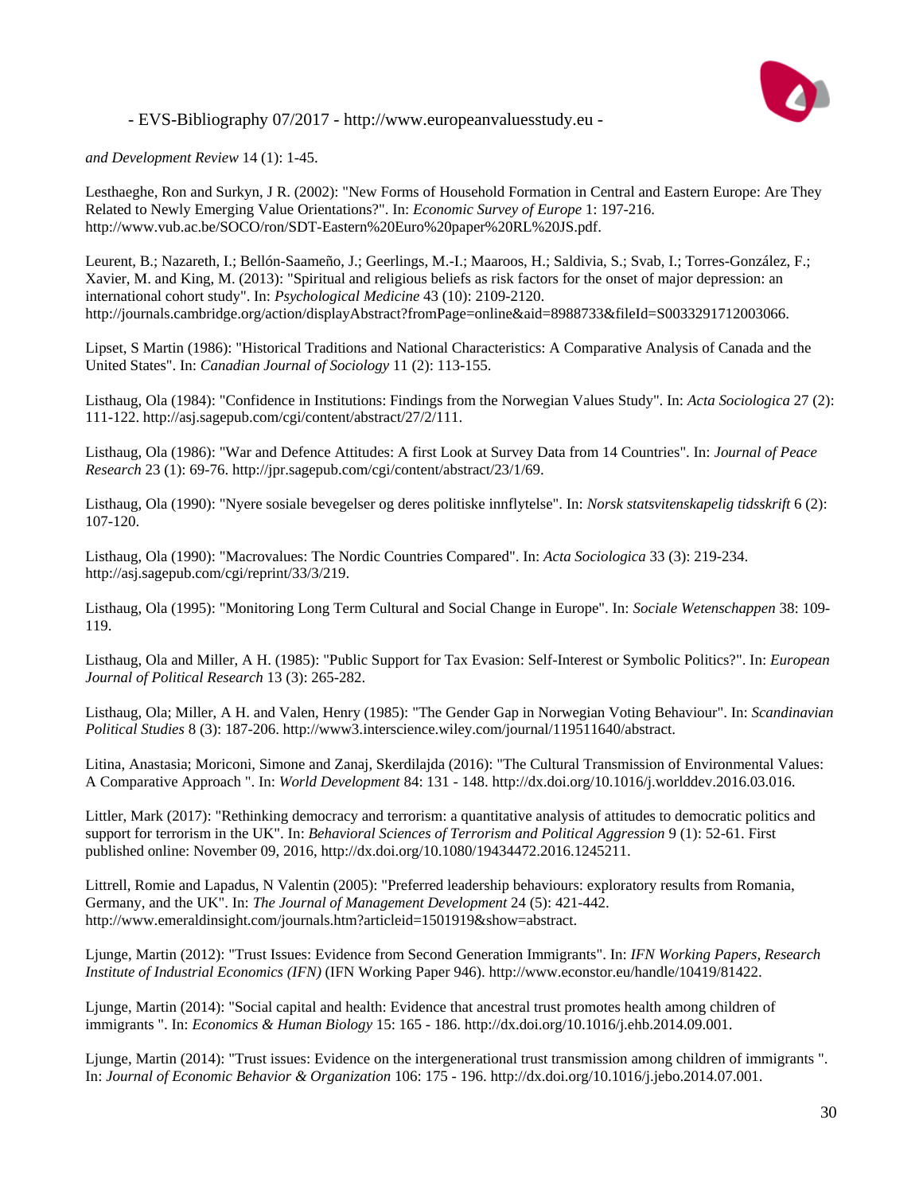*and Development Review* 14 (1): 1-45.

Lesthaeghe, Ron and Surkyn, J R. (2002): "New Forms of Household Formation in Central and Eastern Europe: Are They Related to Newly Emerging Value Orientations?". In: *Economic Survey of Europe* 1: 197-216. http://www.vub.ac.be/SOCO/ron/SDT-Eastern%20Euro%20paper%20RL%20JS.pdf.

Leurent, B.; Nazareth, I.; Bellón-Saameño, J.; Geerlings, M.-I.; Maaroos, H.; Saldivia, S.; Svab, I.; Torres-González, F.; Xavier, M. and King, M. (2013): "Spiritual and religious beliefs as risk factors for the onset of major depression: an international cohort study". In: *Psychological Medicine* 43 (10): 2109-2120. http://journals.cambridge.org/action/displayAbstract?fromPage=online&aid=8988733&fileId=S0033291712003066.

Lipset, S Martin (1986): "Historical Traditions and National Characteristics: A Comparative Analysis of Canada and the United States". In: *Canadian Journal of Sociology* 11 (2): 113-155.

Listhaug, Ola (1984): "Confidence in Institutions: Findings from the Norwegian Values Study". In: *Acta Sociologica* 27 (2): 111-122. http://asj.sagepub.com/cgi/content/abstract/27/2/111.

Listhaug, Ola (1986): "War and Defence Attitudes: A first Look at Survey Data from 14 Countries". In: *Journal of Peace Research* 23 (1): 69-76. http://jpr.sagepub.com/cgi/content/abstract/23/1/69.

Listhaug, Ola (1990): "Nyere sosiale bevegelser og deres politiske innflytelse". In: *Norsk statsvitenskapelig tidsskrift* 6 (2): 107-120.

Listhaug, Ola (1990): "Macrovalues: The Nordic Countries Compared". In: *Acta Sociologica* 33 (3): 219-234. http://asj.sagepub.com/cgi/reprint/33/3/219.

Listhaug, Ola (1995): "Monitoring Long Term Cultural and Social Change in Europe". In: *Sociale Wetenschappen* 38: 109-119.

Listhaug, Ola and Miller, A H. (1985): "Public Support for Tax Evasion: Self-Interest or Symbolic Politics?". In: *European Journal of Political Research* 13 (3): 265-282.

Listhaug, Ola; Miller, A H. and Valen, Henry (1985): "The Gender Gap in Norwegian Voting Behaviour". In: *Scandinavian Political Studies* 8 (3): 187-206. http://www3.interscience.wiley.com/journal/119511640/abstract.

Litina, Anastasia; Moriconi, Simone and Zanaj, Skerdilajda (2016): "The Cultural Transmission of Environmental Values: A Comparative Approach ". In: *World Development* 84: 131 - 148. http://dx.doi.org/10.1016/j.worlddev.2016.03.016.

Littler, Mark (2017): "Rethinking democracy and terrorism: a quantitative analysis of attitudes to democratic politics and support for terrorism in the UK". In: *Behavioral Sciences of Terrorism and Political Aggression* 9 (1): 52-61. First published online: November 09, 2016, http://dx.doi.org/10.1080/19434472.2016.1245211.

Littrell, Romie and Lapadus, N Valentin (2005): "Preferred leadership behaviours: exploratory results from Romania, Germany, and the UK". In: *The Journal of Management Development* 24 (5): 421-442. http://www.emeraldinsight.com/journals.htm?articleid=1501919&show=abstract.

Ljunge, Martin (2012): "Trust Issues: Evidence from Second Generation Immigrants". In: *IFN Working Papers, Research Institute of Industrial Economics (IFN)* (IFN Working Paper 946). http://www.econstor.eu/handle/10419/81422.

Ljunge, Martin (2014): "Social capital and health: Evidence that ancestral trust promotes health among children of immigrants ". In: *Economics & Human Biology* 15: 165 - 186. http://dx.doi.org/10.1016/j.ehb.2014.09.001.

Ljunge, Martin (2014): "Trust issues: Evidence on the intergenerational trust transmission among children of immigrants ". In: *Journal of Economic Behavior & Organization* 106: 175 - 196. http://dx.doi.org/10.1016/j.jebo.2014.07.001.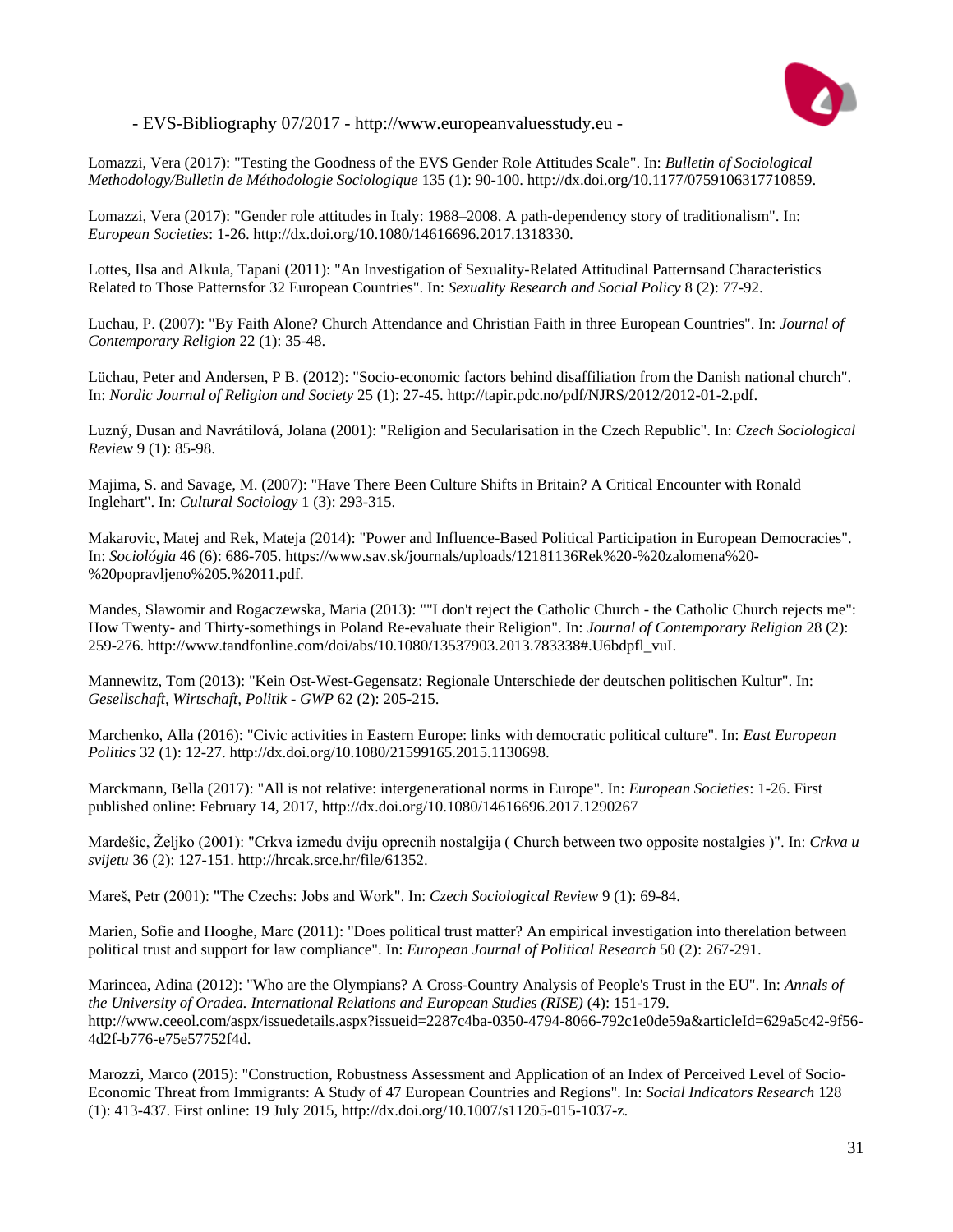Lomazzi, Vera (2017): "Testing the Goodness of the EVS Gender Role Attitudes Scale". In: *Bulletin of Sociological Methodology/Bulletin de Méthodologie Sociologique* 135 (1): 90-100. http://dx.doi.org/10.1177/0759106317710859.

Lomazzi, Vera (2017): "Gender role attitudes in Italy: 1988–2008. A path-dependency story of traditionalism". In: *European Societies*: 1-26. http://dx.doi.org/10.1080/14616696.2017.1318330.

Lottes, Ilsa and Alkula, Tapani (2011): "An Investigation of Sexuality-Related Attitudinal Patternsand Characteristics Related to Those Patternsfor 32 European Countries". In: *Sexuality Research and Social Policy* 8 (2): 77-92.

Luchau, P. (2007): "By Faith Alone? Church Attendance and Christian Faith in three European Countries". In: *Journal of Contemporary Religion* 22 (1): 35-48.

Lüchau, Peter and Andersen, P B. (2012): "Socio-economic factors behind disaffiliation from the Danish national church". In: *Nordic Journal of Religion and Society* 25 (1): 27-45. http://tapir.pdc.no/pdf/NJRS/2012/2012-01-2.pdf.

Luzný, Dusan and Navrátilová, Jolana (2001): "Religion and Secularisation in the Czech Republic". In: *Czech Sociological Review* 9 (1): 85-98.

Majima, S. and Savage, M. (2007): "Have There Been Culture Shifts in Britain? A Critical Encounter with Ronald Inglehart". In: *Cultural Sociology* 1 (3): 293-315.

Makarovic, Matej and Rek, Mateja (2014): "Power and Influence-Based Political Participation in European Democracies". In: *Sociológia* 46 (6): 686-705. https://www.sav.sk/journals/uploads/12181136Rek%20-%20zalomena%20-%20popravljeno%205.%2011.pdf.

Mandes, Slawomir and Rogaczewska, Maria (2013): ""I don't reject the Catholic Church - the Catholic Church rejects me": How Twenty- and Thirty-somethings in Poland Re-evaluate their Religion". In: *Journal of Contemporary Religion* 28 (2): 259-276. http://www.tandfonline.com/doi/abs/10.1080/13537903.2013.783338#.U6bdpfl_vuI.

Mannewitz, Tom (2013): "Kein Ost-West-Gegensatz: Regionale Unterschiede der deutschen politischen Kultur". In: *Gesellschaft, Wirtschaft, Politik - GWP* 62 (2): 205-215.

Marchenko, Alla (2016): "Civic activities in Eastern Europe: links with democratic political culture". In: *East European Politics* 32 (1): 12-27. http://dx.doi.org/10.1080/21599165.2015.1130698.

Marckmann, Bella (2017): "All is not relative: intergenerational norms in Europe". In: *European Societies*: 1-26. First published online: February 14, 2017, http://dx.doi.org/10.1080/14616696.2017.1290267

Mardešic, Željko (2001): "Crkva izmedu dviju oprecnih nostalgija ( Church between two opposite nostalgies )". In: *Crkva u svijetu* 36 (2): 127-151. http://hrcak.srce.hr/file/61352.

Mareš, Petr (2001): "The Czechs: Jobs and Work". In: *Czech Sociological Review* 9 (1): 69-84.

Marien, Sofie and Hooghe, Marc (2011): "Does political trust matter? An empirical investigation into therelation between political trust and support for law compliance". In: *European Journal of Political Research* 50 (2): 267-291.

Marincea, Adina (2012): "Who are the Olympians? A Cross-Country Analysis of People's Trust in the EU". In: *Annals of the University of Oradea. International Relations and European Studies (RISE)* (4): 151-179. http://www.ceeol.com/aspx/issuedetails.aspx?issueid=2287c4ba-0350-4794-8066-792c1e0de59a&articleId=629a5c42-9f56-4d2f-b776-e75e57752f4d.

Marozzi, Marco (2015): "Construction, Robustness Assessment and Application of an Index of Perceived Level of Socio-Economic Threat from Immigrants: A Study of 47 European Countries and Regions". In: *Social Indicators Research* 128 (1): 413-437. First online: 19 July 2015, http://dx.doi.org/10.1007/s11205-015-1037-z.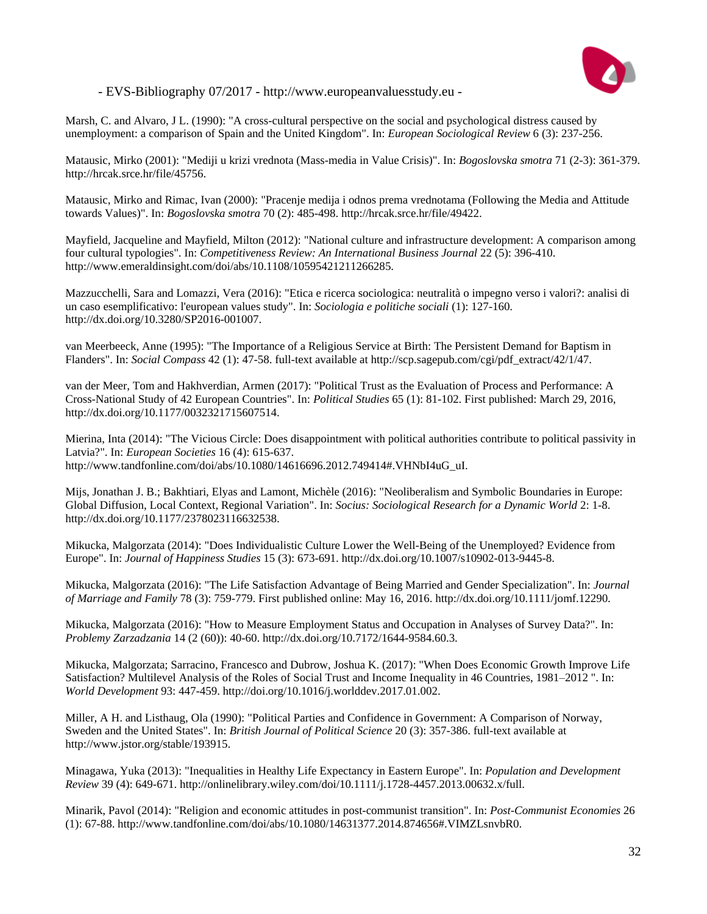Marsh, C. and Alvaro, J L. (1990): "A cross-cultural perspective on the social and psychological distress caused by unemployment: a comparison of Spain and the United Kingdom". In: *European Sociological Review* 6 (3): 237-256.

Matausic, Mirko (2001): "Mediji u krizi vrednota (Mass-media in Value Crisis)". In: *Bogoslovska smotra* 71 (2-3): 361-379. http://hrcak.srce.hr/file/45756.

Matausic, Mirko and Rimac, Ivan (2000): "Pracenje medija i odnos prema vrednotama (Following the Media and Attitude towards Values)". In: *Bogoslovska smotra* 70 (2): 485-498. http://hrcak.srce.hr/file/49422.

Mayfield, Jacqueline and Mayfield, Milton (2012): "National culture and infrastructure development: A comparison among four cultural typologies". In: *Competitiveness Review: An International Business Journal* 22 (5): 396-410. http://www.emeraldinsight.com/doi/abs/10.1108/10595421211266285.

Mazzucchelli, Sara and Lomazzi, Vera (2016): "Etica e ricerca sociologica: neutralità o impegno verso i valori?: analisi di un caso esemplificativo: l'european values study". In: *Sociologia e politiche sociali* (1): 127-160. http://dx.doi.org/10.3280/SP2016-001007.

van Meerbeeck, Anne (1995): "The Importance of a Religious Service at Birth: The Persistent Demand for Baptism in Flanders". In: *Social Compass* 42 (1): 47-58. full-text available at http://scp.sagepub.com/cgi/pdf_extract/42/1/47.

van der Meer, Tom and Hakhverdian, Armen (2017): "Political Trust as the Evaluation of Process and Performance: A Cross-National Study of 42 European Countries". In: *Political Studies* 65 (1): 81-102. First published: March 29, 2016, http://dx.doi.org/10.1177/0032321715607514.

Mierina, Inta (2014): "The Vicious Circle: Does disappointment with political authorities contribute to political passivity in Latvia?". In: *European Societies* 16 (4): 615-637. http://www.tandfonline.com/doi/abs/10.1080/14616696.2012.749414#.VHNbI4uG_uI.

Mijs, Jonathan J. B.; Bakhtiari, Elyas and Lamont, Michèle (2016): "Neoliberalism and Symbolic Boundaries in Europe: Global Diffusion, Local Context, Regional Variation". In: *Socius: Sociological Research for a Dynamic World* 2: 1-8. http://dx.doi.org/10.1177/2378023116632538.

Mikucka, Malgorzata (2014): "Does Individualistic Culture Lower the Well-Being of the Unemployed? Evidence from Europe". In: *Journal of Happiness Studies* 15 (3): 673-691. http://dx.doi.org/10.1007/s10902-013-9445-8.

Mikucka, Malgorzata (2016): "The Life Satisfaction Advantage of Being Married and Gender Specialization". In: *Journal of Marriage and Family* 78 (3): 759-779. First published online: May 16, 2016. http://dx.doi.org/10.1111/jomf.12290.

Mikucka, Malgorzata (2016): "How to Measure Employment Status and Occupation in Analyses of Survey Data?". In: *Problemy Zarzadzania* 14 (2 (60)): 40-60. http://dx.doi.org/10.7172/1644-9584.60.3.

Mikucka, Malgorzata; Sarracino, Francesco and Dubrow, Joshua K. (2017): "When Does Economic Growth Improve Life Satisfaction? Multilevel Analysis of the Roles of Social Trust and Income Inequality in 46 Countries, 1981–2012 ". In: *World Development* 93: 447-459. http://doi.org/10.1016/j.worlddev.2017.01.002.

Miller, A H. and Listhaug, Ola (1990): "Political Parties and Confidence in Government: A Comparison of Norway, Sweden and the United States". In: *British Journal of Political Science* 20 (3): 357-386. full-text available at http://www.jstor.org/stable/193915.

Minagawa, Yuka (2013): "Inequalities in Healthy Life Expectancy in Eastern Europe". In: *Population and Development Review* 39 (4): 649-671. http://onlinelibrary.wiley.com/doi/10.1111/j.1728-4457.2013.00632.x/full.

Minarik, Pavol (2014): "Religion and economic attitudes in post-communist transition". In: *Post-Communist Economies* 26 (1): 67-88. http://www.tandfonline.com/doi/abs/10.1080/14631377.2014.874656#.VIMZLsnvbR0.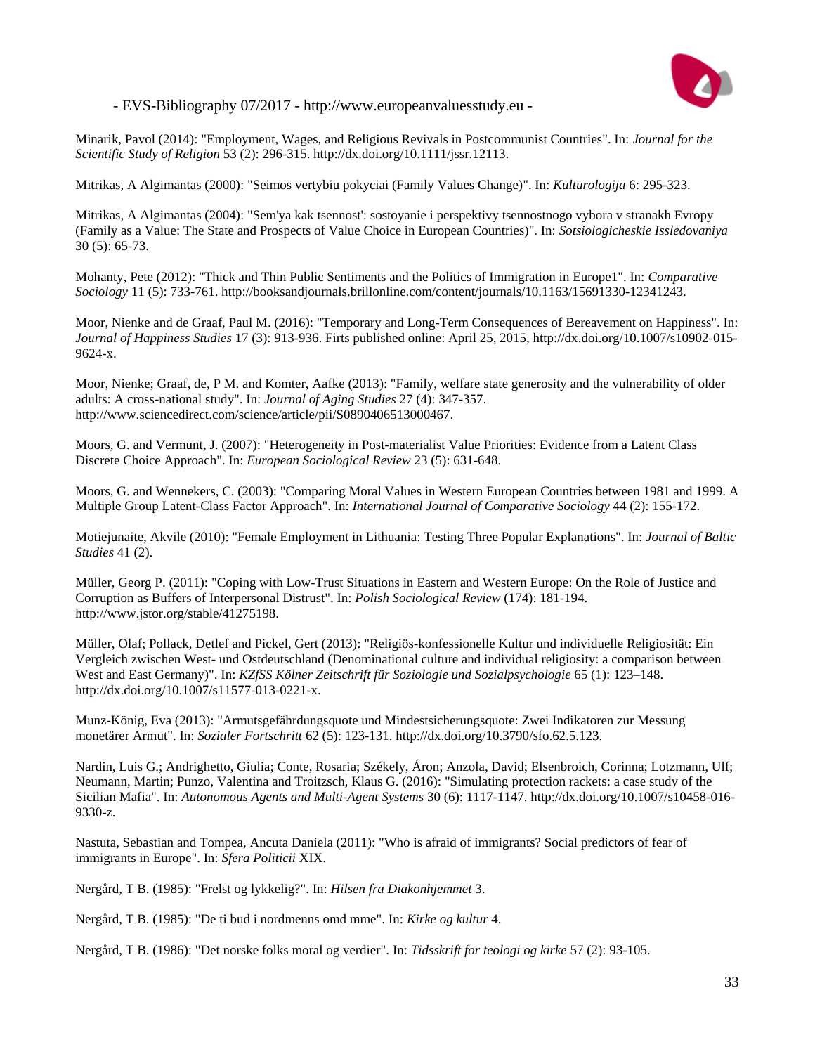Minarik, Pavol (2014): "Employment, Wages, and Religious Revivals in Postcommunist Countries". In: *Journal for the Scientific Study of Religion* 53 (2): 296-315. http://dx.doi.org/10.1111/jssr.12113.

Mitrikas, A Algimantas (2000): "Seimos vertybiu pokyciai (Family Values Change)". In: *Kulturologija* 6: 295-323.

Mitrikas, A Algimantas (2004): "Sem'ya kak tsennost': sostoyanie i perspektivy tsennostnogo vybora v stranakh Evropy (Family as a Value: The State and Prospects of Value Choice in European Countries)". In: *Sotsiologicheskie Issledovaniya* 30 (5): 65-73.

Mohanty, Pete (2012): "Thick and Thin Public Sentiments and the Politics of Immigration in Europe1". In: *Comparative Sociology* 11 (5): 733-761. http://booksandjournals.brillonline.com/content/journals/10.1163/15691330-12341243.

Moor, Nienke and de Graaf, Paul M. (2016): "Temporary and Long-Term Consequences of Bereavement on Happiness". In: *Journal of Happiness Studies* 17 (3): 913-936. Firts published online: April 25, 2015, http://dx.doi.org/10.1007/s10902-015-9624-x.

Moor, Nienke; Graaf, de, P M. and Komter, Aafke (2013): "Family, welfare state generosity and the vulnerability of older adults: A cross-national study". In: *Journal of Aging Studies* 27 (4): 347-357. http://www.sciencedirect.com/science/article/pii/S0890406513000467.

Moors, G. and Vermunt, J. (2007): "Heterogeneity in Post-materialist Value Priorities: Evidence from a Latent Class Discrete Choice Approach". In: *European Sociological Review* 23 (5): 631-648.

Moors, G. and Wennekers, C. (2003): "Comparing Moral Values in Western European Countries between 1981 and 1999. A Multiple Group Latent-Class Factor Approach". In: *International Journal of Comparative Sociology* 44 (2): 155-172.

Motiejunaite, Akvile (2010): "Female Employment in Lithuania: Testing Three Popular Explanations". In: *Journal of Baltic Studies* 41 (2).

Müller, Georg P. (2011): "Coping with Low-Trust Situations in Eastern and Western Europe: On the Role of Justice and Corruption as Buffers of Interpersonal Distrust". In: *Polish Sociological Review* (174): 181-194. http://www.jstor.org/stable/41275198.

Müller, Olaf; Pollack, Detlef and Pickel, Gert (2013): "Religiös-konfessionelle Kultur und individuelle Religiosität: Ein Vergleich zwischen West- und Ostdeutschland (Denominational culture and individual religiosity: a comparison between West and East Germany)". In: *KZfSS Kölner Zeitschrift für Soziologie und Sozialpsychologie* 65 (1): 123–148. http://dx.doi.org/10.1007/s11577-013-0221-x.

Munz-König, Eva (2013): "Armutsgefährdungsquote und Mindestsicherungsquote: Zwei Indikatoren zur Messung monetärer Armut". In: *Sozialer Fortschritt* 62 (5): 123-131. http://dx.doi.org/10.3790/sfo.62.5.123.

Nardin, Luis G.; Andrighetto, Giulia; Conte, Rosaria; Székely, Áron; Anzola, David; Elsenbroich, Corinna; Lotzmann, Ulf; Neumann, Martin; Punzo, Valentina and Troitzsch, Klaus G. (2016): "Simulating protection rackets: a case study of the Sicilian Mafia". In: *Autonomous Agents and Multi-Agent Systems* 30 (6): 1117-1147. http://dx.doi.org/10.1007/s10458-016-9330-z.

Nastuta, Sebastian and Tompea, Ancuta Daniela (2011): "Who is afraid of immigrants? Social predictors of fear of immigrants in Europe". In: *Sfera Politicii* XIX.

Nergård, T B. (1985): "Frelst og lykkelig?". In: *Hilsen fra Diakonhjemmet* 3.

Nergård, T B. (1985): "De ti bud i nordmenns omd mme". In: *Kirke og kultur* 4.

Nergård, T B. (1986): "Det norske folks moral og verdier". In: *Tidsskrift for teologi og kirke* 57 (2): 93-105.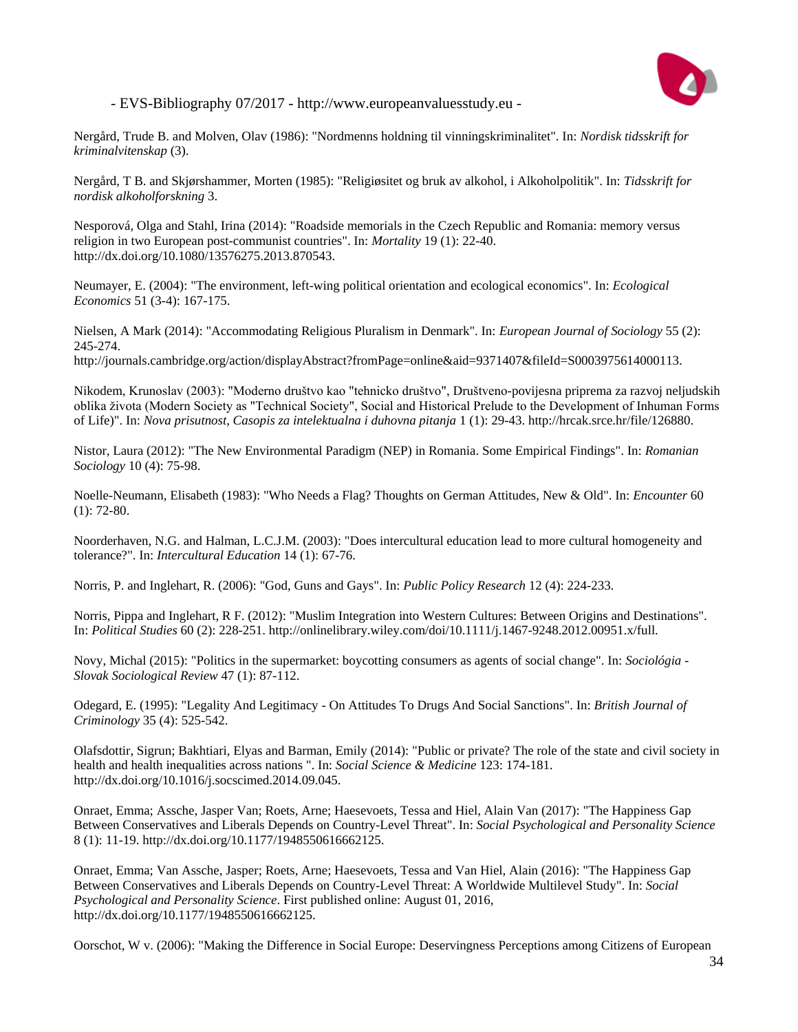Nergård, Trude B. and Molven, Olav (1986): "Nordmenns holdning til vinningskriminalitet". In: *Nordisk tidsskrift for kriminalvitenskap* (3).

Nergård, T B. and Skjørshammer, Morten (1985): "Religiøsitet og bruk av alkohol, i Alkoholpolitik". In: *Tidsskrift for nordisk alkoholforskning* 3.

Nesporová, Olga and Stahl, Irina (2014): "Roadside memorials in the Czech Republic and Romania: memory versus religion in two European post-communist countries". In: *Mortality* 19 (1): 22-40. http://dx.doi.org/10.1080/13576275.2013.870543.

Neumayer, E. (2004): "The environment, left-wing political orientation and ecological economics". In: *Ecological Economics* 51 (3-4): 167-175.

Nielsen, A Mark (2014): "Accommodating Religious Pluralism in Denmark". In: *European Journal of Sociology* 55 (2): 245-274. http://journals.cambridge.org/action/displayAbstract?fromPage=online&aid=9371407&fileId=S0003975614000113.

Nikodem, Krunoslav (2003): "Moderno društvo kao "tehnicko društvo", Društveno-povijesna priprema za razvoj neljudskih oblika života (Modern Society as "Technical Society", Social and Historical Prelude to the Development of Inhuman Forms of Life)". In: *Nova prisutnost, Casopis za intelektualna i duhovna pitanja* 1 (1): 29-43. http://hrcak.srce.hr/file/126880.

Nistor, Laura (2012): "The New Environmental Paradigm (NEP) in Romania. Some Empirical Findings". In: *Romanian Sociology* 10 (4): 75-98.

Noelle-Neumann, Elisabeth (1983): "Who Needs a Flag? Thoughts on German Attitudes, New & Old". In: *Encounter* 60 (1): 72-80.

Noorderhaven, N.G. and Halman, L.C.J.M. (2003): "Does intercultural education lead to more cultural homogeneity and tolerance?". In: *Intercultural Education* 14 (1): 67-76.

Norris, P. and Inglehart, R. (2006): "God, Guns and Gays". In: *Public Policy Research* 12 (4): 224-233.

Norris, Pippa and Inglehart, R F. (2012): "Muslim Integration into Western Cultures: Between Origins and Destinations". In: *Political Studies* 60 (2): 228-251. http://onlinelibrary.wiley.com/doi/10.1111/j.1467-9248.2012.00951.x/full.

Novy, Michal (2015): "Politics in the supermarket: boycotting consumers as agents of social change". In: *Sociológia - Slovak Sociological Review* 47 (1): 87-112.

Odegard, E. (1995): "Legality And Legitimacy - On Attitudes To Drugs And Social Sanctions". In: *British Journal of Criminology* 35 (4): 525-542.

Olafsdottir, Sigrun; Bakhtiari, Elyas and Barman, Emily (2014): "Public or private? The role of the state and civil society in health and health inequalities across nations ". In: *Social Science & Medicine* 123: 174-181. http://dx.doi.org/10.1016/j.socscimed.2014.09.045.

Onraet, Emma; Assche, Jasper Van; Roets, Arne; Haesevoets, Tessa and Hiel, Alain Van (2017): "The Happiness Gap Between Conservatives and Liberals Depends on Country-Level Threat". In: *Social Psychological and Personality Science* 8 (1): 11-19. http://dx.doi.org/10.1177/1948550616662125.

Onraet, Emma; Van Assche, Jasper; Roets, Arne; Haesevoets, Tessa and Van Hiel, Alain (2016): "The Happiness Gap Between Conservatives and Liberals Depends on Country-Level Threat: A Worldwide Multilevel Study". In: *Social Psychological and Personality Science*. First published online: August 01, 2016, http://dx.doi.org/10.1177/1948550616662125.

Oorschot, W v. (2006): "Making the Difference in Social Europe: Deservingness Perceptions among Citizens of European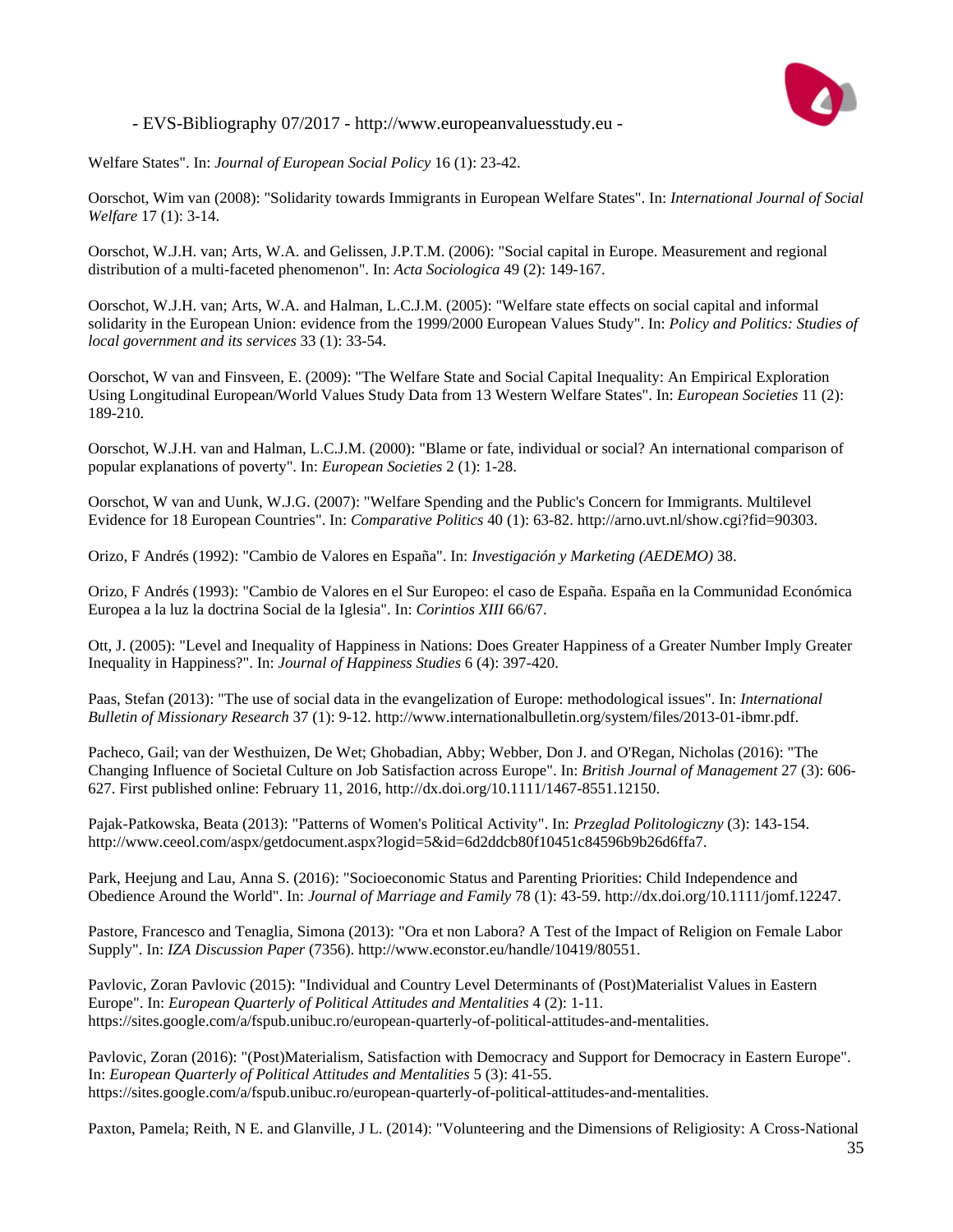Welfare States". In: *Journal of European Social Policy* 16 (1): 23-42.

Oorschot, Wim van (2008): "Solidarity towards Immigrants in European Welfare States". In: *International Journal of Social Welfare* 17 (1): 3-14.

Oorschot, W.J.H. van; Arts, W.A. and Gelissen, J.P.T.M. (2006): "Social capital in Europe. Measurement and regional distribution of a multi-faceted phenomenon". In: *Acta Sociologica* 49 (2): 149-167.

Oorschot, W.J.H. van; Arts, W.A. and Halman, L.C.J.M. (2005): "Welfare state effects on social capital and informal solidarity in the European Union: evidence from the 1999/2000 European Values Study". In: *Policy and Politics: Studies of local government and its services* 33 (1): 33-54.

Oorschot, W van and Finsveen, E. (2009): "The Welfare State and Social Capital Inequality: An Empirical Exploration Using Longitudinal European/World Values Study Data from 13 Western Welfare States". In: *European Societies* 11 (2): 189-210.

Oorschot, W.J.H. van and Halman, L.C.J.M. (2000): "Blame or fate, individual or social? An international comparison of popular explanations of poverty". In: *European Societies* 2 (1): 1-28.

Oorschot, W van and Uunk, W.J.G. (2007): "Welfare Spending and the Public's Concern for Immigrants. Multilevel Evidence for 18 European Countries". In: *Comparative Politics* 40 (1): 63-82. http://arno.uvt.nl/show.cgi?fid=90303.

Orizo, F Andrés (1992): "Cambio de Valores en España". In: *Investigación y Marketing (AEDEMO)* 38.

Orizo, F Andrés (1993): "Cambio de Valores en el Sur Europeo: el caso de España. España en la Communidad Económica Europea a la luz la doctrina Social de la Iglesia". In: *Corintios XIII* 66/67.

Ott, J. (2005): "Level and Inequality of Happiness in Nations: Does Greater Happiness of a Greater Number Imply Greater Inequality in Happiness?". In: *Journal of Happiness Studies* 6 (4): 397-420.

Paas, Stefan (2013): "The use of social data in the evangelization of Europe: methodological issues". In: *International Bulletin of Missionary Research* 37 (1): 9-12. http://www.internationalbulletin.org/system/files/2013-01-ibmr.pdf.

Pacheco, Gail; van der Westhuizen, De Wet; Ghobadian, Abby; Webber, Don J. and O'Regan, Nicholas (2016): "The Changing Influence of Societal Culture on Job Satisfaction across Europe". In: *British Journal of Management* 27 (3): 606-627. First published online: February 11, 2016, http://dx.doi.org/10.1111/1467-8551.12150.

Pajak-Patkowska, Beata (2013): "Patterns of Women's Political Activity". In: *Przeglad Politologiczny* (3): 143-154. http://www.ceeol.com/aspx/getdocument.aspx?logid=5&id=6d2ddcb80f10451c84596b9b26d6ffa7.

Park, Heejung and Lau, Anna S. (2016): "Socioeconomic Status and Parenting Priorities: Child Independence and Obedience Around the World". In: *Journal of Marriage and Family* 78 (1): 43-59. http://dx.doi.org/10.1111/jomf.12247.

Pastore, Francesco and Tenaglia, Simona (2013): "Ora et non Labora? A Test of the Impact of Religion on Female Labor Supply". In: *IZA Discussion Paper* (7356). http://www.econstor.eu/handle/10419/80551.

Pavlovic, Zoran Pavlovic (2015): "Individual and Country Level Determinants of (Post)Materialist Values in Eastern Europe". In: *European Quarterly of Political Attitudes and Mentalities* 4 (2): 1-11. https://sites.google.com/a/fspub.unibuc.ro/european-quarterly-of-political-attitudes-and-mentalities.

Pavlovic, Zoran (2016): "(Post)Materialism, Satisfaction with Democracy and Support for Democracy in Eastern Europe". In: *European Quarterly of Political Attitudes and Mentalities* 5 (3): 41-55. https://sites.google.com/a/fspub.unibuc.ro/european-quarterly-of-political-attitudes-and-mentalities.

Paxton, Pamela; Reith, N E. and Glanville, J L. (2014): "Volunteering and the Dimensions of Religiosity: A Cross-National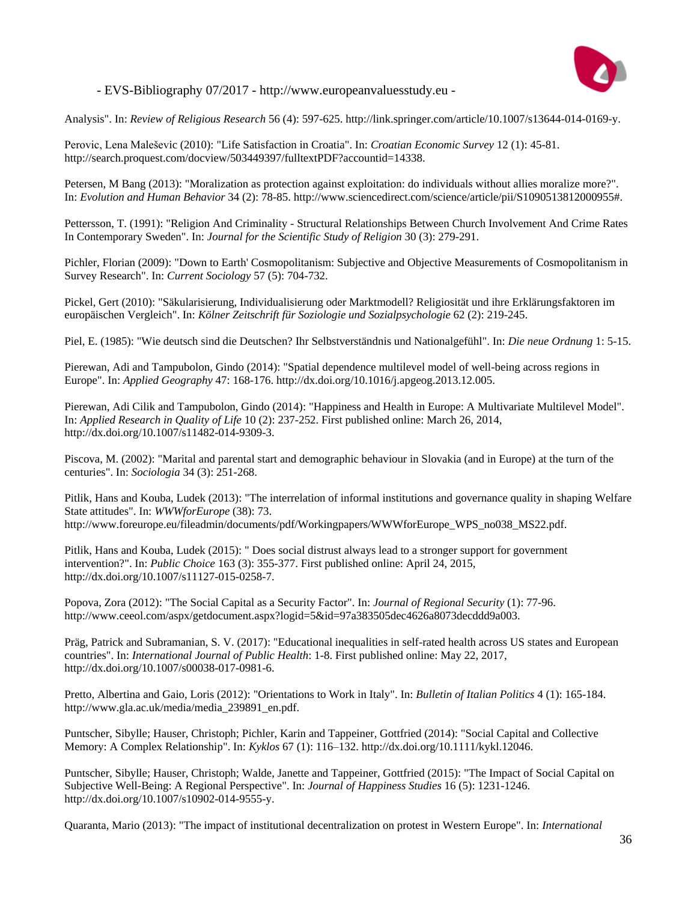Analysis". In: *Review of Religious Research* 56 (4): 597-625. http://link.springer.com/article/10.1007/s13644-014-0169-y.

Perovic, Lena Maleševic (2010): "Life Satisfaction in Croatia". In: *Croatian Economic Survey* 12 (1): 45-81. http://search.proquest.com/docview/503449397/fulltextPDF?accountid=14338.

Petersen, M Bang (2013): "Moralization as protection against exploitation: do individuals without allies moralize more?". In: *Evolution and Human Behavior* 34 (2): 78-85. http://www.sciencedirect.com/science/article/pii/S1090513812000955#.

Pettersson, T. (1991): "Religion And Criminality - Structural Relationships Between Church Involvement And Crime Rates In Contemporary Sweden". In: *Journal for the Scientific Study of Religion* 30 (3): 279-291.

Pichler, Florian (2009): "Down to Earth' Cosmopolitanism: Subjective and Objective Measurements of Cosmopolitanism in Survey Research". In: *Current Sociology* 57 (5): 704-732.

Pickel, Gert (2010): "Säkularisierung, Individualisierung oder Marktmodell? Religiosität und ihre Erklärungsfaktoren im europäischen Vergleich". In: *Kölner Zeitschrift für Soziologie und Sozialpsychologie* 62 (2): 219-245.

Piel, E. (1985): "Wie deutsch sind die Deutschen? Ihr Selbstverständnis und Nationalgefühl". In: *Die neue Ordnung* 1: 5-15.

Pierewan, Adi and Tampubolon, Gindo (2014): "Spatial dependence multilevel model of well-being across regions in Europe". In: *Applied Geography* 47: 168-176. http://dx.doi.org/10.1016/j.apgeog.2013.12.005.

Pierewan, Adi Cilik and Tampubolon, Gindo (2014): "Happiness and Health in Europe: A Multivariate Multilevel Model". In: *Applied Research in Quality of Life* 10 (2): 237-252. First published online: March 26, 2014, http://dx.doi.org/10.1007/s11482-014-9309-3.

Piscova, M. (2002): "Marital and parental start and demographic behaviour in Slovakia (and in Europe) at the turn of the centuries". In: *Sociologia* 34 (3): 251-268.

Pitlik, Hans and Kouba, Ludek (2013): "The interrelation of informal institutions and governance quality in shaping Welfare State attitudes". In: *WWWforEurope* (38): 73. http://www.foreurope.eu/fileadmin/documents/pdf/Workingpapers/WWWforEurope_WPS_no038_MS22.pdf.

Pitlik, Hans and Kouba, Ludek (2015): " Does social distrust always lead to a stronger support for government intervention?". In: *Public Choice* 163 (3): 355-377. First published online: April 24, 2015, http://dx.doi.org/10.1007/s11127-015-0258-7.

Popova, Zora (2012): "The Social Capital as a Security Factor". In: *Journal of Regional Security* (1): 77-96. http://www.ceeol.com/aspx/getdocument.aspx?logid=5&id=97a383505dec4626a8073decddd9a003.

Präg, Patrick and Subramanian, S. V. (2017): "Educational inequalities in self-rated health across US states and European countries". In: *International Journal of Public Health*: 1-8. First published online: May 22, 2017, http://dx.doi.org/10.1007/s00038-017-0981-6.

Pretto, Albertina and Gaio, Loris (2012): "Orientations to Work in Italy". In: *Bulletin of Italian Politics* 4 (1): 165-184. http://www.gla.ac.uk/media/media_239891_en.pdf.

Puntscher, Sibylle; Hauser, Christoph; Pichler, Karin and Tappeiner, Gottfried (2014): "Social Capital and Collective Memory: A Complex Relationship". In: *Kyklos* 67 (1): 116–132. http://dx.doi.org/10.1111/kykl.12046.

Puntscher, Sibylle; Hauser, Christoph; Walde, Janette and Tappeiner, Gottfried (2015): "The Impact of Social Capital on Subjective Well-Being: A Regional Perspective". In: *Journal of Happiness Studies* 16 (5): 1231-1246. http://dx.doi.org/10.1007/s10902-014-9555-y.

Quaranta, Mario (2013): "The impact of institutional decentralization on protest in Western Europe". In: *International*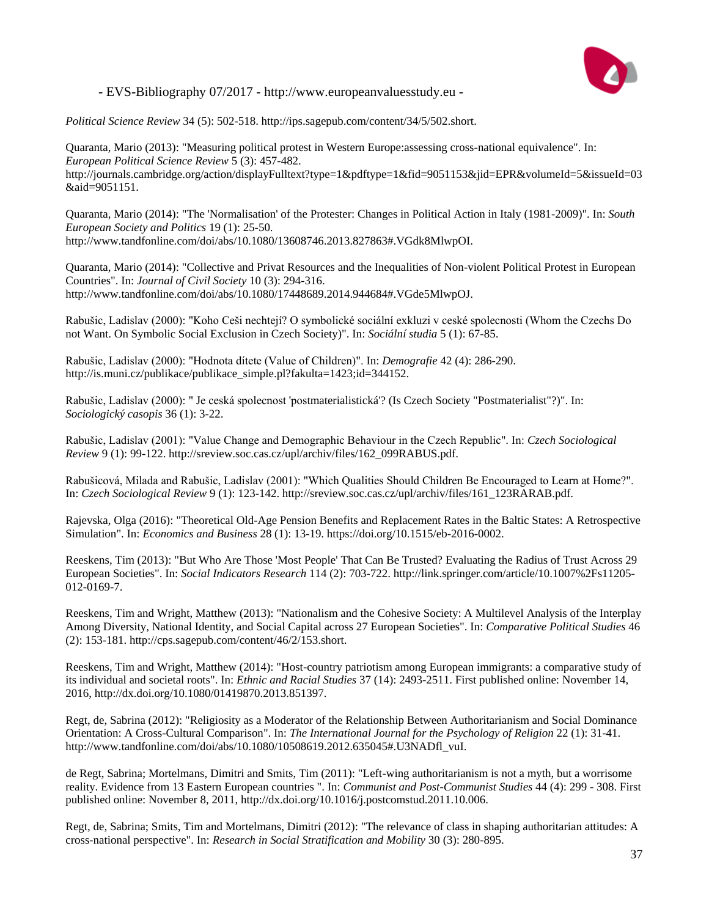*Political Science Review* 34 (5): 502-518. http://ips.sagepub.com/content/34/5/502.short.

Quaranta, Mario (2013): "Measuring political protest in Western Europe:assessing cross-national equivalence". In: *European Political Science Review* 5 (3): 457-482. http://journals.cambridge.org/action/displayFulltext?type=1&pdftype=1&fid=9051153&jid=EPR&volumeId=5&issueId=03&aid=9051151.

Quaranta, Mario (2014): "The 'Normalisation' of the Protester: Changes in Political Action in Italy (1981-2009)". In: *South European Society and Politics* 19 (1): 25-50. http://www.tandfonline.com/doi/abs/10.1080/13608746.2013.827863#.VGdk8MlwpOI.

Quaranta, Mario (2014): "Collective and Privat Resources and the Inequalities of Non-violent Political Protest in European Countries". In: *Journal of Civil Society* 10 (3): 294-316. http://www.tandfonline.com/doi/abs/10.1080/17448689.2014.944684#.VGde5MlwpOJ.

Rabušic, Ladislav (2000): "Koho Češi nechtejí? O symbolické sociální exkluzi v ceské spolecnosti (Whom the Czechs Do not Want. On Symbolic Social Exclusion in Czech Society)". In: *Sociální studia* 5 (1): 67-85.

Rabušic, Ladislav (2000): "Hodnota dítete (Value of Children)". In: *Demografie* 42 (4): 286-290. http://is.muni.cz/publikace/publikace_simple.pl?fakulta=1423;id=344152.

Rabušic, Ladislav (2000): " Je ceská spolecnost 'postmaterialistická'? (Is Czech Society "Postmaterialist"?)". In: *Sociologický casopis* 36 (1): 3-22.

Rabušic, Ladislav (2001): "Value Change and Demographic Behaviour in the Czech Republic". In: *Czech Sociological Review* 9 (1): 99-122. http://sreview.soc.cas.cz/upl/archiv/files/162_099RABUS.pdf.

Rabušicová, Milada and Rabušic, Ladislav (2001): "Which Qualities Should Children Be Encouraged to Learn at Home?". In: *Czech Sociological Review* 9 (1): 123-142. http://sreview.soc.cas.cz/upl/archiv/files/161_123RARAB.pdf.

Rajevska, Olga (2016): "Theoretical Old-Age Pension Benefits and Replacement Rates in the Baltic States: A Retrospective Simulation". In: *Economics and Business* 28 (1): 13-19. https://doi.org/10.1515/eb-2016-0002.

Reeskens, Tim (2013): "But Who Are Those 'Most People' That Can Be Trusted? Evaluating the Radius of Trust Across 29 European Societies". In: *Social Indicators Research* 114 (2): 703-722. http://link.springer.com/article/10.1007%2Fs11205-012-0169-7.

Reeskens, Tim and Wright, Matthew (2013): "Nationalism and the Cohesive Society: A Multilevel Analysis of the Interplay Among Diversity, National Identity, and Social Capital across 27 European Societies". In: *Comparative Political Studies* 46 (2): 153-181. http://cps.sagepub.com/content/46/2/153.short.

Reeskens, Tim and Wright, Matthew (2014): "Host-country patriotism among European immigrants: a comparative study of its individual and societal roots". In: *Ethnic and Racial Studies* 37 (14): 2493-2511. First published online: November 14, 2016, http://dx.doi.org/10.1080/01419870.2013.851397.

Regt, de, Sabrina (2012): "Religiosity as a Moderator of the Relationship Between Authoritarianism and Social Dominance Orientation: A Cross-Cultural Comparison". In: *The International Journal for the Psychology of Religion* 22 (1): 31-41. http://www.tandfonline.com/doi/abs/10.1080/10508619.2012.635045#.U3NADfl_vuI.

de Regt, Sabrina; Mortelmans, Dimitri and Smits, Tim (2011): "Left-wing authoritarianism is not a myth, but a worrisome reality. Evidence from 13 Eastern European countries ". In: *Communist and Post-Communist Studies* 44 (4): 299 - 308. First published online: November 8, 2011, http://dx.doi.org/10.1016/j.postcomstud.2011.10.006.

Regt, de, Sabrina; Smits, Tim and Mortelmans, Dimitri (2012): "The relevance of class in shaping authoritarian attitudes: A cross-national perspective". In: *Research in Social Stratification and Mobility* 30 (3): 280-895.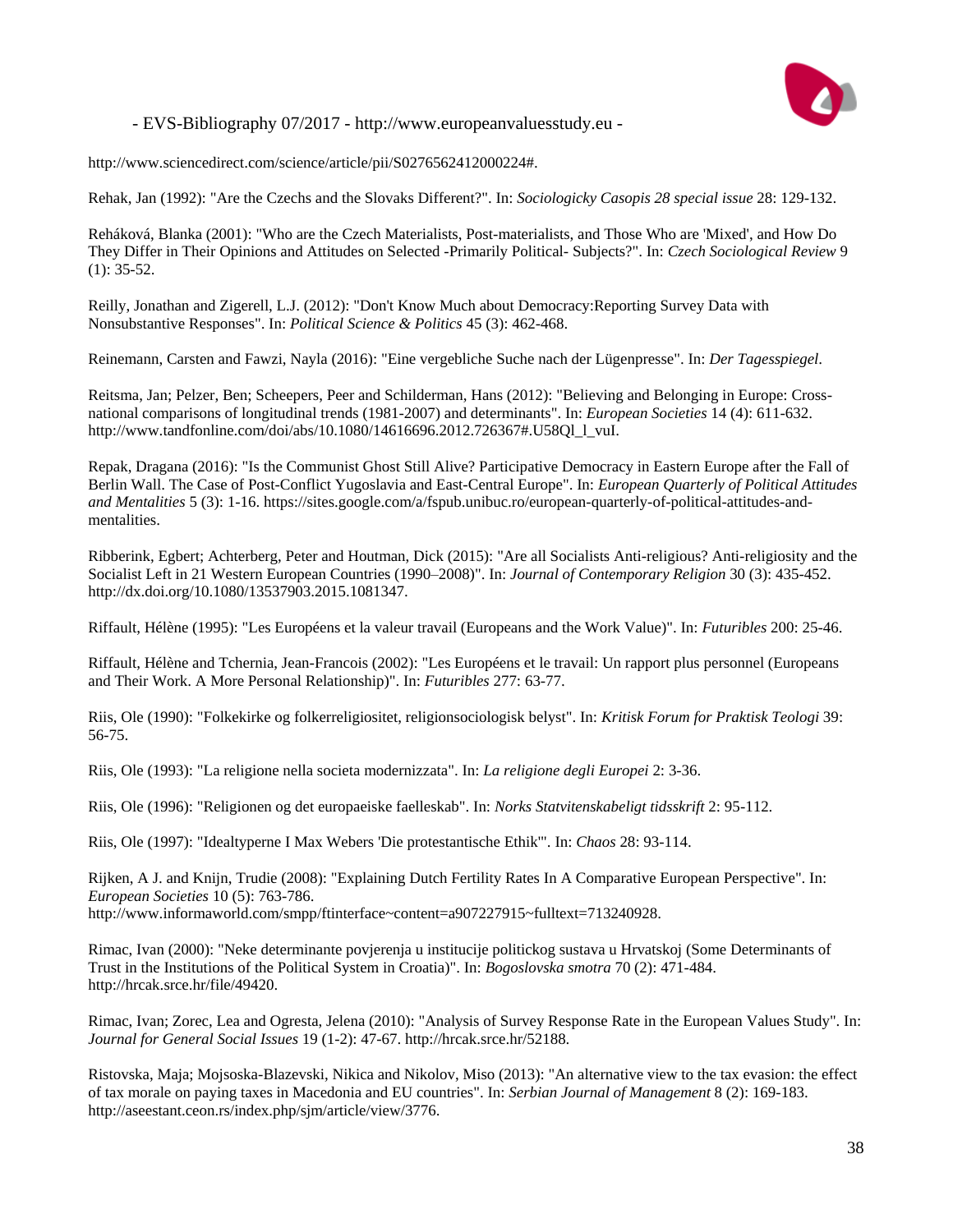http://www.sciencedirect.com/science/article/pii/S0276562412000224#.

Rehak, Jan (1992): "Are the Czechs and the Slovaks Different?". In: *Sociologicky Casopis 28 special issue* 28: 129-132.

Reháková, Blanka (2001): "Who are the Czech Materialists, Post-materialists, and Those Who are 'Mixed', and How Do They Differ in Their Opinions and Attitudes on Selected -Primarily Political- Subjects?". In: *Czech Sociological Review* 9 (1): 35-52.

Reilly, Jonathan and Zigerell, L.J. (2012): "Don't Know Much about Democracy:Reporting Survey Data with Nonsubstantive Responses". In: *Political Science & Politics* 45 (3): 462-468.

Reinemann, Carsten and Fawzi, Nayla (2016): "Eine vergebliche Suche nach der Lügenpresse". In: *Der Tagesspiegel*.

Reitsma, Jan; Pelzer, Ben; Scheepers, Peer and Schilderman, Hans (2012): "Believing and Belonging in Europe: Cross-national comparisons of longitudinal trends (1981-2007) and determinants". In: *European Societies* 14 (4): 611-632. http://www.tandfonline.com/doi/abs/10.1080/14616696.2012.726367#.U58Ql_l_vuI.

Repak, Dragana (2016): "Is the Communist Ghost Still Alive? Participative Democracy in Eastern Europe after the Fall of Berlin Wall. The Case of Post-Conflict Yugoslavia and East-Central Europe". In: *European Quarterly of Political Attitudes and Mentalities* 5 (3): 1-16. https://sites.google.com/a/fspub.unibuc.ro/european-quarterly-of-political-attitudes-and-mentalities.

Ribberink, Egbert; Achterberg, Peter and Houtman, Dick (2015): "Are all Socialists Anti-religious? Anti-religiosity and the Socialist Left in 21 Western European Countries (1990–2008)". In: *Journal of Contemporary Religion* 30 (3): 435-452. http://dx.doi.org/10.1080/13537903.2015.1081347.

Riffault, Hélène (1995): "Les Européens et la valeur travail (Europeans and the Work Value)". In: *Futuribles* 200: 25-46.

Riffault, Hélène and Tchernia, Jean-Francois (2002): "Les Européens et le travail: Un rapport plus personnel (Europeans and Their Work. A More Personal Relationship)". In: *Futuribles* 277: 63-77.

Riis, Ole (1990): "Folkekirke og folkerreligiositet, religionsociologisk belyst". In: *Kritisk Forum for Praktisk Teologi* 39: 56-75.

Riis, Ole (1993): "La religione nella societa modernizzata". In: *La religione degli Europei* 2: 3-36.

Riis, Ole (1996): "Religionen og det europaeiske faelleskab". In: *Norks Statvitenskabeligt tidsskrift* 2: 95-112.

Riis, Ole (1997): "Idealtyperne I Max Webers 'Die protestantische Ethik'". In: *Chaos* 28: 93-114.

Rijken, A J. and Knijn, Trudie (2008): "Explaining Dutch Fertility Rates In A Comparative European Perspective". In: *European Societies* 10 (5): 763-786. http://www.informaworld.com/smpp/ftinterface~content=a907227915~fulltext=713240928.

Rimac, Ivan (2000): "Neke determinante povjerenja u institucije politickog sustava u Hrvatskoj (Some Determinants of Trust in the Institutions of the Political System in Croatia)". In: *Bogoslovska smotra* 70 (2): 471-484. http://hrcak.srce.hr/file/49420.

Rimac, Ivan; Zorec, Lea and Ogresta, Jelena (2010): "Analysis of Survey Response Rate in the European Values Study". In: *Journal for General Social Issues* 19 (1-2): 47-67. http://hrcak.srce.hr/52188.

Ristovska, Maja; Mojsoska-Blazevski, Nikica and Nikolov, Miso (2013): "An alternative view to the tax evasion: the effect of tax morale on paying taxes in Macedonia and EU countries". In: *Serbian Journal of Management* 8 (2): 169-183. http://aseestant.ceon.rs/index.php/sjm/article/view/3776.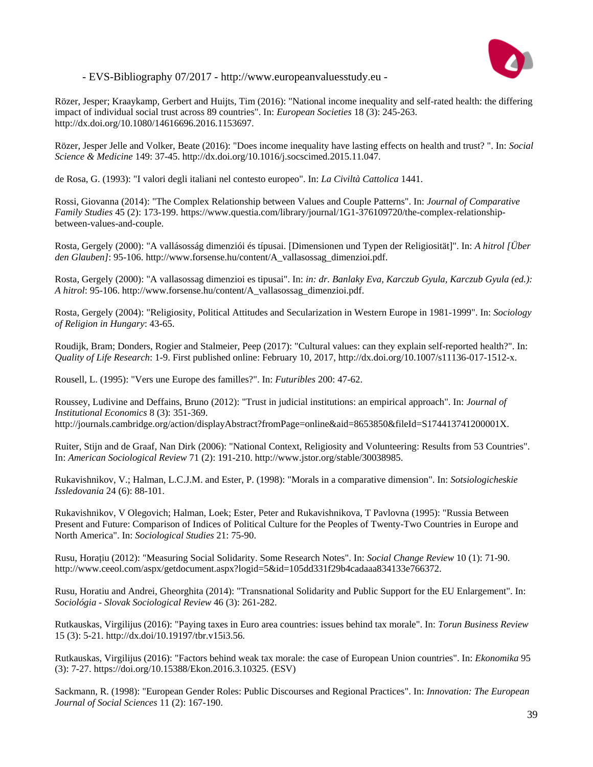Rözer, Jesper; Kraaykamp, Gerbert and Huijts, Tim (2016): "National income inequality and self-rated health: the differing impact of individual social trust across 89 countries". In: *European Societies* 18 (3): 245-263. http://dx.doi.org/10.1080/14616696.2016.1153697.

Rözer, Jesper Jelle and Volker, Beate (2016): "Does income inequality have lasting effects on health and trust? ". In: *Social Science & Medicine* 149: 37-45. http://dx.doi.org/10.1016/j.socscimed.2015.11.047.

de Rosa, G. (1993): "I valori degli italiani nel contesto europeo". In: *La Civiltà Cattolica* 1441.

Rossi, Giovanna (2014): "The Complex Relationship between Values and Couple Patterns". In: *Journal of Comparative Family Studies* 45 (2): 173-199. https://www.questia.com/library/journal/1G1-376109720/the-complex-relationship-between-values-and-couple.

Rosta, Gergely (2000): "A vallásosság dimenziói és típusai. [Dimensionen und Typen der Religiosität]". In: *A hitrol [Über den Glauben]*: 95-106. http://www.forsense.hu/content/A_vallasossag_dimenzioi.pdf.

Rosta, Gergely (2000): "A vallasossag dimenzioi es tipusai". In: *in: dr. Banlaky Eva, Karczub Gyula, Karczub Gyula (ed.): A hitrol*: 95-106. http://www.forsense.hu/content/A_vallasossag_dimenzioi.pdf.

Rosta, Gergely (2004): "Religiosity, Political Attitudes and Secularization in Western Europe in 1981-1999". In: *Sociology of Religion in Hungary*: 43-65.

Roudijk, Bram; Donders, Rogier and Stalmeier, Peep (2017): "Cultural values: can they explain self-reported health?". In: *Quality of Life Research*: 1-9. First published online: February 10, 2017, http://dx.doi.org/10.1007/s11136-017-1512-x.

Rousell, L. (1995): "Vers une Europe des familles?". In: *Futuribles* 200: 47-62.

Roussey, Ludivine and Deffains, Bruno (2012): "Trust in judicial institutions: an empirical approach". In: *Journal of Institutional Economics* 8 (3): 351-369. http://journals.cambridge.org/action/displayAbstract?fromPage=online&aid=8653850&fileId=S174413741200001X.

Ruiter, Stijn and de Graaf, Nan Dirk (2006): "National Context, Religiosity and Volunteering: Results from 53 Countries". In: *American Sociological Review* 71 (2): 191-210. http://www.jstor.org/stable/30038985.

Rukavishnikov, V.; Halman, L.C.J.M. and Ester, P. (1998): "Morals in a comparative dimension". In: *Sotsiologicheskie Issledovania* 24 (6): 88-101.

Rukavishnikov, V Olegovich; Halman, Loek; Ester, Peter and Rukavishnikova, T Pavlovna (1995): "Russia Between Present and Future: Comparison of Indices of Political Culture for the Peoples of Twenty-Two Countries in Europe and North America". In: *Sociological Studies* 21: 75-90.

Rusu, Horațiu (2012): "Measuring Social Solidarity. Some Research Notes". In: *Social Change Review* 10 (1): 71-90. http://www.ceeol.com/aspx/getdocument.aspx?logid=5&id=105dd331f29b4cadaaa834133e766372.

Rusu, Horatiu and Andrei, Gheorghita (2014): "Transnational Solidarity and Public Support for the EU Enlargement". In: *Sociológia - Slovak Sociological Review* 46 (3): 261-282.

Rutkauskas, Virgilijus (2016): "Paying taxes in Euro area countries: issues behind tax morale". In: *Torun Business Review* 15 (3): 5-21. http://dx.doi/10.19197/tbr.v15i3.56.

Rutkauskas, Virgilijus (2016): "Factors behind weak tax morale: the case of European Union countries". In: *Ekonomika* 95 (3): 7-27. https://doi.org/10.15388/Ekon.2016.3.10325. (ESV)

Sackmann, R. (1998): "European Gender Roles: Public Discourses and Regional Practices". In: *Innovation: The European Journal of Social Sciences* 11 (2): 167-190.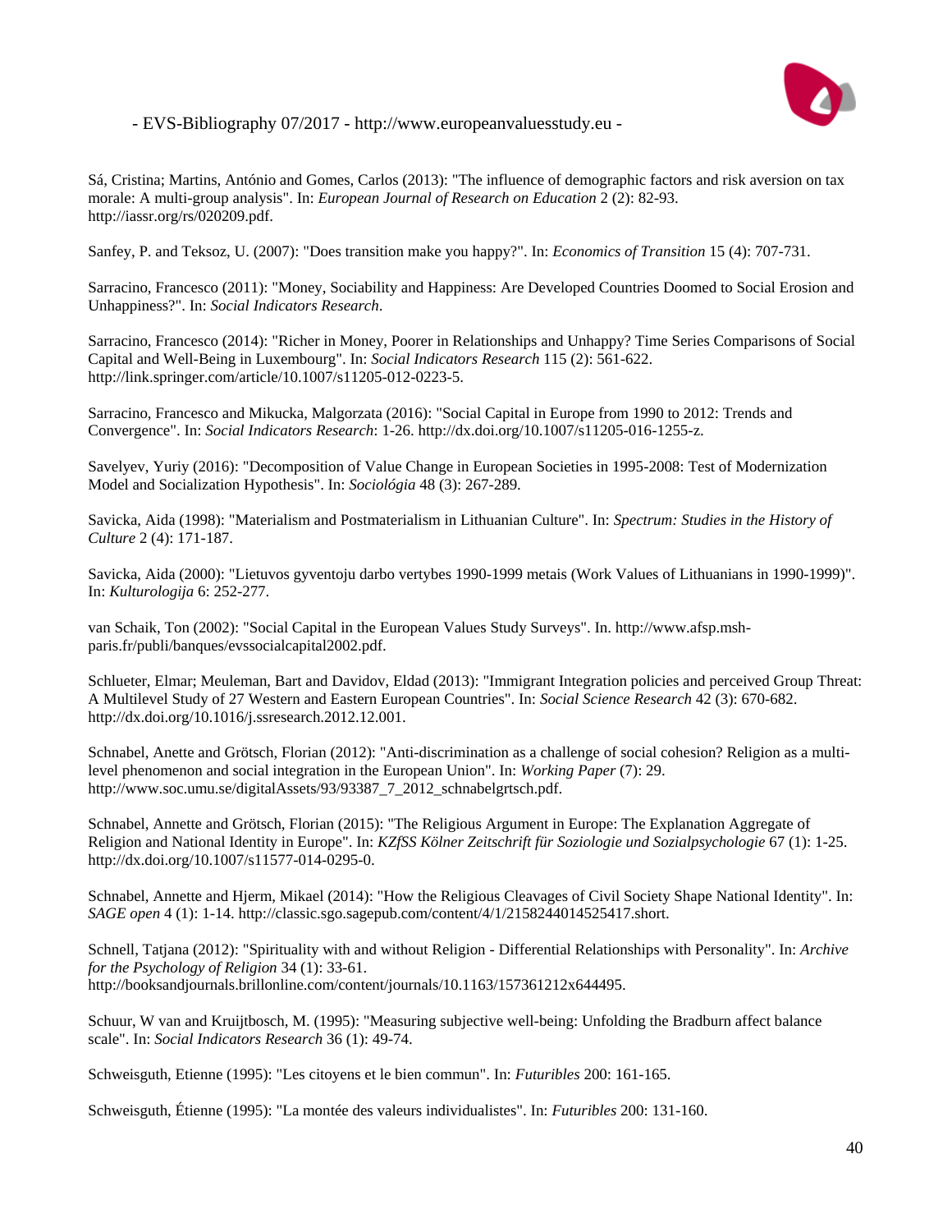Sá, Cristina; Martins, António and Gomes, Carlos (2013): "The influence of demographic factors and risk aversion on tax morale: A multi-group analysis". In: *European Journal of Research on Education* 2 (2): 82-93. http://iassr.org/rs/020209.pdf.

Sanfey, P. and Teksoz, U. (2007): "Does transition make you happy?". In: *Economics of Transition* 15 (4): 707-731.

Sarracino, Francesco (2011): "Money, Sociability and Happiness: Are Developed Countries Doomed to Social Erosion and Unhappiness?". In: *Social Indicators Research*.

Sarracino, Francesco (2014): "Richer in Money, Poorer in Relationships and Unhappy? Time Series Comparisons of Social Capital and Well-Being in Luxembourg". In: *Social Indicators Research* 115 (2): 561-622. http://link.springer.com/article/10.1007/s11205-012-0223-5.

Sarracino, Francesco and Mikucka, Malgorzata (2016): "Social Capital in Europe from 1990 to 2012: Trends and Convergence". In: *Social Indicators Research*: 1-26. http://dx.doi.org/10.1007/s11205-016-1255-z.

Savelyev, Yuriy (2016): "Decomposition of Value Change in European Societies in 1995-2008: Test of Modernization Model and Socialization Hypothesis". In: *Sociológia* 48 (3): 267-289.

Savicka, Aida (1998): "Materialism and Postmaterialism in Lithuanian Culture". In: *Spectrum: Studies in the History of Culture* 2 (4): 171-187.

Savicka, Aida (2000): "Lietuvos gyventoju darbo vertybes 1990-1999 metais (Work Values of Lithuanians in 1990-1999)". In: *Kulturologija* 6: 252-277.

van Schaik, Ton (2002): "Social Capital in the European Values Study Surveys". In. http://www.afsp.msh-paris.fr/publi/banques/evssocialcapital2002.pdf.

Schlueter, Elmar; Meuleman, Bart and Davidov, Eldad (2013): "Immigrant Integration policies and perceived Group Threat: A Multilevel Study of 27 Western and Eastern European Countries". In: *Social Science Research* 42 (3): 670-682. http://dx.doi.org/10.1016/j.ssresearch.2012.12.001.

Schnabel, Anette and Grötsch, Florian (2012): "Anti-discrimination as a challenge of social cohesion? Religion as a multi-level phenomenon and social integration in the European Union". In: *Working Paper* (7): 29. http://www.soc.umu.se/digitalAssets/93/93387_7_2012_schnabelgrtsch.pdf.

Schnabel, Annette and Grötsch, Florian (2015): "The Religious Argument in Europe: The Explanation Aggregate of Religion and National Identity in Europe". In: *KZfSS Kölner Zeitschrift für Soziologie und Sozialpsychologie* 67 (1): 1-25. http://dx.doi.org/10.1007/s11577-014-0295-0.

Schnabel, Annette and Hjerm, Mikael (2014): "How the Religious Cleavages of Civil Society Shape National Identity". In: *SAGE open* 4 (1): 1-14. http://classic.sgo.sagepub.com/content/4/1/2158244014525417.short.

Schnell, Tatjana (2012): "Spirituality with and without Religion - Differential Relationships with Personality". In: *Archive for the Psychology of Religion* 34 (1): 33-61. http://booksandjournals.brillonline.com/content/journals/10.1163/157361212x644495.

Schuur, W van and Kruijtbosch, M. (1995): "Measuring subjective well-being: Unfolding the Bradburn affect balance scale". In: *Social Indicators Research* 36 (1): 49-74.

Schweisguth, Etienne (1995): "Les citoyens et le bien commun". In: *Futuribles* 200: 161-165.

Schweisguth, Étienne (1995): "La montée des valeurs individualistes". In: *Futuribles* 200: 131-160.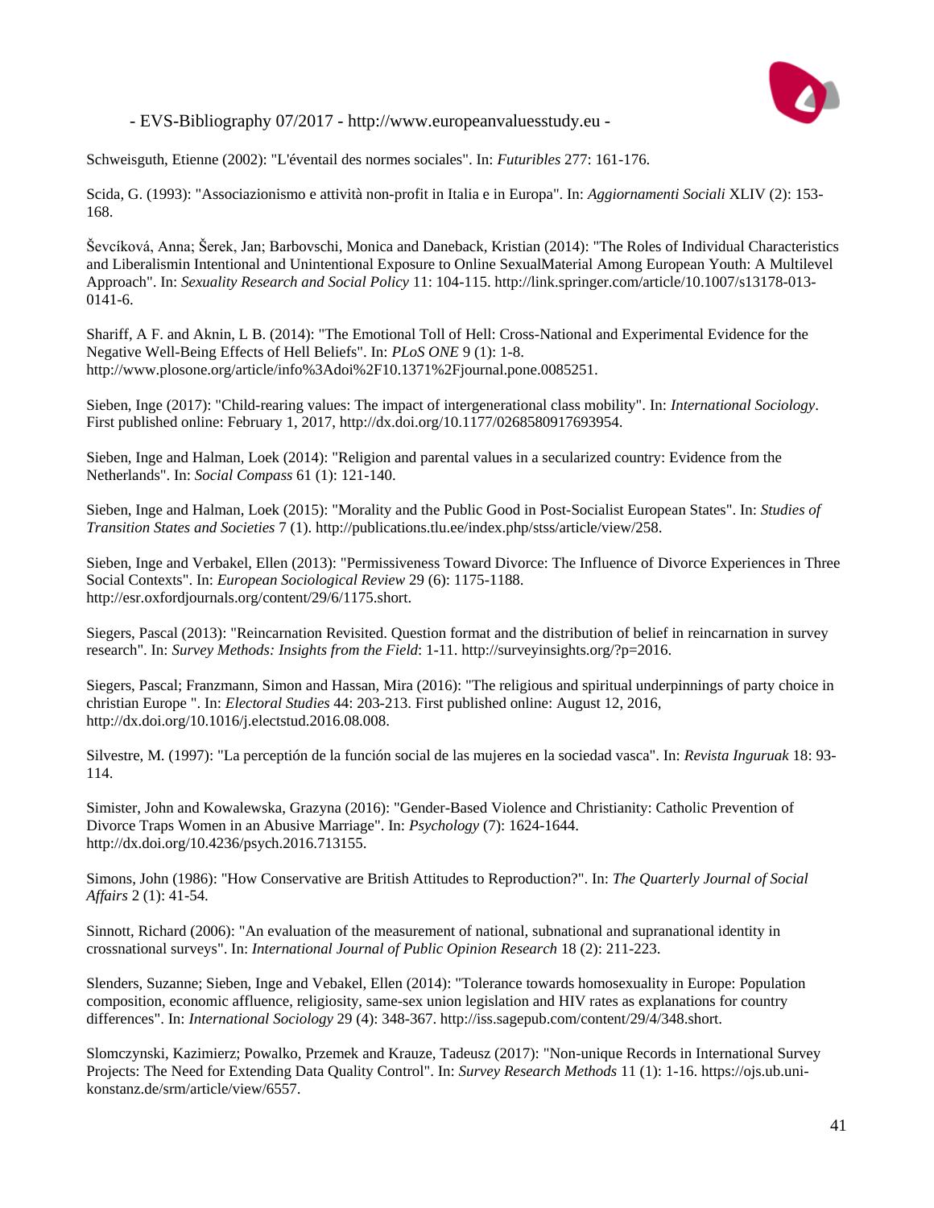Schweisguth, Etienne (2002): "L'éventail des normes sociales". In: *Futuribles* 277: 161-176.

Scida, G. (1993): "Associazionismo e attività non-profit in Italia e in Europa". In: *Aggiornamenti Sociali* XLIV (2): 153-168.

Ševcíková, Anna; Šerek, Jan; Barbovschi, Monica and Daneback, Kristian (2014): "The Roles of Individual Characteristics and Liberalismin Intentional and Unintentional Exposure to Online SexualMaterial Among European Youth: A Multilevel Approach". In: *Sexuality Research and Social Policy* 11: 104-115. http://link.springer.com/article/10.1007/s13178-013-0141-6.

Shariff, A F. and Aknin, L B. (2014): "The Emotional Toll of Hell: Cross-National and Experimental Evidence for the Negative Well-Being Effects of Hell Beliefs". In: *PLoS ONE* 9 (1): 1-8. http://www.plosone.org/article/info%3Adoi%2F10.1371%2Fjournal.pone.0085251.

Sieben, Inge (2017): "Child-rearing values: The impact of intergenerational class mobility". In: *International Sociology*. First published online: February 1, 2017, http://dx.doi.org/10.1177/0268580917693954.

Sieben, Inge and Halman, Loek (2014): "Religion and parental values in a secularized country: Evidence from the Netherlands". In: *Social Compass* 61 (1): 121-140.

Sieben, Inge and Halman, Loek (2015): "Morality and the Public Good in Post-Socialist European States". In: *Studies of Transition States and Societies* 7 (1). http://publications.tlu.ee/index.php/stss/article/view/258.

Sieben, Inge and Verbakel, Ellen (2013): "Permissiveness Toward Divorce: The Influence of Divorce Experiences in Three Social Contexts". In: *European Sociological Review* 29 (6): 1175-1188. http://esr.oxfordjournals.org/content/29/6/1175.short.

Siegers, Pascal (2013): "Reincarnation Revisited. Question format and the distribution of belief in reincarnation in survey research". In: *Survey Methods: Insights from the Field*: 1-11. http://surveyinsights.org/?p=2016.

Siegers, Pascal; Franzmann, Simon and Hassan, Mira (2016): "The religious and spiritual underpinnings of party choice in christian Europe ". In: *Electoral Studies* 44: 203-213. First published online: August 12, 2016, http://dx.doi.org/10.1016/j.electstud.2016.08.008.

Silvestre, M. (1997): "La percepción de la función social de las mujeres en la sociedad vasca". In: *Revista Inguruak* 18: 93-114.

Simister, John and Kowalewska, Grazyna (2016): "Gender-Based Violence and Christianity: Catholic Prevention of Divorce Traps Women in an Abusive Marriage". In: *Psychology* (7): 1624-1644. http://dx.doi.org/10.4236/psych.2016.713155.

Simons, John (1986): "How Conservative are British Attitudes to Reproduction?". In: *The Quarterly Journal of Social Affairs* 2 (1): 41-54.

Sinnott, Richard (2006): "An evaluation of the measurement of national, subnational and supranational identity in crossnational surveys". In: *International Journal of Public Opinion Research* 18 (2): 211-223.

Slenders, Suzanne; Sieben, Inge and Vebakel, Ellen (2014): "Tolerance towards homosexuality in Europe: Population composition, economic affluence, religiosity, same-sex union legislation and HIV rates as explanations for country differences". In: *International Sociology* 29 (4): 348-367. http://iss.sagepub.com/content/29/4/348.short.

Slomczynski, Kazimierz; Powalko, Przemek and Krauze, Tadeusz (2017): "Non-unique Records in International Survey Projects: The Need for Extending Data Quality Control". In: *Survey Research Methods* 11 (1): 1-16. https://ojs.ub.uni-konstanz.de/srm/article/view/6557.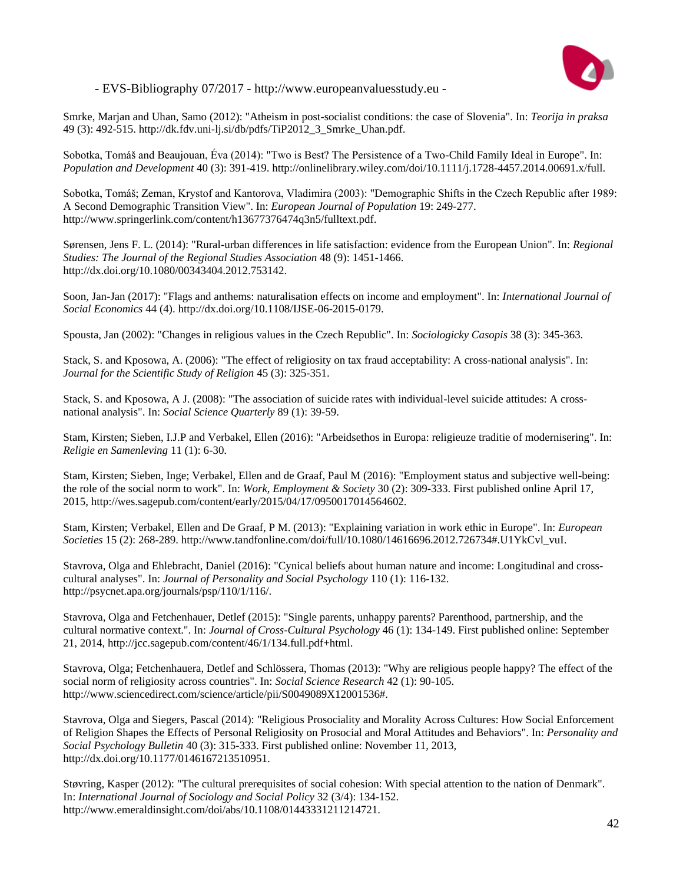Smrke, Marjan and Uhan, Samo (2012): "Atheism in post-socialist conditions: the case of Slovenia". In: *Teorija in praksa* 49 (3): 492-515. http://dk.fdv.uni-lj.si/db/pdfs/TiP2012_3_Smrke_Uhan.pdf.

Sobotka, Tomáš and Beaujouan, Éva (2014): "Two is Best? The Persistence of a Two-Child Family Ideal in Europe". In: *Population and Development* 40 (3): 391-419. http://onlinelibrary.wiley.com/doi/10.1111/j.1728-4457.2014.00691.x/full.

Sobotka, Tomáš; Zeman, Krystof and Kantorova, Vladimira (2003): "Demographic Shifts in the Czech Republic after 1989: A Second Demographic Transition View". In: *European Journal of Population* 19: 249-277. http://www.springerlink.com/content/h13677376474q3n5/fulltext.pdf.

Sørensen, Jens F. L. (2014): "Rural-urban differences in life satisfaction: evidence from the European Union". In: *Regional Studies: The Journal of the Regional Studies Association* 48 (9): 1451-1466. http://dx.doi.org/10.1080/00343404.2012.753142.

Soon, Jan-Jan (2017): "Flags and anthems: naturalisation effects on income and employment". In: *International Journal of Social Economics* 44 (4). http://dx.doi.org/10.1108/IJSE-06-2015-0179.

Spousta, Jan (2002): "Changes in religious values in the Czech Republic". In: *Sociologicky Casopis* 38 (3): 345-363.

Stack, S. and Kposowa, A. (2006): "The effect of religiosity on tax fraud acceptability: A cross-national analysis". In: *Journal for the Scientific Study of Religion* 45 (3): 325-351.

Stack, S. and Kposowa, A J. (2008): "The association of suicide rates with individual-level suicide attitudes: A cross-national analysis". In: *Social Science Quarterly* 89 (1): 39-59.

Stam, Kirsten; Sieben, I.J.P and Verbakel, Ellen (2016): "Arbeidsethos in Europa: religieuze traditie of modernisering". In: *Religie en Samenleving* 11 (1): 6-30.

Stam, Kirsten; Sieben, Inge; Verbakel, Ellen and de Graaf, Paul M (2016): "Employment status and subjective well-being: the role of the social norm to work". In: *Work, Employment & Society* 30 (2): 309-333. First published online April 17, 2015, http://wes.sagepub.com/content/early/2015/04/17/0950017014564602.

Stam, Kirsten; Verbakel, Ellen and De Graaf, P M. (2013): "Explaining variation in work ethic in Europe". In: *European Societies* 15 (2): 268-289. http://www.tandfonline.com/doi/full/10.1080/14616696.2012.726734#.U1YkCvl_vuI.

Stavrova, Olga and Ehlebracht, Daniel (2016): "Cynical beliefs about human nature and income: Longitudinal and cross-cultural analyses". In: *Journal of Personality and Social Psychology* 110 (1): 116-132. http://psycnet.apa.org/journals/psp/110/1/116/.

Stavrova, Olga and Fetchenhauer, Detlef (2015): "Single parents, unhappy parents? Parenthood, partnership, and the cultural normative context.". In: *Journal of Cross-Cultural Psychology* 46 (1): 134-149. First published online: September 21, 2014, http://jcc.sagepub.com/content/46/1/134.full.pdf+html.

Stavrova, Olga; Fetchenhauera, Detlef and Schlössera, Thomas (2013): "Why are religious people happy? The effect of the social norm of religiosity across countries". In: *Social Science Research* 42 (1): 90-105. http://www.sciencedirect.com/science/article/pii/S0049089X12001536#.

Stavrova, Olga and Siegers, Pascal (2014): "Religious Prosociality and Morality Across Cultures: How Social Enforcement of Religion Shapes the Effects of Personal Religiosity on Prosocial and Moral Attitudes and Behaviors". In: *Personality and Social Psychology Bulletin* 40 (3): 315-333. First published online: November 11, 2013, http://dx.doi.org/10.1177/0146167213510951.

Støvring, Kasper (2012): "The cultural prerequisites of social cohesion: With special attention to the nation of Denmark". In: *International Journal of Sociology and Social Policy* 32 (3/4): 134-152. http://www.emeraldinsight.com/doi/abs/10.1108/01443331211214721.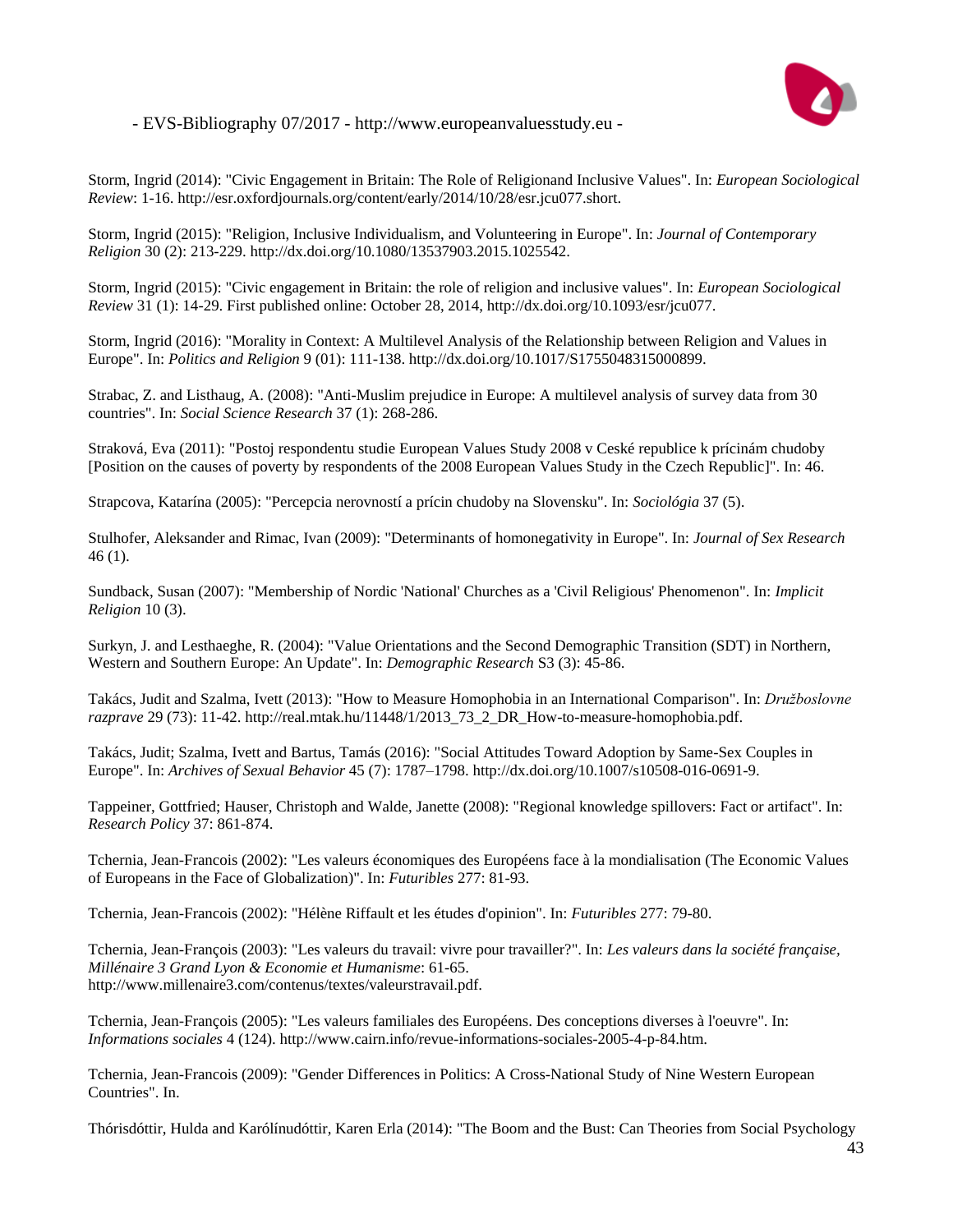Storm, Ingrid (2014): "Civic Engagement in Britain: The Role of Religionand Inclusive Values". In: *European Sociological Review*: 1-16. http://esr.oxfordjournals.org/content/early/2014/10/28/esr.jcu077.short.

Storm, Ingrid (2015): "Religion, Inclusive Individualism, and Volunteering in Europe". In: *Journal of Contemporary Religion* 30 (2): 213-229. http://dx.doi.org/10.1080/13537903.2015.1025542.

Storm, Ingrid (2015): "Civic engagement in Britain: the role of religion and inclusive values". In: *European Sociological Review* 31 (1): 14-29. First published online: October 28, 2014, http://dx.doi.org/10.1093/esr/jcu077.

Storm, Ingrid (2016): "Morality in Context: A Multilevel Analysis of the Relationship between Religion and Values in Europe". In: *Politics and Religion* 9 (01): 111-138. http://dx.doi.org/10.1017/S1755048315000899.

Strabac, Z. and Listhaug, A. (2008): "Anti-Muslim prejudice in Europe: A multilevel analysis of survey data from 30 countries". In: *Social Science Research* 37 (1): 268-286.

Straková, Eva (2011): "Postoj respondentu studie European Values Study 2008 v Ceské republice k prícinám chudoby [Position on the causes of poverty by respondents of the 2008 European Values Study in the Czech Republic]". In: 46.

Strapcova, Katarína (2005): "Percepcia nerovností a prícin chudoby na Slovensku". In: *Sociológia* 37 (5).

Stulhofer, Aleksander and Rimac, Ivan (2009): "Determinants of homonegativity in Europe". In: *Journal of Sex Research* 46 (1).

Sundback, Susan (2007): "Membership of Nordic 'National' Churches as a 'Civil Religious' Phenomenon". In: *Implicit Religion* 10 (3).

Surkyn, J. and Lesthaeghe, R. (2004): "Value Orientations and the Second Demographic Transition (SDT) in Northern, Western and Southern Europe: An Update". In: *Demographic Research* S3 (3): 45-86.

Takács, Judit and Szalma, Ivett (2013): "How to Measure Homophobia in an International Comparison". In: *Družboslovne razprave* 29 (73): 11-42. http://real.mtak.hu/11448/1/2013_73_2_DR_How-to-measure-homophobia.pdf.

Takács, Judit; Szalma, Ivett and Bartus, Tamás (2016): "Social Attitudes Toward Adoption by Same-Sex Couples in Europe". In: *Archives of Sexual Behavior* 45 (7): 1787–1798. http://dx.doi.org/10.1007/s10508-016-0691-9.

Tappeiner, Gottfried; Hauser, Christoph and Walde, Janette (2008): "Regional knowledge spillovers: Fact or artifact". In: *Research Policy* 37: 861-874.

Tchernia, Jean-Francois (2002): "Les valeurs économiques des Européens face à la mondialisation (The Economic Values of Europeans in the Face of Globalization)". In: *Futuribles* 277: 81-93.

Tchernia, Jean-Francois (2002): "Hélène Riffault et les études d'opinion". In: *Futuribles* 277: 79-80.

Tchernia, Jean-François (2003): "Les valeurs du travail: vivre pour travailler?". In: *Les valeurs dans la société française, Millénaire 3 Grand Lyon & Economie et Humanisme*: 61-65. http://www.millenaire3.com/contenus/textes/valeurstravail.pdf.

Tchernia, Jean-François (2005): "Les valeurs familiales des Européens. Des conceptions diverses à l'oeuvre". In: *Informations sociales* 4 (124). http://www.cairn.info/revue-informations-sociales-2005-4-p-84.htm.

Tchernia, Jean-Francois (2009): "Gender Differences in Politics: A Cross-National Study of Nine Western European Countries". In.

Thórisdóttir, Hulda and Karólínudóttir, Karen Erla (2014): "The Boom and the Bust: Can Theories from Social Psychology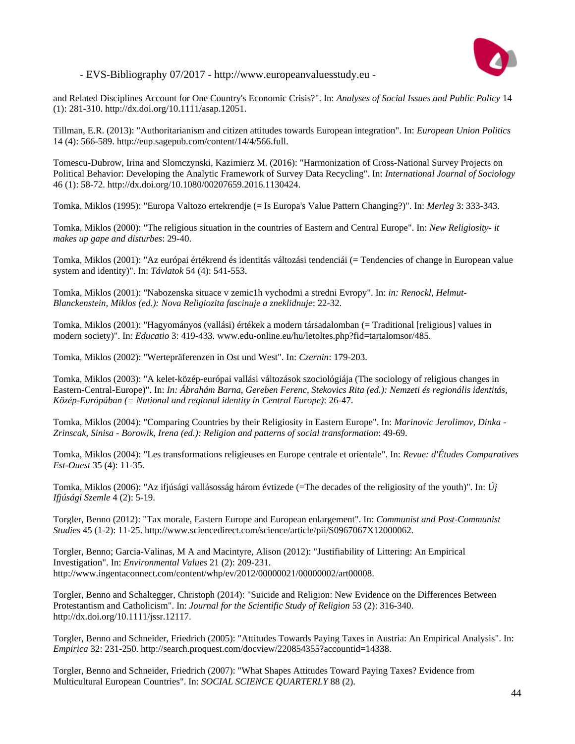and Related Disciplines Account for One Country's Economic Crisis?". In: *Analyses of Social Issues and Public Policy* 14 (1): 281-310. http://dx.doi.org/10.1111/asap.12051.

Tillman, E.R. (2013): "Authoritarianism and citizen attitudes towards European integration". In: *European Union Politics* 14 (4): 566-589. http://eup.sagepub.com/content/14/4/566.full.

Tomescu-Dubrow, Irina and Slomczynski, Kazimierz M. (2016): "Harmonization of Cross-National Survey Projects on Political Behavior: Developing the Analytic Framework of Survey Data Recycling". In: *International Journal of Sociology* 46 (1): 58-72. http://dx.doi.org/10.1080/00207659.2016.1130424.

Tomka, Miklos (1995): "Europa Valtozo ertekrendje (= Is Europa's Value Pattern Changing?)". In: *Merleg* 3: 333-343.

Tomka, Miklos (2000): "The religious situation in the countries of Eastern and Central Europe". In: *New Religiosity- it makes up gape and disturbes*: 29-40.

Tomka, Miklos (2001): "Az európai értékrend és identitás változási tendenciái (= Tendencies of change in European value system and identity)". In: *Távlatok* 54 (4): 541-553.

Tomka, Miklos (2001): "Nabozenska situace v zemic1h vychodmi a stredni Evropy". In: *in: Renockl, Helmut-Blanckenstein, Miklos (ed.): Nova Religiozita fascinuje a zneklidnuje*: 22-32.

Tomka, Miklos (2001): "Hagyományos (vallási) értékek a modern társadalomban (= Traditional [religious] values in modern society)". In: *Educatio* 3: 419-433. www.edu-online.eu/hu/letoltes.php?fid=tartalomsor/485.

Tomka, Miklos (2002): "Wertepräferenzen in Ost und West". In: *Czernin*: 179-203.

Tomka, Miklos (2003): "A kelet-közép-európai vallási változások szociológiája (The sociology of religious changes in Eastern-Central-Europe)". In: *In: Ábrahám Barna, Gereben Ferenc, Stekovics Rita (ed.): Nemzeti és regionális identitás, Közép-Európában (= National and regional identity in Central Europe)*: 26-47.

Tomka, Miklos (2004): "Comparing Countries by their Religiosity in Eastern Europe". In: *Marinovic Jerolimov, Dinka - Zrinscak, Sinisa - Borowik, Irena (ed.): Religion and patterns of social transformation*: 49-69.

Tomka, Miklos (2004): "Les transformations religieuses en Europe centrale et orientale". In: *Revue: d'Études Comparatives Est-Ouest* 35 (4): 11-35.

Tomka, Miklos (2006): "Az ifjúsági vallásosság három évtizede (=The decades of the religiosity of the youth)". In: *Új Ifjúsági Szemle* 4 (2): 5-19.

Torgler, Benno (2012): "Tax morale, Eastern Europe and European enlargement". In: *Communist and Post-Communist Studies* 45 (1-2): 11-25. http://www.sciencedirect.com/science/article/pii/S0967067X12000062.

Torgler, Benno; Garcia-Valinas, M A and Macintyre, Alison (2012): "Justifiability of Littering: An Empirical Investigation". In: *Environmental Values* 21 (2): 209-231. http://www.ingentaconnect.com/content/whp/ev/2012/00000021/00000002/art00008.

Torgler, Benno and Schaltegger, Christoph (2014): "Suicide and Religion: New Evidence on the Differences Between Protestantism and Catholicism". In: *Journal for the Scientific Study of Religion* 53 (2): 316-340. http://dx.doi.org/10.1111/jssr.12117.

Torgler, Benno and Schneider, Friedrich (2005): "Attitudes Towards Paying Taxes in Austria: An Empirical Analysis". In: *Empirica* 32: 231-250. http://search.proquest.com/docview/220854355?accountid=14338.

Torgler, Benno and Schneider, Friedrich (2007): "What Shapes Attitudes Toward Paying Taxes? Evidence from Multicultural European Countries". In: *SOCIAL SCIENCE QUARTERLY* 88 (2).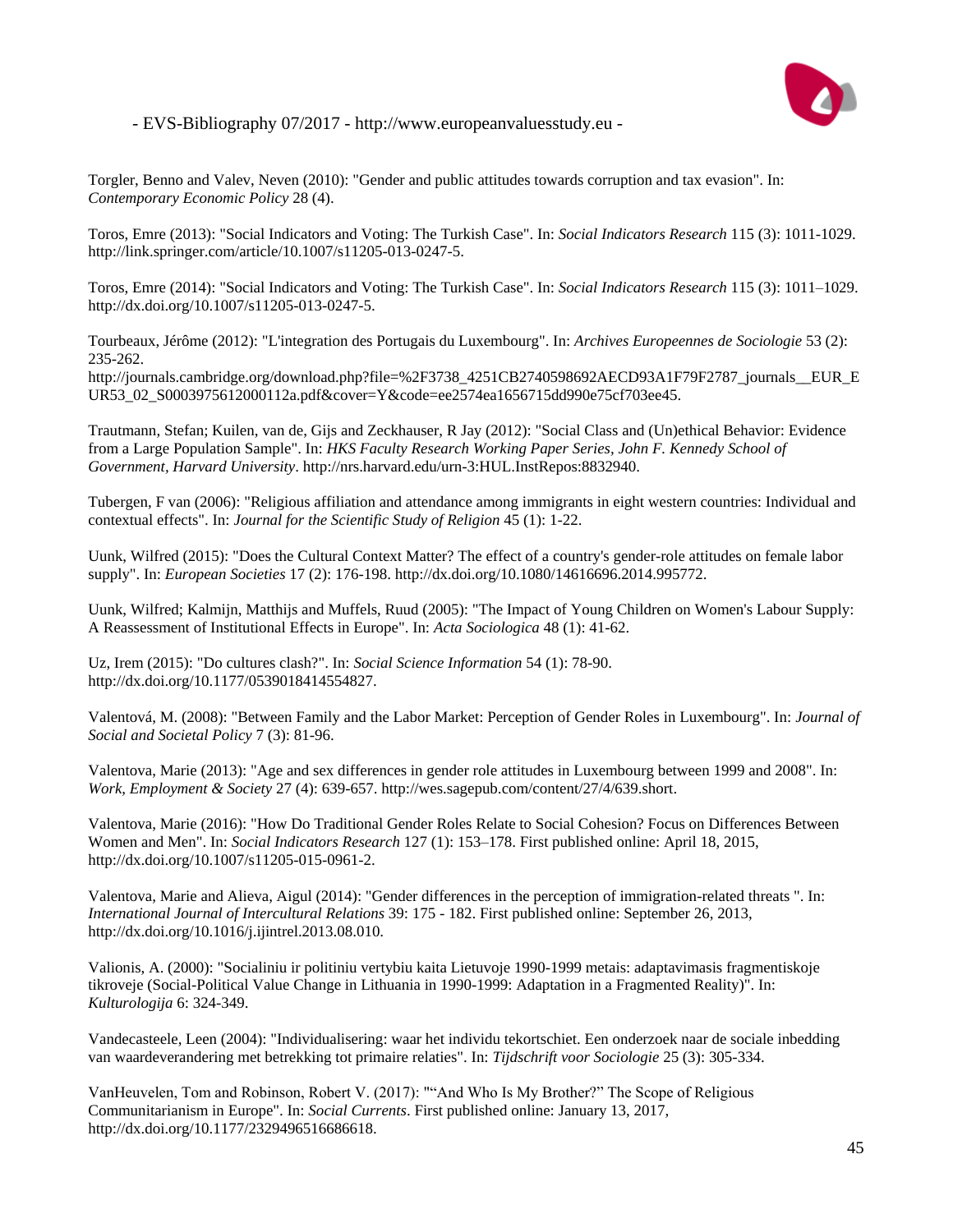Torgler, Benno and Valev, Neven (2010): "Gender and public attitudes towards corruption and tax evasion". In: *Contemporary Economic Policy* 28 (4).

Toros, Emre (2013): "Social Indicators and Voting: The Turkish Case". In: *Social Indicators Research* 115 (3): 1011-1029. http://link.springer.com/article/10.1007/s11205-013-0247-5.

Toros, Emre (2014): "Social Indicators and Voting: The Turkish Case". In: *Social Indicators Research* 115 (3): 1011–1029. http://dx.doi.org/10.1007/s11205-013-0247-5.

Tourbeaux, Jérôme (2012): "L'integration des Portugais du Luxembourg". In: *Archives Europeennes de Sociologie* 53 (2): 235-262. http://journals.cambridge.org/download.php?file=%2F3738_4251CB2740598692AECD93A1F79F2787_journals__EUR_EUR53_02_S0003975612000112a.pdf&cover=Y&code=ee2574ea1656715dd990e75cf703ee45.

Trautmann, Stefan; Kuilen, van de, Gijs and Zeckhauser, R Jay (2012): "Social Class and (Un)ethical Behavior: Evidence from a Large Population Sample". In: *HKS Faculty Research Working Paper Series, John F. Kennedy School of Government, Harvard University*. http://nrs.harvard.edu/urn-3:HUL.InstRepos:8832940.

Tubergen, F van (2006): "Religious affiliation and attendance among immigrants in eight western countries: Individual and contextual effects". In: *Journal for the Scientific Study of Religion* 45 (1): 1-22.

Uunk, Wilfred (2015): "Does the Cultural Context Matter? The effect of a country's gender-role attitudes on female labor supply". In: *European Societies* 17 (2): 176-198. http://dx.doi.org/10.1080/14616696.2014.995772.

Uunk, Wilfred; Kalmijn, Matthijs and Muffels, Ruud (2005): "The Impact of Young Children on Women's Labour Supply: A Reassessment of Institutional Effects in Europe". In: *Acta Sociologica* 48 (1): 41-62.

Uz, Irem (2015): "Do cultures clash?". In: *Social Science Information* 54 (1): 78-90. http://dx.doi.org/10.1177/0539018414554827.

Valentová, M. (2008): "Between Family and the Labor Market: Perception of Gender Roles in Luxembourg". In: *Journal of Social and Societal Policy* 7 (3): 81-96.

Valentova, Marie (2013): "Age and sex differences in gender role attitudes in Luxembourg between 1999 and 2008". In: *Work, Employment & Society* 27 (4): 639-657. http://wes.sagepub.com/content/27/4/639.short.

Valentova, Marie (2016): "How Do Traditional Gender Roles Relate to Social Cohesion? Focus on Differences Between Women and Men". In: *Social Indicators Research* 127 (1): 153–178. First published online: April 18, 2015, http://dx.doi.org/10.1007/s11205-015-0961-2.

Valentova, Marie and Alieva, Aigul (2014): "Gender differences in the perception of immigration-related threats ". In: *International Journal of Intercultural Relations* 39: 175 - 182. First published online: September 26, 2013, http://dx.doi.org/10.1016/j.ijintrel.2013.08.010.

Valionis, A. (2000): "Socialiniu ir politiniu vertybiu kaita Lietuvoje 1990-1999 metais: adaptavimasis fragmentiskoje tikroveje (Social-Political Value Change in Lithuania in 1990-1999: Adaptation in a Fragmented Reality)". In: *Kulturologija* 6: 324-349.

Vandecasteele, Leen (2004): "Individualisering: waar het individu tekortschiet. Een onderzoek naar de sociale inbedding van waardeverandering met betrekking tot primaire relaties". In: *Tijdschrift voor Sociologie* 25 (3): 305-334.

VanHeuvelen, Tom and Robinson, Robert V. (2017): "“And Who Is My Brother?” The Scope of Religious Communitarianism in Europe". In: *Social Currents*. First published online: January 13, 2017, http://dx.doi.org/10.1177/2329496516686618.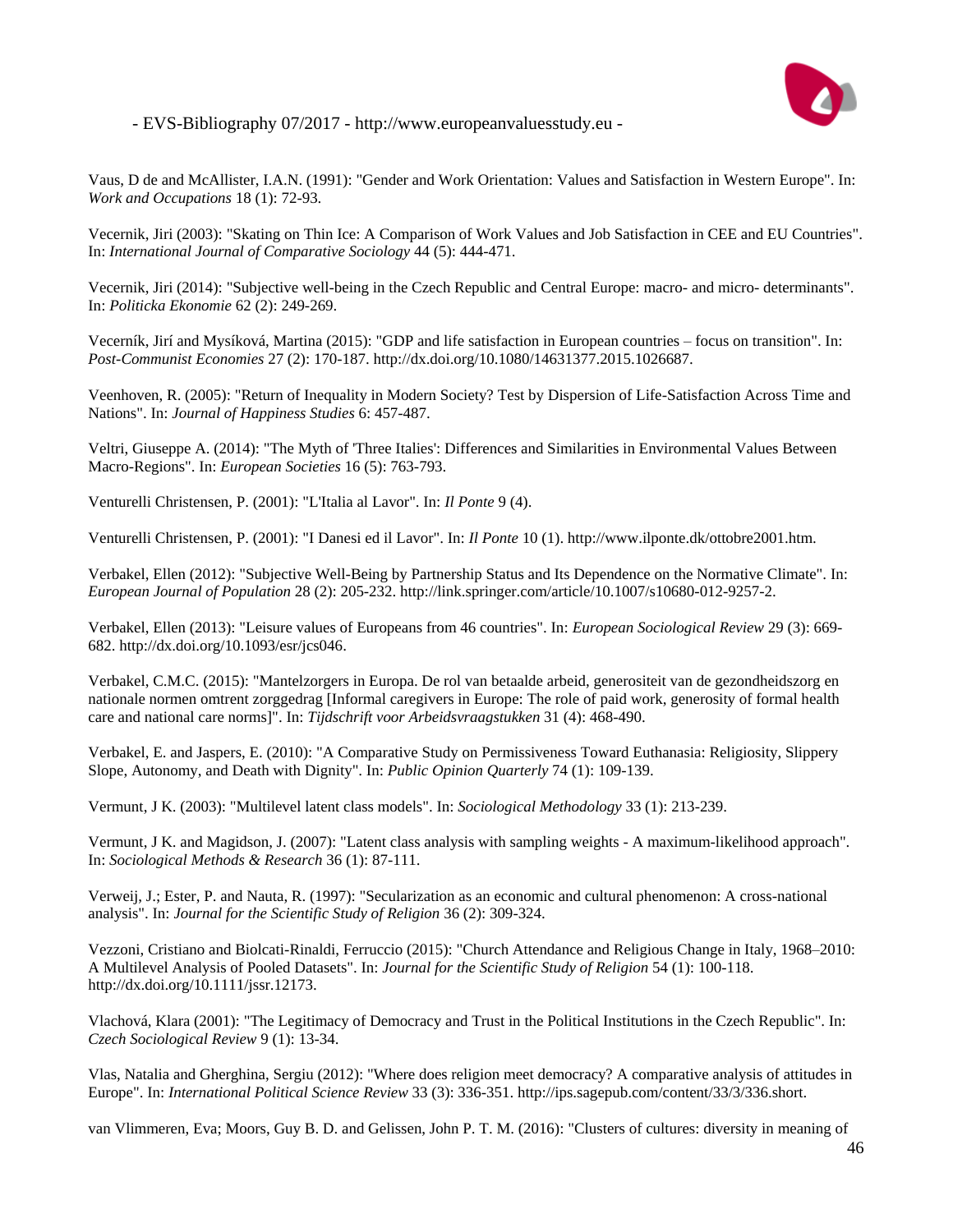Vaus, D de and McAllister, I.A.N. (1991): "Gender and Work Orientation: Values and Satisfaction in Western Europe". In: *Work and Occupations* 18 (1): 72-93.

Vecernik, Jiri (2003): "Skating on Thin Ice: A Comparison of Work Values and Job Satisfaction in CEE and EU Countries". In: *International Journal of Comparative Sociology* 44 (5): 444-471.

Vecernik, Jiri (2014): "Subjective well-being in the Czech Republic and Central Europe: macro- and micro- determinants". In: *Politicka Ekonomie* 62 (2): 249-269.

Večerník, Jirí and Mysíková, Martina (2015): "GDP and life satisfaction in European countries – focus on transition". In: *Post-Communist Economies* 27 (2): 170-187. http://dx.doi.org/10.1080/14631377.2015.1026687.

Veenhoven, R. (2005): "Return of Inequality in Modern Society? Test by Dispersion of Life-Satisfaction Across Time and Nations". In: *Journal of Happiness Studies* 6: 457-487.

Veltri, Giuseppe A. (2014): "The Myth of 'Three Italies': Differences and Similarities in Environmental Values Between Macro-Regions". In: *European Societies* 16 (5): 763-793.

Venturelli Christensen, P. (2001): "L'Italia al Lavor". In: *Il Ponte* 9 (4).

Venturelli Christensen, P. (2001): "I Danesi ed il Lavor". In: *Il Ponte* 10 (1). http://www.ilponte.dk/ottobre2001.htm.

Verbakel, Ellen (2012): "Subjective Well-Being by Partnership Status and Its Dependence on the Normative Climate". In: *European Journal of Population* 28 (2): 205-232. http://link.springer.com/article/10.1007/s10680-012-9257-2.

Verbakel, Ellen (2013): "Leisure values of Europeans from 46 countries". In: *European Sociological Review* 29 (3): 669-682. http://dx.doi.org/10.1093/esr/jcs046.

Verbakel, C.M.C. (2015): "Mantelzorgers in Europa. De rol van betaalde arbeid, generositeit van de gezondheidszorg en nationale normen omtrent zorggedrag [Informal caregivers in Europe: The role of paid work, generosity of formal health care and national care norms]". In: *Tijdschrift voor Arbeidsvraagstukken* 31 (4): 468-490.

Verbakel, E. and Jaspers, E. (2010): "A Comparative Study on Permissiveness Toward Euthanasia: Religiosity, Slippery Slope, Autonomy, and Death with Dignity". In: *Public Opinion Quarterly* 74 (1): 109-139.

Vermunt, J K. (2003): "Multilevel latent class models". In: *Sociological Methodology* 33 (1): 213-239.

Vermunt, J K. and Magidson, J. (2007): "Latent class analysis with sampling weights - A maximum-likelihood approach". In: *Sociological Methods & Research* 36 (1): 87-111.

Verweij, J.; Ester, P. and Nauta, R. (1997): "Secularization as an economic and cultural phenomenon: A cross-national analysis". In: *Journal for the Scientific Study of Religion* 36 (2): 309-324.

Vezzoni, Cristiano and Biolcati-Rinaldi, Ferruccio (2015): "Church Attendance and Religious Change in Italy, 1968–2010: A Multilevel Analysis of Pooled Datasets". In: *Journal for the Scientific Study of Religion* 54 (1): 100-118. http://dx.doi.org/10.1111/jssr.12173.

Vlachová, Klara (2001): "The Legitimacy of Democracy and Trust in the Political Institutions in the Czech Republic". In: *Czech Sociological Review* 9 (1): 13-34.

Vlas, Natalia and Gherghina, Sergiu (2012): "Where does religion meet democracy? A comparative analysis of attitudes in Europe". In: *International Political Science Review* 33 (3): 336-351. http://ips.sagepub.com/content/33/3/336.short.

van Vlimmeren, Eva; Moors, Guy B. D. and Gelissen, John P. T. M. (2016): "Clusters of cultures: diversity in meaning of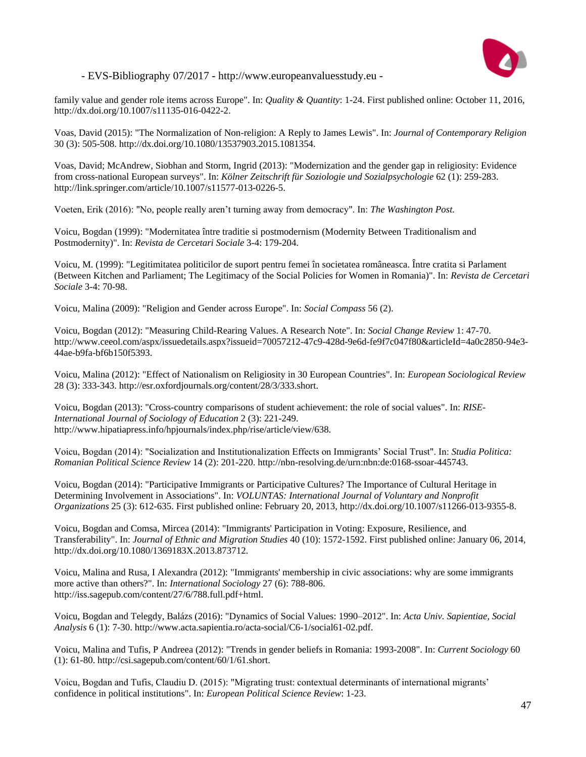family value and gender role items across Europe". In: *Quality & Quantity*: 1-24. First published online: October 11, 2016, http://dx.doi.org/10.1007/s11135-016-0422-2.

Voas, David (2015): "The Normalization of Non-religion: A Reply to James Lewis". In: *Journal of Contemporary Religion* 30 (3): 505-508. http://dx.doi.org/10.1080/13537903.2015.1081354.

Voas, David; McAndrew, Siobhan and Storm, Ingrid (2013): "Modernization and the gender gap in religiosity: Evidence from cross-national European surveys". In: *Kölner Zeitschrift für Soziologie und Sozialpsychologie* 62 (1): 259-283. http://link.springer.com/article/10.1007/s11577-013-0226-5.

Voeten, Erik (2016): "No, people really aren't turning away from democracy". In: *The Washington Post*.

Voicu, Bogdan (1999): "Modernitatea între traditie si postmodernism (Modernity Between Traditionalism and Postmodernity)". In: *Revista de Cercetari Sociale* 3-4: 179-204.

Voicu, M. (1999): "Legitimitatea politicilor de suport pentru femei în societatea româneasca. Între cratita si Parlament (Between Kitchen and Parliament; The Legitimacy of the Social Policies for Women in Romania)". In: *Revista de Cercetari Sociale* 3-4: 70-98.

Voicu, Malina (2009): "Religion and Gender across Europe". In: *Social Compass* 56 (2).

Voicu, Bogdan (2012): "Measuring Child-Rearing Values. A Research Note". In: *Social Change Review* 1: 47-70. http://www.ceeol.com/aspx/issuedetails.aspx?issueid=70057212-47c9-428d-9e6d-fe9f7c047f80&articleId=4a0c2850-94e3-44ae-b9fa-bf6b150f5393.

Voicu, Malina (2012): "Effect of Nationalism on Religiosity in 30 European Countries". In: *European Sociological Review* 28 (3): 333-343. http://esr.oxfordjournals.org/content/28/3/333.short.

Voicu, Bogdan (2013): "Cross-country comparisons of student achievement: the role of social values". In: *RISE-International Journal of Sociology of Education* 2 (3): 221-249. http://www.hipatiapress.info/hpjournals/index.php/rise/article/view/638.

Voicu, Bogdan (2014): "Socialization and Institutionalization Effects on Immigrants' Social Trust". In: *Studia Politica: Romanian Political Science Review* 14 (2): 201-220. http://nbn-resolving.de/urn:nbn:de:0168-ssoar-445743.

Voicu, Bogdan (2014): "Participative Immigrants or Participative Cultures? The Importance of Cultural Heritage in Determining Involvement in Associations". In: *VOLUNTAS: International Journal of Voluntary and Nonprofit Organizations* 25 (3): 612-635. First published online: February 20, 2013, http://dx.doi.org/10.1007/s11266-013-9355-8.

Voicu, Bogdan and Comsa, Mircea (2014): "Immigrants' Participation in Voting: Exposure, Resilience, and Transferability". In: *Journal of Ethnic and Migration Studies* 40 (10): 1572-1592. First published online: January 06, 2014, http://dx.doi.org/10.1080/1369183X.2013.873712.

Voicu, Malina and Rusa, I Alexandra (2012): "Immigrants' membership in civic associations: why are some immigrants more active than others?". In: *International Sociology* 27 (6): 788-806. http://iss.sagepub.com/content/27/6/788.full.pdf+html.

Voicu, Bogdan and Telegdy, Balázs (2016): "Dynamics of Social Values: 1990–2012". In: *Acta Univ. Sapientiae, Social Analysis* 6 (1): 7-30. http://www.acta.sapientia.ro/acta-social/C6-1/social61-02.pdf.

Voicu, Malina and Tufis, P Andreea (2012): "Trends in gender beliefs in Romania: 1993-2008". In: *Current Sociology* 60 (1): 61-80. http://csi.sagepub.com/content/60/1/61.short.

Voicu, Bogdan and Tufis, Claudiu D. (2015): "Migrating trust: contextual determinants of international migrants' confidence in political institutions". In: *European Political Science Review*: 1-23.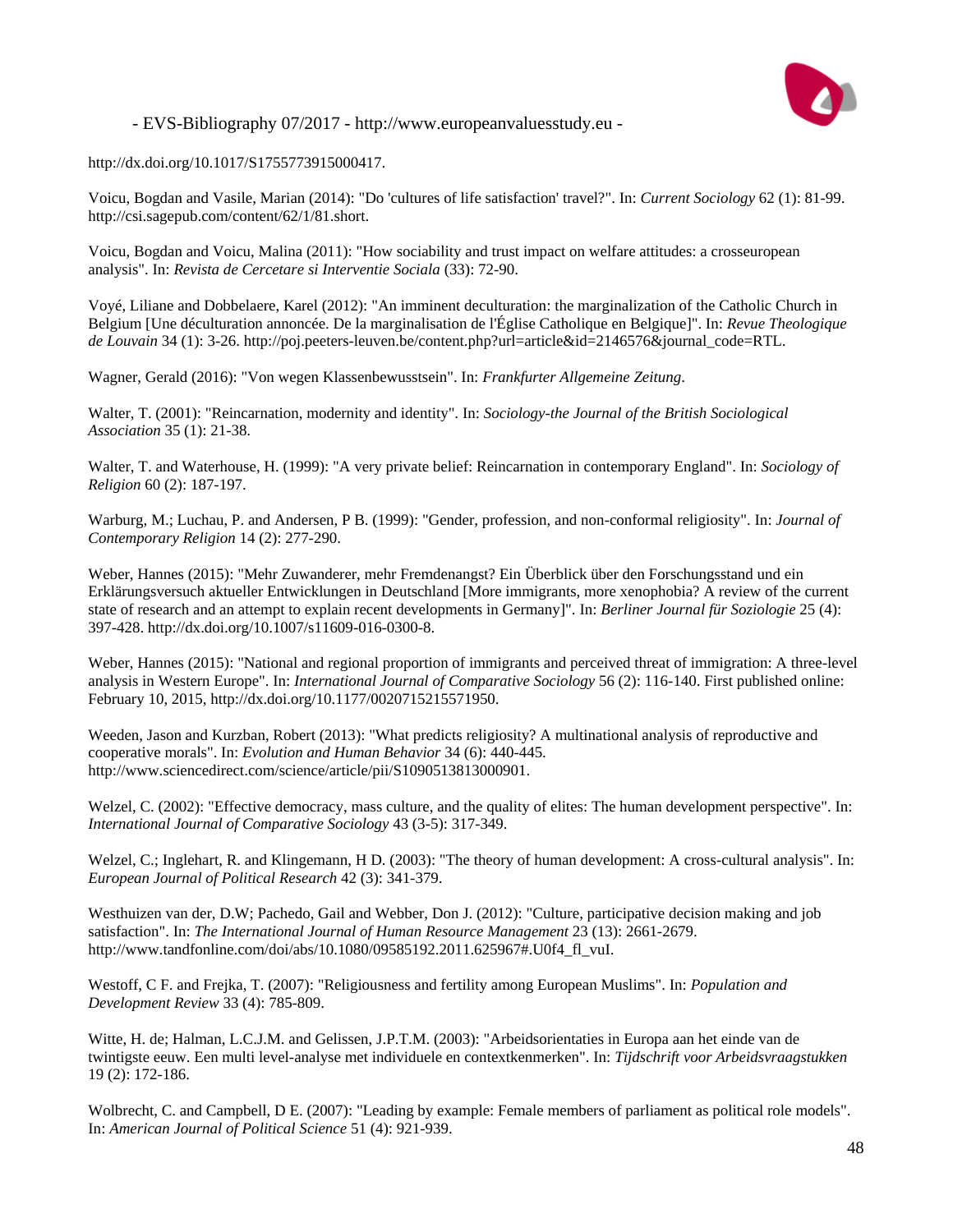http://dx.doi.org/10.1017/S1755773915000417.

Voicu, Bogdan and Vasile, Marian (2014): "Do 'cultures of life satisfaction' travel?". In: *Current Sociology* 62 (1): 81-99. http://csi.sagepub.com/content/62/1/81.short.

Voicu, Bogdan and Voicu, Malina (2011): "How sociability and trust impact on welfare attitudes: a crosseuropean analysis". In: *Revista de Cercetare si Interventie Sociala* (33): 72-90.

Voyé, Liliane and Dobbelaere, Karel (2012): "An imminent deculturation: the marginalization of the Catholic Church in Belgium [Une déculturation annoncée. De la marginalisation de l'Église Catholique en Belgique]". In: *Revue Theologique de Louvain* 34 (1): 3-26. http://poj.peeters-leuven.be/content.php?url=article&id=2146576&journal_code=RTL.

Wagner, Gerald (2016): "Von wegen Klassenbewusstsein". In: *Frankfurter Allgemeine Zeitung*.

Walter, T. (2001): "Reincarnation, modernity and identity". In: *Sociology-the Journal of the British Sociological Association* 35 (1): 21-38.

Walter, T. and Waterhouse, H. (1999): "A very private belief: Reincarnation in contemporary England". In: *Sociology of Religion* 60 (2): 187-197.

Warburg, M.; Luchau, P. and Andersen, P B. (1999): "Gender, profession, and non-conformal religiosity". In: *Journal of Contemporary Religion* 14 (2): 277-290.

Weber, Hannes (2015): "Mehr Zuwanderer, mehr Fremdenangst? Ein Überblick über den Forschungsstand und ein Erklärungsversuch aktueller Entwicklungen in Deutschland [More immigrants, more xenophobia? A review of the current state of research and an attempt to explain recent developments in Germany]". In: *Berliner Journal für Soziologie* 25 (4): 397-428. http://dx.doi.org/10.1007/s11609-016-0300-8.

Weber, Hannes (2015): "National and regional proportion of immigrants and perceived threat of immigration: A three-level analysis in Western Europe". In: *International Journal of Comparative Sociology* 56 (2): 116-140. First published online: February 10, 2015, http://dx.doi.org/10.1177/0020715215571950.

Weeden, Jason and Kurzban, Robert (2013): "What predicts religiosity? A multinational analysis of reproductive and cooperative morals". In: *Evolution and Human Behavior* 34 (6): 440-445. http://www.sciencedirect.com/science/article/pii/S1090513813000901.

Welzel, C. (2002): "Effective democracy, mass culture, and the quality of elites: The human development perspective". In: *International Journal of Comparative Sociology* 43 (3-5): 317-349.

Welzel, C.; Inglehart, R. and Klingemann, H D. (2003): "The theory of human development: A cross-cultural analysis". In: *European Journal of Political Research* 42 (3): 341-379.

Westhuizen van der, D.W; Pachedo, Gail and Webber, Don J. (2012): "Culture, participative decision making and job satisfaction". In: *The International Journal of Human Resource Management* 23 (13): 2661-2679. http://www.tandfonline.com/doi/abs/10.1080/09585192.2011.625967#.U0f4_fl_vuI.

Westoff, C F. and Frejka, T. (2007): "Religiousness and fertility among European Muslims". In: *Population and Development Review* 33 (4): 785-809.

Witte, H. de; Halman, L.C.J.M. and Gelissen, J.P.T.M. (2003): "Arbeidsorientaties in Europa aan het einde van de twintigste eeuw. Een multi level-analyse met individuele en contextkenmerken". In: *Tijdschrift voor Arbeidsvraagstukken* 19 (2): 172-186.

Wolbrecht, C. and Campbell, D E. (2007): "Leading by example: Female members of parliament as political role models". In: *American Journal of Political Science* 51 (4): 921-939.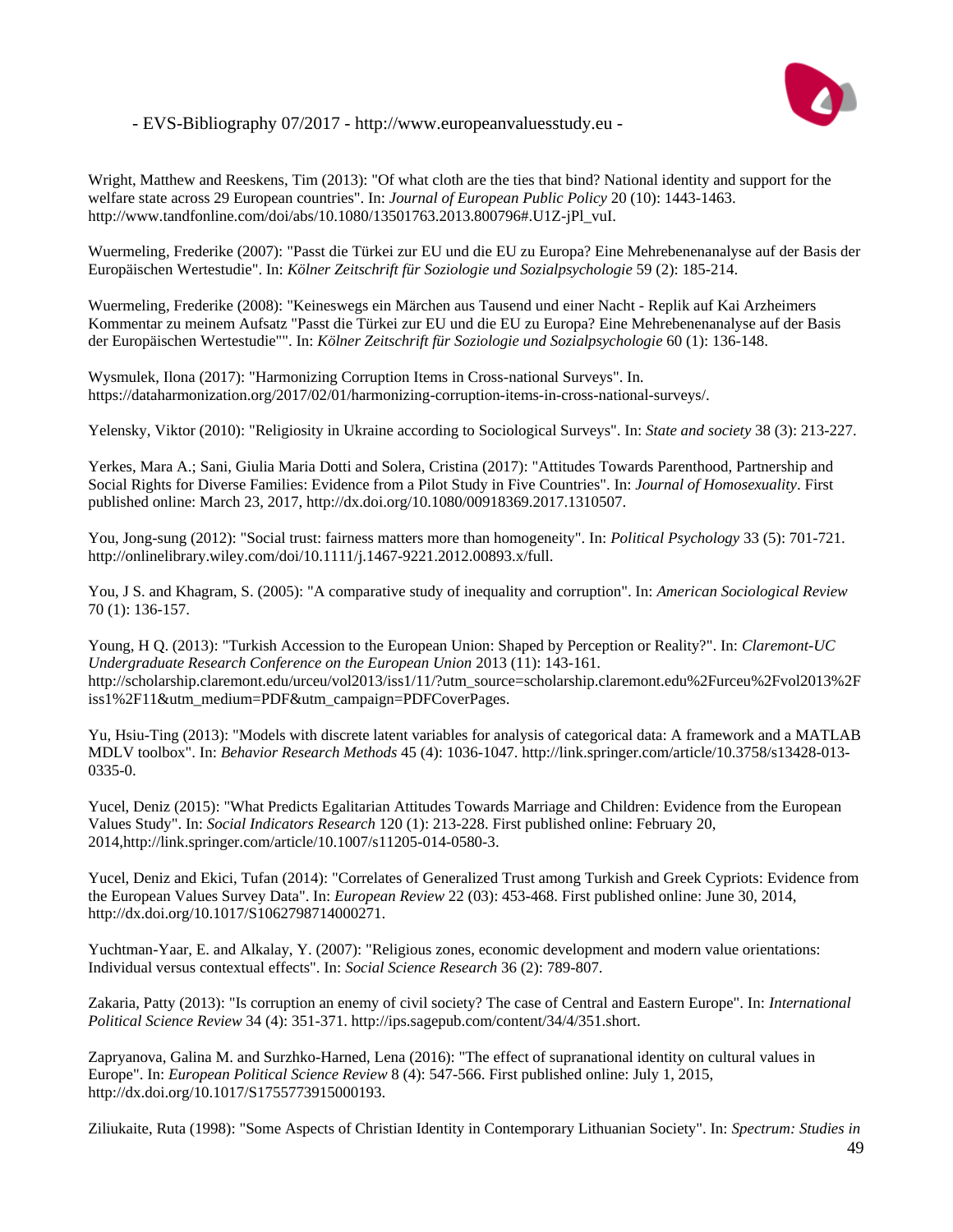Wright, Matthew and Reeskens, Tim (2013): "Of what cloth are the ties that bind? National identity and support for the welfare state across 29 European countries". In: *Journal of European Public Policy* 20 (10): 1443-1463. http://www.tandfonline.com/doi/abs/10.1080/13501763.2013.800796#.U1Z-jPl_vuI.

Wuermeling, Frederike (2007): "Passt die Türkei zur EU und die EU zu Europa? Eine Mehrebenenanalyse auf der Basis der Europäischen Wertestudie". In: *Kölner Zeitschrift für Soziologie und Sozialpsychologie* 59 (2): 185-214.

Wuermeling, Frederike (2008): "Keineswegs ein Märchen aus Tausend und einer Nacht - Replik auf Kai Arzheimers Kommentar zu meinem Aufsatz "Passt die Türkei zur EU und die EU zu Europa? Eine Mehrebenenanalyse auf der Basis der Europäischen Wertestudie"". In: *Kölner Zeitschrift für Soziologie und Sozialpsychologie* 60 (1): 136-148.

Wysmulek, Ilona (2017): "Harmonizing Corruption Items in Cross-national Surveys". In. https://dataharmonization.org/2017/02/01/harmonizing-corruption-items-in-cross-national-surveys/.

Yelensky, Viktor (2010): "Religiosity in Ukraine according to Sociological Surveys". In: *State and society* 38 (3): 213-227.

Yerkes, Mara A.; Sani, Giulia Maria Dotti and Solera, Cristina (2017): "Attitudes Towards Parenthood, Partnership and Social Rights for Diverse Families: Evidence from a Pilot Study in Five Countries". In: *Journal of Homosexuality*. First published online: March 23, 2017, http://dx.doi.org/10.1080/00918369.2017.1310507.

You, Jong-sung (2012): "Social trust: fairness matters more than homogeneity". In: *Political Psychology* 33 (5): 701-721. http://onlinelibrary.wiley.com/doi/10.1111/j.1467-9221.2012.00893.x/full.

You, J S. and Khagram, S. (2005): "A comparative study of inequality and corruption". In: *American Sociological Review* 70 (1): 136-157.

Young, H Q. (2013): "Turkish Accession to the European Union: Shaped by Perception or Reality?". In: *Claremont-UC Undergraduate Research Conference on the European Union* 2013 (11): 143-161. http://scholarship.claremont.edu/urceu/vol2013/iss1/11/?utm_source=scholarship.claremont.edu%2Furceu%2Fvol2013%2Fiss1%2F11&utm_medium=PDF&utm_campaign=PDFCoverPages.

Yu, Hsiu-Ting (2013): "Models with discrete latent variables for analysis of categorical data: A framework and a MATLAB MDLV toolbox". In: *Behavior Research Methods* 45 (4): 1036-1047. http://link.springer.com/article/10.3758/s13428-013-0335-0.

Yucel, Deniz (2015): "What Predicts Egalitarian Attitudes Towards Marriage and Children: Evidence from the European Values Study". In: *Social Indicators Research* 120 (1): 213-228. First published online: February 20, 2014,http://link.springer.com/article/10.1007/s11205-014-0580-3.

Yucel, Deniz and Ekici, Tufan (2014): "Correlates of Generalized Trust among Turkish and Greek Cypriots: Evidence from the European Values Survey Data". In: *European Review* 22 (03): 453-468. First published online: June 30, 2014, http://dx.doi.org/10.1017/S1062798714000271.

Yuchtman-Yaar, E. and Alkalay, Y. (2007): "Religious zones, economic development and modern value orientations: Individual versus contextual effects". In: *Social Science Research* 36 (2): 789-807.

Zakaria, Patty (2013): "Is corruption an enemy of civil society? The case of Central and Eastern Europe". In: *International Political Science Review* 34 (4): 351-371. http://ips.sagepub.com/content/34/4/351.short.

Zapryanova, Galina M. and Surzhko-Harned, Lena (2016): "The effect of supranational identity on cultural values in Europe". In: *European Political Science Review* 8 (4): 547-566. First published online: July 1, 2015, http://dx.doi.org/10.1017/S1755773915000193.

Ziliukaite, Ruta (1998): "Some Aspects of Christian Identity in Contemporary Lithuanian Society". In: *Spectrum: Studies in*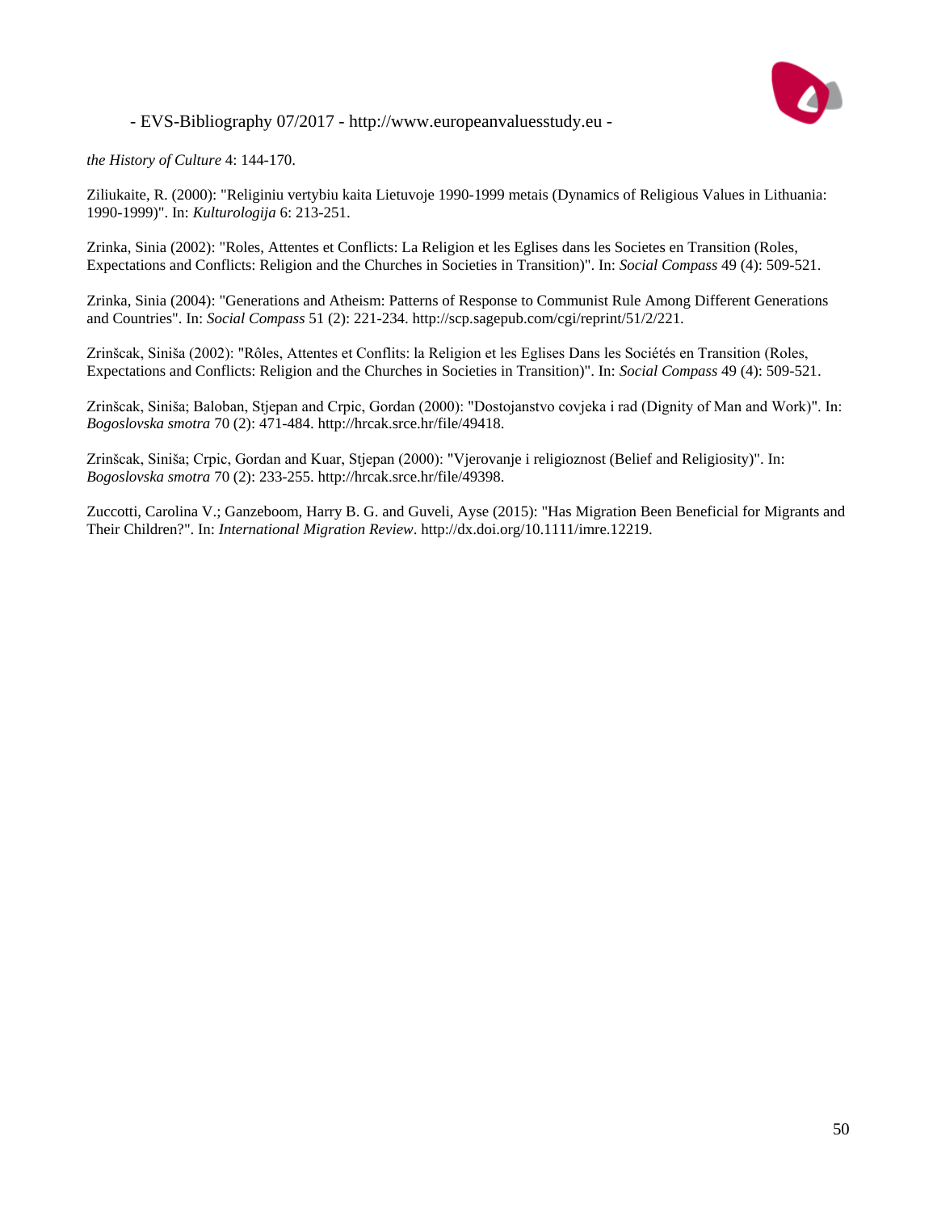*the History of Culture* 4: 144-170.

Ziliukaite, R. (2000): "Religiniu vertybiu kaita Lietuvoje 1990-1999 metais (Dynamics of Religious Values in Lithuania: 1990-1999)". In: *Kulturologija* 6: 213-251.

Zrinka, Sinia (2002): "Roles, Attentes et Conflicts: La Religion et les Eglises dans les Societes en Transition (Roles, Expectations and Conflicts: Religion and the Churches in Societies in Transition)". In: *Social Compass* 49 (4): 509-521.

Zrinka, Sinia (2004): "Generations and Atheism: Patterns of Response to Communist Rule Among Different Generations and Countries". In: *Social Compass* 51 (2): 221-234. http://scp.sagepub.com/cgi/reprint/51/2/221.

Zrinšcak, Siniša (2002): "Rôles, Attentes et Conflits: la Religion et les Eglises Dans les Sociétés en Transition (Roles, Expectations and Conflicts: Religion and the Churches in Societies in Transition)". In: *Social Compass* 49 (4): 509-521.

Zrinšcak, Siniša; Baloban, Stjepan and Crpic, Gordan (2000): "Dostojanstvo covjeka i rad (Dignity of Man and Work)". In: *Bogoslovska smotra* 70 (2): 471-484. http://hrcak.srce.hr/file/49418.

Zrinšcak, Siniša; Crpic, Gordan and Kuar, Stjepan (2000): "Vjerovanje i religioznost (Belief and Religiosity)". In: *Bogoslovska smotra* 70 (2): 233-255. http://hrcak.srce.hr/file/49398.

Zuccotti, Carolina V.; Ganzeboom, Harry B. G. and Guveli, Ayse (2015): "Has Migration Been Beneficial for Migrants and Their Children?". In: *International Migration Review*. http://dx.doi.org/10.1111/imre.12219.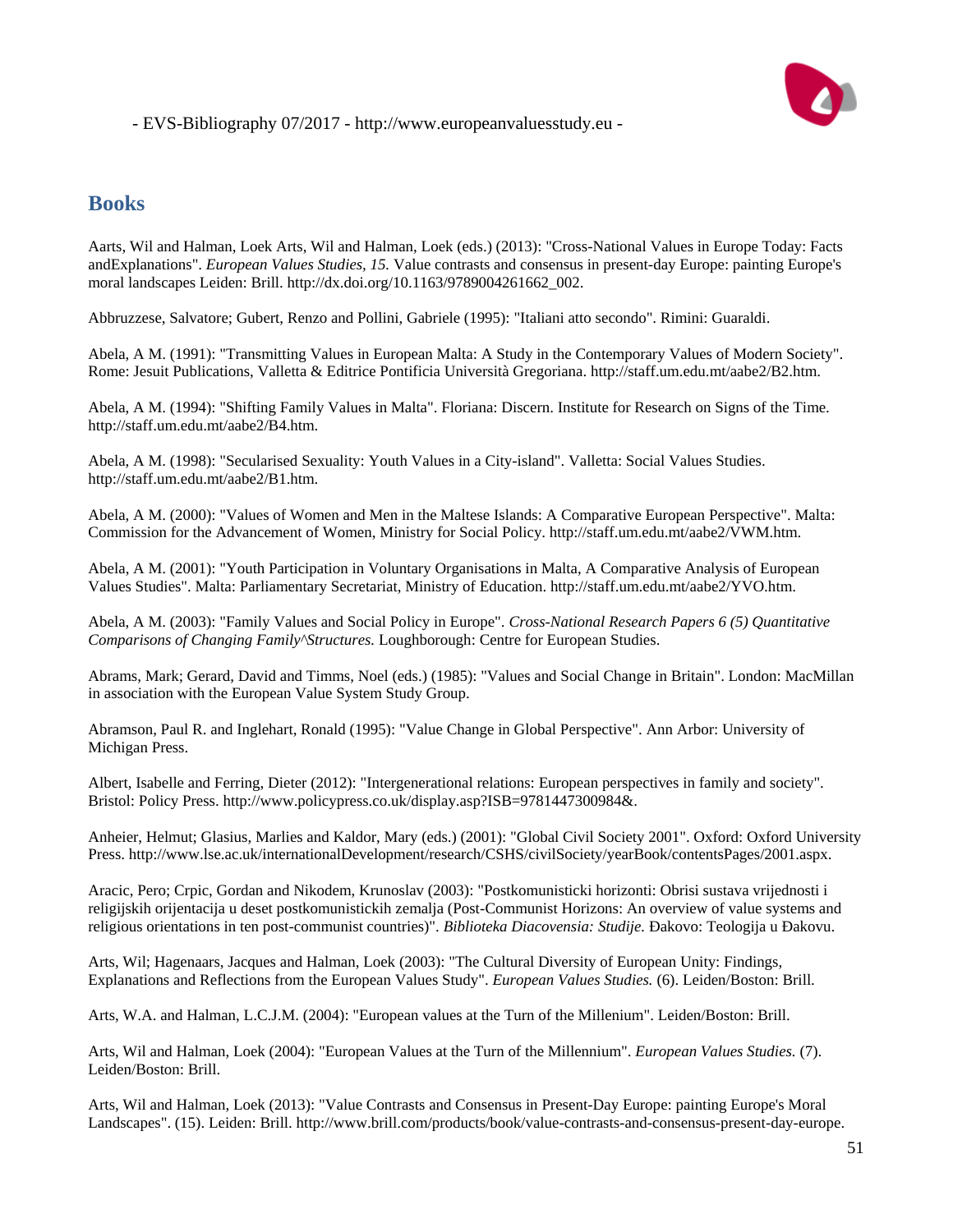## Books

Aarts, Wil and Halman, Loek Arts, Wil and Halman, Loek (eds.) (2013): "Cross-National Values in Europe Today: Facts andExplanations". *European Values Studies, 15.* Value contrasts and consensus in present-day Europe: painting Europe's moral landscapes Leiden: Brill. http://dx.doi.org/10.1163/9789004261662_002.

Abbruzzese, Salvatore; Gubert, Renzo and Pollini, Gabriele (1995): "Italiani atto secondo". Rimini: Guaraldi.

Abela, A M. (1991): "Transmitting Values in European Malta: A Study in the Contemporary Values of Modern Society". Rome: Jesuit Publications, Valletta & Editrice Pontificia Università Gregoriana. http://staff.um.edu.mt/aabe2/B2.htm.

Abela, A M. (1994): "Shifting Family Values in Malta". Floriana: Discern. Institute for Research on Signs of the Time. http://staff.um.edu.mt/aabe2/B4.htm.

Abela, A M. (1998): "Secularised Sexuality: Youth Values in a City-island". Valletta: Social Values Studies. http://staff.um.edu.mt/aabe2/B1.htm.

Abela, A M. (2000): "Values of Women and Men in the Maltese Islands: A Comparative European Perspective". Malta: Commission for the Advancement of Women, Ministry for Social Policy. http://staff.um.edu.mt/aabe2/VWM.htm.

Abela, A M. (2001): "Youth Participation in Voluntary Organisations in Malta, A Comparative Analysis of European Values Studies". Malta: Parliamentary Secretariat, Ministry of Education. http://staff.um.edu.mt/aabe2/YVO.htm.

Abela, A M. (2003): "Family Values and Social Policy in Europe". *Cross-National Research Papers 6 (5) Quantitative Comparisons of Changing Family^Structures.* Loughborough: Centre for European Studies.

Abrams, Mark; Gerard, David and Timms, Noel (eds.) (1985): "Values and Social Change in Britain". London: MacMillan in association with the European Value System Study Group.

Abramson, Paul R. and Inglehart, Ronald (1995): "Value Change in Global Perspective". Ann Arbor: University of Michigan Press.

Albert, Isabelle and Ferring, Dieter (2012): "Intergenerational relations: European perspectives in family and society". Bristol: Policy Press. http://www.policypress.co.uk/display.asp?ISB=9781447300984&.

Anheier, Helmut; Glasius, Marlies and Kaldor, Mary (eds.) (2001): "Global Civil Society 2001". Oxford: Oxford University Press. http://www.lse.ac.uk/internationalDevelopment/research/CSHS/civilSociety/yearBook/contentsPages/2001.aspx.

Aracic, Pero; Crpic, Gordan and Nikodem, Krunoslav (2003): "Postkomunisticki horizonti: Obrisi sustava vrijednosti i religijskih orijentacija u deset postkomunistickih zemalja (Post-Communist Horizons: An overview of value systems and religious orientations in ten post-communist countries)". *Biblioteka Diacovensia: Studije.* Đakovo: Teologija u Đakovu.

Arts, Wil; Hagenaars, Jacques and Halman, Loek (2003): "The Cultural Diversity of European Unity: Findings, Explanations and Reflections from the European Values Study". *European Values Studies.* (6). Leiden/Boston: Brill.

Arts, W.A. and Halman, L.C.J.M. (2004): "European values at the Turn of the Millenium". Leiden/Boston: Brill.

Arts, Wil and Halman, Loek (2004): "European Values at the Turn of the Millennium". *European Values Studies.* (7). Leiden/Boston: Brill.

Arts, Wil and Halman, Loek (2013): "Value Contrasts and Consensus in Present-Day Europe: painting Europe's Moral Landscapes". (15). Leiden: Brill. http://www.brill.com/products/book/value-contrasts-and-consensus-present-day-europe.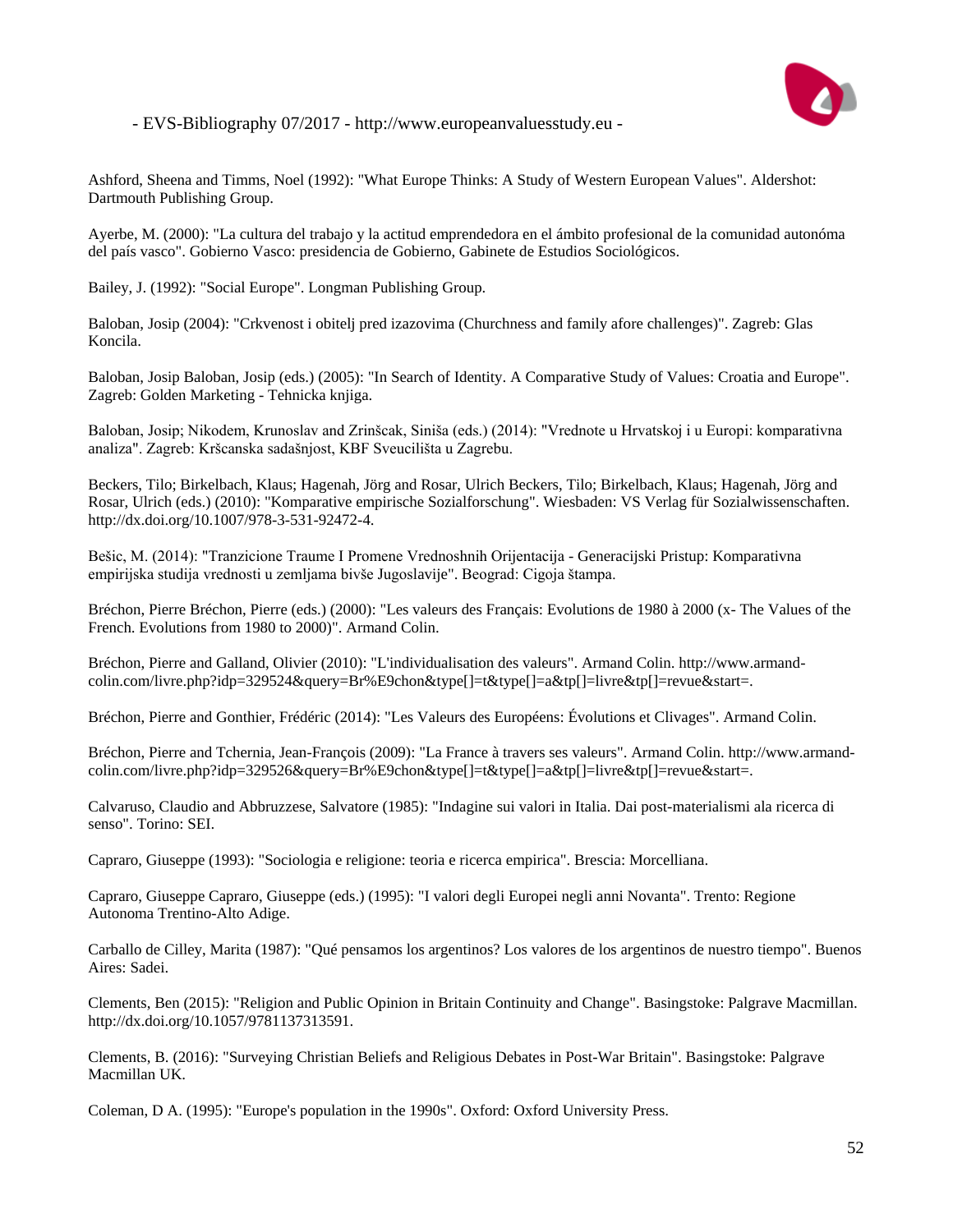Ashford, Sheena and Timms, Noel (1992): "What Europe Thinks: A Study of Western European Values". Aldershot: Dartmouth Publishing Group.

Ayerbe, M. (2000): "La cultura del trabajo y la actitud emprendedora en el ámbito profesional de la comunidad autonóma del país vasco". Gobierno Vasco: presidencia de Gobierno, Gabinete de Estudios Sociológicos.

Bailey, J. (1992): "Social Europe". Longman Publishing Group.

Baloban, Josip (2004): "Crkvenost i obitelj pred izazovima (Churchness and family afore challenges)". Zagreb: Glas Koncila.

Baloban, Josip Baloban, Josip (eds.) (2005): "In Search of Identity. A Comparative Study of Values: Croatia and Europe". Zagreb: Golden Marketing - Tehnicka knjiga.

Baloban, Josip; Nikodem, Krunoslav and Zrinšcak, Siniša (eds.) (2014): "Vrednote u Hrvatskoj i u Europi: komparativna analiza". Zagreb: Kršcanska sadašnjost, KBF Sveucilišta u Zagrebu.

Beckers, Tilo; Birkelbach, Klaus; Hagenah, Jörg and Rosar, Ulrich Beckers, Tilo; Birkelbach, Klaus; Hagenah, Jörg and Rosar, Ulrich (eds.) (2010): "Komparative empirische Sozialforschung". Wiesbaden: VS Verlag für Sozialwissenschaften. http://dx.doi.org/10.1007/978-3-531-92472-4.

Bešic, M. (2014): "Tranzicione Traume I Promene Vrednoshnih Orijentacija - Generacijski Pristup: Komparativna empirijska studija vrednosti u zemljama bivše Jugoslavije". Beograd: Cigoja štampa.

Bréchon, Pierre Bréchon, Pierre (eds.) (2000): "Les valeurs des Français: Evolutions de 1980 à 2000 (x- The Values of the French. Evolutions from 1980 to 2000)". Armand Colin.

Bréchon, Pierre and Galland, Olivier (2010): "L'individualisation des valeurs". Armand Colin. http://www.armand-colin.com/livre.php?idp=329524&query=Br%E9chon&type[]=t&type[]=a&tp[]=livre&tp[]=revue&start=.

Bréchon, Pierre and Gonthier, Frédéric (2014): "Les Valeurs des Européens: Évolutions et Clivages". Armand Colin.

Bréchon, Pierre and Tchernia, Jean-François (2009): "La France à travers ses valeurs". Armand Colin. http://www.armand-colin.com/livre.php?idp=329526&query=Br%E9chon&type[]=t&type[]=a&tp[]=livre&tp[]=revue&start=.

Calvaruso, Claudio and Abbruzzese, Salvatore (1985): "Indagine sui valori in Italia. Dai post-materialismi ala ricerca di senso". Torino: SEI.

Capraro, Giuseppe (1993): "Sociologia e religione: teoria e ricerca empirica". Brescia: Morcelliana.

Capraro, Giuseppe Capraro, Giuseppe (eds.) (1995): "I valori degli Europei negli anni Novanta". Trento: Regione Autonoma Trentino-Alto Adige.

Carballo de Cilley, Marita (1987): "Qué pensamos los argentinos? Los valores de los argentinos de nuestro tiempo". Buenos Aires: Sadei.

Clements, Ben (2015): "Religion and Public Opinion in Britain Continuity and Change". Basingstoke: Palgrave Macmillan. http://dx.doi.org/10.1057/9781137313591.

Clements, B. (2016): "Surveying Christian Beliefs and Religious Debates in Post-War Britain". Basingstoke: Palgrave Macmillan UK.

Coleman, D A. (1995): "Europe's population in the 1990s". Oxford: Oxford University Press.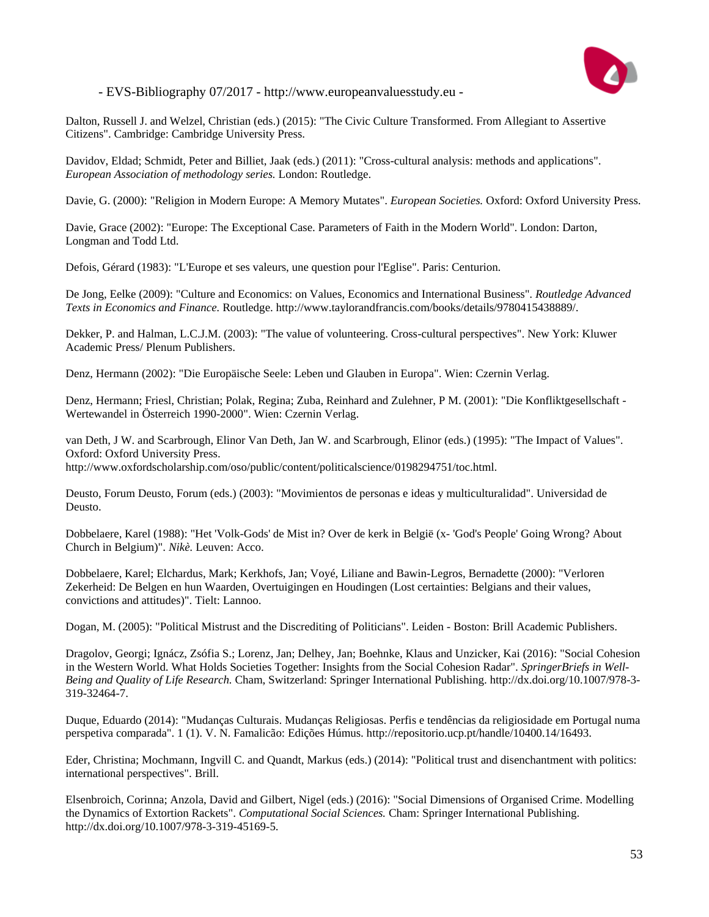Dalton, Russell J. and Welzel, Christian (eds.) (2015): "The Civic Culture Transformed. From Allegiant to Assertive Citizens". Cambridge: Cambridge University Press.

Davidov, Eldad; Schmidt, Peter and Billiet, Jaak (eds.) (2011): "Cross-cultural analysis: methods and applications". *European Association of methodology series.* London: Routledge.

Davie, G. (2000): "Religion in Modern Europe: A Memory Mutates". *European Societies.* Oxford: Oxford University Press.

Davie, Grace (2002): "Europe: The Exceptional Case. Parameters of Faith in the Modern World". London: Darton, Longman and Todd Ltd.

Defois, Gérard (1983): "L'Europe et ses valeurs, une question pour l'Eglise". Paris: Centurion.

De Jong, Eelke (2009): "Culture and Economics: on Values, Economics and International Business". *Routledge Advanced Texts in Economics and Finance.* Routledge. http://www.taylorandfrancis.com/books/details/9780415438889/.

Dekker, P. and Halman, L.C.J.M. (2003): "The value of volunteering. Cross-cultural perspectives". New York: Kluwer Academic Press/ Plenum Publishers.

Denz, Hermann (2002): "Die Europäische Seele: Leben und Glauben in Europa". Wien: Czernin Verlag.

Denz, Hermann; Friesl, Christian; Polak, Regina; Zuba, Reinhard and Zulehner, P M. (2001): "Die Konfliktgesellschaft - Wertewandel in Österreich 1990-2000". Wien: Czernin Verlag.

van Deth, J W. and Scarbrough, Elinor Van Deth, Jan W. and Scarbrough, Elinor (eds.) (1995): "The Impact of Values". Oxford: Oxford University Press. http://www.oxfordscholarship.com/oso/public/content/politicalscience/0198294751/toc.html.

Deusto, Forum Deusto, Forum (eds.) (2003): "Movimientos de personas e ideas y multiculturalidad". Universidad de Deusto.

Dobbelaere, Karel (1988): "Het 'Volk-Gods' de Mist in? Over de kerk in België (x- 'God's People' Going Wrong? About Church in Belgium)". *Nikè.* Leuven: Acco.

Dobbelaere, Karel; Elchardus, Mark; Kerkhofs, Jan; Voyé, Liliane and Bawin-Legros, Bernadette (2000): "Verloren Zekerheid: De Belgen en hun Waarden, Overtuigingen en Houdingen (Lost certainties: Belgians and their values, convictions and attitudes)". Tielt: Lannoo.

Dogan, M. (2005): "Political Mistrust and the Discrediting of Politicians". Leiden - Boston: Brill Academic Publishers.

Dragolov, Georgi; Ignácz, Zsófia S.; Lorenz, Jan; Delhey, Jan; Boehnke, Klaus and Unzicker, Kai (2016): "Social Cohesion in the Western World. What Holds Societies Together: Insights from the Social Cohesion Radar". *SpringerBriefs in Well-Being and Quality of Life Research.* Cham, Switzerland: Springer International Publishing. http://dx.doi.org/10.1007/978-3-319-32464-7.

Duque, Eduardo (2014): "Mudanças Culturais. Mudanças Religiosas. Perfis e tendências da religiosidade em Portugal numa perspetiva comparada". 1 (1). V. N. Famalicão: Edições Húmus. http://repositorio.ucp.pt/handle/10400.14/16493.

Eder, Christina; Mochmann, Ingvill C. and Quandt, Markus (eds.) (2014): "Political trust and disenchantment with politics: international perspectives". Brill.

Elsenbroich, Corinna; Anzola, David and Gilbert, Nigel (eds.) (2016): "Social Dimensions of Organised Crime. Modelling the Dynamics of Extortion Rackets". *Computational Social Sciences.* Cham: Springer International Publishing. http://dx.doi.org/10.1007/978-3-319-45169-5.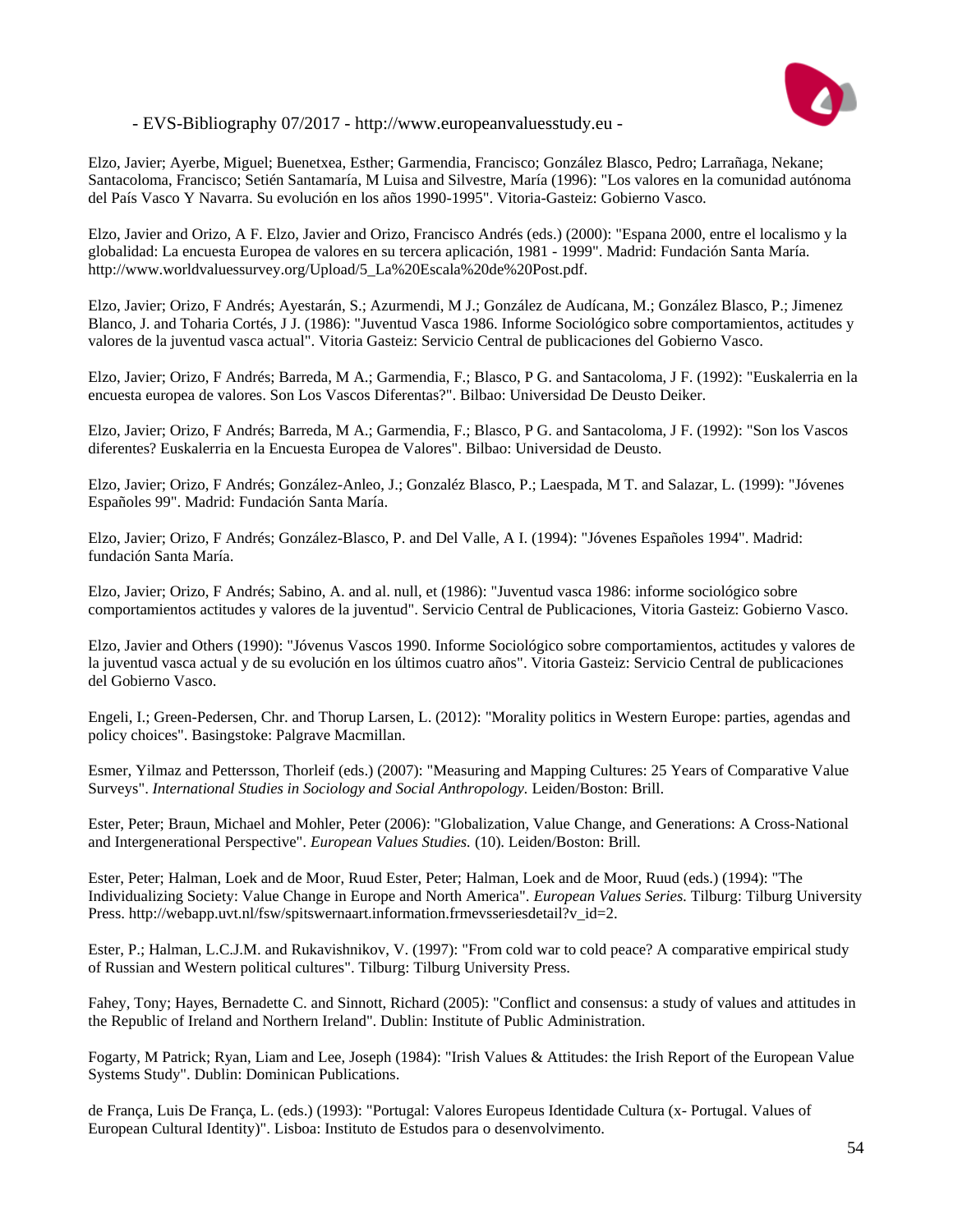Elzo, Javier; Ayerbe, Miguel; Buenetxea, Esther; Garmendia, Francisco; González Blasco, Pedro; Larrañaga, Nekane; Santacoloma, Francisco; Setién Santamaría, M Luisa and Silvestre, María (1996): "Los valores en la comunidad autónoma del País Vasco Y Navarra. Su evolución en los años 1990-1995". Vitoria-Gasteiz: Gobierno Vasco.

Elzo, Javier and Orizo, A F. Elzo, Javier and Orizo, Francisco Andrés (eds.) (2000): "Espana 2000, entre el localismo y la globalidad: La encuesta Europea de valores en su tercera aplicación, 1981 - 1999". Madrid: Fundación Santa María. http://www.worldvaluessurvey.org/Upload/5_La%20Escala%20de%20Post.pdf.

Elzo, Javier; Orizo, F Andrés; Ayestarán, S.; Azurmendi, M J.; González de Audícana, M.; González Blasco, P.; Jimenez Blanco, J. and Toharia Cortés, J J. (1986): "Juventud Vasca 1986. Informe Sociológico sobre comportamientos, actitudes y valores de la juventud vasca actual". Vitoria Gasteiz: Servicio Central de publicaciones del Gobierno Vasco.

Elzo, Javier; Orizo, F Andrés; Barreda, M A.; Garmendia, F.; Blasco, P G. and Santacoloma, J F. (1992): "Euskalerria en la encuesta europea de valores. Son Los Vascos Diferentas?". Bilbao: Universidad De Deusto Deiker.

Elzo, Javier; Orizo, F Andrés; Barreda, M A.; Garmendia, F.; Blasco, P G. and Santacoloma, J F. (1992): "Son los Vascos diferentes? Euskalerria en la Encuesta Europea de Valores". Bilbao: Universidad de Deusto.

Elzo, Javier; Orizo, F Andrés; González-Anleo, J.; Gonzaléz Blasco, P.; Laespada, M T. and Salazar, L. (1999): "Jóvenes Españoles 99". Madrid: Fundación Santa María.

Elzo, Javier; Orizo, F Andrés; González-Blasco, P. and Del Valle, A I. (1994): "Jóvenes Españoles 1994". Madrid: fundación Santa María.

Elzo, Javier; Orizo, F Andrés; Sabino, A. and al. null, et (1986): "Juventud vasca 1986: informe sociológico sobre comportamientos actitudes y valores de la juventud". Servicio Central de Publicaciones, Vitoria Gasteiz: Gobierno Vasco.

Elzo, Javier and Others (1990): "Jóvenus Vascos 1990. Informe Sociológico sobre comportamientos, actitudes y valores de la juventud vasca actual y de su evolución en los últimos cuatro años". Vitoria Gasteiz: Servicio Central de publicaciones del Gobierno Vasco.

Engeli, I.; Green-Pedersen, Chr. and Thorup Larsen, L. (2012): "Morality politics in Western Europe: parties, agendas and policy choices". Basingstoke: Palgrave Macmillan.

Esmer, Yilmaz and Pettersson, Thorleif (eds.) (2007): "Measuring and Mapping Cultures: 25 Years of Comparative Value Surveys". *International Studies in Sociology and Social Anthropology.* Leiden/Boston: Brill.

Ester, Peter; Braun, Michael and Mohler, Peter (2006): "Globalization, Value Change, and Generations: A Cross-National and Intergenerational Perspective". *European Values Studies.* (10). Leiden/Boston: Brill.

Ester, Peter; Halman, Loek and de Moor, Ruud Ester, Peter; Halman, Loek and de Moor, Ruud (eds.) (1994): "The Individualizing Society: Value Change in Europe and North America". *European Values Series.* Tilburg: Tilburg University Press. http://webapp.uvt.nl/fsw/spitswernaart.information.frmevsseriesdetail?v_id=2.

Ester, P.; Halman, L.C.J.M. and Rukavishnikov, V. (1997): "From cold war to cold peace? A comparative empirical study of Russian and Western political cultures". Tilburg: Tilburg University Press.

Fahey, Tony; Hayes, Bernadette C. and Sinnott, Richard (2005): "Conflict and consensus: a study of values and attitudes in the Republic of Ireland and Northern Ireland". Dublin: Institute of Public Administration.

Fogarty, M Patrick; Ryan, Liam and Lee, Joseph (1984): "Irish Values & Attitudes: the Irish Report of the European Value Systems Study". Dublin: Dominican Publications.

de França, Luis De França, L. (eds.) (1993): "Portugal: Valores Europeus Identidade Cultura (x- Portugal. Values of European Cultural Identity)". Lisboa: Instituto de Estudos para o desenvolvimento.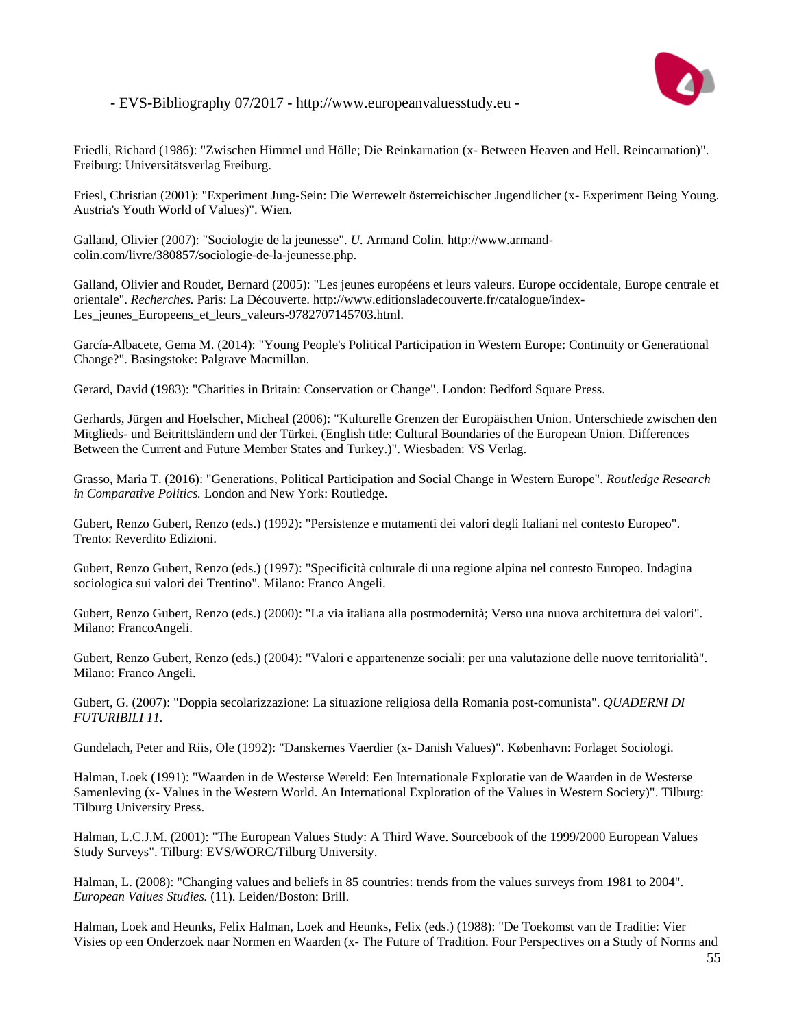Friedli, Richard (1986): "Zwischen Himmel und Hölle; Die Reinkarnation (x- Between Heaven and Hell. Reincarnation)". Freiburg: Universitätsverlag Freiburg.

Friesl, Christian (2001): "Experiment Jung-Sein: Die Wertewelt österreichischer Jugendlicher (x- Experiment Being Young. Austria's Youth World of Values)". Wien.

Galland, Olivier (2007): "Sociologie de la jeunesse". *U.* Armand Colin. http://www.armand-colin.com/livre/380857/sociologie-de-la-jeunesse.php.

Galland, Olivier and Roudet, Bernard (2005): "Les jeunes européens et leurs valeurs. Europe occidentale, Europe centrale et orientale". *Recherches.* Paris: La Découverte. http://www.editionsladecouverte.fr/catalogue/index-Les_jeunes_Europeens_et_leurs_valeurs-9782707145703.html.

García-Albacete, Gema M. (2014): "Young People's Political Participation in Western Europe: Continuity or Generational Change?". Basingstoke: Palgrave Macmillan.

Gerard, David (1983): "Charities in Britain: Conservation or Change". London: Bedford Square Press.

Gerhards, Jürgen and Hoelscher, Micheal (2006): "Kulturelle Grenzen der Europäischen Union. Unterschiede zwischen den Mitglieds- und Beitrittsländern und der Türkei. (English title: Cultural Boundaries of the European Union. Differences Between the Current and Future Member States and Turkey.)". Wiesbaden: VS Verlag.

Grasso, Maria T. (2016): "Generations, Political Participation and Social Change in Western Europe". *Routledge Research in Comparative Politics.* London and New York: Routledge.

Gubert, Renzo Gubert, Renzo (eds.) (1992): "Persistenze e mutamenti dei valori degli Italiani nel contesto Europeo". Trento: Reverdito Edizioni.

Gubert, Renzo Gubert, Renzo (eds.) (1997): "Specificità culturale di una regione alpina nel contesto Europeo. Indagina sociologica sui valori dei Trentino". Milano: Franco Angeli.

Gubert, Renzo Gubert, Renzo (eds.) (2000): "La via italiana alla postmodernità; Verso una nuova architettura dei valori". Milano: FrancoAngeli.

Gubert, Renzo Gubert, Renzo (eds.) (2004): "Valori e appartenenze sociali: per una valutazione delle nuove territorialità". Milano: Franco Angeli.

Gubert, G. (2007): "Doppia secolarizzazione: La situazione religiosa della Romania post-comunista". *QUADERNI DI FUTURIBILI 11.*

Gundelach, Peter and Riis, Ole (1992): "Danskernes Vaerdier (x- Danish Values)". København: Forlaget Sociologi.

Halman, Loek (1991): "Waarden in de Westerse Wereld: Een Internationale Exploratie van de Waarden in de Westerse Samenleving (x- Values in the Western World. An International Exploration of the Values in Western Society)". Tilburg: Tilburg University Press.

Halman, L.C.J.M. (2001): "The European Values Study: A Third Wave. Sourcebook of the 1999/2000 European Values Study Surveys". Tilburg: EVS/WORC/Tilburg University.

Halman, L. (2008): "Changing values and beliefs in 85 countries: trends from the values surveys from 1981 to 2004". *European Values Studies.* (11). Leiden/Boston: Brill.

Halman, Loek and Heunks, Felix Halman, Loek and Heunks, Felix (eds.) (1988): "De Toekomst van de Traditie: Vier Visies op een Onderzoek naar Normen en Waarden (x- The Future of Tradition. Four Perspectives on a Study of Norms and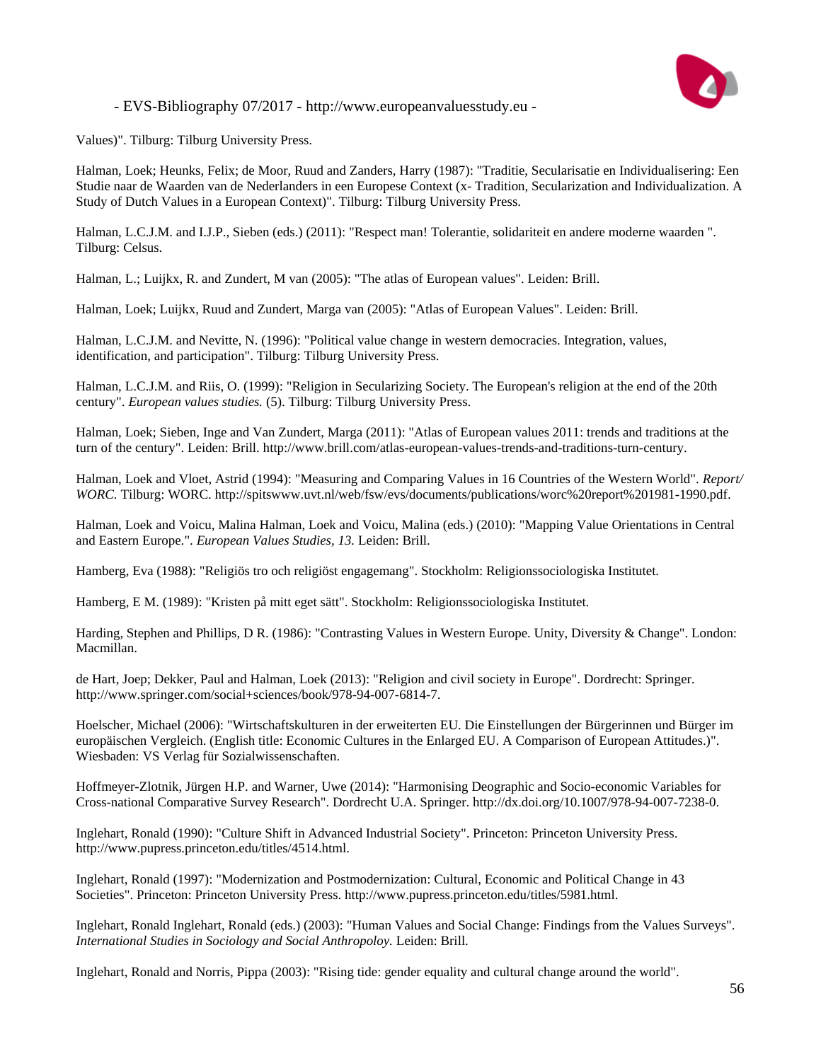Values)". Tilburg: Tilburg University Press.

Halman, Loek; Heunks, Felix; de Moor, Ruud and Zanders, Harry (1987): "Traditie, Secularisatie en Individualisering: Een Studie naar de Waarden van de Nederlanders in een Europese Context (x- Tradition, Secularization and Individualization. A Study of Dutch Values in a European Context)". Tilburg: Tilburg University Press.

Halman, L.C.J.M. and I.J.P., Sieben (eds.) (2011): "Respect man! Tolerantie, solidariteit en andere moderne waarden ". Tilburg: Celsus.

Halman, L.; Luijkx, R. and Zundert, M van (2005): "The atlas of European values". Leiden: Brill.

Halman, Loek; Luijkx, Ruud and Zundert, Marga van (2005): "Atlas of European Values". Leiden: Brill.

Halman, L.C.J.M. and Nevitte, N. (1996): "Political value change in western democracies. Integration, values, identification, and participation". Tilburg: Tilburg University Press.

Halman, L.C.J.M. and Riis, O. (1999): "Religion in Secularizing Society. The European's religion at the end of the 20th century". *European values studies.* (5). Tilburg: Tilburg University Press.

Halman, Loek; Sieben, Inge and Van Zundert, Marga (2011): "Atlas of European values 2011: trends and traditions at the turn of the century". Leiden: Brill. http://www.brill.com/atlas-european-values-trends-and-traditions-turn-century.

Halman, Loek and Vloet, Astrid (1994): "Measuring and Comparing Values in 16 Countries of the Western World". *Report/ WORC.* Tilburg: WORC. http://spitswww.uvt.nl/web/fsw/evs/documents/publications/worc%20report%201981-1990.pdf.

Halman, Loek and Voicu, Malina Halman, Loek and Voicu, Malina (eds.) (2010): "Mapping Value Orientations in Central and Eastern Europe.". *European Values Studies, 13.* Leiden: Brill.

Hamberg, Eva (1988): "Religiös tro och religiöst engagemang". Stockholm: Religionssociologiska Institutet.

Hamberg, E M. (1989): "Kristen på mitt eget sätt". Stockholm: Religionssociologiska Institutet.

Harding, Stephen and Phillips, D R. (1986): "Contrasting Values in Western Europe. Unity, Diversity & Change". London: Macmillan.

de Hart, Joep; Dekker, Paul and Halman, Loek (2013): "Religion and civil society in Europe". Dordrecht: Springer. http://www.springer.com/social+sciences/book/978-94-007-6814-7.

Hoelscher, Michael (2006): "Wirtschaftskulturen in der erweiterten EU. Die Einstellungen der Bürgerinnen und Bürger im europäischen Vergleich. (English title: Economic Cultures in the Enlarged EU. A Comparison of European Attitudes.)". Wiesbaden: VS Verlag für Sozialwissenschaften.

Hoffmeyer-Zlotnik, Jürgen H.P. and Warner, Uwe (2014): "Harmonising Deographic and Socio-economic Variables for Cross-national Comparative Survey Research". Dordrecht U.A. Springer. http://dx.doi.org/10.1007/978-94-007-7238-0.

Inglehart, Ronald (1990): "Culture Shift in Advanced Industrial Society". Princeton: Princeton University Press. http://www.pupress.princeton.edu/titles/4514.html.

Inglehart, Ronald (1997): "Modernization and Postmodernization: Cultural, Economic and Political Change in 43 Societies". Princeton: Princeton University Press. http://www.pupress.princeton.edu/titles/5981.html.

Inglehart, Ronald Inglehart, Ronald (eds.) (2003): "Human Values and Social Change: Findings from the Values Surveys". *International Studies in Sociology and Social Anthropoloy.* Leiden: Brill.

Inglehart, Ronald and Norris, Pippa (2003): "Rising tide: gender equality and cultural change around the world".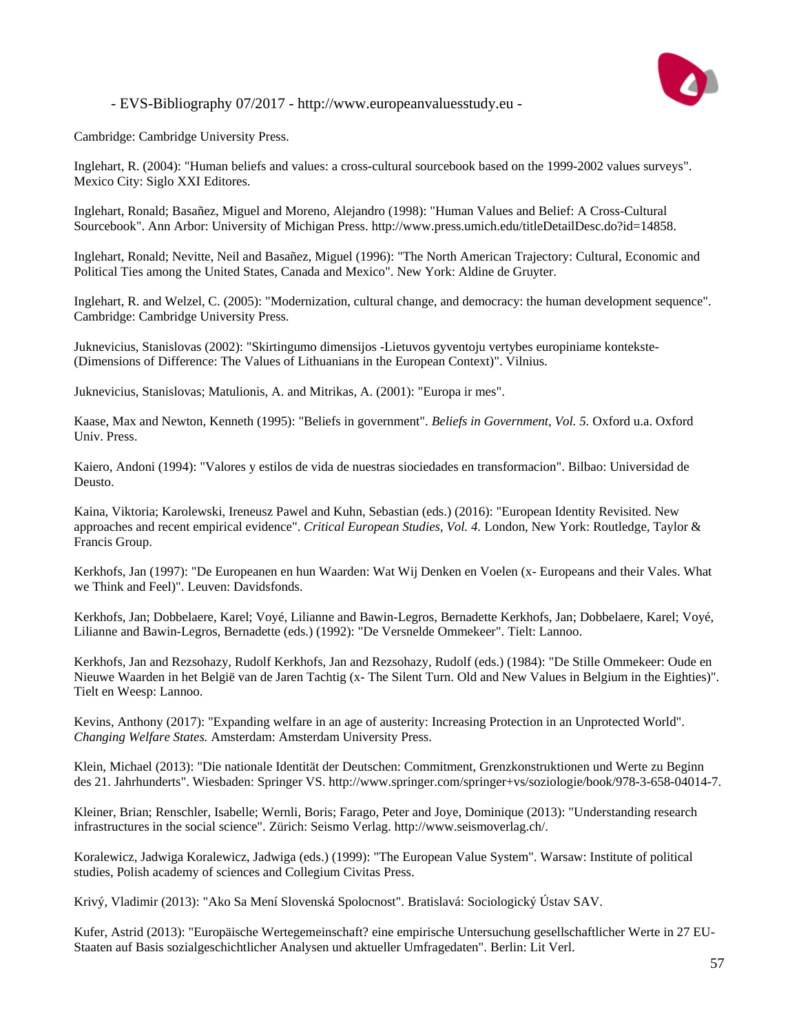Cambridge: Cambridge University Press.

Inglehart, R. (2004): "Human beliefs and values: a cross-cultural sourcebook based on the 1999-2002 values surveys". Mexico City: Siglo XXI Editores.

Inglehart, Ronald; Basañez, Miguel and Moreno, Alejandro (1998): "Human Values and Belief: A Cross-Cultural Sourcebook". Ann Arbor: University of Michigan Press. http://www.press.umich.edu/titleDetailDesc.do?id=14858.

Inglehart, Ronald; Nevitte, Neil and Basañez, Miguel (1996): "The North American Trajectory: Cultural, Economic and Political Ties among the United States, Canada and Mexico". New York: Aldine de Gruyter.

Inglehart, R. and Welzel, C. (2005): "Modernization, cultural change, and democracy: the human development sequence". Cambridge: Cambridge University Press.

Juknevicius, Stanislovas (2002): "Skirtingumo dimensijos -Lietuvos gyventoju vertybes europiniame kontekste- (Dimensions of Difference: The Values of Lithuanians in the European Context)". Vilnius.

Juknevicius, Stanislovas; Matulionis, A. and Mitrikas, A. (2001): "Europa ir mes".

Kaase, Max and Newton, Kenneth (1995): "Beliefs in government". *Beliefs in Government, Vol. 5.* Oxford u.a. Oxford Univ. Press.

Kaiero, Andoni (1994): "Valores y estilos de vida de nuestras siociedades en transformacion". Bilbao: Universidad de Deusto.

Kaina, Viktoria; Karolewski, Ireneusz Pawel and Kuhn, Sebastian (eds.) (2016): "European Identity Revisited. New approaches and recent empirical evidence". *Critical European Studies, Vol. 4.* London, New York: Routledge, Taylor & Francis Group.

Kerkhofs, Jan (1997): "De Europeanen en hun Waarden: Wat Wij Denken en Voelen (x- Europeans and their Vales. What we Think and Feel)". Leuven: Davidsfonds.

Kerkhofs, Jan; Dobbelaere, Karel; Voyé, Lilianne and Bawin-Legros, Bernadette Kerkhofs, Jan; Dobbelaere, Karel; Voyé, Lilianne and Bawin-Legros, Bernadette (eds.) (1992): "De Versnelde Ommekeer". Tielt: Lannoo.

Kerkhofs, Jan and Rezsohazy, Rudolf Kerkhofs, Jan and Rezsohazy, Rudolf (eds.) (1984): "De Stille Ommekeer: Oude en Nieuwe Waarden in het België van de Jaren Tachtig (x- The Silent Turn. Old and New Values in Belgium in the Eighties)". Tielt en Weesp: Lannoo.

Kevins, Anthony (2017): "Expanding welfare in an age of austerity: Increasing Protection in an Unprotected World". *Changing Welfare States.* Amsterdam: Amsterdam University Press.

Klein, Michael (2013): "Die nationale Identität der Deutschen: Commitment, Grenzkonstruktionen und Werte zu Beginn des 21. Jahrhunderts". Wiesbaden: Springer VS. http://www.springer.com/springer+vs/soziologie/book/978-3-658-04014-7.

Kleiner, Brian; Renschler, Isabelle; Wernli, Boris; Farago, Peter and Joye, Dominique (2013): "Understanding research infrastructures in the social science". Zürich: Seismo Verlag. http://www.seismoverlag.ch/.

Koralewicz, Jadwiga Koralewicz, Jadwiga (eds.) (1999): "The European Value System". Warsaw: Institute of political studies, Polish academy of sciences and Collegium Civitas Press.

Krivý, Vladimir (2013): "Ako Sa Mení Slovenská Spolocnost". Bratislavá: Sociologický Ústav SAV.

Kufer, Astrid (2013): "Europäische Wertegemeinschaft? eine empirische Untersuchung gesellschaftlicher Werte in 27 EU-Staaten auf Basis sozialgeschichtlicher Analysen und aktueller Umfragedaten". Berlin: Lit Verl.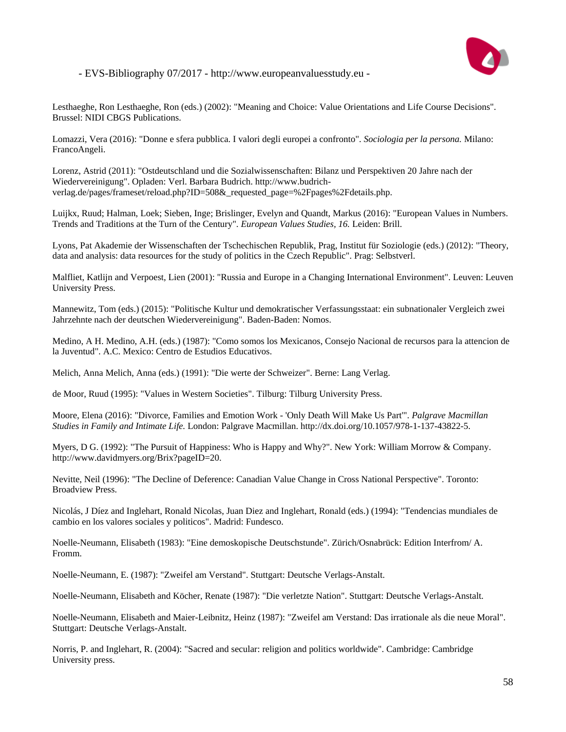Lesthaeghe, Ron Lesthaeghe, Ron (eds.) (2002): "Meaning and Choice: Value Orientations and Life Course Decisions". Brussel: NIDI CBGS Publications.

Lomazzi, Vera (2016): "Donne e sfera pubblica. I valori degli europei a confronto". *Sociologia per la persona.* Milano: FrancoAngeli.

Lorenz, Astrid (2011): "Ostdeutschland und die Sozialwissenschaften: Bilanz und Perspektiven 20 Jahre nach der Wiedervereinigung". Opladen: Verl. Barbara Budrich. http://www.budrich-verlag.de/pages/frameset/reload.php?ID=508&_requested_page=%2Fpages%2Fdetails.php.

Luijkx, Ruud; Halman, Loek; Sieben, Inge; Brislinger, Evelyn and Quandt, Markus (2016): "European Values in Numbers. Trends and Traditions at the Turn of the Century". *European Values Studies, 16.* Leiden: Brill.

Lyons, Pat Akademie der Wissenschaften der Tschechischen Republik, Prag, Institut für Soziologie (eds.) (2012): "Theory, data and analysis: data resources for the study of politics in the Czech Republic". Prag: Selbstverl.

Malfliet, Katlijn and Verpoest, Lien (2001): "Russia and Europe in a Changing International Environment". Leuven: Leuven University Press.

Mannewitz, Tom (eds.) (2015): "Politische Kultur und demokratischer Verfassungsstaat: ein subnationaler Vergleich zwei Jahrzehnte nach der deutschen Wiedervereinigung". Baden-Baden: Nomos.

Medino, A H. Medino, A.H. (eds.) (1987): "Como somos los Mexicanos, Consejo Nacional de recursos para la attencion de la Juventud". A.C. Mexico: Centro de Estudios Educativos.

Melich, Anna Melich, Anna (eds.) (1991): "Die werte der Schweizer". Berne: Lang Verlag.

de Moor, Ruud (1995): "Values in Western Societies". Tilburg: Tilburg University Press.

Moore, Elena (2016): "Divorce, Families and Emotion Work - 'Only Death Will Make Us Part'". *Palgrave Macmillan Studies in Family and Intimate Life.* London: Palgrave Macmillan. http://dx.doi.org/10.1057/978-1-137-43822-5.

Myers, D G. (1992): "The Pursuit of Happiness: Who is Happy and Why?". New York: William Morrow & Company. http://www.davidmyers.org/Brix?pageID=20.

Nevitte, Neil (1996): "The Decline of Deference: Canadian Value Change in Cross National Perspective". Toronto: Broadview Press.

Nicolás, J Díez and Inglehart, Ronald Nicolas, Juan Diez and Inglehart, Ronald (eds.) (1994): "Tendencias mundiales de cambio en los valores sociales y politicos". Madrid: Fundesco.

Noelle-Neumann, Elisabeth (1983): "Eine demoskopische Deutschstunde". Zürich/Osnabrück: Edition Interfrom/ A. Fromm.

Noelle-Neumann, E. (1987): "Zweifel am Verstand". Stuttgart: Deutsche Verlags-Anstalt.

Noelle-Neumann, Elisabeth and Köcher, Renate (1987): "Die verletzte Nation". Stuttgart: Deutsche Verlags-Anstalt.

Noelle-Neumann, Elisabeth and Maier-Leibnitz, Heinz (1987): "Zweifel am Verstand: Das irrationale als die neue Moral". Stuttgart: Deutsche Verlags-Anstalt.

Norris, P. and Inglehart, R. (2004): "Sacred and secular: religion and politics worldwide". Cambridge: Cambridge University press.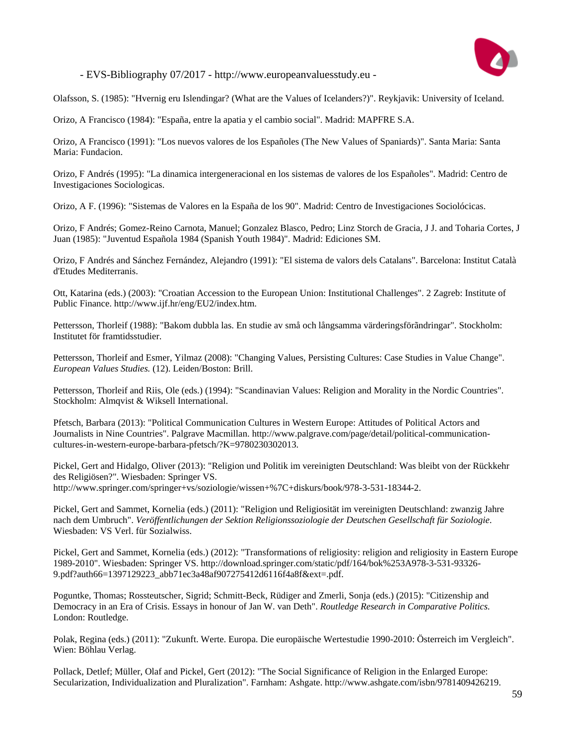Olafsson, S. (1985): "Hvernig eru Islendingar? (What are the Values of Icelanders?)". Reykjavik: University of Iceland.

Orizo, A Francisco (1984): "España, entre la apatia y el cambio social". Madrid: MAPFRE S.A.

Orizo, A Francisco (1991): "Los nuevos valores de los Españoles (The New Values of Spaniards)". Santa Maria: Santa Maria: Fundacion.

Orizo, F Andrés (1995): "La dinamica intergeneracional en los sistemas de valores de los Españoles". Madrid: Centro de Investigaciones Sociologicas.

Orizo, A F. (1996): "Sistemas de Valores en la España de los 90". Madrid: Centro de Investigaciones Sociolócicas.

Orizo, F Andrés; Gomez-Reino Carnota, Manuel; Gonzalez Blasco, Pedro; Linz Storch de Gracia, J J. and Toharia Cortes, J Juan (1985): "Juventud Española 1984 (Spanish Youth 1984)". Madrid: Ediciones SM.

Orizo, F Andrés and Sánchez Fernández, Alejandro (1991): "El sistema de valors dels Catalans". Barcelona: Institut Català d'Etudes Mediterranis.

Ott, Katarina (eds.) (2003): "Croatian Accession to the European Union: Institutional Challenges". 2 Zagreb: Institute of Public Finance. http://www.ijf.hr/eng/EU2/index.htm.

Pettersson, Thorleif (1988): "Bakom dubbla las. En studie av små och långsamma värderingsförändringar". Stockholm: Institutet för framtidsstudier.

Pettersson, Thorleif and Esmer, Yilmaz (2008): "Changing Values, Persisting Cultures: Case Studies in Value Change". *European Values Studies.* (12). Leiden/Boston: Brill.

Pettersson, Thorleif and Riis, Ole (eds.) (1994): "Scandinavian Values: Religion and Morality in the Nordic Countries". Stockholm: Almqvist & Wiksell International.

Pfetsch, Barbara (2013): "Political Communication Cultures in Western Europe: Attitudes of Political Actors and Journalists in Nine Countries". Palgrave Macmillan. http://www.palgrave.com/page/detail/political-communication-cultures-in-western-europe-barbara-pfetsch/?K=9780230302013.

Pickel, Gert and Hidalgo, Oliver (2013): "Religion und Politik im vereinigten Deutschland: Was bleibt von der Rückkehr des Religiösen?". Wiesbaden: Springer VS. http://www.springer.com/springer+vs/soziologie/wissen+%7C+diskurs/book/978-3-531-18344-2.

Pickel, Gert and Sammet, Kornelia (eds.) (2011): "Religion und Religiosität im vereinigten Deutschland: zwanzig Jahre nach dem Umbruch". *Veröffentlichungen der Sektion Religionssoziologie der Deutschen Gesellschaft für Soziologie.* Wiesbaden: VS Verl. für Sozialwiss.

Pickel, Gert and Sammet, Kornelia (eds.) (2012): "Transformations of religiosity: religion and religiosity in Eastern Europe 1989-2010". Wiesbaden: Springer VS. http://download.springer.com/static/pdf/164/bok%253A978-3-531-93326-9.pdf?auth66=1397129223_abb71ec3a48af907275412d6116f4a8f&ext=.pdf.

Poguntke, Thomas; Rossteutscher, Sigrid; Schmitt-Beck, Rüdiger and Zmerli, Sonja (eds.) (2015): "Citizenship and Democracy in an Era of Crisis. Essays in honour of Jan W. van Deth". *Routledge Research in Comparative Politics.* London: Routledge.

Polak, Regina (eds.) (2011): "Zukunft. Werte. Europa. Die europäische Wertestudie 1990-2010: Österreich im Vergleich". Wien: Böhlau Verlag.

Pollack, Detlef; Müller, Olaf and Pickel, Gert (2012): "The Social Significance of Religion in the Enlarged Europe: Secularization, Individualization and Pluralization". Farnham: Ashgate. http://www.ashgate.com/isbn/9781409426219.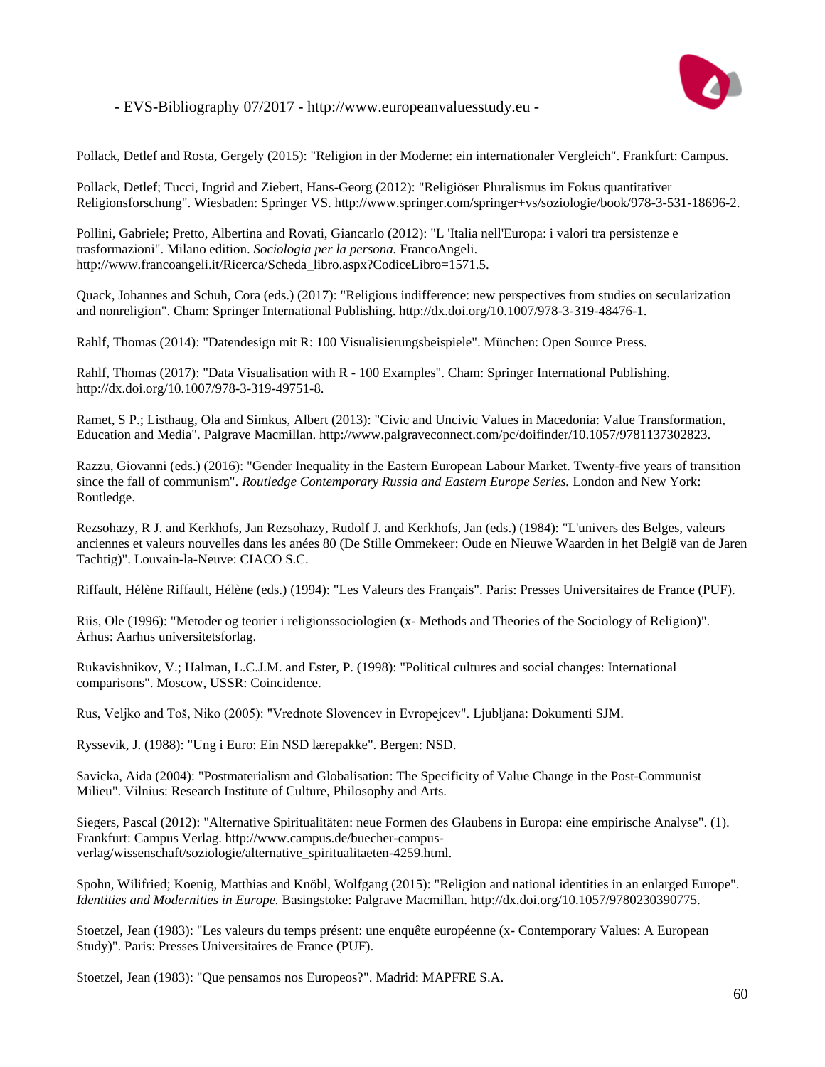Pollack, Detlef and Rosta, Gergely (2015): "Religion in der Moderne: ein internationaler Vergleich". Frankfurt: Campus.

Pollack, Detlef; Tucci, Ingrid and Ziebert, Hans-Georg (2012): "Religiöser Pluralismus im Fokus quantitativer Religionsforschung". Wiesbaden: Springer VS. http://www.springer.com/springer+vs/soziologie/book/978-3-531-18696-2.

Pollini, Gabriele; Pretto, Albertina and Rovati, Giancarlo (2012): "L 'Italia nell'Europa: i valori tra persistenze e trasformazioni". Milano edition. *Sociologia per la persona.* FrancoAngeli. http://www.francoangeli.it/Ricerca/Scheda_libro.aspx?CodiceLibro=1571.5.

Quack, Johannes and Schuh, Cora (eds.) (2017): "Religious indifference: new perspectives from studies on secularization and nonreligion". Cham: Springer International Publishing. http://dx.doi.org/10.1007/978-3-319-48476-1.

Rahlf, Thomas (2014): "Datendesign mit R: 100 Visualisierungsbeispiele". München: Open Source Press.

Rahlf, Thomas (2017): "Data Visualisation with R - 100 Examples". Cham: Springer International Publishing. http://dx.doi.org/10.1007/978-3-319-49751-8.

Ramet, S P.; Listhaug, Ola and Simkus, Albert (2013): "Civic and Uncivic Values in Macedonia: Value Transformation, Education and Media". Palgrave Macmillan. http://www.palgraveconnect.com/pc/doifinder/10.1057/9781137302823.

Razzu, Giovanni (eds.) (2016): "Gender Inequality in the Eastern European Labour Market. Twenty-five years of transition since the fall of communism". *Routledge Contemporary Russia and Eastern Europe Series.* London and New York: Routledge.

Rezsohazy, R J. and Kerkhofs, Jan Rezsohazy, Rudolf J. and Kerkhofs, Jan (eds.) (1984): "L'univers des Belges, valeurs anciennes et valeurs nouvelles dans les anées 80 (De Stille Ommekeer: Oude en Nieuwe Waarden in het België van de Jaren Tachtig)". Louvain-la-Neuve: CIACO S.C.

Riffault, Hélène Riffault, Hélène (eds.) (1994): "Les Valeurs des Français". Paris: Presses Universitaires de France (PUF).

Riis, Ole (1996): "Metoder og teorier i religionssociologien (x- Methods and Theories of the Sociology of Religion)". Århus: Aarhus universitetsforlag.

Rukavishnikov, V.; Halman, L.C.J.M. and Ester, P. (1998): "Political cultures and social changes: International comparisons". Moscow, USSR: Coincidence.

Rus, Veljko and Toš, Niko (2005): "Vrednote Slovencev in Evropejcev". Ljubljana: Dokumenti SJM.

Ryssevik, J. (1988): "Ung i Euro: Ein NSD lærepakke". Bergen: NSD.

Savicka, Aida (2004): "Postmaterialism and Globalisation: The Specificity of Value Change in the Post-Communist Milieu". Vilnius: Research Institute of Culture, Philosophy and Arts.

Siegers, Pascal (2012): "Alternative Spiritualitäten: neue Formen des Glaubens in Europa: eine empirische Analyse". (1). Frankfurt: Campus Verlag. http://www.campus.de/buecher-campus-verlag/wissenschaft/soziologie/alternative_spiritualitaeten-4259.html.

Spohn, Wilifried; Koenig, Matthias and Knöbl, Wolfgang (2015): "Religion and national identities in an enlarged Europe". *Identities and Modernities in Europe.* Basingstoke: Palgrave Macmillan. http://dx.doi.org/10.1057/9780230390775.

Stoetzel, Jean (1983): "Les valeurs du temps présent: une enquête européenne (x- Contemporary Values: A European Study)". Paris: Presses Universitaires de France (PUF).

Stoetzel, Jean (1983): "Que pensamos nos Europeos?". Madrid: MAPFRE S.A.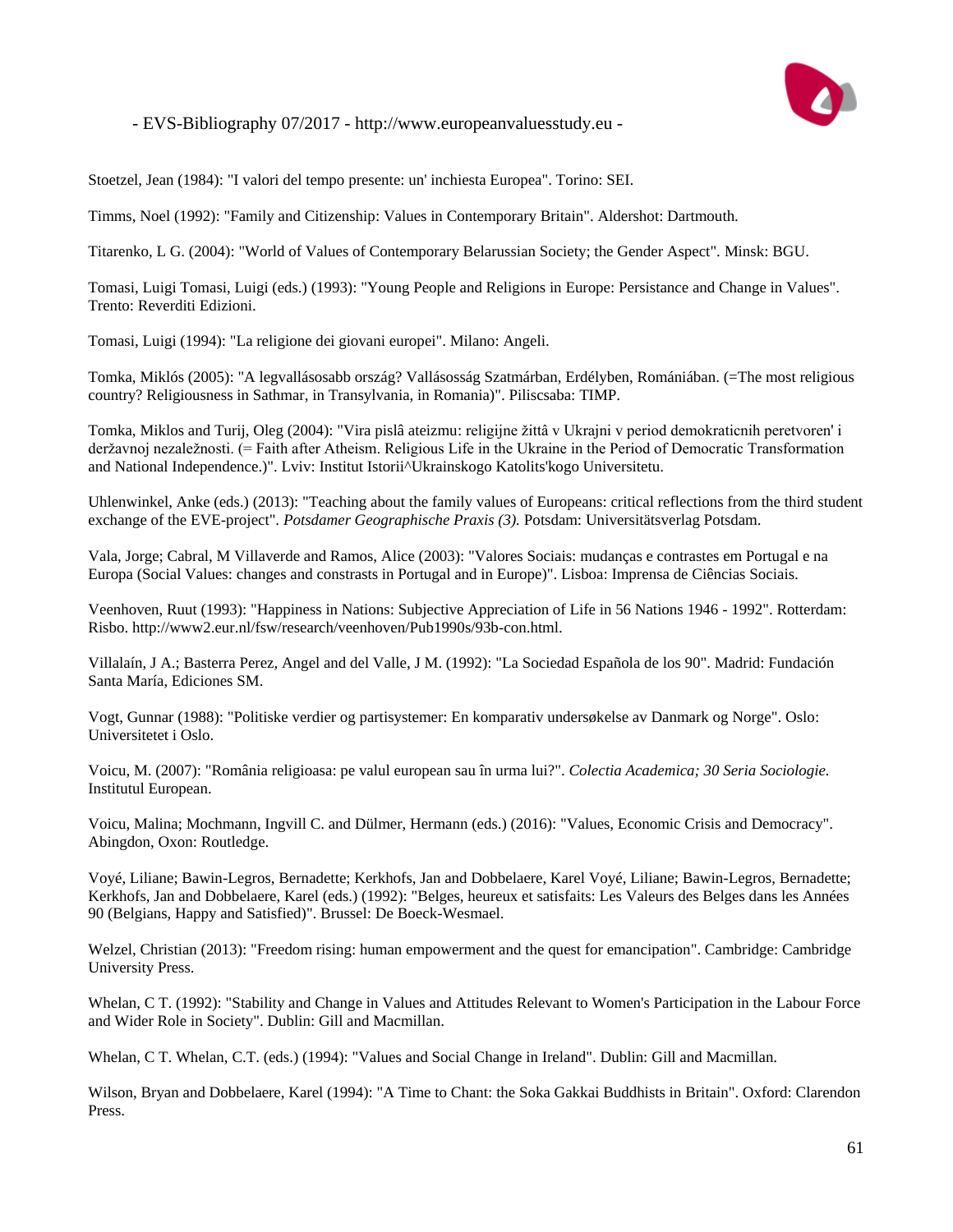Stoetzel, Jean (1984): "I valori del tempo presente: un' inchiesta Europea". Torino: SEI.

Timms, Noel (1992): "Family and Citizenship: Values in Contemporary Britain". Aldershot: Dartmouth.

Titarenko, L G. (2004): "World of Values of Contemporary Belarussian Society; the Gender Aspect". Minsk: BGU.

Tomasi, Luigi Tomasi, Luigi (eds.) (1993): "Young People and Religions in Europe: Persistance and Change in Values". Trento: Reverditi Edizioni.

Tomasi, Luigi (1994): "La religione dei giovani europei". Milano: Angeli.

Tomka, Miklós (2005): "A legvallásosabb ország? Vallásosság Szatmárban, Erdélyben, Romániában. (=The most religious country? Religiousness in Sathmar, in Transylvania, in Romania)". Piliscsaba: TIMP.

Tomka, Miklos and Turij, Oleg (2004): "Vira pislâ ateizmu: religijne žittâ v Ukrajni v period demokraticnih peretvoren' i deržavnoj nezaležnosti. (= Faith after Atheism. Religious Life in the Ukraine in the Period of Democratic Transformation and National Independence.)". Lviv: Institut Istorii^Ukrainskogo Katolits'kogo Universitetu.

Uhlenwinkel, Anke (eds.) (2013): "Teaching about the family values of Europeans: critical reflections from the third student exchange of the EVE-project". *Potsdamer Geographische Praxis (3).* Potsdam: Universitätsverlag Potsdam.

Vala, Jorge; Cabral, M Villaverde and Ramos, Alice (2003): "Valores Sociais: mudanças e contrastes em Portugal e na Europa (Social Values: changes and constrasts in Portugal and in Europe)". Lisboa: Imprensa de Ciências Sociais.

Veenhoven, Ruut (1993): "Happiness in Nations: Subjective Appreciation of Life in 56 Nations 1946 - 1992". Rotterdam: Risbo. http://www2.eur.nl/fsw/research/veenhoven/Pub1990s/93b-con.html.

Villalaín, J A.; Basterra Perez, Angel and del Valle, J M. (1992): "La Sociedad Española de los 90". Madrid: Fundación Santa María, Ediciones SM.

Vogt, Gunnar (1988): "Politiske verdier og partisystemer: En komparativ undersøkelse av Danmark og Norge". Oslo: Universitetet i Oslo.

Voicu, M. (2007): "România religioasa: pe valul european sau în urma lui?". *Colectia Academica; 30 Seria Sociologie.* Institutul European.

Voicu, Malina; Mochmann, Ingvill C. and Dülmer, Hermann (eds.) (2016): "Values, Economic Crisis and Democracy". Abingdon, Oxon: Routledge.

Voyé, Liliane; Bawin-Legros, Bernadette; Kerkhofs, Jan and Dobbelaere, Karel Voyé, Liliane; Bawin-Legros, Bernadette; Kerkhofs, Jan and Dobbelaere, Karel (eds.) (1992): "Belges, heureux et satisfaits: Les Valeurs des Belges dans les Années 90 (Belgians, Happy and Satisfied)". Brussel: De Boeck-Wesmael.

Welzel, Christian (2013): "Freedom rising: human empowerment and the quest for emancipation". Cambridge: Cambridge University Press.

Whelan, C T. (1992): "Stability and Change in Values and Attitudes Relevant to Women's Participation in the Labour Force and Wider Role in Society". Dublin: Gill and Macmillan.

Whelan, C T. Whelan, C.T. (eds.) (1994): "Values and Social Change in Ireland". Dublin: Gill and Macmillan.

Wilson, Bryan and Dobbelaere, Karel (1994): "A Time to Chant: the Soka Gakkai Buddhists in Britain". Oxford: Clarendon Press.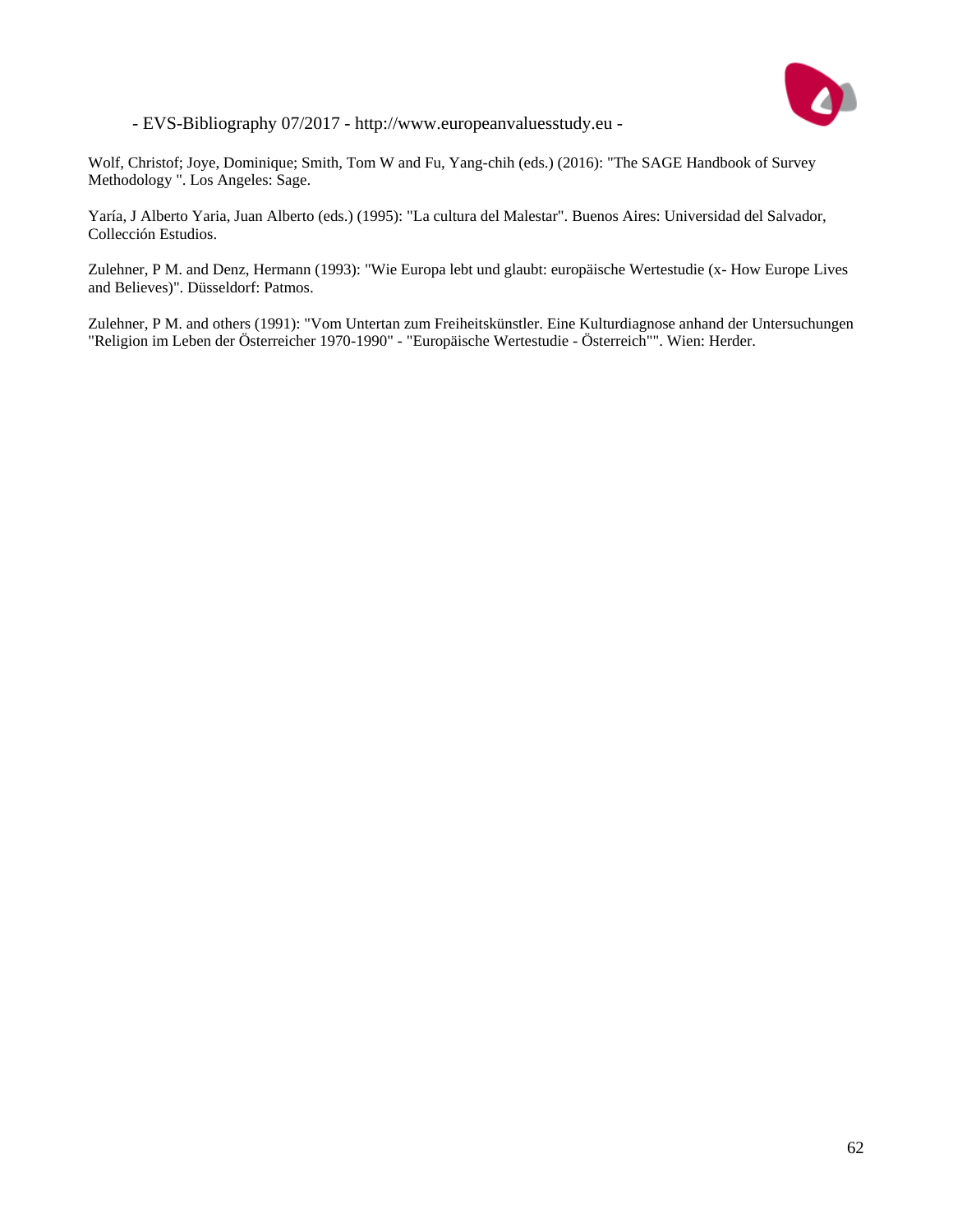Wolf, Christof; Joye, Dominique; Smith, Tom W and Fu, Yang-chih (eds.) (2016): "The SAGE Handbook of Survey Methodology ". Los Angeles: Sage.

Yaría, J Alberto Yaria, Juan Alberto (eds.) (1995): "La cultura del Malestar". Buenos Aires: Universidad del Salvador, Collección Estudios.

Zulehner, P M. and Denz, Hermann (1993): "Wie Europa lebt und glaubt: europäische Wertestudie (x- How Europe Lives and Believes)". Düsseldorf: Patmos.

Zulehner, P M. and others (1991): "Vom Untertan zum Freiheitskünstler. Eine Kulturdiagnose anhand der Untersuchungen "Religion im Leben der Österreicher 1970-1990" - "Europäische Wertestudie - Österreich"". Wien: Herder.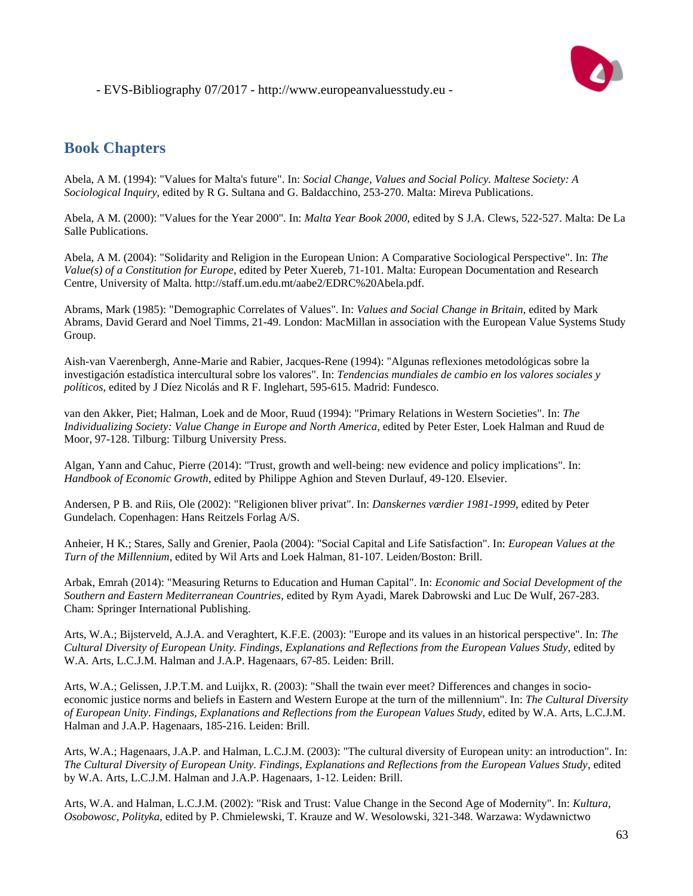## Book Chapters

Abela, A M. (1994): "Values for Malta's future". In: *Social Change, Values and Social Policy. Maltese Society: A Sociological Inquiry*, edited by R G. Sultana and G. Baldacchino, 253-270. Malta: Mireva Publications.

Abela, A M. (2000): "Values for the Year 2000". In: *Malta Year Book 2000*, edited by S J.A. Clews, 522-527. Malta: De La Salle Publications.

Abela, A M. (2004): "Solidarity and Religion in the European Union: A Comparative Sociological Perspective". In: *The Value(s) of a Constitution for Europe*, edited by Peter Xuereb, 71-101. Malta: European Documentation and Research Centre, University of Malta. http://staff.um.edu.mt/aabe2/EDRC%20Abela.pdf.

Abrams, Mark (1985): "Demographic Correlates of Values". In: *Values and Social Change in Britain*, edited by Mark Abrams, David Gerard and Noel Timms, 21-49. London: MacMillan in association with the European Value Systems Study Group.

Aish-van Vaerenbergh, Anne-Marie and Rabier, Jacques-Rene (1994): "Algunas reflexiones metodológicas sobre la investigación estadística intercultural sobre los valores". In: *Tendencias mundiales de cambio en los valores sociales y políticos*, edited by J Díez Nicolás and R F. Inglehart, 595-615. Madrid: Fundesco.

van den Akker, Piet; Halman, Loek and de Moor, Ruud (1994): "Primary Relations in Western Societies". In: *The Individualizing Society: Value Change in Europe and North America*, edited by Peter Ester, Loek Halman and Ruud de Moor, 97-128. Tilburg: Tilburg University Press.

Algan, Yann and Cahuc, Pierre (2014): "Trust, growth and well-being: new evidence and policy implications". In: *Handbook of Economic Growth*, edited by Philippe Aghion and Steven Durlauf, 49-120. Elsevier.

Andersen, P B. and Riis, Ole (2002): "Religionen bliver privat". In: *Danskernes værdier 1981-1999*, edited by Peter Gundelach. Copenhagen: Hans Reitzels Forlag A/S.

Anheier, H K.; Stares, Sally and Grenier, Paola (2004): "Social Capital and Life Satisfaction". In: *European Values at the Turn of the Millennium*, edited by Wil Arts and Loek Halman, 81-107. Leiden/Boston: Brill.

Arbak, Emrah (2014): "Measuring Returns to Education and Human Capital". In: *Economic and Social Development of the Southern and Eastern Mediterranean Countries*, edited by Rym Ayadi, Marek Dabrowski and Luc De Wulf, 267-283. Cham: Springer International Publishing.

Arts, W.A.; Bijsterveld, A.J.A. and Veraghtert, K.F.E. (2003): "Europe and its values in an historical perspective". In: *The Cultural Diversity of European Unity. Findings, Explanations and Reflections from the European Values Study*, edited by W.A. Arts, L.C.J.M. Halman and J.A.P. Hagenaars, 67-85. Leiden: Brill.

Arts, W.A.; Gelissen, J.P.T.M. and Luijkx, R. (2003): "Shall the twain ever meet? Differences and changes in socio-economic justice norms and beliefs in Eastern and Western Europe at the turn of the millennium". In: *The Cultural Diversity of European Unity. Findings, Explanations and Reflections from the European Values Study*, edited by W.A. Arts, L.C.J.M. Halman and J.A.P. Hagenaars, 185-216. Leiden: Brill.

Arts, W.A.; Hagenaars, J.A.P. and Halman, L.C.J.M. (2003): "The cultural diversity of European unity: an introduction". In: *The Cultural Diversity of European Unity. Findings, Explanations and Reflections from the European Values Study*, edited by W.A. Arts, L.C.J.M. Halman and J.A.P. Hagenaars, 1-12. Leiden: Brill.

Arts, W.A. and Halman, L.C.J.M. (2002): "Risk and Trust: Value Change in the Second Age of Modernity". In: *Kultura, Osobowosc, Polityka*, edited by P. Chmielewski, T. Krauze and W. Wesolowski, 321-348. Warzawa: Wydawnictwo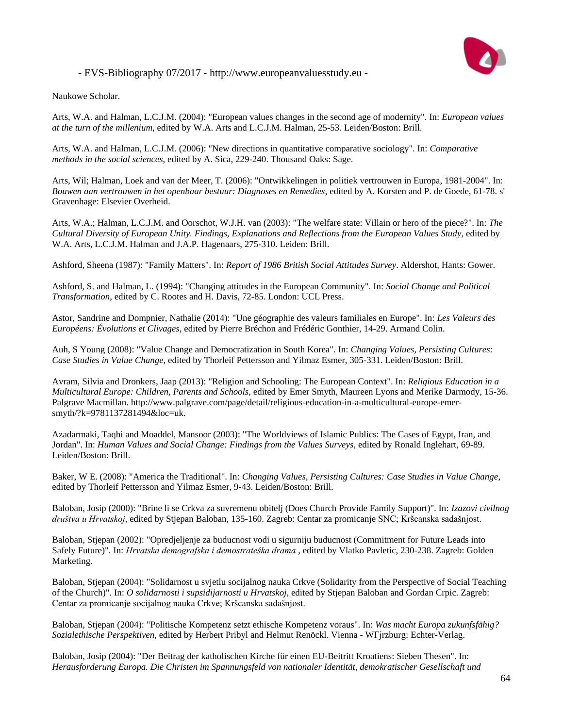Naukowe Scholar.

Arts, W.A. and Halman, L.C.J.M. (2004): "European values changes in the second age of modernity". In: *European values at the turn of the millenium*, edited by W.A. Arts and L.C.J.M. Halman, 25-53. Leiden/Boston: Brill.

Arts, W.A. and Halman, L.C.J.M. (2006): "New directions in quantitative comparative sociology". In: *Comparative methods in the social sciences*, edited by A. Sica, 229-240. Thousand Oaks: Sage.

Arts, Wil; Halman, Loek and van der Meer, T. (2006): "Ontwikkelingen in politiek vertrouwen in Europa, 1981-2004". In: *Bouwen aan vertrouwen in het openbaar bestuur: Diagnoses en Remedies*, edited by A. Korsten and P. de Goede, 61-78. s' Gravenhage: Elsevier Overheid.

Arts, W.A.; Halman, L.C.J.M. and Oorschot, W.J.H. van (2003): "The welfare state: Villain or hero of the piece?". In: *The Cultural Diversity of European Unity. Findings, Explanations and Reflections from the European Values Study*, edited by W.A. Arts, L.C.J.M. Halman and J.A.P. Hagenaars, 275-310. Leiden: Brill.

Ashford, Sheena (1987): "Family Matters". In: *Report of 1986 British Social Attitudes Survey*. Aldershot, Hants: Gower.

Ashford, S. and Halman, L. (1994): "Changing attitudes in the European Community". In: *Social Change and Political Transformation*, edited by C. Rootes and H. Davis, 72-85. London: UCL Press.

Astor, Sandrine and Dompnier, Nathalie (2014): "Une géographie des valeurs familiales en Europe". In: *Les Valeurs des Européens: Évolutions et Clivages*, edited by Pierre Bréchon and Frédéric Gonthier, 14-29. Armand Colin.

Auh, S Young (2008): "Value Change and Democratization in South Korea". In: *Changing Values, Persisting Cultures: Case Studies in Value Change*, edited by Thorleif Pettersson and Yilmaz Esmer, 305-331. Leiden/Boston: Brill.

Avram, Silvia and Dronkers, Jaap (2013): "Religion and Schooling: The European Context". In: *Religious Education in a Multicultural Europe: Children, Parents and Schools*, edited by Emer Smyth, Maureen Lyons and Merike Darmody, 15-36. Palgrave Macmillan. http://www.palgrave.com/page/detail/religious-education-in-a-multicultural-europe-emer-smyth/?k=9781137281494&loc=uk.

Azadarmaki, Taqhi and Moaddel, Mansoor (2003): "The Worldviews of Islamic Publics: The Cases of Egypt, Iran, and Jordan". In: *Human Values and Social Change: Findings from the Values Surveys*, edited by Ronald Inglehart, 69-89. Leiden/Boston: Brill.

Baker, W E. (2008): "America the Traditional". In: *Changing Values, Persisting Cultures: Case Studies in Value Change*, edited by Thorleif Pettersson and Yilmaz Esmer, 9-43. Leiden/Boston: Brill.

Baloban, Josip (2000): "Brine li se Crkva za suvremenu obitelj (Does Church Provide Family Support)". In: *Izazovi civilnog društva u Hrvatskoj*, edited by Stjepan Baloban, 135-160. Zagreb: Centar za promicanje SNC; Kršcanska sadašnjost.

Baloban, Stjepan (2002): "Opredjeljenje za buducnost vodi u sigurniju buducnost (Commitment for Future Leads into Safely Future)". In: *Hrvatska demografska i demostrateška drama* , edited by Vlatko Pavletic, 230-238. Zagreb: Golden Marketing.

Baloban, Stjepan (2004): "Solidarnost u svjetlu socijalnog nauka Crkve (Solidarity from the Perspective of Social Teaching of the Church)". In: *O solidarnosti i supsidijarnosti u Hrvatskoj*, edited by Stjepan Baloban and Gordan Crpic. Zagreb: Centar za promicanje socijalnog nauka Crkve; Kršcanska sadašnjost.

Baloban, Stjepan (2004): "Politische Kompetenz setzt ethische Kompetenz voraus". In: *Was macht Europa zukunfsfähig? Sozialethische Perspektiven*, edited by Herbert Pribyl and Helmut Renöckl. Vienna - WГjrzburg: Echter-Verlag.

Baloban, Josip (2004): "Der Beitrag der katholischen Kirche für einen EU-Beitritt Kroatiens: Sieben Thesen". In: *Herausforderung Europa. Die Christen im Spannungsfeld von nationaler Identität, demokratischer Gesellschaft und*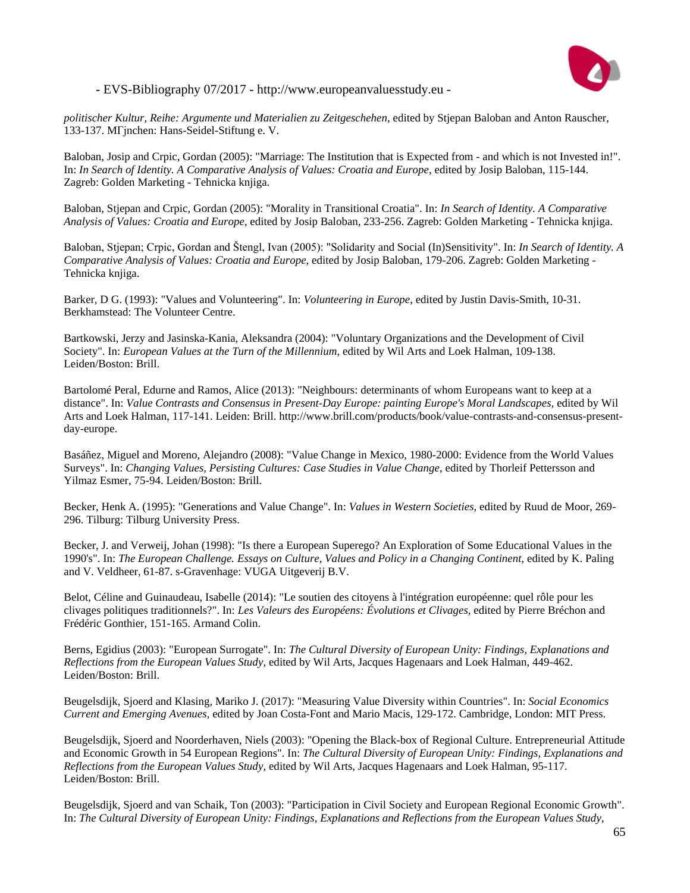*politischer Kultur, Reihe: Argumente und Materialien zu Zeitgeschehen*, edited by Stjepan Baloban and Anton Rauscher, 133-137. MΓјnchen: Hans-Seidel-Stiftung e. V.

Baloban, Josip and Crpic, Gordan (2005): "Marriage: The Institution that is Expected from - and which is not Invested in!". In: *In Search of Identity. A Comparative Analysis of Values: Croatia and Europe*, edited by Josip Baloban, 115-144. Zagreb: Golden Marketing - Tehnicka knjiga.

Baloban, Stjepan and Crpic, Gordan (2005): "Morality in Transitional Croatia". In: *In Search of Identity. A Comparative Analysis of Values: Croatia and Europe*, edited by Josip Baloban, 233-256. Zagreb: Golden Marketing - Tehnicka knjiga.

Baloban, Stjepan; Crpic, Gordan and Štengl, Ivan (2005): "Solidarity and Social (In)Sensitivity". In: *In Search of Identity. A Comparative Analysis of Values: Croatia and Europe*, edited by Josip Baloban, 179-206. Zagreb: Golden Marketing - Tehnicka knjiga.

Barker, D G. (1993): "Values and Volunteering". In: *Volunteering in Europe*, edited by Justin Davis-Smith, 10-31. Berkhamstead: The Volunteer Centre.

Bartkowski, Jerzy and Jasinska-Kania, Aleksandra (2004): "Voluntary Organizations and the Development of Civil Society". In: *European Values at the Turn of the Millennium*, edited by Wil Arts and Loek Halman, 109-138. Leiden/Boston: Brill.

Bartolomé Peral, Edurne and Ramos, Alice (2013): "Neighbours: determinants of whom Europeans want to keep at a distance". In: *Value Contrasts and Consensus in Present-Day Europe: painting Europe's Moral Landscapes*, edited by Wil Arts and Loek Halman, 117-141. Leiden: Brill. http://www.brill.com/products/book/value-contrasts-and-consensus-present-day-europe.

Basáñez, Miguel and Moreno, Alejandro (2008): "Value Change in Mexico, 1980-2000: Evidence from the World Values Surveys". In: *Changing Values, Persisting Cultures: Case Studies in Value Change*, edited by Thorleif Pettersson and Yilmaz Esmer, 75-94. Leiden/Boston: Brill.

Becker, Henk A. (1995): "Generations and Value Change". In: *Values in Western Societies*, edited by Ruud de Moor, 269-296. Tilburg: Tilburg University Press.

Becker, J. and Verweij, Johan (1998): "Is there a European Superego? An Exploration of Some Educational Values in the 1990's". In: *The European Challenge. Essays on Culture, Values and Policy in a Changing Continent*, edited by K. Paling and V. Veldheer, 61-87. s-Gravenhage: VUGA Uitgeverij B.V.

Belot, Céline and Guinaudeau, Isabelle (2014): "Le soutien des citoyens à l'intégration européenne: quel rôle pour les clivages politiques traditionnels?". In: *Les Valeurs des Européens: Évolutions et Clivages*, edited by Pierre Bréchon and Frédéric Gonthier, 151-165. Armand Colin.

Berns, Egidius (2003): "European Surrogate". In: *The Cultural Diversity of European Unity: Findings, Explanations and Reflections from the European Values Study*, edited by Wil Arts, Jacques Hagenaars and Loek Halman, 449-462. Leiden/Boston: Brill.

Beugelsdijk, Sjoerd and Klasing, Mariko J. (2017): "Measuring Value Diversity within Countries". In: *Social Economics Current and Emerging Avenues*, edited by Joan Costa-Font and Mario Macis, 129-172. Cambridge, London: MIT Press.

Beugelsdijk, Sjoerd and Noorderhaven, Niels (2003): "Opening the Black-box of Regional Culture. Entrepreneurial Attitude and Economic Growth in 54 European Regions". In: *The Cultural Diversity of European Unity: Findings, Explanations and Reflections from the European Values Study*, edited by Wil Arts, Jacques Hagenaars and Loek Halman, 95-117. Leiden/Boston: Brill.

Beugelsdijk, Sjoerd and van Schaik, Ton (2003): "Participation in Civil Society and European Regional Economic Growth". In: *The Cultural Diversity of European Unity: Findings, Explanations and Reflections from the European Values Study*,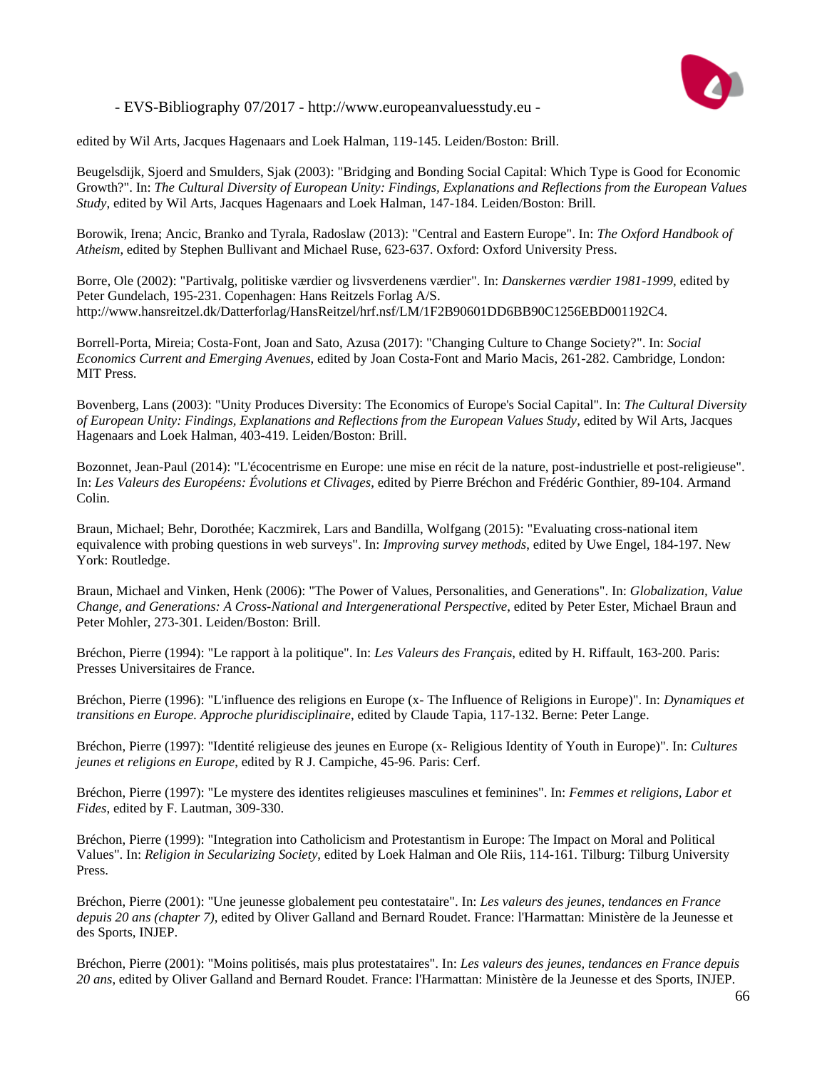edited by Wil Arts, Jacques Hagenaars and Loek Halman, 119-145. Leiden/Boston: Brill.

Beugelsdijk, Sjoerd and Smulders, Sjak (2003): "Bridging and Bonding Social Capital: Which Type is Good for Economic Growth?". In: *The Cultural Diversity of European Unity: Findings, Explanations and Reflections from the European Values Study*, edited by Wil Arts, Jacques Hagenaars and Loek Halman, 147-184. Leiden/Boston: Brill.

Borowik, Irena; Ancic, Branko and Tyrala, Radoslaw (2013): "Central and Eastern Europe". In: *The Oxford Handbook of Atheism*, edited by Stephen Bullivant and Michael Ruse, 623-637. Oxford: Oxford University Press.

Borre, Ole (2002): "Partivalg, politiske værdier og livsverdenens værdier". In: *Danskernes værdier 1981-1999*, edited by Peter Gundelach, 195-231. Copenhagen: Hans Reitzels Forlag A/S. http://www.hansreitzel.dk/Datterforlag/HansReitzel/hrf.nsf/LM/1F2B90601DD6BB90C1256EBD001192C4.

Borrell-Porta, Mireia; Costa-Font, Joan and Sato, Azusa (2017): "Changing Culture to Change Society?". In: *Social Economics Current and Emerging Avenues*, edited by Joan Costa-Font and Mario Macis, 261-282. Cambridge, London: MIT Press.

Bovenberg, Lans (2003): "Unity Produces Diversity: The Economics of Europe's Social Capital". In: *The Cultural Diversity of European Unity: Findings, Explanations and Reflections from the European Values Study*, edited by Wil Arts, Jacques Hagenaars and Loek Halman, 403-419. Leiden/Boston: Brill.

Bozonnet, Jean-Paul (2014): "L'écocentrisme en Europe: une mise en récit de la nature, post-industrielle et post-religieuse". In: *Les Valeurs des Européens: Évolutions et Clivages*, edited by Pierre Bréchon and Frédéric Gonthier, 89-104. Armand Colin.

Braun, Michael; Behr, Dorothée; Kaczmirek, Lars and Bandilla, Wolfgang (2015): "Evaluating cross-national item equivalence with probing questions in web surveys". In: *Improving survey methods*, edited by Uwe Engel, 184-197. New York: Routledge.

Braun, Michael and Vinken, Henk (2006): "The Power of Values, Personalities, and Generations". In: *Globalization, Value Change, and Generations: A Cross-National and Intergenerational Perspective*, edited by Peter Ester, Michael Braun and Peter Mohler, 273-301. Leiden/Boston: Brill.

Bréchon, Pierre (1994): "Le rapport à la politique". In: *Les Valeurs des Français*, edited by H. Riffault, 163-200. Paris: Presses Universitaires de France.

Bréchon, Pierre (1996): "L'influence des religions en Europe (x- The Influence of Religions in Europe)". In: *Dynamiques et transitions en Europe. Approche pluridisciplinaire*, edited by Claude Tapia, 117-132. Berne: Peter Lange.

Bréchon, Pierre (1997): "Identité religieuse des jeunes en Europe (x- Religious Identity of Youth in Europe)". In: *Cultures jeunes et religions en Europe*, edited by R J. Campiche, 45-96. Paris: Cerf.

Bréchon, Pierre (1997): "Le mystere des identites religieuses masculines et feminines". In: *Femmes et religions, Labor et Fides*, edited by F. Lautman, 309-330.

Bréchon, Pierre (1999): "Integration into Catholicism and Protestantism in Europe: The Impact on Moral and Political Values". In: *Religion in Secularizing Society*, edited by Loek Halman and Ole Riis, 114-161. Tilburg: Tilburg University Press.

Bréchon, Pierre (2001): "Une jeunesse globalement peu contestataire". In: *Les valeurs des jeunes, tendances en France depuis 20 ans (chapter 7)*, edited by Oliver Galland and Bernard Roudet. France: l'Harmattan: Ministère de la Jeunesse et des Sports, INJEP.

Bréchon, Pierre (2001): "Moins politisés, mais plus protestataires". In: *Les valeurs des jeunes, tendances en France depuis 20 ans*, edited by Oliver Galland and Bernard Roudet. France: l'Harmattan: Ministère de la Jeunesse et des Sports, INJEP.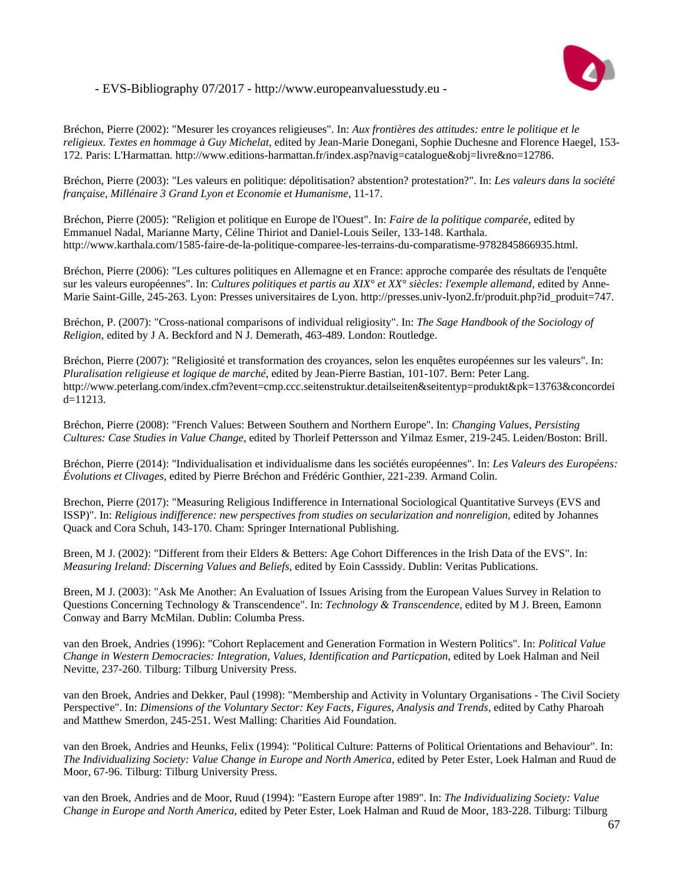Bréchon, Pierre (2002): "Mesurer les croyances religieuses". In: *Aux frontières des attitudes: entre le politique et le religieux. Textes en hommage à Guy Michelat*, edited by Jean-Marie Donegani, Sophie Duchesne and Florence Haegel, 153-172. Paris: L'Harmattan. http://www.editions-harmattan.fr/index.asp?navig=catalogue&obj=livre&no=12786.

Bréchon, Pierre (2003): "Les valeurs en politique: dépolitisation? abstention? protestation?". In: *Les valeurs dans la société française, Millénaire 3 Grand Lyon et Economie et Humanisme*, 11-17.

Bréchon, Pierre (2005): "Religion et politique en Europe de l'Ouest". In: *Faire de la politique comparée*, edited by Emmanuel Nadal, Marianne Marty, Céline Thiriot and Daniel-Louis Seiler, 133-148. Karthala. http://www.karthala.com/1585-faire-de-la-politique-comparee-les-terrains-du-comparatisme-9782845866935.html.

Bréchon, Pierre (2006): "Les cultures politiques en Allemagne et en France: approche comparée des résultats de l'enquête sur les valeurs européennes". In: *Cultures politiques et partis au XIX° et XX° siècles: l'exemple allemand*, edited by Anne-Marie Saint-Gille, 245-263. Lyon: Presses universitaires de Lyon. http://presses.univ-lyon2.fr/produit.php?id_produit=747.

Bréchon, P. (2007): "Cross-national comparisons of individual religiosity". In: *The Sage Handbook of the Sociology of Religion*, edited by J A. Beckford and N J. Demerath, 463-489. London: Routledge.

Bréchon, Pierre (2007): "Religiosité et transformation des croyances, selon les enquêtes européennes sur les valeurs". In: *Pluralisation religieuse et logique de marché*, edited by Jean-Pierre Bastian, 101-107. Bern: Peter Lang. http://www.peterlang.com/index.cfm?event=cmp.ccc.seitenstruktur.detailseiten&seitentyp=produkt&pk=13763&concordeid=11213.

Bréchon, Pierre (2008): "French Values: Between Southern and Northern Europe". In: *Changing Values, Persisting Cultures: Case Studies in Value Change*, edited by Thorleif Pettersson and Yilmaz Esmer, 219-245. Leiden/Boston: Brill.

Bréchon, Pierre (2014): "Individualisation et individualisme dans les sociétés européennes". In: *Les Valeurs des Européens: Évolutions et Clivages*, edited by Pierre Bréchon and Frédéric Gonthier, 221-239. Armand Colin.

Brechon, Pierre (2017): "Measuring Religious Indifference in International Sociological Quantitative Surveys (EVS and ISSP)". In: *Religious indifference: new perspectives from studies on secularization and nonreligion*, edited by Johannes Quack and Cora Schuh, 143-170. Cham: Springer International Publishing.

Breen, M J. (2002): "Different from their Elders & Betters: Age Cohort Differences in the Irish Data of the EVS". In: *Measuring Ireland: Discerning Values and Beliefs*, edited by Eoin Casssidy. Dublin: Veritas Publications.

Breen, M J. (2003): "Ask Me Another: An Evaluation of Issues Arising from the European Values Survey in Relation to Questions Concerning Technology & Transcendence". In: *Technology & Transcendence*, edited by M J. Breen, Eamonn Conway and Barry McMilan. Dublin: Columba Press.

van den Broek, Andries (1996): "Cohort Replacement and Generation Formation in Western Politics". In: *Political Value Change in Western Democracies: Integration, Values, Identification and Particpation*, edited by Loek Halman and Neil Nevitte, 237-260. Tilburg: Tilburg University Press.

van den Broek, Andries and Dekker, Paul (1998): "Membership and Activity in Voluntary Organisations - The Civil Society Perspective". In: *Dimensions of the Voluntary Sector: Key Facts, Figures, Analysis and Trends*, edited by Cathy Pharoah and Matthew Smerdon, 245-251. West Malling: Charities Aid Foundation.

van den Broek, Andries and Heunks, Felix (1994): "Political Culture: Patterns of Political Orientations and Behaviour". In: *The Individualizing Society: Value Change in Europe and North America*, edited by Peter Ester, Loek Halman and Ruud de Moor, 67-96. Tilburg: Tilburg University Press.

van den Broek, Andries and de Moor, Ruud (1994): "Eastern Europe after 1989". In: *The Individualizing Society: Value Change in Europe and North America*, edited by Peter Ester, Loek Halman and Ruud de Moor, 183-228. Tilburg: Tilburg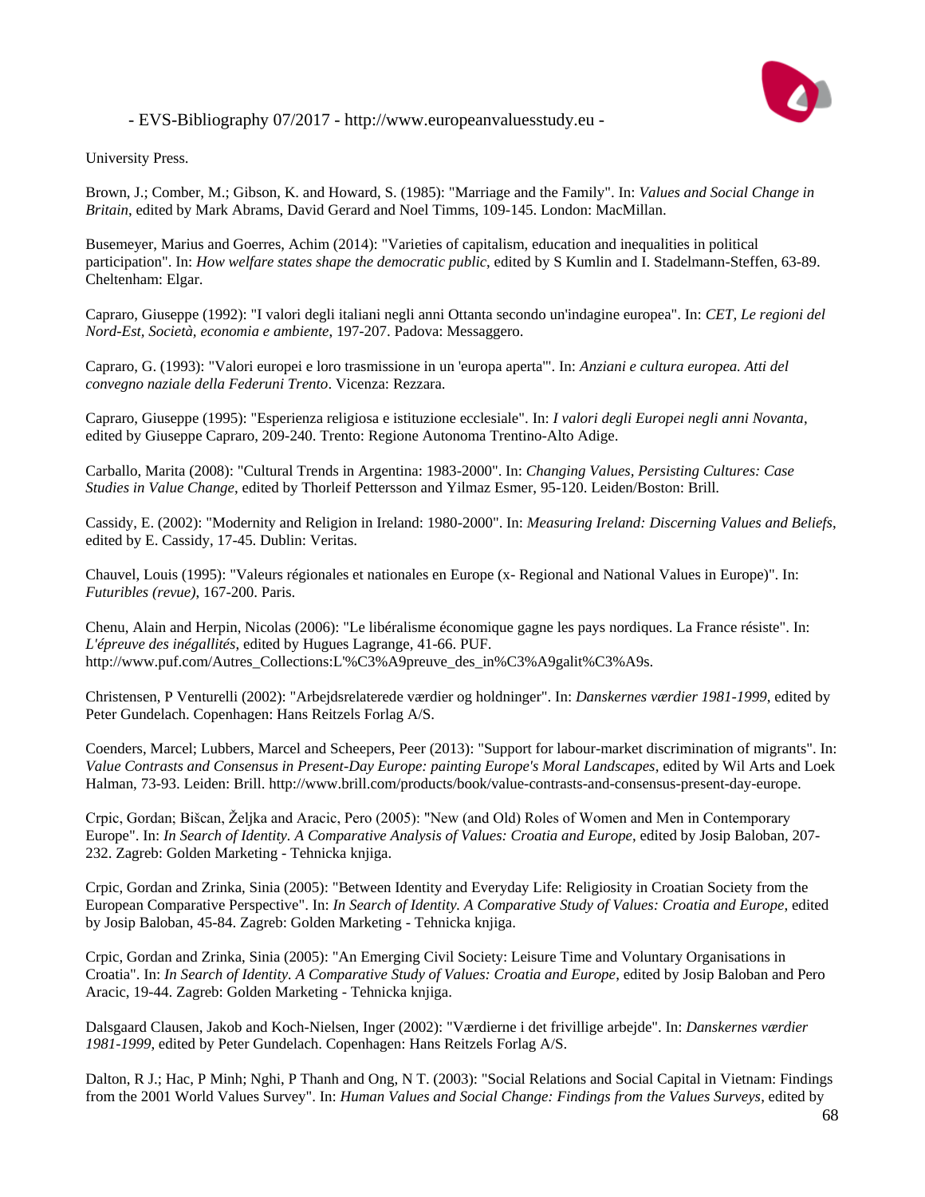University Press.

Brown, J.; Comber, M.; Gibson, K. and Howard, S. (1985): "Marriage and the Family". In: *Values and Social Change in Britain*, edited by Mark Abrams, David Gerard and Noel Timms, 109-145. London: MacMillan.

Busemeyer, Marius and Goerres, Achim (2014): "Varieties of capitalism, education and inequalities in political participation". In: *How welfare states shape the democratic public*, edited by S Kumlin and I. Stadelmann-Steffen, 63-89. Cheltenham: Elgar.

Capraro, Giuseppe (1992): "I valori degli italiani negli anni Ottanta secondo un'indagine europea". In: *CET, Le regioni del Nord-Est, Società, economia e ambiente*, 197-207. Padova: Messaggero.

Capraro, G. (1993): "Valori europei e loro trasmissione in un 'europa aperta'". In: *Anziani e cultura europea. Atti del convegno naziale della Federuni Trento*. Vicenza: Rezzara.

Capraro, Giuseppe (1995): "Esperienza religiosa e istituzione ecclesiale". In: *I valori degli Europei negli anni Novanta*, edited by Giuseppe Capraro, 209-240. Trento: Regione Autonoma Trentino-Alto Adige.

Carballo, Marita (2008): "Cultural Trends in Argentina: 1983-2000". In: *Changing Values, Persisting Cultures: Case Studies in Value Change*, edited by Thorleif Pettersson and Yilmaz Esmer, 95-120. Leiden/Boston: Brill.

Cassidy, E. (2002): "Modernity and Religion in Ireland: 1980-2000". In: *Measuring Ireland: Discerning Values and Beliefs*, edited by E. Cassidy, 17-45. Dublin: Veritas.

Chauvel, Louis (1995): "Valeurs régionales et nationales en Europe (x- Regional and National Values in Europe)". In: *Futuribles (revue)*, 167-200. Paris.

Chenu, Alain and Herpin, Nicolas (2006): "Le libéralisme économique gagne les pays nordiques. La France résiste". In: *L'épreuve des inégallités*, edited by Hugues Lagrange, 41-66. PUF. http://www.puf.com/Autres_Collections:L'%C3%A9preuve_des_in%C3%A9galit%C3%A9s.

Christensen, P Venturelli (2002): "Arbejdsrelaterede værdier og holdninger". In: *Danskernes værdier 1981-1999*, edited by Peter Gundelach. Copenhagen: Hans Reitzels Forlag A/S.

Coenders, Marcel; Lubbers, Marcel and Scheepers, Peer (2013): "Support for labour-market discrimination of migrants". In: *Value Contrasts and Consensus in Present-Day Europe: painting Europe's Moral Landscapes*, edited by Wil Arts and Loek Halman, 73-93. Leiden: Brill. http://www.brill.com/products/book/value-contrasts-and-consensus-present-day-europe.

Crpic, Gordan; Bišcan, Željka and Aracic, Pero (2005): "New (and Old) Roles of Women and Men in Contemporary Europe". In: *In Search of Identity. A Comparative Analysis of Values: Croatia and Europe*, edited by Josip Baloban, 207-232. Zagreb: Golden Marketing - Tehnicka knjiga.

Crpic, Gordan and Zrinka, Sinia (2005): "Between Identity and Everyday Life: Religiosity in Croatian Society from the European Comparative Perspective". In: *In Search of Identity. A Comparative Study of Values: Croatia and Europe*, edited by Josip Baloban, 45-84. Zagreb: Golden Marketing - Tehnicka knjiga.

Crpic, Gordan and Zrinka, Sinia (2005): "An Emerging Civil Society: Leisure Time and Voluntary Organisations in Croatia". In: *In Search of Identity. A Comparative Study of Values: Croatia and Europe*, edited by Josip Baloban and Pero Aracic, 19-44. Zagreb: Golden Marketing - Tehnicka knjiga.

Dalsgaard Clausen, Jakob and Koch-Nielsen, Inger (2002): "Værdierne i det frivillige arbejde". In: *Danskernes værdier 1981-1999*, edited by Peter Gundelach. Copenhagen: Hans Reitzels Forlag A/S.

Dalton, R J.; Hac, P Minh; Nghi, P Thanh and Ong, N T. (2003): "Social Relations and Social Capital in Vietnam: Findings from the 2001 World Values Survey". In: *Human Values and Social Change: Findings from the Values Surveys*, edited by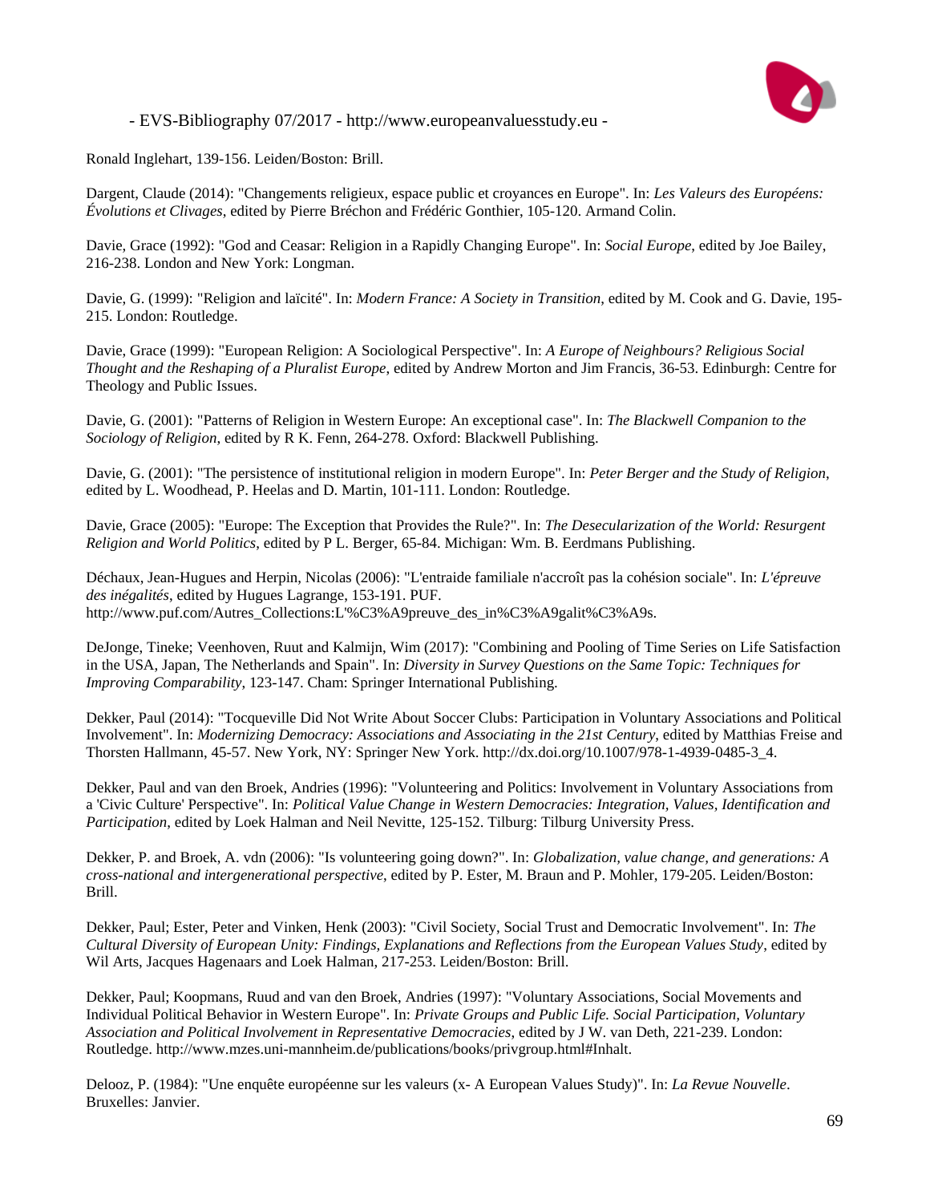Ronald Inglehart, 139-156. Leiden/Boston: Brill.

Dargent, Claude (2014): "Changements religieux, espace public et croyances en Europe". In: *Les Valeurs des Européens: Évolutions et Clivages*, edited by Pierre Bréchon and Frédéric Gonthier, 105-120. Armand Colin.

Davie, Grace (1992): "God and Ceasar: Religion in a Rapidly Changing Europe". In: *Social Europe*, edited by Joe Bailey, 216-238. London and New York: Longman.

Davie, G. (1999): "Religion and laïcité". In: *Modern France: A Society in Transition*, edited by M. Cook and G. Davie, 195-215. London: Routledge.

Davie, Grace (1999): "European Religion: A Sociological Perspective". In: *A Europe of Neighbours? Religious Social Thought and the Reshaping of a Pluralist Europe*, edited by Andrew Morton and Jim Francis, 36-53. Edinburgh: Centre for Theology and Public Issues.

Davie, G. (2001): "Patterns of Religion in Western Europe: An exceptional case". In: *The Blackwell Companion to the Sociology of Religion,* edited by R K. Fenn, 264-278. Oxford: Blackwell Publishing.

Davie, G. (2001): "The persistence of institutional religion in modern Europe". In: *Peter Berger and the Study of Religion*, edited by L. Woodhead, P. Heelas and D. Martin, 101-111. London: Routledge.

Davie, Grace (2005): "Europe: The Exception that Provides the Rule?". In: *The Desecularization of the World: Resurgent Religion and World Politics*, edited by P L. Berger, 65-84. Michigan: Wm. B. Eerdmans Publishing.

Déchaux, Jean-Hugues and Herpin, Nicolas (2006): "L'entraide familiale n'accroît pas la cohésion sociale". In: *L'épreuve des inégalités*, edited by Hugues Lagrange, 153-191. PUF. http://www.puf.com/Autres_Collections:L'%C3%A9preuve_des_in%C3%A9galit%C3%A9s.

DeJonge, Tineke; Veenhoven, Ruut and Kalmijn, Wim (2017): "Combining and Pooling of Time Series on Life Satisfaction in the USA, Japan, The Netherlands and Spain". In: *Diversity in Survey Questions on the Same Topic: Techniques for Improving Comparability*, 123-147. Cham: Springer International Publishing.

Dekker, Paul (2014): "Tocqueville Did Not Write About Soccer Clubs: Participation in Voluntary Associations and Political Involvement". In: *Modernizing Democracy: Associations and Associating in the 21st Century*, edited by Matthias Freise and Thorsten Hallmann, 45-57. New York, NY: Springer New York. http://dx.doi.org/10.1007/978-1-4939-0485-3_4.

Dekker, Paul and van den Broek, Andries (1996): "Volunteering and Politics: Involvement in Voluntary Associations from a 'Civic Culture' Perspective". In: *Political Value Change in Western Democracies: Integration, Values, Identification and Participation*, edited by Loek Halman and Neil Nevitte, 125-152. Tilburg: Tilburg University Press.

Dekker, P. and Broek, A. vdn (2006): "Is volunteering going down?". In: *Globalization, value change, and generations: A cross-national and intergenerational perspective*, edited by P. Ester, M. Braun and P. Mohler, 179-205. Leiden/Boston: Brill.

Dekker, Paul; Ester, Peter and Vinken, Henk (2003): "Civil Society, Social Trust and Democratic Involvement". In: *The Cultural Diversity of European Unity: Findings, Explanations and Reflections from the European Values Study*, edited by Wil Arts, Jacques Hagenaars and Loek Halman, 217-253. Leiden/Boston: Brill.

Dekker, Paul; Koopmans, Ruud and van den Broek, Andries (1997): "Voluntary Associations, Social Movements and Individual Political Behavior in Western Europe". In: *Private Groups and Public Life. Social Participation, Voluntary Association and Political Involvement in Representative Democracies*, edited by J W. van Deth, 221-239. London: Routledge. http://www.mzes.uni-mannheim.de/publications/books/privgroup.html#Inhalt.

Delooz, P. (1984): "Une enquête européenne sur les valeurs (x- A European Values Study)". In: *La Revue Nouvelle*. Bruxelles: Janvier.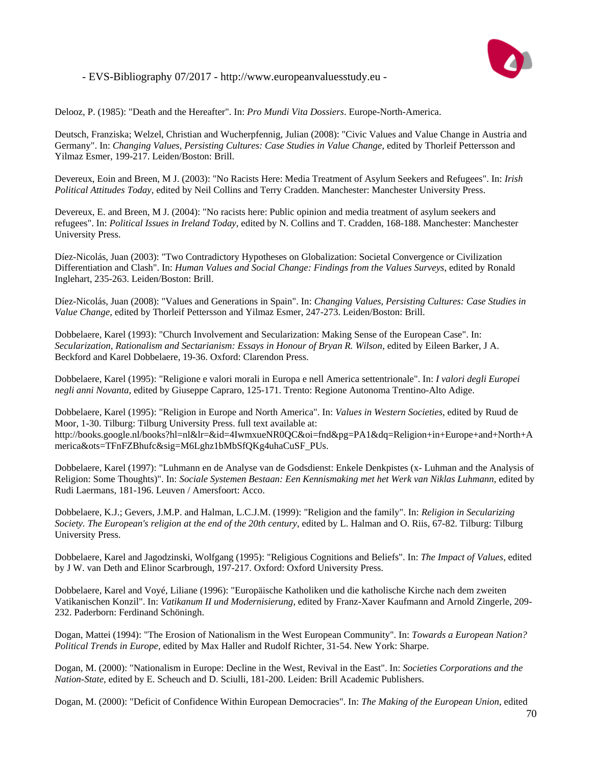Delooz, P. (1985): "Death and the Hereafter". In: *Pro Mundi Vita Dossiers*. Europe-North-America.

Deutsch, Franziska; Welzel, Christian and Wucherpfennig, Julian (2008): "Civic Values and Value Change in Austria and Germany". In: *Changing Values, Persisting Cultures: Case Studies in Value Change*, edited by Thorleif Pettersson and Yilmaz Esmer, 199-217. Leiden/Boston: Brill.

Devereux, Eoin and Breen, M J. (2003): "No Racists Here: Media Treatment of Asylum Seekers and Refugees". In: *Irish Political Attitudes Today*, edited by Neil Collins and Terry Cradden. Manchester: Manchester University Press.

Devereux, E. and Breen, M J. (2004): "No racists here: Public opinion and media treatment of asylum seekers and refugees". In: *Political Issues in Ireland Today*, edited by N. Collins and T. Cradden, 168-188. Manchester: Manchester University Press.

Díez-Nicolás, Juan (2003): "Two Contradictory Hypotheses on Globalization: Societal Convergence or Civilization Differentiation and Clash". In: *Human Values and Social Change: Findings from the Values Surveys*, edited by Ronald Inglehart, 235-263. Leiden/Boston: Brill.

Díez-Nicolás, Juan (2008): "Values and Generations in Spain". In: *Changing Values, Persisting Cultures: Case Studies in Value Change*, edited by Thorleif Pettersson and Yilmaz Esmer, 247-273. Leiden/Boston: Brill.

Dobbelaere, Karel (1993): "Church Involvement and Secularization: Making Sense of the European Case". In: *Secularization, Rationalism and Sectarianism: Essays in Honour of Bryan R. Wilson*, edited by Eileen Barker, J A. Beckford and Karel Dobbelaere, 19-36. Oxford: Clarendon Press.

Dobbelaere, Karel (1995): "Religione e valori morali in Europa e nell America settentrionale". In: *I valori degli Europei negli anni Novanta*, edited by Giuseppe Capraro, 125-171. Trento: Regione Autonoma Trentino-Alto Adige.

Dobbelaere, Karel (1995): "Religion in Europe and North America". In: *Values in Western Societies*, edited by Ruud de Moor, 1-30. Tilburg: Tilburg University Press. full text available at: http://books.google.nl/books?hl=nl&lr=&id=4IwmxueNR0QC&oi=fnd&pg=PA1&dq=Religion+in+Europe+and+North+America&ots=TFnFZBhufc&sig=M6Lghz1bMbSfQKg4uhaCuSF_PUs.

Dobbelaere, Karel (1997): "Luhmann en de Analyse van de Godsdienst: Enkele Denkpistes (x- Luhman and the Analysis of Religion: Some Thoughts)". In: *Sociale Systemen Bestaan: Een Kennismaking met het Werk van Niklas Luhmann*, edited by Rudi Laermans, 181-196. Leuven / Amersfoort: Acco.

Dobbelaere, K.J.; Gevers, J.M.P. and Halman, L.C.J.M. (1999): "Religion and the family". In: *Religion in Secularizing Society. The European's religion at the end of the 20th century*, edited by L. Halman and O. Riis, 67-82. Tilburg: Tilburg University Press.

Dobbelaere, Karel and Jagodzinski, Wolfgang (1995): "Religious Cognitions and Beliefs". In: *The Impact of Values*, edited by J W. van Deth and Elinor Scarbrough, 197-217. Oxford: Oxford University Press.

Dobbelaere, Karel and Voyé, Liliane (1996): "Europäische Katholiken und die katholische Kirche nach dem zweiten Vatikanischen Konzil". In: *Vatikanum II und Modernisierung*, edited by Franz-Xaver Kaufmann and Arnold Zingerle, 209-232. Paderborn: Ferdinand Schöningh.

Dogan, Mattei (1994): "The Erosion of Nationalism in the West European Community". In: *Towards a European Nation? Political Trends in Europe*, edited by Max Haller and Rudolf Richter, 31-54. New York: Sharpe.

Dogan, M. (2000): "Nationalism in Europe: Decline in the West, Revival in the East". In: *Societies Corporations and the Nation-State*, edited by E. Scheuch and D. Sciulli, 181-200. Leiden: Brill Academic Publishers.

Dogan, M. (2000): "Deficit of Confidence Within European Democracies". In: *The Making of the European Union*, edited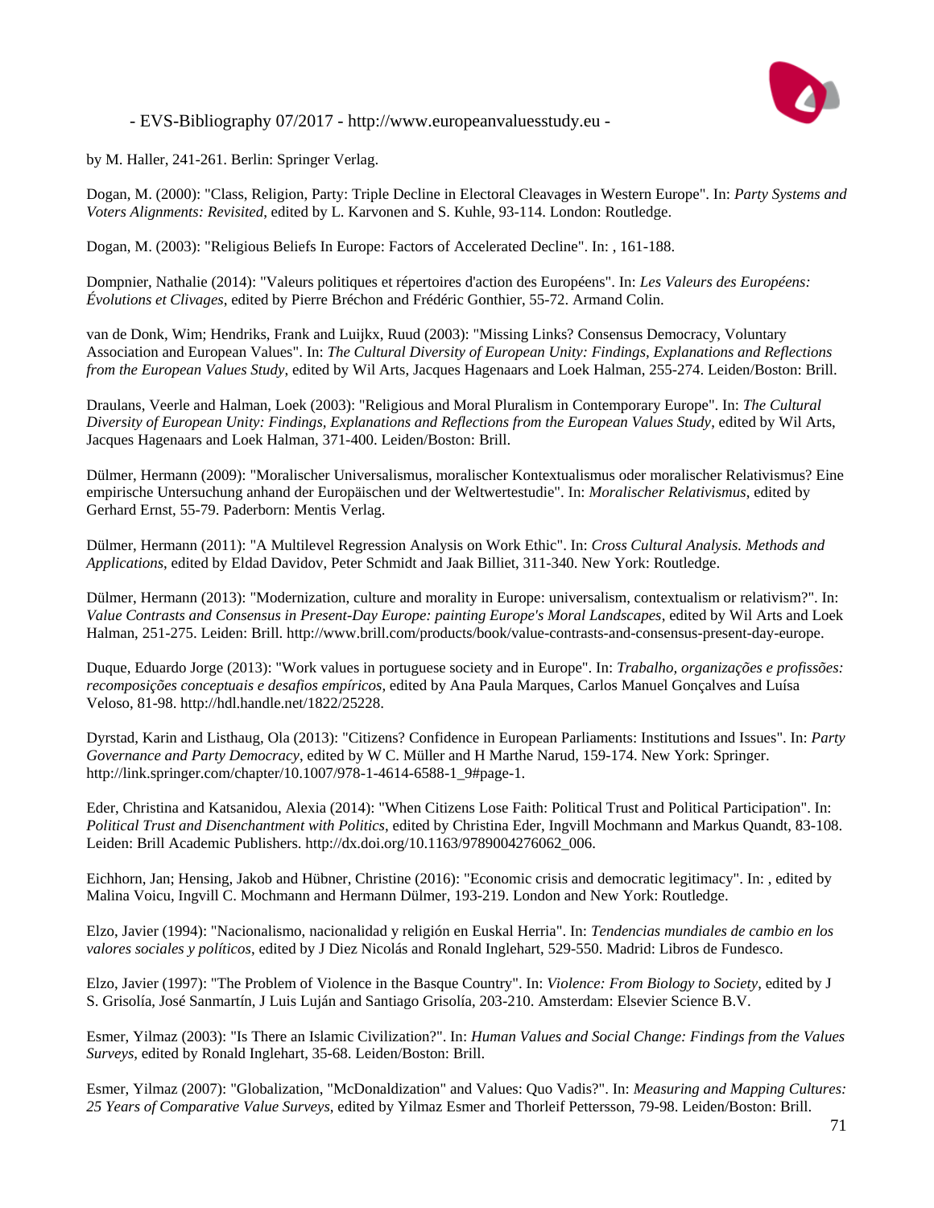by M. Haller, 241-261. Berlin: Springer Verlag.

Dogan, M. (2000): "Class, Religion, Party: Triple Decline in Electoral Cleavages in Western Europe". In: *Party Systems and Voters Alignments: Revisited*, edited by L. Karvonen and S. Kuhle, 93-114. London: Routledge.

Dogan, M. (2003): "Religious Beliefs In Europe: Factors of Accelerated Decline". In: , 161-188.

Dompnier, Nathalie (2014): "Valeurs politiques et répertoires d'action des Européens". In: *Les Valeurs des Européens: Évolutions et Clivages*, edited by Pierre Bréchon and Frédéric Gonthier, 55-72. Armand Colin.

van de Donk, Wim; Hendriks, Frank and Luijkx, Ruud (2003): "Missing Links? Consensus Democracy, Voluntary Association and European Values". In: *The Cultural Diversity of European Unity: Findings, Explanations and Reflections from the European Values Study*, edited by Wil Arts, Jacques Hagenaars and Loek Halman, 255-274. Leiden/Boston: Brill.

Draulans, Veerle and Halman, Loek (2003): "Religious and Moral Pluralism in Contemporary Europe". In: *The Cultural Diversity of European Unity: Findings, Explanations and Reflections from the European Values Study*, edited by Wil Arts, Jacques Hagenaars and Loek Halman, 371-400. Leiden/Boston: Brill.

Dülmer, Hermann (2009): "Moralischer Universalismus, moralischer Kontextualismus oder moralischer Relativismus? Eine empirische Untersuchung anhand der Europäischen und der Weltwertestudie". In: *Moralischer Relativismus*, edited by Gerhard Ernst, 55-79. Paderborn: Mentis Verlag.

Dülmer, Hermann (2011): "A Multilevel Regression Analysis on Work Ethic". In: *Cross Cultural Analysis. Methods and Applications*, edited by Eldad Davidov, Peter Schmidt and Jaak Billiet, 311-340. New York: Routledge.

Dülmer, Hermann (2013): "Modernization, culture and morality in Europe: universalism, contextualism or relativism?". In: *Value Contrasts and Consensus in Present-Day Europe: painting Europe's Moral Landscapes*, edited by Wil Arts and Loek Halman, 251-275. Leiden: Brill. http://www.brill.com/products/book/value-contrasts-and-consensus-present-day-europe.

Duque, Eduardo Jorge (2013): "Work values in portuguese society and in Europe". In: *Trabalho, organizações e profissões: recomposições conceptuais e desafios empíricos*, edited by Ana Paula Marques, Carlos Manuel Gonçalves and Luísa Veloso, 81-98. http://hdl.handle.net/1822/25228.

Dyrstad, Karin and Listhaug, Ola (2013): "Citizens? Confidence in European Parliaments: Institutions and Issues". In: *Party Governance and Party Democracy*, edited by W C. Müller and H Marthe Narud, 159-174. New York: Springer. http://link.springer.com/chapter/10.1007/978-1-4614-6588-1_9#page-1.

Eder, Christina and Katsanidou, Alexia (2014): "When Citizens Lose Faith: Political Trust and Political Participation". In: *Political Trust and Disenchantment with Politics*, edited by Christina Eder, Ingvill Mochmann and Markus Quandt, 83-108. Leiden: Brill Academic Publishers. http://dx.doi.org/10.1163/9789004276062_006.

Eichhorn, Jan; Hensing, Jakob and Hübner, Christine (2016): "Economic crisis and democratic legitimacy". In: , edited by Malina Voicu, Ingvill C. Mochmann and Hermann Dülmer, 193-219. London and New York: Routledge.

Elzo, Javier (1994): "Nacionalismo, nacionalidad y religión en Euskal Herria". In: *Tendencias mundiales de cambio en los valores sociales y políticos*, edited by J Diez Nicolás and Ronald Inglehart, 529-550. Madrid: Libros de Fundesco.

Elzo, Javier (1997): "The Problem of Violence in the Basque Country". In: *Violence: From Biology to Society*, edited by J S. Grisolía, José Sanmartín, J Luis Luján and Santiago Grisolía, 203-210. Amsterdam: Elsevier Science B.V.

Esmer, Yilmaz (2003): "Is There an Islamic Civilization?". In: *Human Values and Social Change: Findings from the Values Surveys*, edited by Ronald Inglehart, 35-68. Leiden/Boston: Brill.

Esmer, Yilmaz (2007): "Globalization, "McDonaldization" and Values: Quo Vadis?". In: *Measuring and Mapping Cultures: 25 Years of Comparative Value Surveys*, edited by Yilmaz Esmer and Thorleif Pettersson, 79-98. Leiden/Boston: Brill.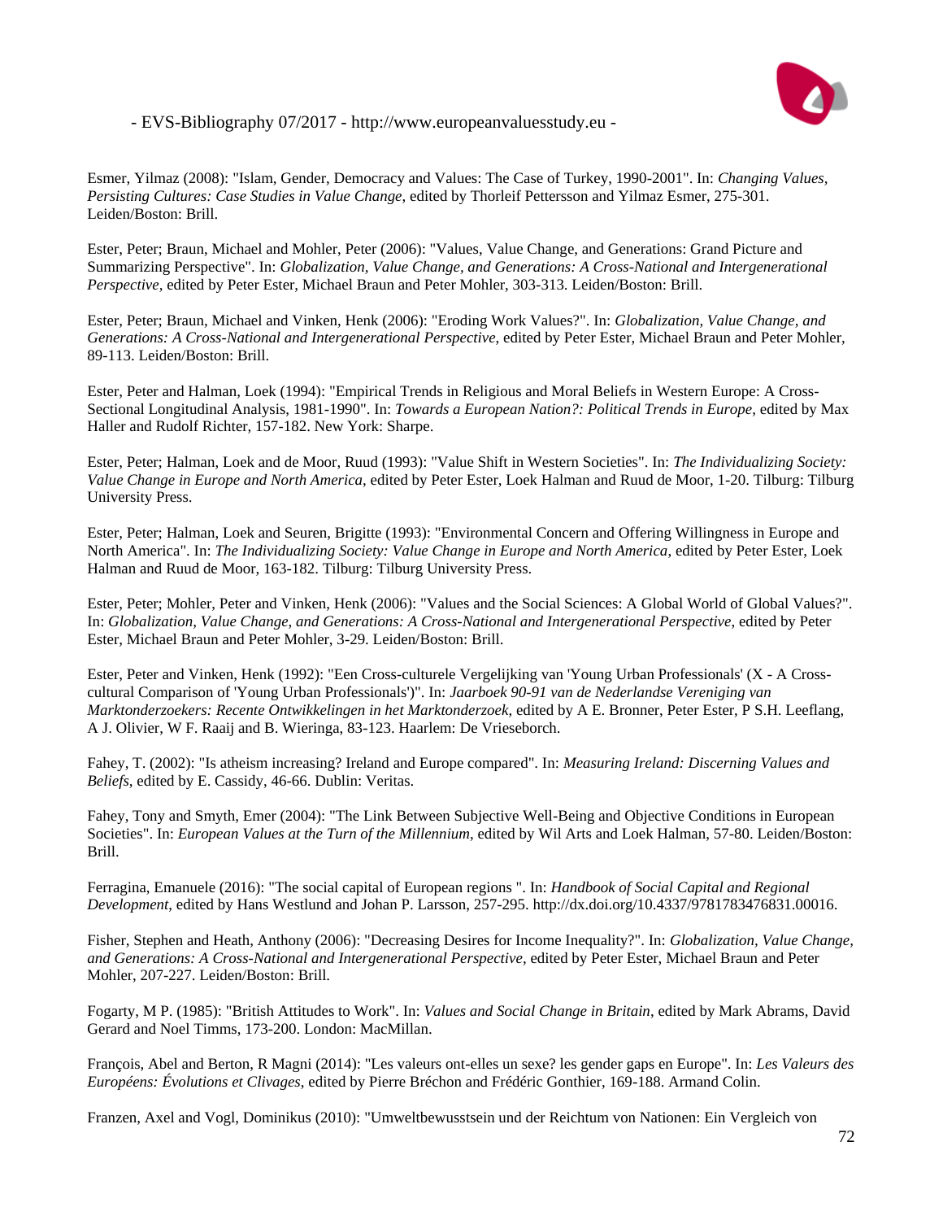Esmer, Yilmaz (2008): "Islam, Gender, Democracy and Values: The Case of Turkey, 1990-2001". In: *Changing Values, Persisting Cultures: Case Studies in Value Change*, edited by Thorleif Pettersson and Yilmaz Esmer, 275-301. Leiden/Boston: Brill.

Ester, Peter; Braun, Michael and Mohler, Peter (2006): "Values, Value Change, and Generations: Grand Picture and Summarizing Perspective". In: *Globalization, Value Change, and Generations: A Cross-National and Intergenerational Perspective*, edited by Peter Ester, Michael Braun and Peter Mohler, 303-313. Leiden/Boston: Brill.

Ester, Peter; Braun, Michael and Vinken, Henk (2006): "Eroding Work Values?". In: *Globalization, Value Change, and Generations: A Cross-National and Intergenerational Perspective*, edited by Peter Ester, Michael Braun and Peter Mohler, 89-113. Leiden/Boston: Brill.

Ester, Peter and Halman, Loek (1994): "Empirical Trends in Religious and Moral Beliefs in Western Europe: A Cross-Sectional Longitudinal Analysis, 1981-1990". In: *Towards a European Nation?: Political Trends in Europe*, edited by Max Haller and Rudolf Richter, 157-182. New York: Sharpe.

Ester, Peter; Halman, Loek and de Moor, Ruud (1993): "Value Shift in Western Societies". In: *The Individualizing Society: Value Change in Europe and North America*, edited by Peter Ester, Loek Halman and Ruud de Moor, 1-20. Tilburg: Tilburg University Press.

Ester, Peter; Halman, Loek and Seuren, Brigitte (1993): "Environmental Concern and Offering Willingness in Europe and North America". In: *The Individualizing Society: Value Change in Europe and North America*, edited by Peter Ester, Loek Halman and Ruud de Moor, 163-182. Tilburg: Tilburg University Press.

Ester, Peter; Mohler, Peter and Vinken, Henk (2006): "Values and the Social Sciences: A Global World of Global Values?". In: *Globalization, Value Change, and Generations: A Cross-National and Intergenerational Perspective*, edited by Peter Ester, Michael Braun and Peter Mohler, 3-29. Leiden/Boston: Brill.

Ester, Peter and Vinken, Henk (1992): "Een Cross-culturele Vergelijking van 'Young Urban Professionals' (X - A Cross-cultural Comparison of 'Young Urban Professionals')". In: *Jaarboek 90-91 van de Nederlandse Vereniging van Marktonderzoekers: Recente Ontwikkelingen in het Marktonderzoek*, edited by A E. Bronner, Peter Ester, P S.H. Leeflang, A J. Olivier, W F. Raaij and B. Wieringa, 83-123. Haarlem: De Vrieseborch.

Fahey, T. (2002): "Is atheism increasing? Ireland and Europe compared". In: *Measuring Ireland: Discerning Values and Beliefs*, edited by E. Cassidy, 46-66. Dublin: Veritas.

Fahey, Tony and Smyth, Emer (2004): "The Link Between Subjective Well-Being and Objective Conditions in European Societies". In: *European Values at the Turn of the Millennium*, edited by Wil Arts and Loek Halman, 57-80. Leiden/Boston: Brill.

Ferragina, Emanuele (2016): "The social capital of European regions ". In: *Handbook of Social Capital and Regional Development*, edited by Hans Westlund and Johan P. Larsson, 257-295. http://dx.doi.org/10.4337/9781783476831.00016.

Fisher, Stephen and Heath, Anthony (2006): "Decreasing Desires for Income Inequality?". In: *Globalization, Value Change, and Generations: A Cross-National and Intergenerational Perspective*, edited by Peter Ester, Michael Braun and Peter Mohler, 207-227. Leiden/Boston: Brill.

Fogarty, M P. (1985): "British Attitudes to Work". In: *Values and Social Change in Britain*, edited by Mark Abrams, David Gerard and Noel Timms, 173-200. London: MacMillan.

François, Abel and Berton, R Magni (2014): "Les valeurs ont-elles un sexe? les gender gaps en Europe". In: *Les Valeurs des Européens: Évolutions et Clivages*, edited by Pierre Bréchon and Frédéric Gonthier, 169-188. Armand Colin.

Franzen, Axel and Vogl, Dominikus (2010): "Umweltbewusstsein und der Reichtum von Nationen: Ein Vergleich von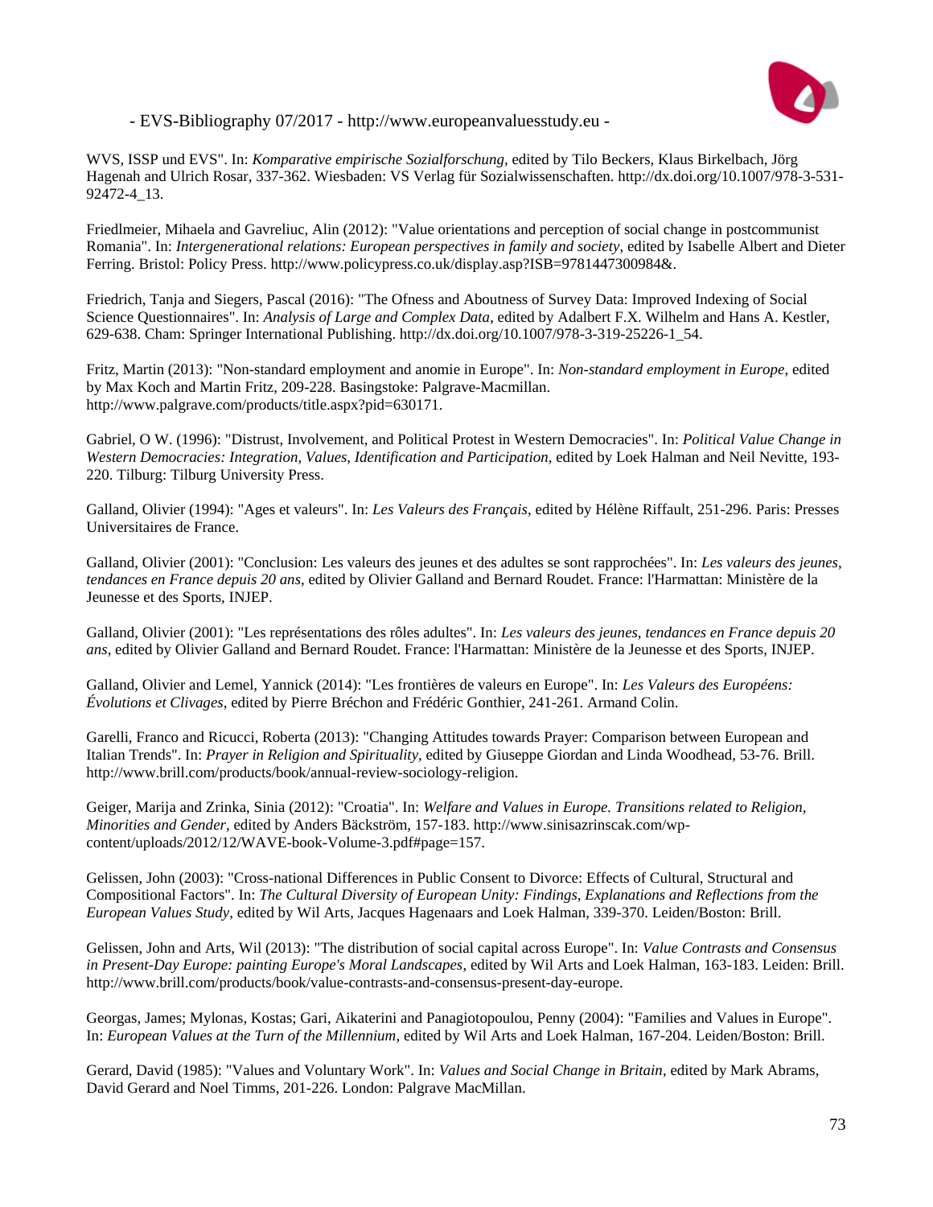WVS, ISSP und EVS". In: *Komparative empirische Sozialforschung*, edited by Tilo Beckers, Klaus Birkelbach, Jörg Hagenah and Ulrich Rosar, 337-362. Wiesbaden: VS Verlag für Sozialwissenschaften. http://dx.doi.org/10.1007/978-3-531-92472-4_13.

Friedlmeier, Mihaela and Gavreliuc, Alin (2012): "Value orientations and perception of social change in postcommunist Romania". In: *Intergenerational relations: European perspectives in family and society*, edited by Isabelle Albert and Dieter Ferring. Bristol: Policy Press. http://www.policypress.co.uk/display.asp?ISB=9781447300984&.

Friedrich, Tanja and Siegers, Pascal (2016): "The Ofness and Aboutness of Survey Data: Improved Indexing of Social Science Questionnaires". In: *Analysis of Large and Complex Data*, edited by Adalbert F.X. Wilhelm and Hans A. Kestler, 629-638. Cham: Springer International Publishing. http://dx.doi.org/10.1007/978-3-319-25226-1_54.

Fritz, Martin (2013): "Non-standard employment and anomie in Europe". In: *Non-standard employment in Europe*, edited by Max Koch and Martin Fritz, 209-228. Basingstoke: Palgrave-Macmillan. http://www.palgrave.com/products/title.aspx?pid=630171.

Gabriel, O W. (1996): "Distrust, Involvement, and Political Protest in Western Democracies". In: *Political Value Change in Western Democracies: Integration, Values, Identification and Participation*, edited by Loek Halman and Neil Nevitte, 193-220. Tilburg: Tilburg University Press.

Galland, Olivier (1994): "Ages et valeurs". In: *Les Valeurs des Français*, edited by Hélène Riffault, 251-296. Paris: Presses Universitaires de France.

Galland, Olivier (2001): "Conclusion: Les valeurs des jeunes et des adultes se sont rapprochées". In: *Les valeurs des jeunes, tendances en France depuis 20 ans*, edited by Olivier Galland and Bernard Roudet. France: l'Harmattan: Ministère de la Jeunesse et des Sports, INJEP.

Galland, Olivier (2001): "Les représentations des rôles adultes". In: *Les valeurs des jeunes, tendances en France depuis 20 ans*, edited by Olivier Galland and Bernard Roudet. France: l'Harmattan: Ministère de la Jeunesse et des Sports, INJEP.

Galland, Olivier and Lemel, Yannick (2014): "Les frontières de valeurs en Europe". In: *Les Valeurs des Européens: Évolutions et Clivages*, edited by Pierre Bréchon and Frédéric Gonthier, 241-261. Armand Colin.

Garelli, Franco and Ricucci, Roberta (2013): "Changing Attitudes towards Prayer: Comparison between European and Italian Trends". In: *Prayer in Religion and Spirituality*, edited by Giuseppe Giordan and Linda Woodhead, 53-76. Brill. http://www.brill.com/products/book/annual-review-sociology-religion.

Geiger, Marija and Zrinka, Sinia (2012): "Croatia". In: *Welfare and Values in Europe. Transitions related to Religion, Minorities and Gender*, edited by Anders Bäckström, 157-183. http://www.sinisazrinscak.com/wp-content/uploads/2012/12/WAVE-book-Volume-3.pdf#page=157.

Gelissen, John (2003): "Cross-national Differences in Public Consent to Divorce: Effects of Cultural, Structural and Compositional Factors". In: *The Cultural Diversity of European Unity: Findings, Explanations and Reflections from the European Values Study*, edited by Wil Arts, Jacques Hagenaars and Loek Halman, 339-370. Leiden/Boston: Brill.

Gelissen, John and Arts, Wil (2013): "The distribution of social capital across Europe". In: *Value Contrasts and Consensus in Present-Day Europe: painting Europe's Moral Landscapes*, edited by Wil Arts and Loek Halman, 163-183. Leiden: Brill. http://www.brill.com/products/book/value-contrasts-and-consensus-present-day-europe.

Georgas, James; Mylonas, Kostas; Gari, Aikaterini and Panagiotopoulou, Penny (2004): "Families and Values in Europe". In: *European Values at the Turn of the Millennium*, edited by Wil Arts and Loek Halman, 167-204. Leiden/Boston: Brill.

Gerard, David (1985): "Values and Voluntary Work". In: *Values and Social Change in Britain*, edited by Mark Abrams, David Gerard and Noel Timms, 201-226. London: Palgrave MacMillan.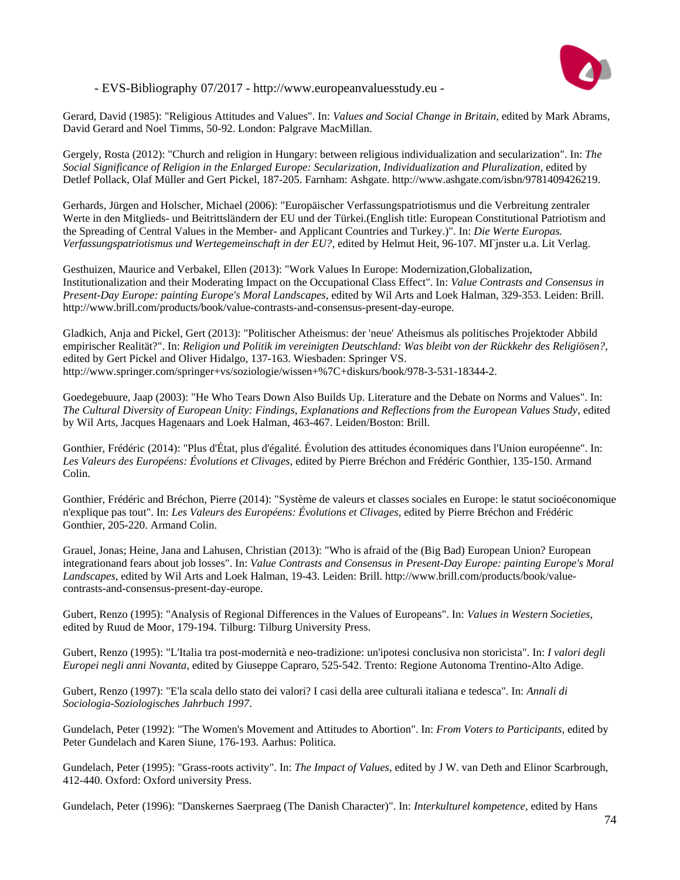Gerard, David (1985): "Religious Attitudes and Values". In: *Values and Social Change in Britain*, edited by Mark Abrams, David Gerard and Noel Timms, 50-92. London: Palgrave MacMillan.

Gergely, Rosta (2012): "Church and religion in Hungary: between religious individualization and secularization". In: *The Social Significance of Religion in the Enlarged Europe: Secularization, Individualization and Pluralization*, edited by Detlef Pollack, Olaf Müller and Gert Pickel, 187-205. Farnham: Ashgate. http://www.ashgate.com/isbn/9781409426219.

Gerhards, Jürgen and Holscher, Michael (2006): "Europäischer Verfassungspatriotismus und die Verbreitung zentraler Werte in den Mitglieds- und Beitrittsländern der EU und der Türkei.(English title: European Constitutional Patriotism and the Spreading of Central Values in the Member- and Applicant Countries and Turkey.)". In: *Die Werte Europas. Verfassungspatriotismus und Wertegemeinschaft in der EU?*, edited by Helmut Heit, 96-107. MΓјnster u.a. Lit Verlag.

Gesthuizen, Maurice and Verbakel, Ellen (2013): "Work Values In Europe: Modernization,Globalization, Institutionalization and their Moderating Impact on the Occupational Class Effect". In: *Value Contrasts and Consensus in Present-Day Europe: painting Europe's Moral Landscapes*, edited by Wil Arts and Loek Halman, 329-353. Leiden: Brill. http://www.brill.com/products/book/value-contrasts-and-consensus-present-day-europe.

Gladkich, Anja and Pickel, Gert (2013): "Politischer Atheismus: der 'neue' Atheismus als politisches Projektoder Abbild empirischer Realität?". In: *Religion und Politik im vereinigten Deutschland: Was bleibt von der Rückkehr des Religiösen?*, edited by Gert Pickel and Oliver Hidalgo, 137-163. Wiesbaden: Springer VS. http://www.springer.com/springer+vs/soziologie/wissen+%7C+diskurs/book/978-3-531-18344-2.

Goedegebuure, Jaap (2003): "He Who Tears Down Also Builds Up. Literature and the Debate on Norms and Values". In: *The Cultural Diversity of European Unity: Findings, Explanations and Reflections from the European Values Study*, edited by Wil Arts, Jacques Hagenaars and Loek Halman, 463-467. Leiden/Boston: Brill.

Gonthier, Frédéric (2014): "Plus d'État, plus d'égalité. Évolution des attitudes économiques dans l'Union européenne". In: *Les Valeurs des Européens: Évolutions et Clivages*, edited by Pierre Bréchon and Frédéric Gonthier, 135-150. Armand Colin.

Gonthier, Frédéric and Bréchon, Pierre (2014): "Système de valeurs et classes sociales en Europe: le statut socioéconomique n'explique pas tout". In: *Les Valeurs des Européens: Évolutions et Clivages*, edited by Pierre Bréchon and Frédéric Gonthier, 205-220. Armand Colin.

Grauel, Jonas; Heine, Jana and Lahusen, Christian (2013): "Who is afraid of the (Big Bad) European Union? European integrationand fears about job losses". In: *Value Contrasts and Consensus in Present-Day Europe: painting Europe's Moral Landscapes*, edited by Wil Arts and Loek Halman, 19-43. Leiden: Brill. http://www.brill.com/products/book/value-contrasts-and-consensus-present-day-europe.

Gubert, Renzo (1995): "Analysis of Regional Differences in the Values of Europeans". In: *Values in Western Societies*, edited by Ruud de Moor, 179-194. Tilburg: Tilburg University Press.

Gubert, Renzo (1995): "L'Italia tra post-modernità e neo-tradizione: un'ipotesi conclusiva non storicista". In: *I valori degli Europei negli anni Novanta*, edited by Giuseppe Capraro, 525-542. Trento: Regione Autonoma Trentino-Alto Adige.

Gubert, Renzo (1997): "E'la scala dello stato dei valori? I casi della aree culturali italiana e tedesca". In: *Annali di Sociologia-Soziologisches Jahrbuch 1997*.

Gundelach, Peter (1992): "The Women's Movement and Attitudes to Abortion". In: *From Voters to Participants*, edited by Peter Gundelach and Karen Siune, 176-193. Aarhus: Politica.

Gundelach, Peter (1995): "Grass-roots activity". In: *The Impact of Values*, edited by J W. van Deth and Elinor Scarbrough, 412-440. Oxford: Oxford university Press.

Gundelach, Peter (1996): "Danskernes Saerpraeg (The Danish Character)". In: *Interkulturel kompetence*, edited by Hans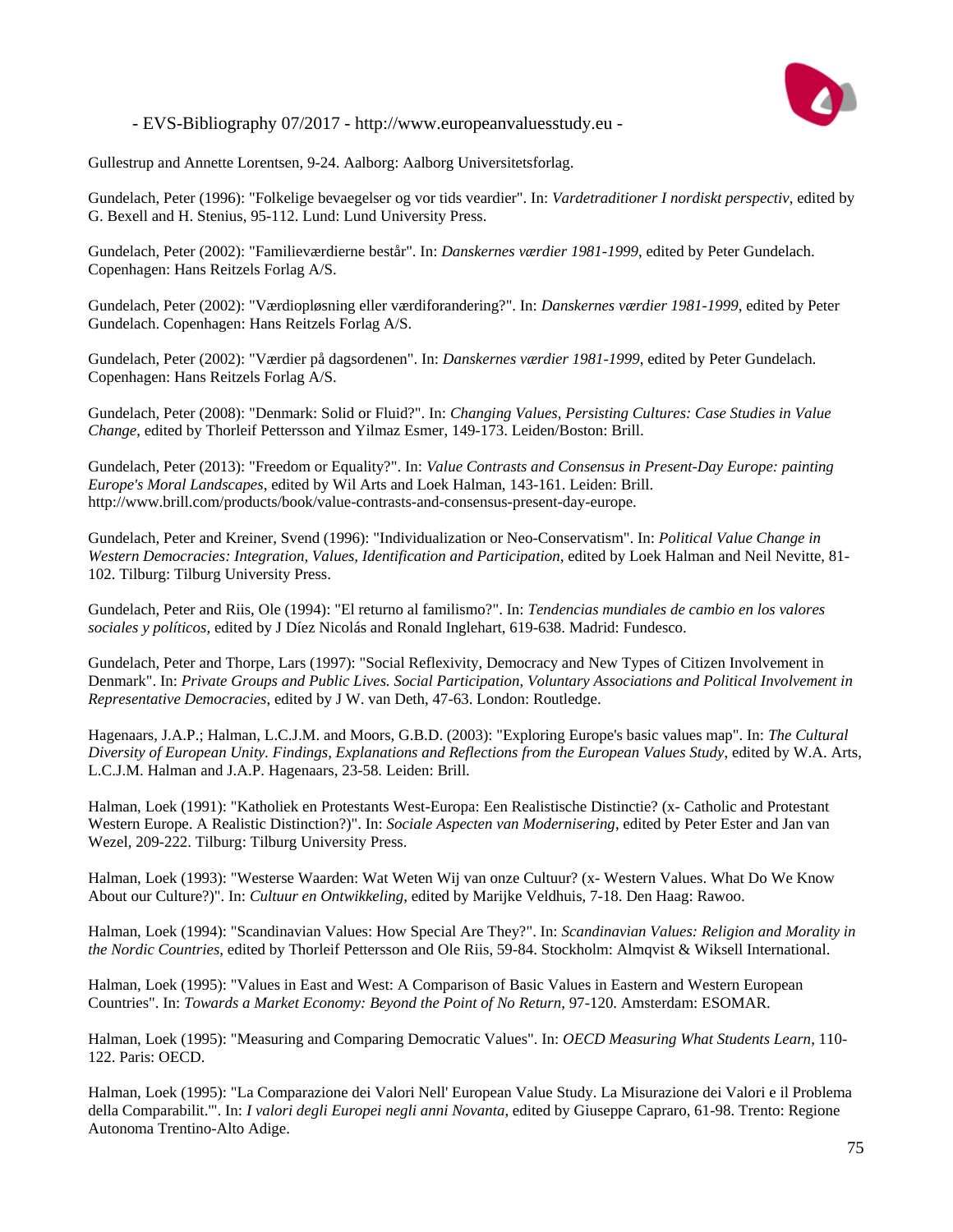Gullestrup and Annette Lorentsen, 9-24. Aalborg: Aalborg Universitetsforlag.

Gundelach, Peter (1996): "Folkelige bevaegelser og vor tids veardier". In: *Vardetraditioner I nordiskt perspectiv*, edited by G. Bexell and H. Stenius, 95-112. Lund: Lund University Press.

Gundelach, Peter (2002): "Familieværdierne består". In: *Danskernes værdier 1981-1999*, edited by Peter Gundelach. Copenhagen: Hans Reitzels Forlag A/S.

Gundelach, Peter (2002): "Værdiopløsning eller værdiforandering?". In: *Danskernes værdier 1981-1999*, edited by Peter Gundelach. Copenhagen: Hans Reitzels Forlag A/S.

Gundelach, Peter (2002): "Værdier på dagsordenen". In: *Danskernes værdier 1981-1999*, edited by Peter Gundelach. Copenhagen: Hans Reitzels Forlag A/S.

Gundelach, Peter (2008): "Denmark: Solid or Fluid?". In: *Changing Values, Persisting Cultures: Case Studies in Value Change*, edited by Thorleif Pettersson and Yilmaz Esmer, 149-173. Leiden/Boston: Brill.

Gundelach, Peter (2013): "Freedom or Equality?". In: *Value Contrasts and Consensus in Present-Day Europe: painting Europe's Moral Landscapes*, edited by Wil Arts and Loek Halman, 143-161. Leiden: Brill. http://www.brill.com/products/book/value-contrasts-and-consensus-present-day-europe.

Gundelach, Peter and Kreiner, Svend (1996): "Individualization or Neo-Conservatism". In: *Political Value Change in Western Democracies: Integration, Values, Identification and Participation*, edited by Loek Halman and Neil Nevitte, 81-102. Tilburg: Tilburg University Press.

Gundelach, Peter and Riis, Ole (1994): "El returno al familismo?". In: *Tendencias mundiales de cambio en los valores sociales y políticos*, edited by J Díez Nicolás and Ronald Inglehart, 619-638. Madrid: Fundesco.

Gundelach, Peter and Thorpe, Lars (1997): "Social Reflexivity, Democracy and New Types of Citizen Involvement in Denmark". In: *Private Groups and Public Lives. Social Participation, Voluntary Associations and Political Involvement in Representative Democracies*, edited by J W. van Deth, 47-63. London: Routledge.

Hagenaars, J.A.P.; Halman, L.C.J.M. and Moors, G.B.D. (2003): "Exploring Europe's basic values map". In: *The Cultural Diversity of European Unity. Findings, Explanations and Reflections from the European Values Study*, edited by W.A. Arts, L.C.J.M. Halman and J.A.P. Hagenaars, 23-58. Leiden: Brill.

Halman, Loek (1991): "Katholiek en Protestants West-Europa: Een Realistische Distinctie? (x- Catholic and Protestant Western Europe. A Realistic Distinction?)". In: *Sociale Aspecten van Modernisering*, edited by Peter Ester and Jan van Wezel, 209-222. Tilburg: Tilburg University Press.

Halman, Loek (1993): "Westerse Waarden: Wat Weten Wij van onze Cultuur? (x- Western Values. What Do We Know About our Culture?)". In: *Cultuur en Ontwikkeling*, edited by Marijke Veldhuis, 7-18. Den Haag: Rawoo.

Halman, Loek (1994): "Scandinavian Values: How Special Are They?". In: *Scandinavian Values: Religion and Morality in the Nordic Countries*, edited by Thorleif Pettersson and Ole Riis, 59-84. Stockholm: Almqvist & Wiksell International.

Halman, Loek (1995): "Values in East and West: A Comparison of Basic Values in Eastern and Western European Countries". In: *Towards a Market Economy: Beyond the Point of No Return*, 97-120. Amsterdam: ESOMAR.

Halman, Loek (1995): "Measuring and Comparing Democratic Values". In: *OECD Measuring What Students Learn*, 110-122. Paris: OECD.

Halman, Loek (1995): "La Comparazione dei Valori Nell' European Value Study. La Misurazione dei Valori e il Problema della Comparabilit.'". In: *I valori degli Europei negli anni Novanta*, edited by Giuseppe Capraro, 61-98. Trento: Regione Autonoma Trentino-Alto Adige.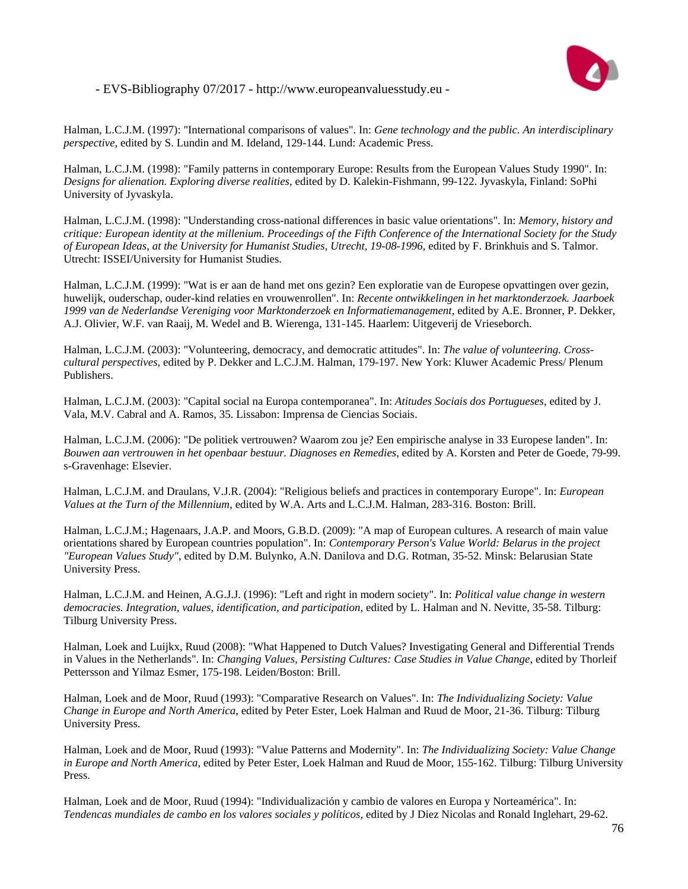Halman, L.C.J.M. (1997): "International comparisons of values". In: *Gene technology and the public. An interdisciplinary perspective*, edited by S. Lundin and M. Ideland, 129-144. Lund: Academic Press.

Halman, L.C.J.M. (1998): "Family patterns in contemporary Europe: Results from the European Values Study 1990". In: *Designs for alienation. Exploring diverse realities*, edited by D. Kalekin-Fishmann, 99-122. Jyvaskyla, Finland: SoPhi University of Jyvaskyla.

Halman, L.C.J.M. (1998): "Understanding cross-national differences in basic value orientations". In: *Memory, history and critique: European identity at the millenium. Proceedings of the Fifth Conference of the International Society for the Study of European Ideas, at the University for Humanist Studies, Utrecht, 19-08-1996*, edited by F. Brinkhuis and S. Talmor. Utrecht: ISSEI/University for Humanist Studies.

Halman, L.C.J.M. (1999): "Wat is er aan de hand met ons gezin? Een exploratie van de Europese opvattingen over gezin, huwelijk, ouderschap, ouder-kind relaties en vrouwenrollen". In: *Recente ontwikkelingen in het marktonderzoek. Jaarboek 1999 van de Nederlandse Vereniging voor Marktonderzoek en Informatiemanagement*, edited by A.E. Bronner, P. Dekker, A.J. Olivier, W.F. van Raaij, M. Wedel and B. Wierenga, 131-145. Haarlem: Uitgeverij de Vrieseborch.

Halman, L.C.J.M. (2003): "Volunteering, democracy, and democratic attitudes". In: *The value of volunteering. Cross-cultural perspectives*, edited by P. Dekker and L.C.J.M. Halman, 179-197. New York: Kluwer Academic Press/ Plenum Publishers.

Halman, L.C.J.M. (2003): "Capital social na Europa contemporanea". In: *Atitudes Sociais dos Portugueses*, edited by J. Vala, M.V. Cabral and A. Ramos, 35. Lissabon: Imprensa de Ciencias Sociais.

Halman, L.C.J.M. (2006): "De politiek vertrouwen? Waarom zou je? Een empirische analyse in 33 Europese landen". In: *Bouwen aan vertrouwen in het openbaar bestuur. Diagnoses en Remedies*, edited by A. Korsten and Peter de Goede, 79-99. s-Gravenhage: Elsevier.

Halman, L.C.J.M. and Draulans, V.J.R. (2004): "Religious beliefs and practices in contemporary Europe". In: *European Values at the Turn of the Millennium*, edited by W.A. Arts and L.C.J.M. Halman, 283-316. Boston: Brill.

Halman, L.C.J.M.; Hagenaars, J.A.P. and Moors, G.B.D. (2009): "A map of European cultures. A research of main value orientations shared by European countries population". In: *Contemporary Person's Value World: Belarus in the project "European Values Study"*, edited by D.M. Bulynko, A.N. Danilova and D.G. Rotman, 35-52. Minsk: Belarusian State University Press.

Halman, L.C.J.M. and Heinen, A.G.J.J. (1996): "Left and right in modern society". In: *Political value change in western democracies. Integration, values, identification, and participation*, edited by L. Halman and N. Nevitte, 35-58. Tilburg: Tilburg University Press.

Halman, Loek and Luijkx, Ruud (2008): "What Happened to Dutch Values? Investigating General and Differential Trends in Values in the Netherlands". In: *Changing Values, Persisting Cultures: Case Studies in Value Change*, edited by Thorleif Pettersson and Yilmaz Esmer, 175-198. Leiden/Boston: Brill.

Halman, Loek and de Moor, Ruud (1993): "Comparative Research on Values". In: *The Individualizing Society: Value Change in Europe and North America*, edited by Peter Ester, Loek Halman and Ruud de Moor, 21-36. Tilburg: Tilburg University Press.

Halman, Loek and de Moor, Ruud (1993): "Value Patterns and Modernity". In: *The Individualizing Society: Value Change in Europe and North America*, edited by Peter Ester, Loek Halman and Ruud de Moor, 155-162. Tilburg: Tilburg University Press.

Halman, Loek and de Moor, Ruud (1994): "Individualización y cambio de valores en Europa y Norteamérica". In: *Tendencas mundiales de cambo en los valores sociales y políticos*, edited by J Diez Nicolas and Ronald Inglehart, 29-62.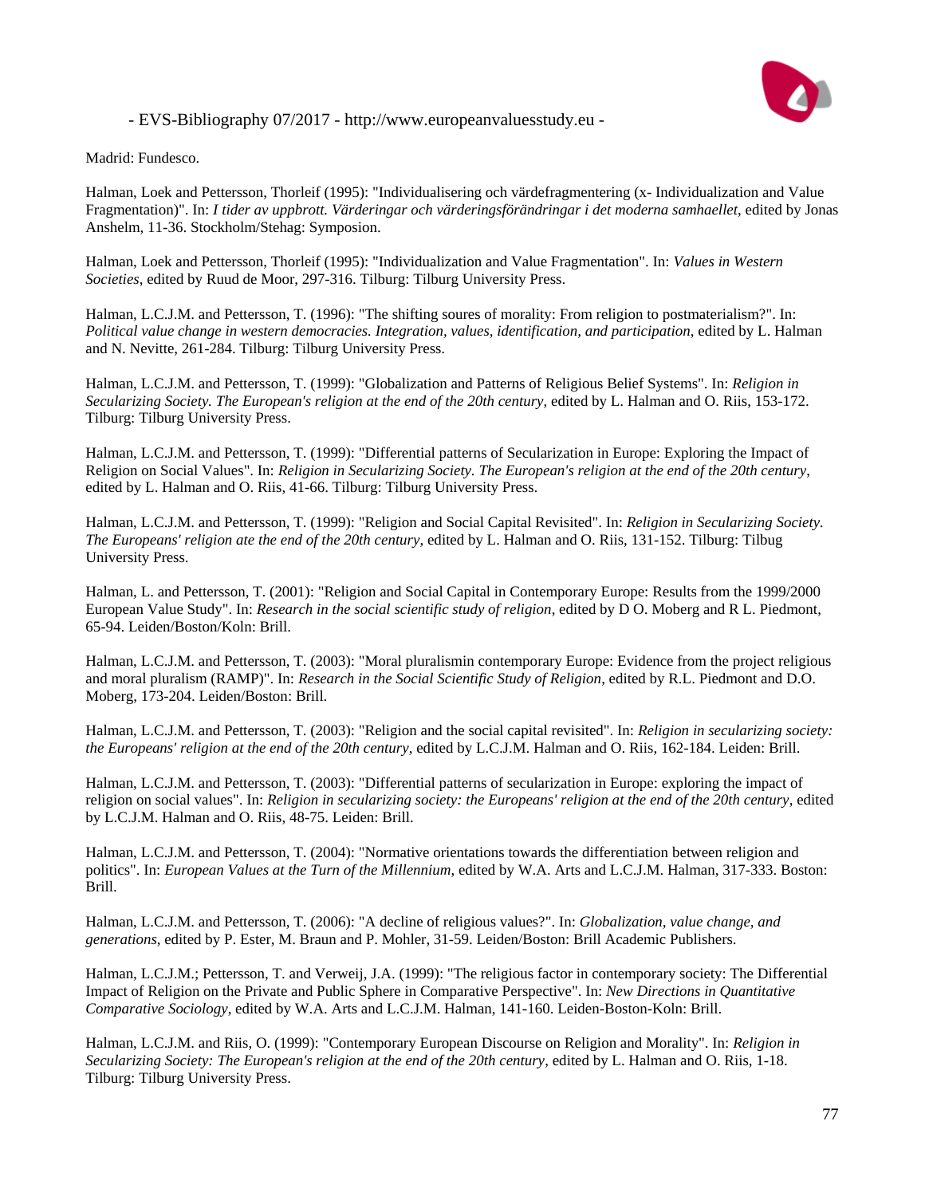Madrid: Fundesco.

Halman, Loek and Pettersson, Thorleif (1995): "Individualisering och värdefragmentering (x- Individualization and Value Fragmentation)". In: *I tider av uppbrott. Värderingar och värderingsförändringar i det moderna samhaellet*, edited by Jonas Anshelm, 11-36. Stockholm/Stehag: Symposion.

Halman, Loek and Pettersson, Thorleif (1995): "Individualization and Value Fragmentation". In: *Values in Western Societies*, edited by Ruud de Moor, 297-316. Tilburg: Tilburg University Press.

Halman, L.C.J.M. and Pettersson, T. (1996): "The shifting soures of morality: From religion to postmaterialism?". In: *Political value change in western democracies. Integration, values, identification, and participation*, edited by L. Halman and N. Nevitte, 261-284. Tilburg: Tilburg University Press.

Halman, L.C.J.M. and Pettersson, T. (1999): "Globalization and Patterns of Religious Belief Systems". In: *Religion in Secularizing Society. The European's religion at the end of the 20th century*, edited by L. Halman and O. Riis, 153-172. Tilburg: Tilburg University Press.

Halman, L.C.J.M. and Pettersson, T. (1999): "Differential patterns of Secularization in Europe: Exploring the Impact of Religion on Social Values". In: *Religion in Secularizing Society. The European's religion at the end of the 20th century*, edited by L. Halman and O. Riis, 41-66. Tilburg: Tilburg University Press.

Halman, L.C.J.M. and Pettersson, T. (1999): "Religion and Social Capital Revisited". In: *Religion in Secularizing Society. The Europeans' religion ate the end of the 20th century*, edited by L. Halman and O. Riis, 131-152. Tilburg: Tilbug University Press.

Halman, L. and Pettersson, T. (2001): "Religion and Social Capital in Contemporary Europe: Results from the 1999/2000 European Value Study". In: *Research in the social scientific study of religion*, edited by D O. Moberg and R L. Piedmont, 65-94. Leiden/Boston/Koln: Brill.

Halman, L.C.J.M. and Pettersson, T. (2003): "Moral pluralismin contemporary Europe: Evidence from the project religious and moral pluralism (RAMP)". In: *Research in the Social Scientific Study of Religion*, edited by R.L. Piedmont and D.O. Moberg, 173-204. Leiden/Boston: Brill.

Halman, L.C.J.M. and Pettersson, T. (2003): "Religion and the social capital revisited". In: *Religion in secularizing society: the Europeans' religion at the end of the 20th century*, edited by L.C.J.M. Halman and O. Riis, 162-184. Leiden: Brill.

Halman, L.C.J.M. and Pettersson, T. (2003): "Differential patterns of secularization in Europe: exploring the impact of religion on social values". In: *Religion in secularizing society: the Europeans' religion at the end of the 20th century*, edited by L.C.J.M. Halman and O. Riis, 48-75. Leiden: Brill.

Halman, L.C.J.M. and Pettersson, T. (2004): "Normative orientations towards the differentiation between religion and politics". In: *European Values at the Turn of the Millennium*, edited by W.A. Arts and L.C.J.M. Halman, 317-333. Boston: Brill.

Halman, L.C.J.M. and Pettersson, T. (2006): "A decline of religious values?". In: *Globalization, value change, and generations*, edited by P. Ester, M. Braun and P. Mohler, 31-59. Leiden/Boston: Brill Academic Publishers.

Halman, L.C.J.M.; Pettersson, T. and Verweij, J.A. (1999): "The religious factor in contemporary society: The Differential Impact of Religion on the Private and Public Sphere in Comparative Perspective". In: *New Directions in Quantitative Comparative Sociology*, edited by W.A. Arts and L.C.J.M. Halman, 141-160. Leiden-Boston-Koln: Brill.

Halman, L.C.J.M. and Riis, O. (1999): "Contemporary European Discourse on Religion and Morality". In: *Religion in Secularizing Society: The European's religion at the end of the 20th century*, edited by L. Halman and O. Riis, 1-18. Tilburg: Tilburg University Press.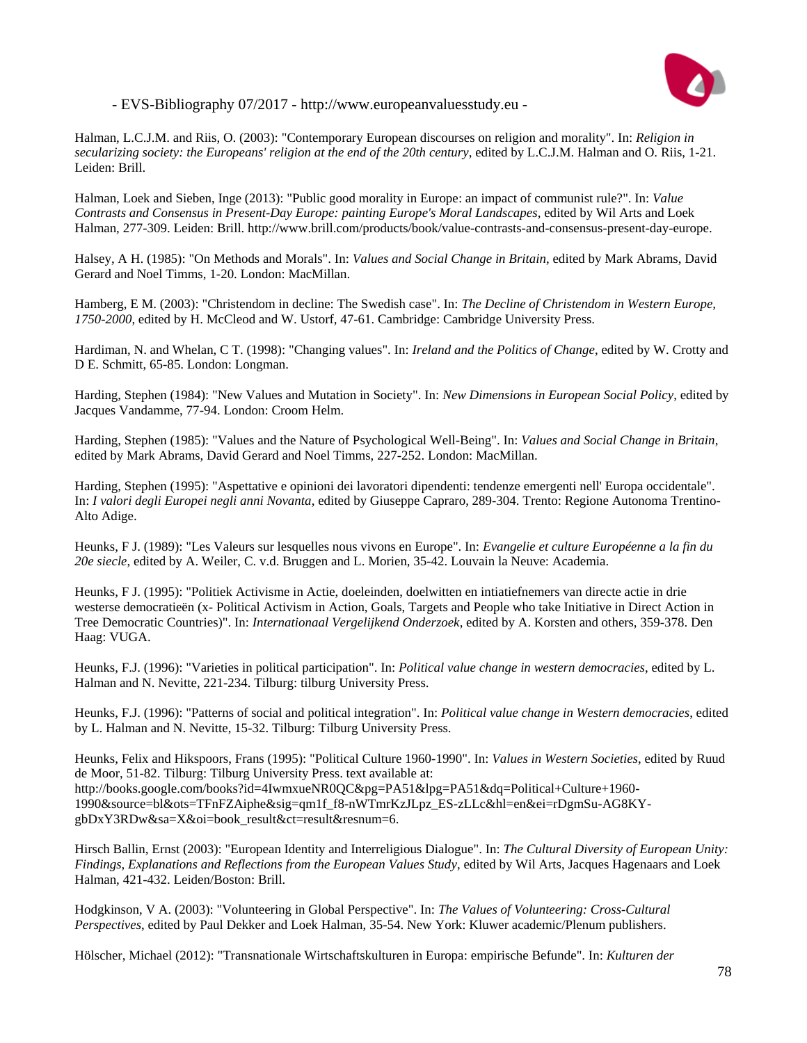Halman, L.C.J.M. and Riis, O. (2003): "Contemporary European discourses on religion and morality". In: *Religion in secularizing society: the Europeans' religion at the end of the 20th century*, edited by L.C.J.M. Halman and O. Riis, 1-21. Leiden: Brill.

Halman, Loek and Sieben, Inge (2013): "Public good morality in Europe: an impact of communist rule?". In: *Value Contrasts and Consensus in Present-Day Europe: painting Europe's Moral Landscapes*, edited by Wil Arts and Loek Halman, 277-309. Leiden: Brill. http://www.brill.com/products/book/value-contrasts-and-consensus-present-day-europe.

Halsey, A H. (1985): "On Methods and Morals". In: *Values and Social Change in Britain*, edited by Mark Abrams, David Gerard and Noel Timms, 1-20. London: MacMillan.

Hamberg, E M. (2003): "Christendom in decline: The Swedish case". In: *The Decline of Christendom in Western Europe, 1750-2000*, edited by H. McCleod and W. Ustorf, 47-61. Cambridge: Cambridge University Press.

Hardiman, N. and Whelan, C T. (1998): "Changing values". In: *Ireland and the Politics of Change*, edited by W. Crotty and D E. Schmitt, 65-85. London: Longman.

Harding, Stephen (1984): "New Values and Mutation in Society". In: *New Dimensions in European Social Policy*, edited by Jacques Vandamme, 77-94. London: Croom Helm.

Harding, Stephen (1985): "Values and the Nature of Psychological Well-Being". In: *Values and Social Change in Britain*, edited by Mark Abrams, David Gerard and Noel Timms, 227-252. London: MacMillan.

Harding, Stephen (1995): "Aspettative e opinioni dei lavoratori dipendenti: tendenze emergenti nell' Europa occidentale". In: *I valori degli Europei negli anni Novanta*, edited by Giuseppe Capraro, 289-304. Trento: Regione Autonoma Trentino-Alto Adige.

Heunks, F J. (1989): "Les Valeurs sur lesquelles nous vivons en Europe". In: *Evangelie et culture Européenne a la fin du 20e siecle*, edited by A. Weiler, C. v.d. Bruggen and L. Morien, 35-42. Louvain la Neuve: Academia.

Heunks, F J. (1995): "Politiek Activisme in Actie, doeleinden, doelwitten en intiatiefnemers van directe actie in drie westerse democratieën (x- Political Activism in Action, Goals, Targets and People who take Initiative in Direct Action in Tree Democratic Countries)". In: *Internationaal Vergelijkend Onderzoek*, edited by A. Korsten and others, 359-378. Den Haag: VUGA.

Heunks, F.J. (1996): "Varieties in political participation". In: *Political value change in western democracies*, edited by L. Halman and N. Nevitte, 221-234. Tilburg: tilburg University Press.

Heunks, F.J. (1996): "Patterns of social and political integration". In: *Political value change in Western democracies*, edited by L. Halman and N. Nevitte, 15-32. Tilburg: Tilburg University Press.

Heunks, Felix and Hikspoors, Frans (1995): "Political Culture 1960-1990". In: *Values in Western Societies*, edited by Ruud de Moor, 51-82. Tilburg: Tilburg University Press. text available at: http://books.google.com/books?id=4IwmxueNR0QC&pg=PA51&lpg=PA51&dq=Political+Culture+1960-1990&source=bl&ots=TFnFZAiphe&sig=qm1f_f8-nWTmrKzJLpz_ES-zLLc&hl=en&ei=rDgmSu-AG8KY-gbDxY3RDw&sa=X&oi=book_result&ct=result&resnum=6.

Hirsch Ballin, Ernst (2003): "European Identity and Interreligious Dialogue". In: *The Cultural Diversity of European Unity: Findings, Explanations and Reflections from the European Values Study*, edited by Wil Arts, Jacques Hagenaars and Loek Halman, 421-432. Leiden/Boston: Brill.

Hodgkinson, V A. (2003): "Volunteering in Global Perspective". In: *The Values of Volunteering: Cross-Cultural Perspectives*, edited by Paul Dekker and Loek Halman, 35-54. New York: Kluwer academic/Plenum publishers.

Hölscher, Michael (2012): "Transnationale Wirtschaftskulturen in Europa: empirische Befunde". In: *Kulturen der*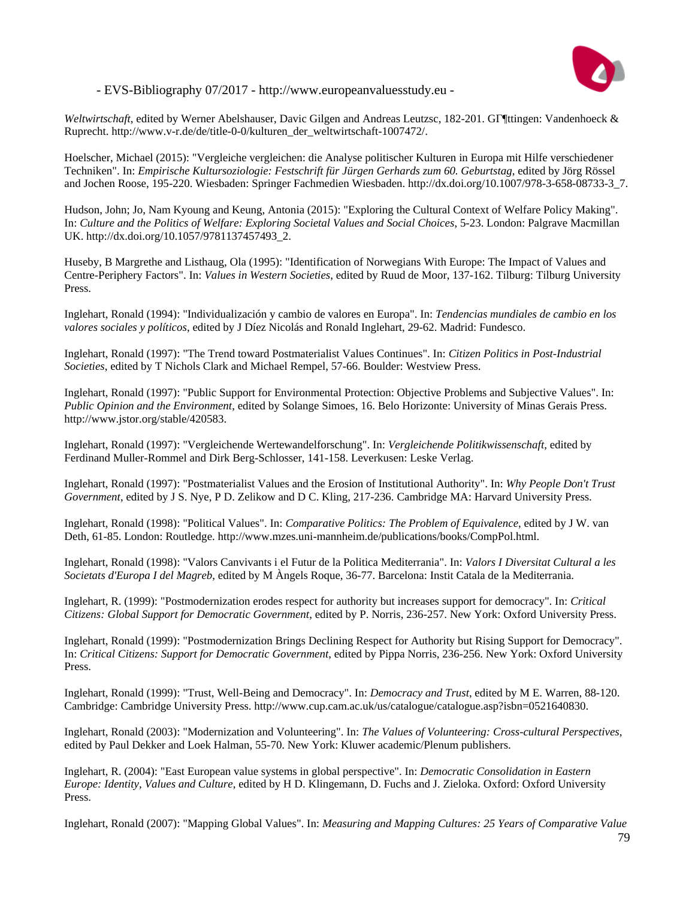*Weltwirtschaft*, edited by Werner Abelshauser, Davic Gilgen and Andreas Leutzsc, 182-201. GГ¶ttingen: Vandenhoeck & Ruprecht. http://www.v-r.de/de/title-0-0/kulturen_der_weltwirtschaft-1007472/.

Hoelscher, Michael (2015): "Vergleiche vergleichen: die Analyse politischer Kulturen in Europa mit Hilfe verschiedener Techniken". In: *Empirische Kultursoziologie: Festschrift für Jürgen Gerhards zum 60. Geburtstag*, edited by Jörg Rössel and Jochen Roose, 195-220. Wiesbaden: Springer Fachmedien Wiesbaden. http://dx.doi.org/10.1007/978-3-658-08733-3_7.

Hudson, John; Jo, Nam Kyoung and Keung, Antonia (2015): "Exploring the Cultural Context of Welfare Policy Making". In: *Culture and the Politics of Welfare: Exploring Societal Values and Social Choices*, 5-23. London: Palgrave Macmillan UK. http://dx.doi.org/10.1057/9781137457493_2.

Huseby, B Margrethe and Listhaug, Ola (1995): "Identification of Norwegians With Europe: The Impact of Values and Centre-Periphery Factors". In: *Values in Western Societies*, edited by Ruud de Moor, 137-162. Tilburg: Tilburg University Press.

Inglehart, Ronald (1994): "Individualización y cambio de valores en Europa". In: *Tendencias mundiales de cambio en los valores sociales y políticos*, edited by J Díez Nicolás and Ronald Inglehart, 29-62. Madrid: Fundesco.

Inglehart, Ronald (1997): "The Trend toward Postmaterialist Values Continues". In: *Citizen Politics in Post-Industrial Societies*, edited by T Nichols Clark and Michael Rempel, 57-66. Boulder: Westview Press.

Inglehart, Ronald (1997): "Public Support for Environmental Protection: Objective Problems and Subjective Values". In: *Public Opinion and the Environment*, edited by Solange Simoes, 16. Belo Horizonte: University of Minas Gerais Press. http://www.jstor.org/stable/420583.

Inglehart, Ronald (1997): "Vergleichende Wertewandelforschung". In: *Vergleichende Politikwissenschaft*, edited by Ferdinand Muller-Rommel and Dirk Berg-Schlosser, 141-158. Leverkusen: Leske Verlag.

Inglehart, Ronald (1997): "Postmaterialist Values and the Erosion of Institutional Authority". In: *Why People Don't Trust Government*, edited by J S. Nye, P D. Zelikow and D C. Kling, 217-236. Cambridge MA: Harvard University Press.

Inglehart, Ronald (1998): "Political Values". In: *Comparative Politics: The Problem of Equivalence*, edited by J W. van Deth, 61-85. London: Routledge. http://www.mzes.uni-mannheim.de/publications/books/CompPol.html.

Inglehart, Ronald (1998): "Valors Canvivants i el Futur de la Politica Mediterrania". In: *Valors I Diversitat Cultural a les Societats d'Europa I del Magreb*, edited by M Àngels Roque, 36-77. Barcelona: Instit Catala de la Mediterrania.

Inglehart, R. (1999): "Postmodernization erodes respect for authority but increases support for democracy". In: *Critical Citizens: Global Support for Democratic Government*, edited by P. Norris, 236-257. New York: Oxford University Press.

Inglehart, Ronald (1999): "Postmodernization Brings Declining Respect for Authority but Rising Support for Democracy". In: *Critical Citizens: Support for Democratic Government*, edited by Pippa Norris, 236-256. New York: Oxford University Press.

Inglehart, Ronald (1999): "Trust, Well-Being and Democracy". In: *Democracy and Trust*, edited by M E. Warren, 88-120. Cambridge: Cambridge University Press. http://www.cup.cam.ac.uk/us/catalogue/catalogue.asp?isbn=0521640830.

Inglehart, Ronald (2003): "Modernization and Volunteering". In: *The Values of Volunteering: Cross-cultural Perspectives*, edited by Paul Dekker and Loek Halman, 55-70. New York: Kluwer academic/Plenum publishers.

Inglehart, R. (2004): "East European value systems in global perspective". In: *Democratic Consolidation in Eastern Europe: Identity, Values and Culture*, edited by H D. Klingemann, D. Fuchs and J. Zieloka. Oxford: Oxford University Press.

Inglehart, Ronald (2007): "Mapping Global Values". In: *Measuring and Mapping Cultures: 25 Years of Comparative Value*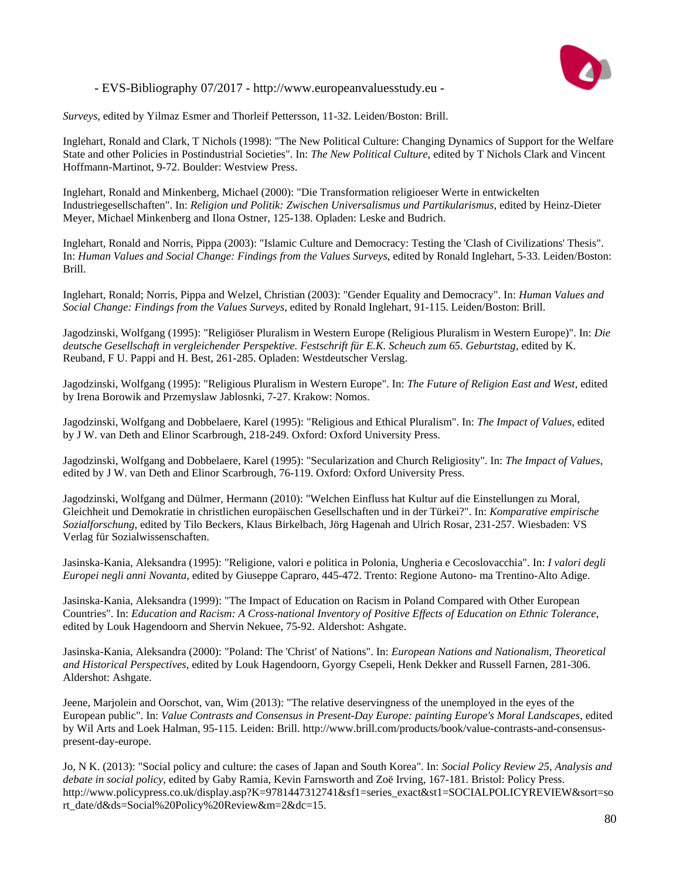*Surveys*, edited by Yilmaz Esmer and Thorleif Pettersson, 11-32. Leiden/Boston: Brill.

Inglehart, Ronald and Clark, T Nichols (1998): "The New Political Culture: Changing Dynamics of Support for the Welfare State and other Policies in Postindustrial Societies". In: *The New Political Culture*, edited by T Nichols Clark and Vincent Hoffmann-Martinot, 9-72. Boulder: Westview Press.

Inglehart, Ronald and Minkenberg, Michael (2000): "Die Transformation religioeser Werte in entwickelten Industriegesellschaften". In: *Religion und Politik: Zwischen Universalismus und Partikularismus*, edited by Heinz-Dieter Meyer, Michael Minkenberg and Ilona Ostner, 125-138. Opladen: Leske and Budrich.

Inglehart, Ronald and Norris, Pippa (2003): "Islamic Culture and Democracy: Testing the 'Clash of Civilizations' Thesis". In: *Human Values and Social Change: Findings from the Values Surveys*, edited by Ronald Inglehart, 5-33. Leiden/Boston: Brill.

Inglehart, Ronald; Norris, Pippa and Welzel, Christian (2003): "Gender Equality and Democracy". In: *Human Values and Social Change: Findings from the Values Surveys*, edited by Ronald Inglehart, 91-115. Leiden/Boston: Brill.

Jagodzinski, Wolfgang (1995): "Religiöser Pluralism in Western Europe (Religious Pluralism in Western Europe)". In: *Die deutsche Gesellschaft in vergleichender Perspektive. Festschrift für E.K. Scheuch zum 65. Geburtstag*, edited by K. Reuband, F U. Pappi and H. Best, 261-285. Opladen: Westdeutscher Verslag.

Jagodzinski, Wolfgang (1995): "Religious Pluralism in Western Europe". In: *The Future of Religion East and West*, edited by Irena Borowik and Przemyslaw Jablosnki, 7-27. Krakow: Nomos.

Jagodzinski, Wolfgang and Dobbelaere, Karel (1995): "Religious and Ethical Pluralism". In: *The Impact of Values*, edited by J W. van Deth and Elinor Scarbrough, 218-249. Oxford: Oxford University Press.

Jagodzinski, Wolfgang and Dobbelaere, Karel (1995): "Secularization and Church Religiosity". In: *The Impact of Values*, edited by J W. van Deth and Elinor Scarbrough, 76-119. Oxford: Oxford University Press.

Jagodzinski, Wolfgang and Dülmer, Hermann (2010): "Welchen Einfluss hat Kultur auf die Einstellungen zu Moral, Gleichheit und Demokratie in christlichen europäischen Gesellschaften und in der Türkei?". In: *Komparative empirische Sozialforschung*, edited by Tilo Beckers, Klaus Birkelbach, Jörg Hagenah and Ulrich Rosar, 231-257. Wiesbaden: VS Verlag für Sozialwissenschaften.

Jasinska-Kania, Aleksandra (1995): "Religione, valori e politica in Polonia, Ungheria e Cecoslovacchia". In: *I valori degli Europei negli anni Novanta*, edited by Giuseppe Capraro, 445-472. Trento: Regione Autono- ma Trentino-Alto Adige.

Jasinska-Kania, Aleksandra (1999): "The Impact of Education on Racism in Poland Compared with Other European Countries". In: *Education and Racism: A Cross-national Inventory of Positive Effects of Education on Ethnic Tolerance*, edited by Louk Hagendoorn and Shervin Nekuee, 75-92. Aldershot: Ashgate.

Jasinska-Kania, Aleksandra (2000): "Poland: The 'Christ' of Nations". In: *European Nations and Nationalism, Theoretical and Historical Perspectives*, edited by Louk Hagendoorn, Gyorgy Csepeli, Henk Dekker and Russell Farnen, 281-306. Aldershot: Ashgate.

Jeene, Marjolein and Oorschot, van, Wim (2013): "The relative deservingness of the unemployed in the eyes of the European public". In: *Value Contrasts and Consensus in Present-Day Europe: painting Europe's Moral Landscapes*, edited by Wil Arts and Loek Halman, 95-115. Leiden: Brill. http://www.brill.com/products/book/value-contrasts-and-consensus-present-day-europe.

Jo, N K. (2013): "Social policy and culture: the cases of Japan and South Korea". In: *Social Policy Review 25, Analysis and debate in social policy*, edited by Gaby Ramia, Kevin Farnsworth and Zoë Irving, 167-181. Bristol: Policy Press. http://www.policypress.co.uk/display.asp?K=9781447312741&sf1=series_exact&st1=SOCIALPOLICYREVIEW&sort=sort_date/d&ds=Social%20Policy%20Review&m=2&dc=15.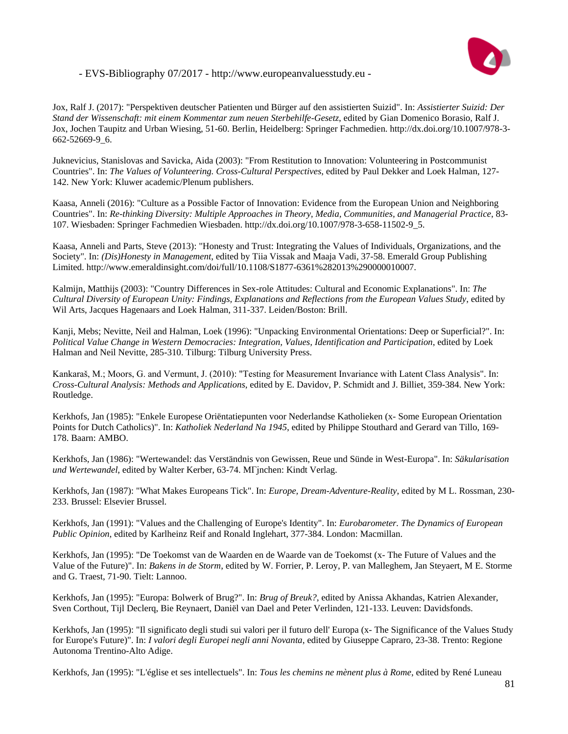Jox, Ralf J. (2017): "Perspektiven deutscher Patienten und Bürger auf den assistierten Suizid". In: *Assistierter Suizid: Der Stand der Wissenschaft: mit einem Kommentar zum neuen Sterbehilfe-Gesetz*, edited by Gian Domenico Borasio, Ralf J. Jox, Jochen Taupitz and Urban Wiesing, 51-60. Berlin, Heidelberg: Springer Fachmedien. http://dx.doi.org/10.1007/978-3-662-52669-9_6.

Juknevicius, Stanislovas and Savicka, Aida (2003): "From Restitution to Innovation: Volunteering in Postcommunist Countries". In: *The Values of Volunteering. Cross-Cultural Perspectives*, edited by Paul Dekker and Loek Halman, 127-142. New York: Kluwer academic/Plenum publishers.

Kaasa, Anneli (2016): "Culture as a Possible Factor of Innovation: Evidence from the European Union and Neighboring Countries". In: *Re-thinking Diversity: Multiple Approaches in Theory, Media, Communities, and Managerial Practice*, 83-107. Wiesbaden: Springer Fachmedien Wiesbaden. http://dx.doi.org/10.1007/978-3-658-11502-9_5.

Kaasa, Anneli and Parts, Steve (2013): "Honesty and Trust: Integrating the Values of Individuals, Organizations, and the Society". In: *(Dis)Honesty in Management*, edited by Tiia Vissak and Maaja Vadi, 37-58. Emerald Group Publishing Limited. http://www.emeraldinsight.com/doi/full/10.1108/S1877-6361%282013%290000010007.

Kalmijn, Matthijs (2003): "Country Differences in Sex-role Attitudes: Cultural and Economic Explanations". In: *The Cultural Diversity of European Unity: Findings, Explanations and Reflections from the European Values Study*, edited by Wil Arts, Jacques Hagenaars and Loek Halman, 311-337. Leiden/Boston: Brill.

Kanji, Mebs; Nevitte, Neil and Halman, Loek (1996): "Unpacking Environmental Orientations: Deep or Superficial?". In: *Political Value Change in Western Democracies: Integration, Values, Identification and Participation*, edited by Loek Halman and Neil Nevitte, 285-310. Tilburg: Tilburg University Press.

Kankaraš, M.; Moors, G. and Vermunt, J. (2010): "Testing for Measurement Invariance with Latent Class Analysis". In: *Cross-Cultural Analysis: Methods and Applications*, edited by E. Davidov, P. Schmidt and J. Billiet, 359-384. New York: Routledge.

Kerkhofs, Jan (1985): "Enkele Europese Oriëntatiepunten voor Nederlandse Katholieken (x- Some European Orientation Points for Dutch Catholics)". In: *Katholiek Nederland Na 1945*, edited by Philippe Stouthard and Gerard van Tillo, 169-178. Baarn: AMBO.

Kerkhofs, Jan (1986): "Wertewandel: das Verständnis von Gewissen, Reue und Sünde in West-Europa". In: *Säkularisation und Wertewandel*, edited by Walter Kerber, 63-74. MГјnchen: Kindt Verlag.

Kerkhofs, Jan (1987): "What Makes Europeans Tick". In: *Europe, Dream-Adventure-Reality*, edited by M L. Rossman, 230-233. Brussel: Elsevier Brussel.

Kerkhofs, Jan (1991): "Values and the Challenging of Europe's Identity". In: *Eurobarometer. The Dynamics of European Public Opinion*, edited by Karlheinz Reif and Ronald Inglehart, 377-384. London: Macmillan.

Kerkhofs, Jan (1995): "De Toekomst van de Waarden en de Waarde van de Toekomst (x- The Future of Values and the Value of the Future)". In: *Bakens in de Storm*, edited by W. Forrier, P. Leroy, P. van Malleghem, Jan Steyaert, M E. Storme and G. Traest, 71-90. Tielt: Lannoo.

Kerkhofs, Jan (1995): "Europa: Bolwerk of Brug?". In: *Brug of Breuk?*, edited by Anissa Akhandas, Katrien Alexander, Sven Corthout, Tijl Declerq, Bie Reynaert, Daniël van Dael and Peter Verlinden, 121-133. Leuven: Davidsfonds.

Kerkhofs, Jan (1995): "Il significato degli studi sui valori per il futuro dell' Europa (x- The Significance of the Values Study for Europe's Future)". In: *I valori degli Europei negli anni Novanta*, edited by Giuseppe Capraro, 23-38. Trento: Regione Autonoma Trentino-Alto Adige.

Kerkhofs, Jan (1995): "L'église et ses intellectuels". In: *Tous les chemins ne mènent plus à Rome*, edited by René Luneau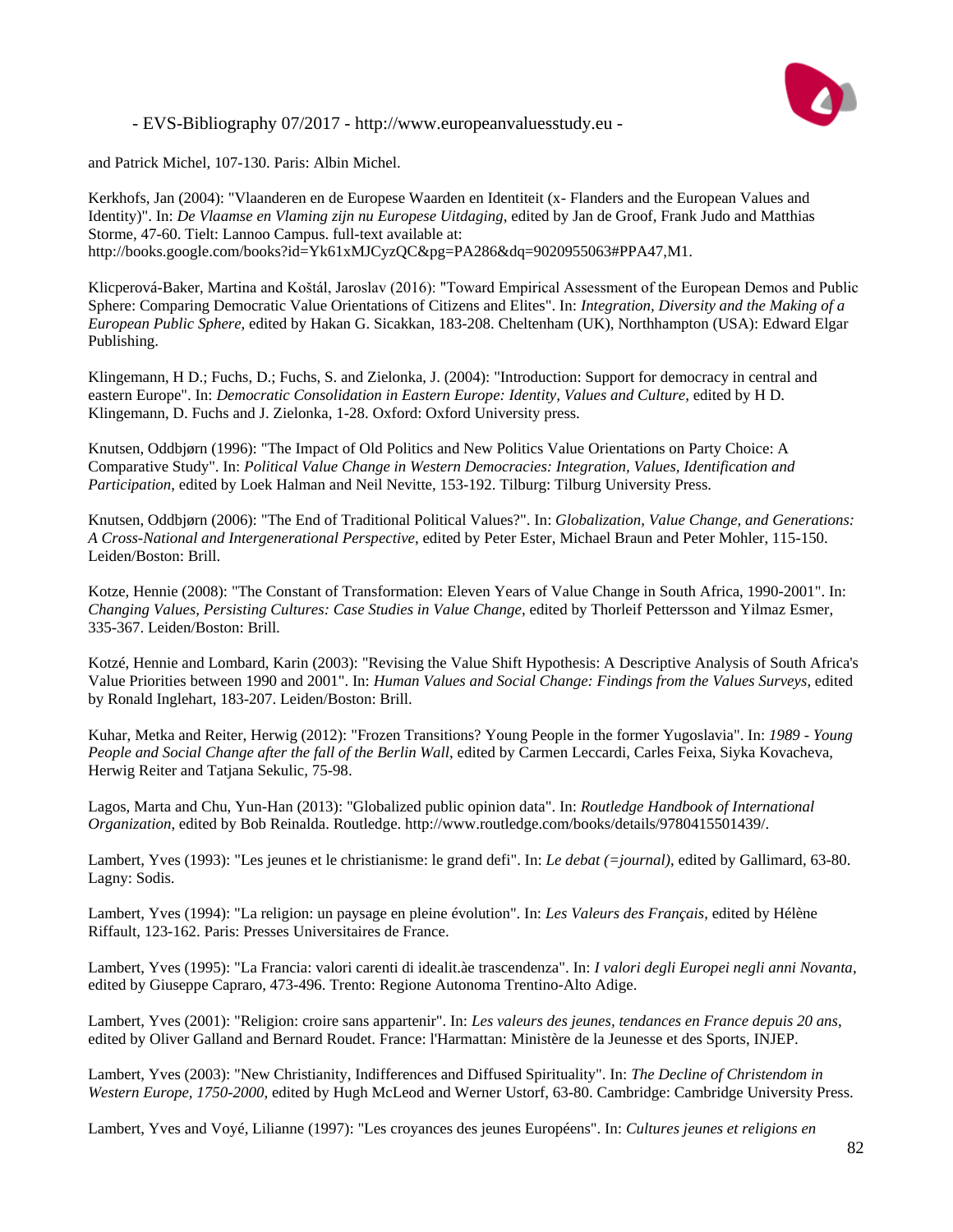and Patrick Michel, 107-130. Paris: Albin Michel.

Kerkhofs, Jan (2004): "Vlaanderen en de Europese Waarden en Identiteit (x- Flanders and the European Values and Identity)". In: *De Vlaamse en Vlaming zijn nu Europese Uitdaging*, edited by Jan de Groof, Frank Judo and Matthias Storme, 47-60. Tielt: Lannoo Campus. full-text available at: http://books.google.com/books?id=Yk61xMJCyzQC&pg=PA286&dq=9020955063#PPA47,M1.

Klicperová-Baker, Martina and Koštál, Jaroslav (2016): "Toward Empirical Assessment of the European Demos and Public Sphere: Comparing Democratic Value Orientations of Citizens and Elites". In: *Integration, Diversity and the Making of a European Public Sphere*, edited by Hakan G. Sicakkan, 183-208. Cheltenham (UK), Northhampton (USA): Edward Elgar Publishing.

Klingemann, H D.; Fuchs, D.; Fuchs, S. and Zielonka, J. (2004): "Introduction: Support for democracy in central and eastern Europe". In: *Democratic Consolidation in Eastern Europe: Identity, Values and Culture*, edited by H D. Klingemann, D. Fuchs and J. Zielonka, 1-28. Oxford: Oxford University press.

Knutsen, Oddbjørn (1996): "The Impact of Old Politics and New Politics Value Orientations on Party Choice: A Comparative Study". In: *Political Value Change in Western Democracies: Integration, Values, Identification and Participation*, edited by Loek Halman and Neil Nevitte, 153-192. Tilburg: Tilburg University Press.

Knutsen, Oddbjørn (2006): "The End of Traditional Political Values?". In: *Globalization, Value Change, and Generations: A Cross-National and Intergenerational Perspective*, edited by Peter Ester, Michael Braun and Peter Mohler, 115-150. Leiden/Boston: Brill.

Kotze, Hennie (2008): "The Constant of Transformation: Eleven Years of Value Change in South Africa, 1990-2001". In: *Changing Values, Persisting Cultures: Case Studies in Value Change*, edited by Thorleif Pettersson and Yilmaz Esmer, 335-367. Leiden/Boston: Brill.

Kotzé, Hennie and Lombard, Karin (2003): "Revising the Value Shift Hypothesis: A Descriptive Analysis of South Africa's Value Priorities between 1990 and 2001". In: *Human Values and Social Change: Findings from the Values Surveys*, edited by Ronald Inglehart, 183-207. Leiden/Boston: Brill.

Kuhar, Metka and Reiter, Herwig (2012): "Frozen Transitions? Young People in the former Yugoslavia". In: *1989 - Young People and Social Change after the fall of the Berlin Wall*, edited by Carmen Leccardi, Carles Feixa, Siyka Kovacheva, Herwig Reiter and Tatjana Sekulic, 75-98.

Lagos, Marta and Chu, Yun-Han (2013): "Globalized public opinion data". In: *Routledge Handbook of International Organization*, edited by Bob Reinalda. Routledge. http://www.routledge.com/books/details/9780415501439/.

Lambert, Yves (1993): "Les jeunes et le christianisme: le grand defi". In: *Le debat (=journal)*, edited by Gallimard, 63-80. Lagny: Sodis.

Lambert, Yves (1994): "La religion: un paysage en pleine évolution". In: *Les Valeurs des Français*, edited by Hélène Riffault, 123-162. Paris: Presses Universitaires de France.

Lambert, Yves (1995): "La Francia: valori carenti di idealit.àe trascendenza". In: *I valori degli Europei negli anni Novanta*, edited by Giuseppe Capraro, 473-496. Trento: Regione Autonoma Trentino-Alto Adige.

Lambert, Yves (2001): "Religion: croire sans appartenir". In: *Les valeurs des jeunes, tendances en France depuis 20 ans*, edited by Oliver Galland and Bernard Roudet. France: l'Harmattan: Ministère de la Jeunesse et des Sports, INJEP.

Lambert, Yves (2003): "New Christianity, Indifferences and Diffused Spirituality". In: *The Decline of Christendom in Western Europe, 1750-2000*, edited by Hugh McLeod and Werner Ustorf, 63-80. Cambridge: Cambridge University Press.

Lambert, Yves and Voyé, Lilianne (1997): "Les croyances des jeunes Européens". In: *Cultures jeunes et religions en*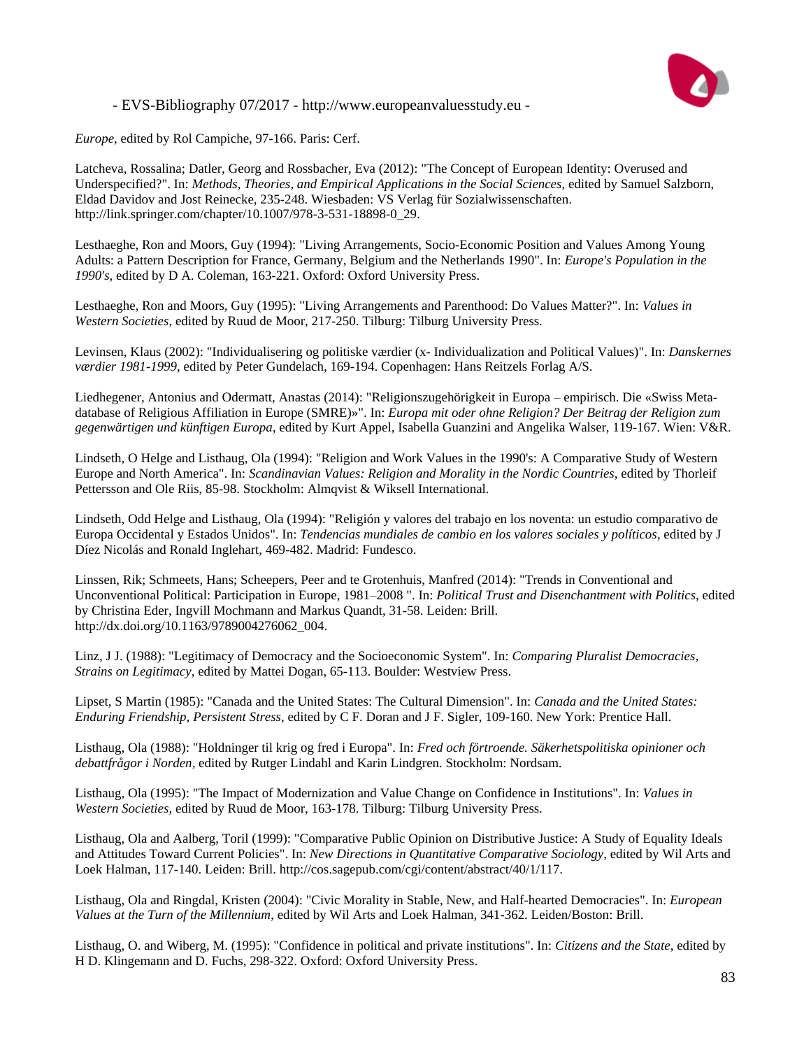*Europe*, edited by Rol Campiche, 97-166. Paris: Cerf.

Latcheva, Rossalina; Datler, Georg and Rossbacher, Eva (2012): "The Concept of European Identity: Overused and Underspecified?". In: *Methods, Theories, and Empirical Applications in the Social Sciences*, edited by Samuel Salzborn, Eldad Davidov and Jost Reinecke, 235-248. Wiesbaden: VS Verlag für Sozialwissenschaften. http://link.springer.com/chapter/10.1007/978-3-531-18898-0_29.

Lesthaeghe, Ron and Moors, Guy (1994): "Living Arrangements, Socio-Economic Position and Values Among Young Adults: a Pattern Description for France, Germany, Belgium and the Netherlands 1990". In: *Europe's Population in the 1990's*, edited by D A. Coleman, 163-221. Oxford: Oxford University Press.

Lesthaeghe, Ron and Moors, Guy (1995): "Living Arrangements and Parenthood: Do Values Matter?". In: *Values in Western Societies*, edited by Ruud de Moor, 217-250. Tilburg: Tilburg University Press.

Levinsen, Klaus (2002): "Individualisering og politiske værdier (x- Individualization and Political Values)". In: *Danskernes værdier 1981-1999*, edited by Peter Gundelach, 169-194. Copenhagen: Hans Reitzels Forlag A/S.

Liedhegener, Antonius and Odermatt, Anastas (2014): "Religionszugehörigkeit in Europa – empirisch. Die «Swiss Meta-database of Religious Affiliation in Europe (SMRE)»". In: *Europa mit oder ohne Religion? Der Beitrag der Religion zum gegenwärtigen und künftigen Europa*, edited by Kurt Appel, Isabella Guanzini and Angelika Walser, 119-167. Wien: V&R.

Lindseth, O Helge and Listhaug, Ola (1994): "Religion and Work Values in the 1990's: A Comparative Study of Western Europe and North America". In: *Scandinavian Values: Religion and Morality in the Nordic Countries*, edited by Thorleif Pettersson and Ole Riis, 85-98. Stockholm: Almqvist & Wiksell International.

Lindseth, Odd Helge and Listhaug, Ola (1994): "Religión y valores del trabajo en los noventa: un estudio comparativo de Europa Occidental y Estados Unidos". In: *Tendencias mundiales de cambio en los valores sociales y políticos*, edited by J Díez Nicolás and Ronald Inglehart, 469-482. Madrid: Fundesco.

Linssen, Rik; Schmeets, Hans; Scheepers, Peer and te Grotenhuis, Manfred (2014): "Trends in Conventional and Unconventional Political: Participation in Europe, 1981–2008 ". In: *Political Trust and Disenchantment with Politics*, edited by Christina Eder, Ingvill Mochmann and Markus Quandt, 31-58. Leiden: Brill. http://dx.doi.org/10.1163/9789004276062_004.

Linz, J J. (1988): "Legitimacy of Democracy and the Socioeconomic System". In: *Comparing Pluralist Democracies, Strains on Legitimacy*, edited by Mattei Dogan, 65-113. Boulder: Westview Press.

Lipset, S Martin (1985): "Canada and the United States: The Cultural Dimension". In: *Canada and the United States: Enduring Friendship, Persistent Stress*, edited by C F. Doran and J F. Sigler, 109-160. New York: Prentice Hall.

Listhaug, Ola (1988): "Holdninger til krig og fred i Europa". In: *Fred och förtroende. Säkerhetspolitiska opinioner och debattfrågor i Norden*, edited by Rutger Lindahl and Karin Lindgren. Stockholm: Nordsam.

Listhaug, Ola (1995): "The Impact of Modernization and Value Change on Confidence in Institutions". In: *Values in Western Societies*, edited by Ruud de Moor, 163-178. Tilburg: Tilburg University Press.

Listhaug, Ola and Aalberg, Toril (1999): "Comparative Public Opinion on Distributive Justice: A Study of Equality Ideals and Attitudes Toward Current Policies". In: *New Directions in Quantitative Comparative Sociology*, edited by Wil Arts and Loek Halman, 117-140. Leiden: Brill. http://cos.sagepub.com/cgi/content/abstract/40/1/117.

Listhaug, Ola and Ringdal, Kristen (2004): "Civic Morality in Stable, New, and Half-hearted Democracies". In: *European Values at the Turn of the Millennium*, edited by Wil Arts and Loek Halman, 341-362. Leiden/Boston: Brill.

Listhaug, O. and Wiberg, M. (1995): "Confidence in political and private institutions". In: *Citizens and the State*, edited by H D. Klingemann and D. Fuchs, 298-322. Oxford: Oxford University Press.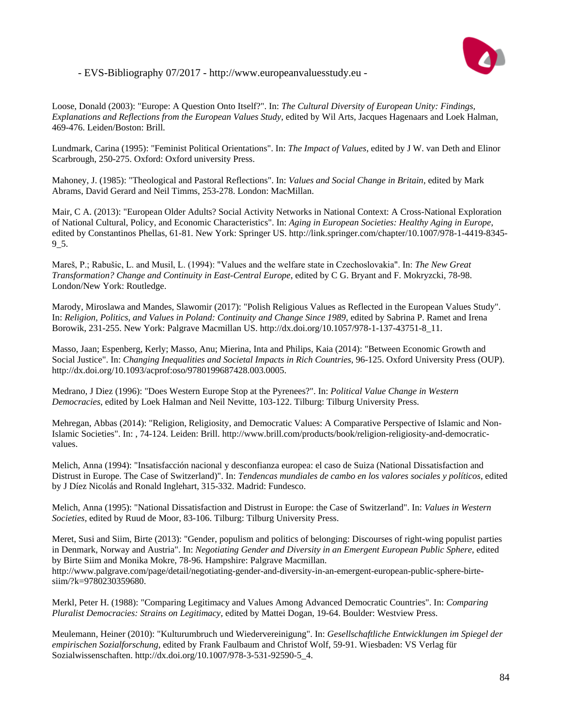Loose, Donald (2003): "Europe: A Question Onto Itself?". In: *The Cultural Diversity of European Unity: Findings, Explanations and Reflections from the European Values Study*, edited by Wil Arts, Jacques Hagenaars and Loek Halman, 469-476. Leiden/Boston: Brill.

Lundmark, Carina (1995): "Feminist Political Orientations". In: *The Impact of Values*, edited by J W. van Deth and Elinor Scarbrough, 250-275. Oxford: Oxford university Press.

Mahoney, J. (1985): "Theological and Pastoral Reflections". In: *Values and Social Change in Britain*, edited by Mark Abrams, David Gerard and Neil Timms, 253-278. London: MacMillan.

Mair, C A. (2013): "European Older Adults? Social Activity Networks in National Context: A Cross-National Exploration of National Cultural, Policy, and Economic Characteristics". In: *Aging in European Societies: Healthy Aging in Europe*, edited by Constantinos Phellas, 61-81. New York: Springer US. http://link.springer.com/chapter/10.1007/978-1-4419-8345-9_5.

Mareš, P.; Rabušic, L. and Musil, L. (1994): "Values and the welfare state in Czechoslovakia". In: *The New Great Transformation? Change and Continuity in East-Central Europe*, edited by C G. Bryant and F. Mokryzcki, 78-98. London/New York: Routledge.

Marody, Miroslawa and Mandes, Slawomir (2017): "Polish Religious Values as Reflected in the European Values Study". In: *Religion, Politics, and Values in Poland: Continuity and Change Since 1989*, edited by Sabrina P. Ramet and Irena Borowik, 231-255. New York: Palgrave Macmillan US. http://dx.doi.org/10.1057/978-1-137-43751-8_11.

Masso, Jaan; Espenberg, Kerly; Masso, Anu; Mierina, Inta and Philips, Kaia (2014): "Between Economic Growth and Social Justice". In: *Changing Inequalities and Societal Impacts in Rich Countries*, 96-125. Oxford University Press (OUP). http://dx.doi.org/10.1093/acprof:oso/9780199687428.003.0005.

Medrano, J Diez (1996): "Does Western Europe Stop at the Pyrenees?". In: *Political Value Change in Western Democracies*, edited by Loek Halman and Neil Nevitte, 103-122. Tilburg: Tilburg University Press.

Mehregan, Abbas (2014): "Religion, Religiosity, and Democratic Values: A Comparative Perspective of Islamic and Non-Islamic Societies". In: , 74-124. Leiden: Brill. http://www.brill.com/products/book/religion-religiosity-and-democratic-values.

Melich, Anna (1994): "Insatisfacción nacional y desconfianza europea: el caso de Suiza (National Dissatisfaction and Distrust in Europe. The Case of Switzerland)". In: *Tendencas mundiales de cambo en los valores sociales y políticos*, edited by J Díez Nicolás and Ronald Inglehart, 315-332. Madrid: Fundesco.

Melich, Anna (1995): "National Dissatisfaction and Distrust in Europe: the Case of Switzerland". In: *Values in Western Societies*, edited by Ruud de Moor, 83-106. Tilburg: Tilburg University Press.

Meret, Susi and Siim, Birte (2013): "Gender, populism and politics of belonging: Discourses of right-wing populist parties in Denmark, Norway and Austria". In: *Negotiating Gender and Diversity in an Emergent European Public Sphere*, edited by Birte Siim and Monika Mokre, 78-96. Hampshire: Palgrave Macmillan. http://www.palgrave.com/page/detail/negotiating-gender-and-diversity-in-an-emergent-european-public-sphere-birte-siim/?k=9780230359680.

Merkl, Peter H. (1988): "Comparing Legitimacy and Values Among Advanced Democratic Countries". In: *Comparing Pluralist Democracies: Strains on Legitimacy*, edited by Mattei Dogan, 19-64. Boulder: Westview Press.

Meulemann, Heiner (2010): "Kulturumbruch und Wiedervereinigung". In: *Gesellschaftliche Entwicklungen im Spiegel der empirischen Sozialforschung*, edited by Frank Faulbaum and Christof Wolf, 59-91. Wiesbaden: VS Verlag für Sozialwissenschaften. http://dx.doi.org/10.1007/978-3-531-92590-5_4.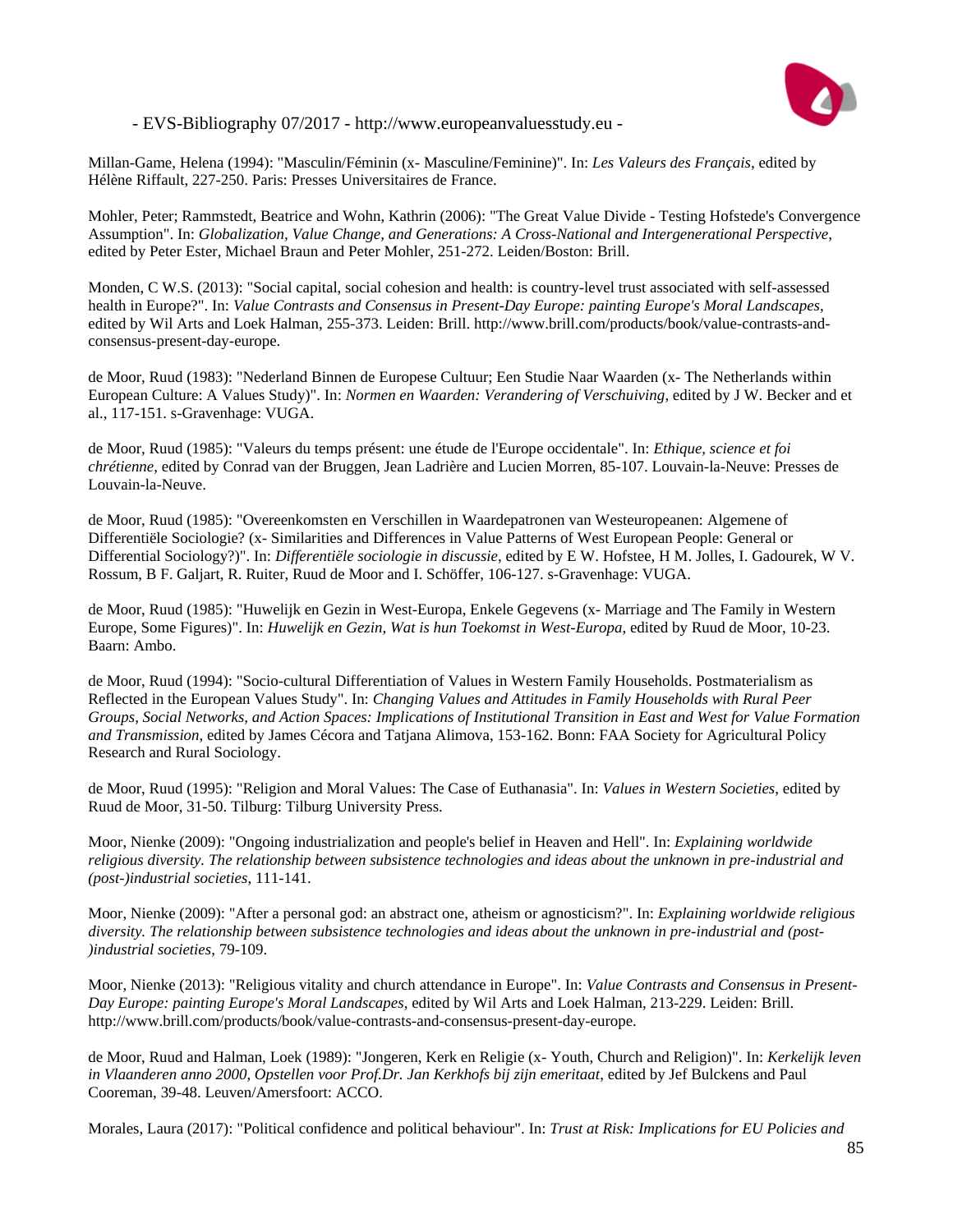Millan-Game, Helena (1994): "Masculin/Féminin (x- Masculine/Feminine)". In: *Les Valeurs des Français*, edited by Hélène Riffault, 227-250. Paris: Presses Universitaires de France.

Mohler, Peter; Rammstedt, Beatrice and Wohn, Kathrin (2006): "The Great Value Divide - Testing Hofstede's Convergence Assumption". In: *Globalization, Value Change, and Generations: A Cross-National and Intergenerational Perspective*, edited by Peter Ester, Michael Braun and Peter Mohler, 251-272. Leiden/Boston: Brill.

Monden, C W.S. (2013): "Social capital, social cohesion and health: is country-level trust associated with self-assessed health in Europe?". In: *Value Contrasts and Consensus in Present-Day Europe: painting Europe's Moral Landscapes*, edited by Wil Arts and Loek Halman, 255-373. Leiden: Brill. http://www.brill.com/products/book/value-contrasts-and-consensus-present-day-europe.

de Moor, Ruud (1983): "Nederland Binnen de Europese Cultuur; Een Studie Naar Waarden (x- The Netherlands within European Culture: A Values Study)". In: *Normen en Waarden: Verandering of Verschuiving*, edited by J W. Becker and et al., 117-151. s-Gravenhage: VUGA.

de Moor, Ruud (1985): "Valeurs du temps présent: une étude de l'Europe occidentale". In: *Ethique, science et foi chrétienne*, edited by Conrad van der Bruggen, Jean Ladrière and Lucien Morren, 85-107. Louvain-la-Neuve: Presses de Louvain-la-Neuve.

de Moor, Ruud (1985): "Overeenkomsten en Verschillen in Waardepatronen van Westeuropeanen: Algemene of Differentiële Sociologie? (x- Similarities and Differences in Value Patterns of West European People: General or Differential Sociology?)". In: *Differentiële sociologie in discussie*, edited by E W. Hofstee, H M. Jolles, I. Gadourek, W V. Rossum, B F. Galjart, R. Ruiter, Ruud de Moor and I. Schöffer, 106-127. s-Gravenhage: VUGA.

de Moor, Ruud (1985): "Huwelijk en Gezin in West-Europa, Enkele Gegevens (x- Marriage and The Family in Western Europe, Some Figures)". In: *Huwelijk en Gezin, Wat is hun Toekomst in West-Europa*, edited by Ruud de Moor, 10-23. Baarn: Ambo.

de Moor, Ruud (1994): "Socio-cultural Differentiation of Values in Western Family Households. Postmaterialism as Reflected in the European Values Study". In: *Changing Values and Attitudes in Family Households with Rural Peer Groups, Social Networks, and Action Spaces: Implications of Institutional Transition in East and West for Value Formation and Transmission*, edited by James Cécora and Tatjana Alimova, 153-162. Bonn: FAA Society for Agricultural Policy Research and Rural Sociology.

de Moor, Ruud (1995): "Religion and Moral Values: The Case of Euthanasia". In: *Values in Western Societies*, edited by Ruud de Moor, 31-50. Tilburg: Tilburg University Press.

Moor, Nienke (2009): "Ongoing industrialization and people's belief in Heaven and Hell". In: *Explaining worldwide religious diversity. The relationship between subsistence technologies and ideas about the unknown in pre-industrial and (post-)industrial societies*, 111-141.

Moor, Nienke (2009): "After a personal god: an abstract one, atheism or agnosticism?". In: *Explaining worldwide religious diversity. The relationship between subsistence technologies and ideas about the unknown in pre-industrial and (post-)industrial societies*, 79-109.

Moor, Nienke (2013): "Religious vitality and church attendance in Europe". In: *Value Contrasts and Consensus in Present-Day Europe: painting Europe's Moral Landscapes*, edited by Wil Arts and Loek Halman, 213-229. Leiden: Brill. http://www.brill.com/products/book/value-contrasts-and-consensus-present-day-europe.

de Moor, Ruud and Halman, Loek (1989): "Jongeren, Kerk en Religie (x- Youth, Church and Religion)". In: *Kerkelijk leven in Vlaanderen anno 2000, Opstellen voor Prof.Dr. Jan Kerkhofs bij zijn emeritaat*, edited by Jef Bulckens and Paul Cooreman, 39-48. Leuven/Amersfoort: ACCO.

Morales, Laura (2017): "Political confidence and political behaviour". In: *Trust at Risk: Implications for EU Policies and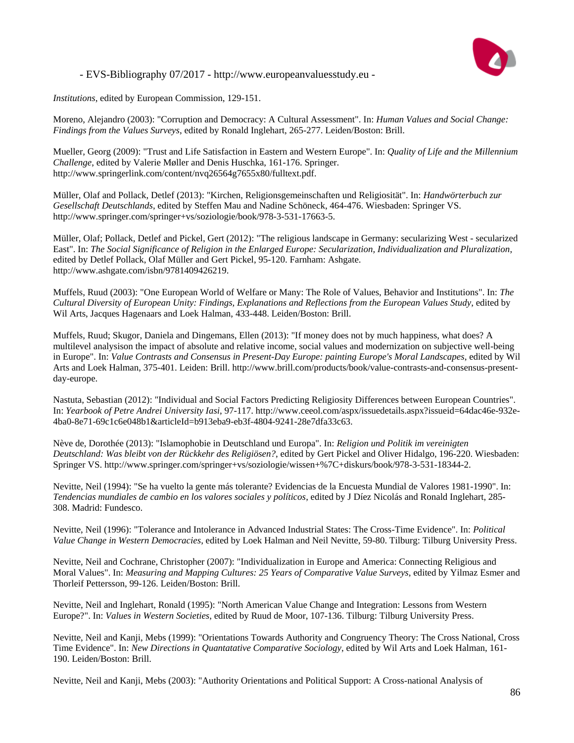*Institutions*, edited by European Commission, 129-151.

Moreno, Alejandro (2003): "Corruption and Democracy: A Cultural Assessment". In: *Human Values and Social Change: Findings from the Values Surveys*, edited by Ronald Inglehart, 265-277. Leiden/Boston: Brill.

Mueller, Georg (2009): "Trust and Life Satisfaction in Eastern and Western Europe". In: *Quality of Life and the Millennium Challenge*, edited by Valerie Møller and Denis Huschka, 161-176. Springer. http://www.springerlink.com/content/nvq26564g7655x80/fulltext.pdf.

Müller, Olaf and Pollack, Detlef (2013): "Kirchen, Religionsgemeinschaften und Religiosität". In: *Handwörterbuch zur Gesellschaft Deutschlands*, edited by Steffen Mau and Nadine Schöneck, 464-476. Wiesbaden: Springer VS. http://www.springer.com/springer+vs/soziologie/book/978-3-531-17663-5.

Müller, Olaf; Pollack, Detlef and Pickel, Gert (2012): "The religious landscape in Germany: secularizing West - secularized East". In: *The Social Significance of Religion in the Enlarged Europe: Secularization, Individualization and Pluralization*, edited by Detlef Pollack, Olaf Müller and Gert Pickel, 95-120. Farnham: Ashgate. http://www.ashgate.com/isbn/9781409426219.

Muffels, Ruud (2003): "One European World of Welfare or Many: The Role of Values, Behavior and Institutions". In: *The Cultural Diversity of European Unity: Findings, Explanations and Reflections from the European Values Study*, edited by Wil Arts, Jacques Hagenaars and Loek Halman, 433-448. Leiden/Boston: Brill.

Muffels, Ruud; Skugor, Daniela and Dingemans, Ellen (2013): "If money does not by much happiness, what does? A multilevel analysison the impact of absolute and relative income, social values and modernization on subjective well-being in Europe". In: *Value Contrasts and Consensus in Present-Day Europe: painting Europe's Moral Landscapes*, edited by Wil Arts and Loek Halman, 375-401. Leiden: Brill. http://www.brill.com/products/book/value-contrasts-and-consensus-present-day-europe.

Nastuta, Sebastian (2012): "Individual and Social Factors Predicting Religiosity Differences between European Countries". In: *Yearbook of Petre Andrei University Iasi*, 97-117. http://www.ceeol.com/aspx/issuedetails.aspx?issueid=64dac46e-932e-4ba0-8e71-69c1c6e048b1&articleId=b913eba9-eb3f-4804-9241-28e7dfa33c63.

Nève de, Dorothée (2013): "Islamophobie in Deutschland und Europa". In: *Religion und Politik im vereinigten Deutschland: Was bleibt von der Rückkehr des Religiösen?*, edited by Gert Pickel and Oliver Hidalgo, 196-220. Wiesbaden: Springer VS. http://www.springer.com/springer+vs/soziologie/wissen+%7C+diskurs/book/978-3-531-18344-2.

Nevitte, Neil (1994): "Se ha vuelto la gente más tolerante? Evidencias de la Encuesta Mundial de Valores 1981-1990". In: *Tendencias mundiales de cambio en los valores sociales y políticos*, edited by J Díez Nicolás and Ronald Inglehart, 285-308. Madrid: Fundesco.

Nevitte, Neil (1996): "Tolerance and Intolerance in Advanced Industrial States: The Cross-Time Evidence". In: *Political Value Change in Western Democracies*, edited by Loek Halman and Neil Nevitte, 59-80. Tilburg: Tilburg University Press.

Nevitte, Neil and Cochrane, Christopher (2007): "Individualization in Europe and America: Connecting Religious and Moral Values". In: *Measuring and Mapping Cultures: 25 Years of Comparative Value Surveys*, edited by Yilmaz Esmer and Thorleif Pettersson, 99-126. Leiden/Boston: Brill.

Nevitte, Neil and Inglehart, Ronald (1995): "North American Value Change and Integration: Lessons from Western Europe?". In: *Values in Western Societies*, edited by Ruud de Moor, 107-136. Tilburg: Tilburg University Press.

Nevitte, Neil and Kanji, Mebs (1999): "Orientations Towards Authority and Congruency Theory: The Cross National, Cross Time Evidence". In: *New Directions in Quantatative Comparative Sociology*, edited by Wil Arts and Loek Halman, 161-190. Leiden/Boston: Brill.

Nevitte, Neil and Kanji, Mebs (2003): "Authority Orientations and Political Support: A Cross-national Analysis of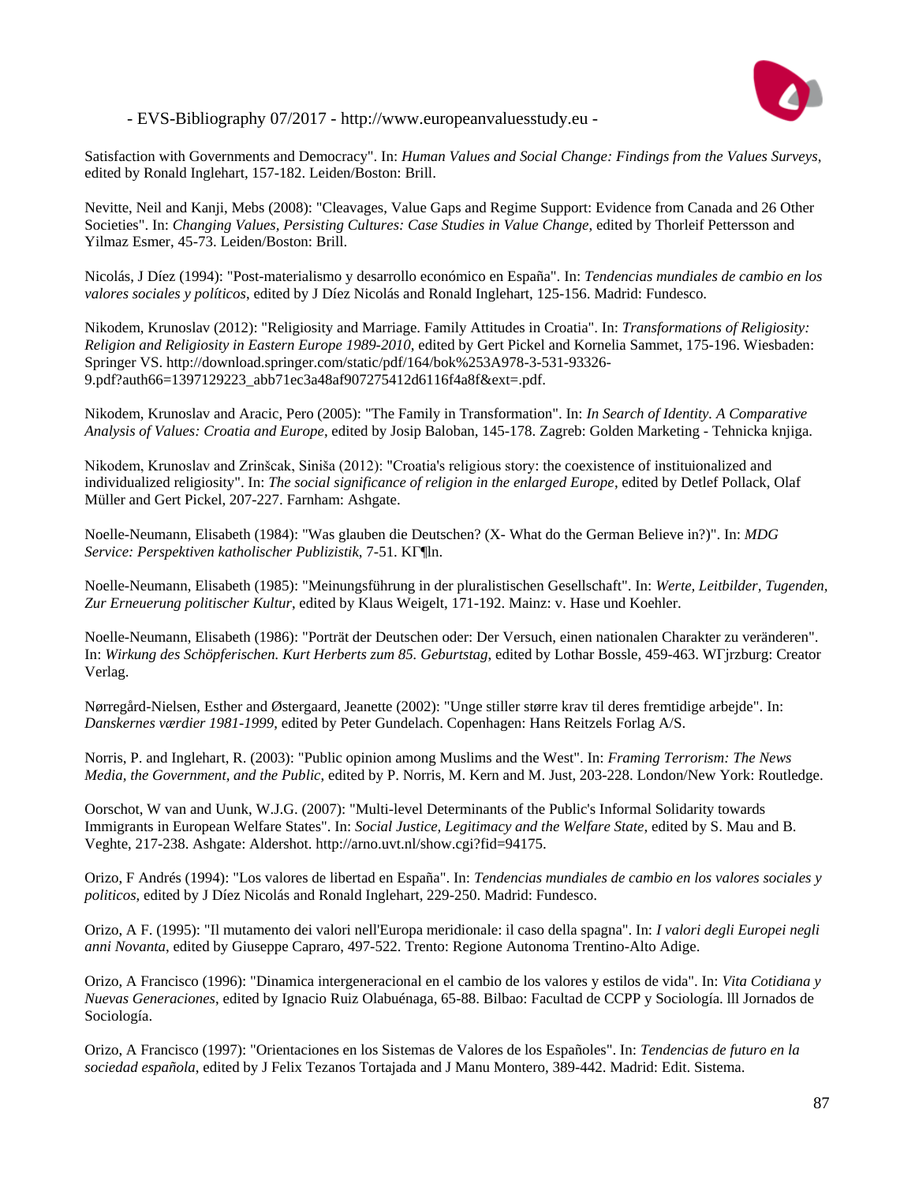Satisfaction with Governments and Democracy". In: *Human Values and Social Change: Findings from the Values Surveys*, edited by Ronald Inglehart, 157-182. Leiden/Boston: Brill.

Nevitte, Neil and Kanji, Mebs (2008): "Cleavages, Value Gaps and Regime Support: Evidence from Canada and 26 Other Societies". In: *Changing Values, Persisting Cultures: Case Studies in Value Change*, edited by Thorleif Pettersson and Yilmaz Esmer, 45-73. Leiden/Boston: Brill.

Nicolás, J Díez (1994): "Post-materialismo y desarrollo económico en España". In: *Tendencias mundiales de cambio en los valores sociales y políticos*, edited by J Díez Nicolás and Ronald Inglehart, 125-156. Madrid: Fundesco.

Nikodem, Krunoslav (2012): "Religiosity and Marriage. Family Attitudes in Croatia". In: *Transformations of Religiosity: Religion and Religiosity in Eastern Europe 1989-2010*, edited by Gert Pickel and Kornelia Sammet, 175-196. Wiesbaden: Springer VS. http://download.springer.com/static/pdf/164/bok%253A978-3-531-93326-9.pdf?auth66=1397129223_abb71ec3a48af907275412d6116f4a8f&ext=.pdf.

Nikodem, Krunoslav and Aracic, Pero (2005): "The Family in Transformation". In: *In Search of Identity. A Comparative Analysis of Values: Croatia and Europe*, edited by Josip Baloban, 145-178. Zagreb: Golden Marketing - Tehnicka knjiga.

Nikodem, Krunoslav and Zrinšcak, Siniša (2012): "Croatia's religious story: the coexistence of instituionalized and individualized religiosity". In: *The social significance of religion in the enlarged Europe*, edited by Detlef Pollack, Olaf Müller and Gert Pickel, 207-227. Farnham: Ashgate.

Noelle-Neumann, Elisabeth (1984): "Was glauben die Deutschen? (X- What do the German Believe in?)". In: *MDG Service: Perspektiven katholischer Publizistik*, 7-51. KГ¶ln.

Noelle-Neumann, Elisabeth (1985): "Meinungsführung in der pluralistischen Gesellschaft". In: *Werte, Leitbilder, Tugenden, Zur Erneuerung politischer Kultur*, edited by Klaus Weigelt, 171-192. Mainz: v. Hase und Koehler.

Noelle-Neumann, Elisabeth (1986): "Porträt der Deutschen oder: Der Versuch, einen nationalen Charakter zu veränderen". In: *Wirkung des Schöpferischen. Kurt Herberts zum 85. Geburtstag*, edited by Lothar Bossle, 459-463. WГјrzburg: Creator Verlag.

Nørregård-Nielsen, Esther and Østergaard, Jeanette (2002): "Unge stiller større krav til deres fremtidige arbejde". In: *Danskernes værdier 1981-1999*, edited by Peter Gundelach. Copenhagen: Hans Reitzels Forlag A/S.

Norris, P. and Inglehart, R. (2003): "Public opinion among Muslims and the West". In: *Framing Terrorism: The News Media, the Government, and the Public*, edited by P. Norris, M. Kern and M. Just, 203-228. London/New York: Routledge.

Oorschot, W van and Uunk, W.J.G. (2007): "Multi-level Determinants of the Public's Informal Solidarity towards Immigrants in European Welfare States". In: *Social Justice, Legitimacy and the Welfare State*, edited by S. Mau and B. Veghte, 217-238. Ashgate: Aldershot. http://arno.uvt.nl/show.cgi?fid=94175.

Orizo, F Andrés (1994): "Los valores de libertad en España". In: *Tendencias mundiales de cambio en los valores sociales y politicos*, edited by J Díez Nicolás and Ronald Inglehart, 229-250. Madrid: Fundesco.

Orizo, A F. (1995): "Il mutamento dei valori nell'Europa meridionale: il caso della spagna". In: *I valori degli Europei negli anni Novanta*, edited by Giuseppe Capraro, 497-522. Trento: Regione Autonoma Trentino-Alto Adige.

Orizo, A Francisco (1996): "Dinamica intergeneracional en el cambio de los valores y estilos de vida". In: *Vita Cotidiana y Nuevas Generaciones*, edited by Ignacio Ruiz Olabuénaga, 65-88. Bilbao: Facultad de CCPP y Sociología. lll Jornados de Sociología.

Orizo, A Francisco (1997): "Orientaciones en los Sistemas de Valores de los Españoles". In: *Tendencias de futuro en la sociedad española*, edited by J Felix Tezanos Tortajada and J Manu Montero, 389-442. Madrid: Edit. Sistema.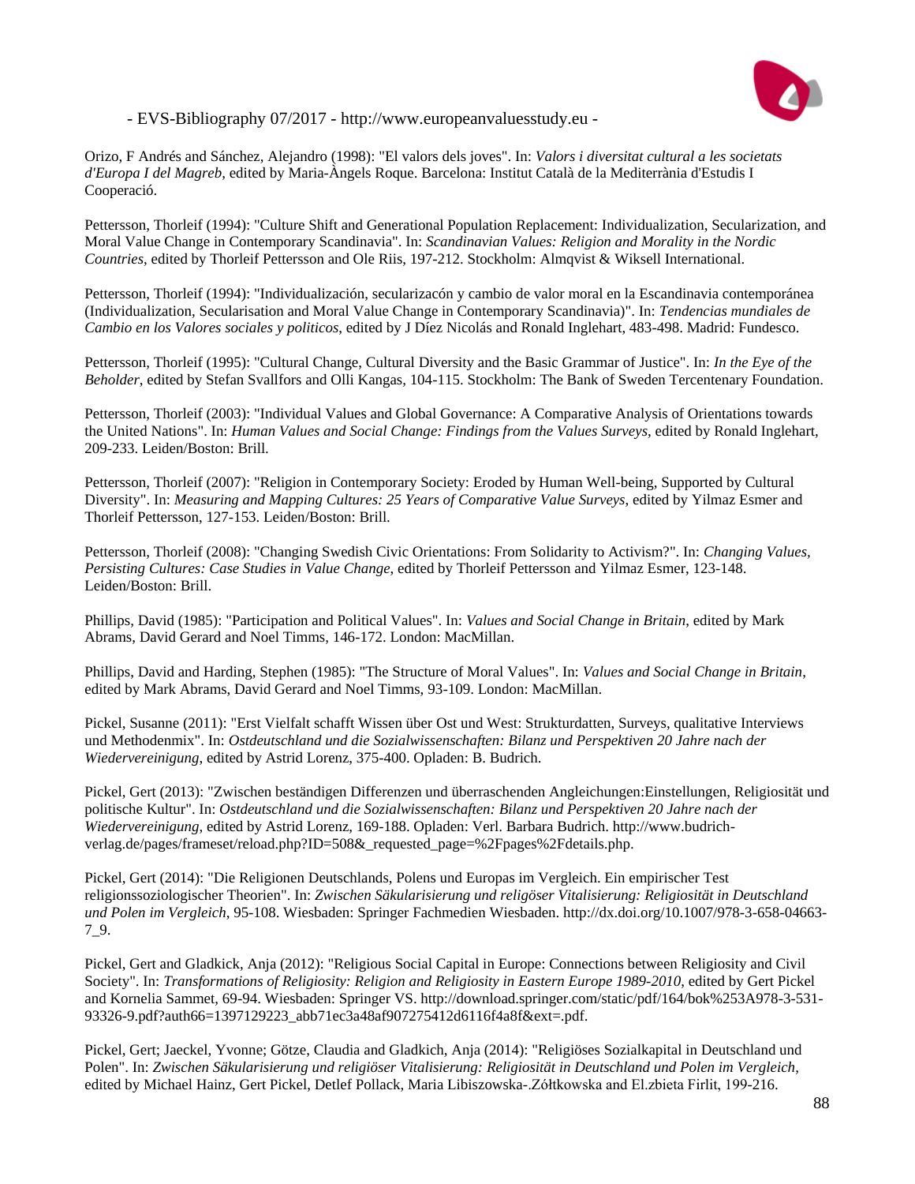Orizo, F Andrés and Sánchez, Alejandro (1998): "El valors dels joves". In: *Valors i diversitat cultural a les societats d'Europa I del Magreb*, edited by Maria-Àngels Roque. Barcelona: Institut Català de la Mediterrània d'Estudis I Cooperació.

Pettersson, Thorleif (1994): "Culture Shift and Generational Population Replacement: Individualization, Secularization, and Moral Value Change in Contemporary Scandinavia". In: *Scandinavian Values: Religion and Morality in the Nordic Countries*, edited by Thorleif Pettersson and Ole Riis, 197-212. Stockholm: Almqvist & Wiksell International.

Pettersson, Thorleif (1994): "Individualización, secularizacón y cambio de valor moral en la Escandinavia contemporánea (Individualization, Secularisation and Moral Value Change in Contemporary Scandinavia)". In: *Tendencias mundiales de Cambio en los Valores sociales y politicos*, edited by J Díez Nicolás and Ronald Inglehart, 483-498. Madrid: Fundesco.

Pettersson, Thorleif (1995): "Cultural Change, Cultural Diversity and the Basic Grammar of Justice". In: *In the Eye of the Beholder*, edited by Stefan Svallfors and Olli Kangas, 104-115. Stockholm: The Bank of Sweden Tercentenary Foundation.

Pettersson, Thorleif (2003): "Individual Values and Global Governance: A Comparative Analysis of Orientations towards the United Nations". In: *Human Values and Social Change: Findings from the Values Surveys*, edited by Ronald Inglehart, 209-233. Leiden/Boston: Brill.

Pettersson, Thorleif (2007): "Religion in Contemporary Society: Eroded by Human Well-being, Supported by Cultural Diversity". In: *Measuring and Mapping Cultures: 25 Years of Comparative Value Surveys*, edited by Yilmaz Esmer and Thorleif Pettersson, 127-153. Leiden/Boston: Brill.

Pettersson, Thorleif (2008): "Changing Swedish Civic Orientations: From Solidarity to Activism?". In: *Changing Values, Persisting Cultures: Case Studies in Value Change*, edited by Thorleif Pettersson and Yilmaz Esmer, 123-148. Leiden/Boston: Brill.

Phillips, David (1985): "Participation and Political Values". In: *Values and Social Change in Britain*, edited by Mark Abrams, David Gerard and Noel Timms, 146-172. London: MacMillan.

Phillips, David and Harding, Stephen (1985): "The Structure of Moral Values". In: *Values and Social Change in Britain*, edited by Mark Abrams, David Gerard and Noel Timms, 93-109. London: MacMillan.

Pickel, Susanne (2011): "Erst Vielfalt schafft Wissen über Ost und West: Strukturdaten, Surveys, qualitative Interviews und Methodenmix". In: *Ostdeutschland und die Sozialwissenschaften: Bilanz und Perspektiven 20 Jahre nach der Wiedervereinigung*, edited by Astrid Lorenz, 375-400. Opladen: B. Budrich.

Pickel, Gert (2013): "Zwischen beständigen Differenzen und überraschenden Angleichungen:Einstellungen, Religiosität und politische Kultur". In: *Ostdeutschland und die Sozialwissenschaften: Bilanz und Perspektiven 20 Jahre nach der Wiedervereinigung*, edited by Astrid Lorenz, 169-188. Opladen: Verl. Barbara Budrich. http://www.budrich-verlag.de/pages/frameset/reload.php?ID=508&_requested_page=%2Fpages%2Fdetails.php.

Pickel, Gert (2014): "Die Religionen Deutschlands, Polens und Europas im Vergleich. Ein empirischer Test religionssoziologischer Theorien". In: *Zwischen Säkularisierung und religöser Vitalisierung: Religiosität in Deutschland und Polen im Vergleich*, 95-108. Wiesbaden: Springer Fachmedien Wiesbaden. http://dx.doi.org/10.1007/978-3-658-04663-7_9.

Pickel, Gert and Gladkick, Anja (2012): "Religious Social Capital in Europe: Connections between Religiosity and Civil Society". In: *Transformations of Religiosity: Religion and Religiosity in Eastern Europe 1989-2010*, edited by Gert Pickel and Kornelia Sammet, 69-94. Wiesbaden: Springer VS. http://download.springer.com/static/pdf/164/bok%253A978-3-531-93326-9.pdf?auth66=1397129223_abb71ec3a48af907275412d6116f4a8f&ext=.pdf.

Pickel, Gert; Jaeckel, Yvonne; Götze, Claudia and Gladkich, Anja (2014): "Religiöses Sozialkapital in Deutschland und Polen". In: *Zwischen Säkularisierung und religiöser Vitalisierung: Religiosität in Deutschland und Polen im Vergleich*, edited by Michael Hainz, Gert Pickel, Detlef Pollack, Maria Libiszowska-.Żółtkowska and El.zbieta Firlit, 199-216.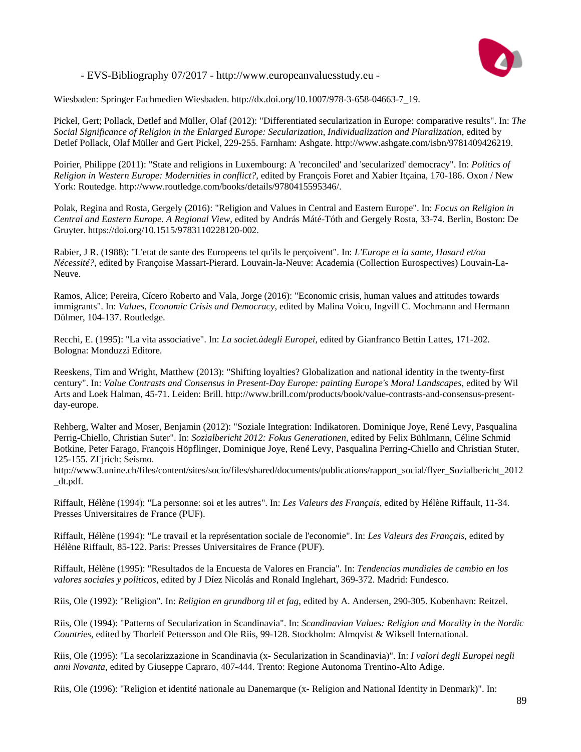Wiesbaden: Springer Fachmedien Wiesbaden. http://dx.doi.org/10.1007/978-3-658-04663-7_19.

Pickel, Gert; Pollack, Detlef and Müller, Olaf (2012): "Differentiated secularization in Europe: comparative results". In: *The Social Significance of Religion in the Enlarged Europe: Secularization, Individualization and Pluralization*, edited by Detlef Pollack, Olaf Müller and Gert Pickel, 229-255. Farnham: Ashgate. http://www.ashgate.com/isbn/9781409426219.

Poirier, Philippe (2011): "State and religions in Luxembourg: A 'reconciled' and 'secularized' democracy". In: *Politics of Religion in Western Europe: Modernities in conflict?*, edited by François Foret and Xabier Itçaina, 170-186. Oxon / New York: Routledge. http://www.routledge.com/books/details/9780415595346/.

Polak, Regina and Rosta, Gergely (2016): "Religion and Values in Central and Eastern Europe". In: *Focus on Religion in Central and Eastern Europe. A Regional View*, edited by András Máté-Tóth and Gergely Rosta, 33-74. Berlin, Boston: De Gruyter. https://doi.org/10.1515/9783110228120-002.

Rabier, J R. (1988): "L'etat de sante des Europeens tel qu'ils le perçoivent". In: *L'Europe et la sante, Hasard et/ou Nécessité?*, edited by Françoise Massart-Pierard. Louvain-la-Neuve: Academia (Collection Eurospectives) Louvain-La-Neuve.

Ramos, Alice; Pereira, Cícero Roberto and Vala, Jorge (2016): "Economic crisis, human values and attitudes towards immigrants". In: *Values, Economic Crisis and Democracy*, edited by Malina Voicu, Ingvill C. Mochmann and Hermann Dülmer, 104-137. Routledge.

Recchi, E. (1995): "La vita associative". In: *La societ.àdegli Europei*, edited by Gianfranco Bettin Lattes, 171-202. Bologna: Monduzzi Editore.

Reeskens, Tim and Wright, Matthew (2013): "Shifting loyalties? Globalization and national identity in the twenty-first century". In: *Value Contrasts and Consensus in Present-Day Europe: painting Europe's Moral Landscapes*, edited by Wil Arts and Loek Halman, 45-71. Leiden: Brill. http://www.brill.com/products/book/value-contrasts-and-consensus-present-day-europe.

Rehberg, Walter and Moser, Benjamin (2012): "Soziale Integration: Indikatoren. Dominique Joye, René Levy, Pasqualina Perrig-Chiello, Christian Suter". In: *Sozialbericht 2012: Fokus Generationen*, edited by Felix Bühlmann, Céline Schmid Botkine, Peter Farago, François Höpflinger, Dominique Joye, René Levy, Pasqualina Perring-Chiello and Christian Stuter, 125-155. ZΓјrich: Seismo. http://www3.unine.ch/files/content/sites/socio/files/shared/documents/publications/rapport_social/flyer_Sozialbericht_2012_dt.pdf.

Riffault, Hélène (1994): "La personne: soi et les autres". In: *Les Valeurs des Français*, edited by Hélène Riffault, 11-34. Presses Universitaires de France (PUF).

Riffault, Hélène (1994): "Le travail et la représentation sociale de l'economie". In: *Les Valeurs des Français*, edited by Hélène Riffault, 85-122. Paris: Presses Universitaires de France (PUF).

Riffault, Hélène (1995): "Resultados de la Encuesta de Valores en Francia". In: *Tendencias mundiales de cambio en los valores sociales y politicos*, edited by J Díez Nicolás and Ronald Inglehart, 369-372. Madrid: Fundesco.

Riis, Ole (1992): "Religion". In: *Religion en grundborg til et fag*, edited by A. Andersen, 290-305. Kobenhavn: Reitzel.

Riis, Ole (1994): "Patterns of Secularization in Scandinavia". In: *Scandinavian Values: Religion and Morality in the Nordic Countries*, edited by Thorleif Pettersson and Ole Riis, 99-128. Stockholm: Almqvist & Wiksell International.

Riis, Ole (1995): "La secolarizzazione in Scandinavia (x- Secularization in Scandinavia)". In: *I valori degli Europei negli anni Novanta*, edited by Giuseppe Capraro, 407-444. Trento: Regione Autonoma Trentino-Alto Adige.

Riis, Ole (1996): "Religion et identité nationale au Danemarque (x- Religion and National Identity in Denmark)". In: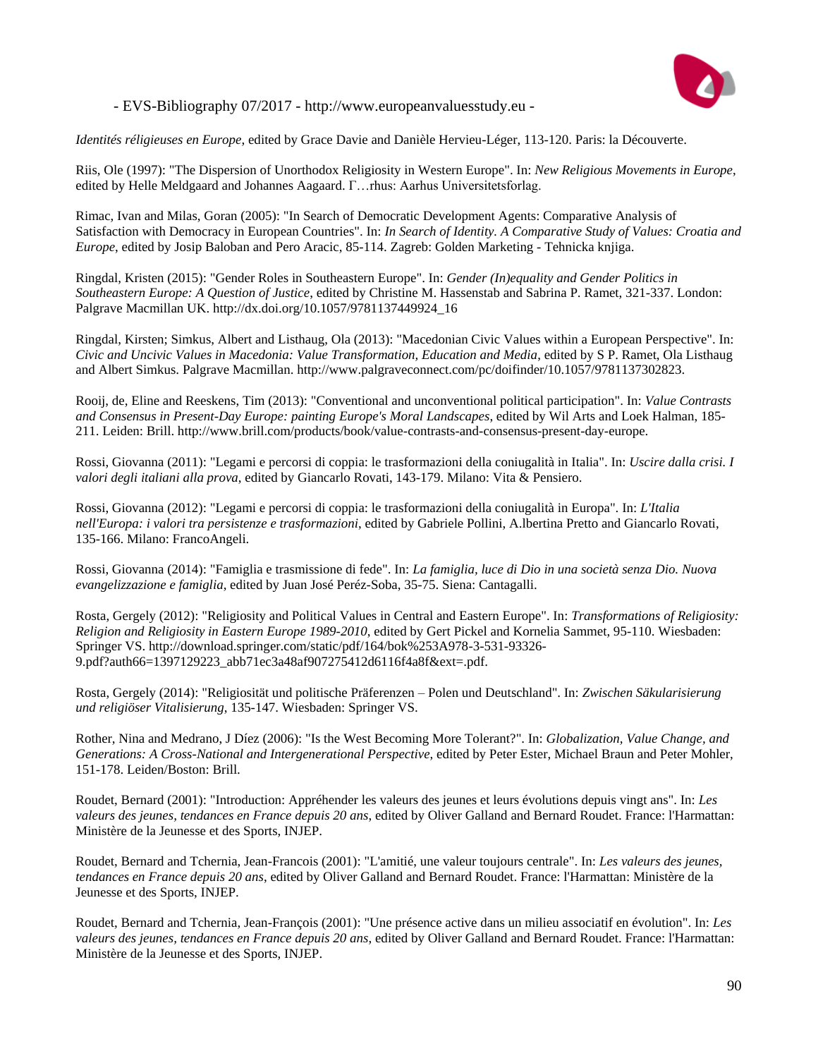*Identités réligieuses en Europe*, edited by Grace Davie and Danièle Hervieu-Léger, 113-120. Paris: la Découverte.

Riis, Ole (1997): "The Dispersion of Unorthodox Religiosity in Western Europe". In: *New Religious Movements in Europe*, edited by Helle Meldgaard and Johannes Aagaard. Г…rhus: Aarhus Universitetsforlag.

Rimac, Ivan and Milas, Goran (2005): "In Search of Democratic Development Agents: Comparative Analysis of Satisfaction with Democracy in European Countries". In: *In Search of Identity. A Comparative Study of Values: Croatia and Europe*, edited by Josip Baloban and Pero Aracic, 85-114. Zagreb: Golden Marketing - Tehnicka knjiga.

Ringdal, Kristen (2015): "Gender Roles in Southeastern Europe". In: *Gender (In)equality and Gender Politics in Southeastern Europe: A Question of Justice*, edited by Christine M. Hassenstab and Sabrina P. Ramet, 321-337. London: Palgrave Macmillan UK. http://dx.doi.org/10.1057/9781137449924_16

Ringdal, Kirsten; Simkus, Albert and Listhaug, Ola (2013): "Macedonian Civic Values within a European Perspective". In: *Civic and Uncivic Values in Macedonia: Value Transformation, Education and Media*, edited by S P. Ramet, Ola Listhaug and Albert Simkus. Palgrave Macmillan. http://www.palgraveconnect.com/pc/doifinder/10.1057/9781137302823.

Rooij, de, Eline and Reeskens, Tim (2013): "Conventional and unconventional political participation". In: *Value Contrasts and Consensus in Present-Day Europe: painting Europe's Moral Landscapes*, edited by Wil Arts and Loek Halman, 185-211. Leiden: Brill. http://www.brill.com/products/book/value-contrasts-and-consensus-present-day-europe.

Rossi, Giovanna (2011): "Legami e percorsi di coppia: le trasformazioni della coniugalità in Italia". In: *Uscire dalla crisi. I valori degli italiani alla prova*, edited by Giancarlo Rovati, 143-179. Milano: Vita & Pensiero.

Rossi, Giovanna (2012): "Legami e percorsi di coppia: le trasformazioni della coniugalità in Europa". In: *L'Italia nell'Europa: i valori tra persistenze e trasformazioni*, edited by Gabriele Pollini, A.lbertina Pretto and Giancarlo Rovati, 135-166. Milano: FrancoAngeli.

Rossi, Giovanna (2014): "Famiglia e trasmissione di fede". In: *La famiglia, luce di Dio in una società senza Dio. Nuova evangelizzazione e famiglia*, edited by Juan José Peréz-Soba, 35-75. Siena: Cantagalli.

Rosta, Gergely (2012): "Religiosity and Political Values in Central and Eastern Europe". In: *Transformations of Religiosity: Religion and Religiosity in Eastern Europe 1989-2010*, edited by Gert Pickel and Kornelia Sammet, 95-110. Wiesbaden: Springer VS. http://download.springer.com/static/pdf/164/bok%253A978-3-531-93326-9.pdf?auth66=1397129223_abb71ec3a48af907275412d6116f4a8f&ext=.pdf.

Rosta, Gergely (2014): "Religiosität und politische Präferenzen – Polen und Deutschland". In: *Zwischen Säkularisierung und religiöser Vitalisierung*, 135-147. Wiesbaden: Springer VS.

Rother, Nina and Medrano, J Díez (2006): "Is the West Becoming More Tolerant?". In: *Globalization, Value Change, and Generations: A Cross-National and Intergenerational Perspective*, edited by Peter Ester, Michael Braun and Peter Mohler, 151-178. Leiden/Boston: Brill.

Roudet, Bernard (2001): "Introduction: Appréhender les valeurs des jeunes et leurs évolutions depuis vingt ans". In: *Les valeurs des jeunes, tendances en France depuis 20 ans*, edited by Oliver Galland and Bernard Roudet. France: l'Harmattan: Ministère de la Jeunesse et des Sports, INJEP.

Roudet, Bernard and Tchernia, Jean-Francois (2001): "L'amitié, une valeur toujours centrale". In: *Les valeurs des jeunes, tendances en France depuis 20 ans*, edited by Oliver Galland and Bernard Roudet. France: l'Harmattan: Ministère de la Jeunesse et des Sports, INJEP.

Roudet, Bernard and Tchernia, Jean-François (2001): "Une présence active dans un milieu associatif en évolution". In: *Les valeurs des jeunes, tendances en France depuis 20 ans*, edited by Oliver Galland and Bernard Roudet. France: l'Harmattan: Ministère de la Jeunesse et des Sports, INJEP.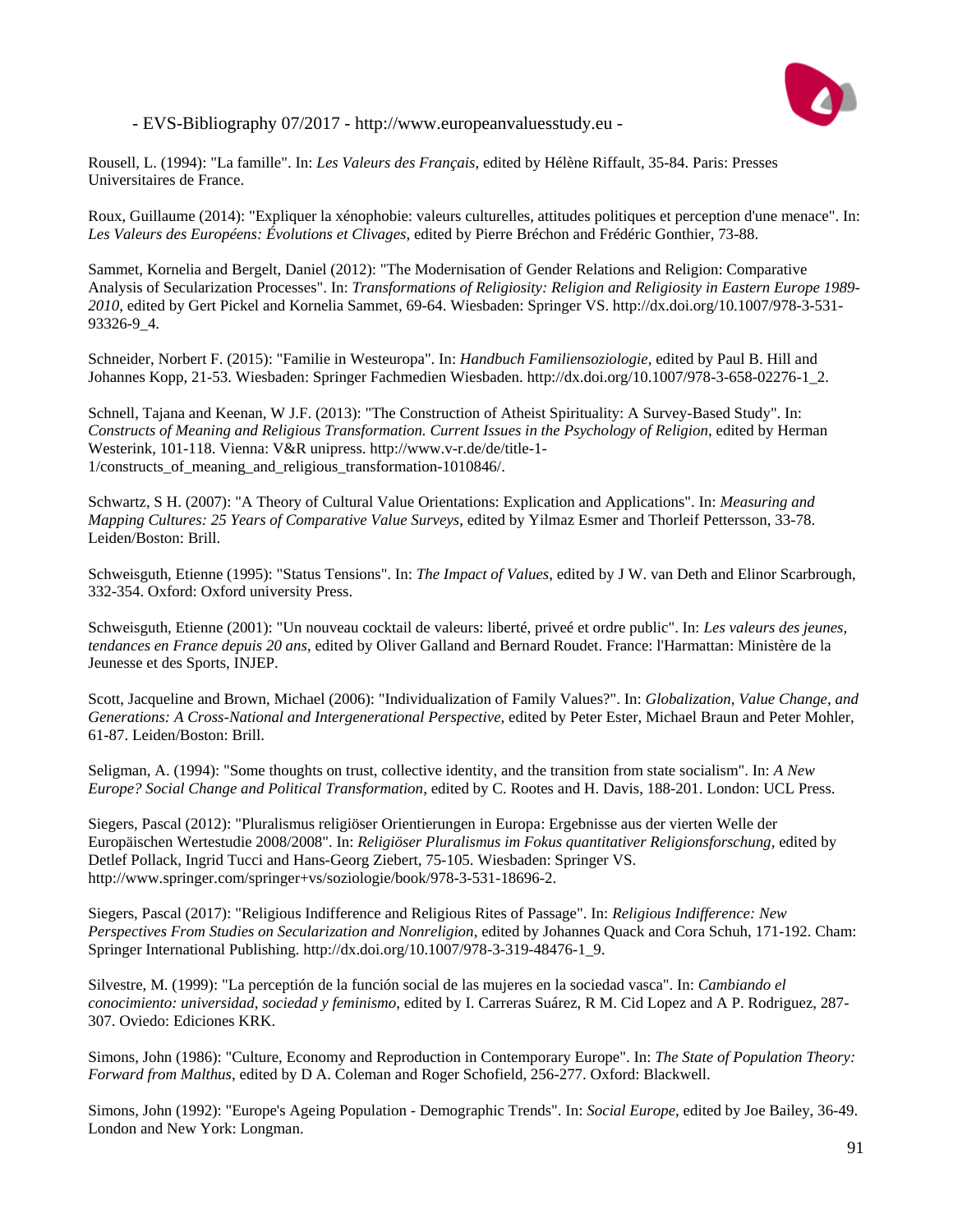Rousell, L. (1994): "La famille". In: *Les Valeurs des Français*, edited by Hélène Riffault, 35-84. Paris: Presses Universitaires de France.

Roux, Guillaume (2014): "Expliquer la xénophobie: valeurs culturelles, attitudes politiques et perception d'une menace". In: *Les Valeurs des Européens: Évolutions et Clivages*, edited by Pierre Bréchon and Frédéric Gonthier, 73-88.

Sammet, Kornelia and Bergelt, Daniel (2012): "The Modernisation of Gender Relations and Religion: Comparative Analysis of Secularization Processes". In: *Transformations of Religiosity: Religion and Religiosity in Eastern Europe 1989-2010*, edited by Gert Pickel and Kornelia Sammet, 69-64. Wiesbaden: Springer VS. http://dx.doi.org/10.1007/978-3-531-93326-9_4.

Schneider, Norbert F. (2015): "Familie in Westeuropa". In: *Handbuch Familiensoziologie*, edited by Paul B. Hill and Johannes Kopp, 21-53. Wiesbaden: Springer Fachmedien Wiesbaden. http://dx.doi.org/10.1007/978-3-658-02276-1_2.

Schnell, Tajana and Keenan, W J.F. (2013): "The Construction of Atheist Spirituality: A Survey-Based Study". In: *Constructs of Meaning and Religious Transformation. Current Issues in the Psychology of Religion*, edited by Herman Westerink, 101-118. Vienna: V&R unipress. http://www.v-r.de/de/title-1-1/constructs_of_meaning_and_religious_transformation-1010846/.

Schwartz, S H. (2007): "A Theory of Cultural Value Orientations: Explication and Applications". In: *Measuring and Mapping Cultures: 25 Years of Comparative Value Surveys*, edited by Yilmaz Esmer and Thorleif Pettersson, 33-78. Leiden/Boston: Brill.

Schweisguth, Etienne (1995): "Status Tensions". In: *The Impact of Values*, edited by J W. van Deth and Elinor Scarbrough, 332-354. Oxford: Oxford university Press.

Schweisguth, Etienne (2001): "Un nouveau cocktail de valeurs: liberté, priveé et ordre public". In: *Les valeurs des jeunes, tendances en France depuis 20 ans*, edited by Oliver Galland and Bernard Roudet. France: l'Harmattan: Ministère de la Jeunesse et des Sports, INJEP.

Scott, Jacqueline and Brown, Michael (2006): "Individualization of Family Values?". In: *Globalization, Value Change, and Generations: A Cross-National and Intergenerational Perspective*, edited by Peter Ester, Michael Braun and Peter Mohler, 61-87. Leiden/Boston: Brill.

Seligman, A. (1994): "Some thoughts on trust, collective identity, and the transition from state socialism". In: *A New Europe? Social Change and Political Transformation*, edited by C. Rootes and H. Davis, 188-201. London: UCL Press.

Siegers, Pascal (2012): "Pluralismus religiöser Orientierungen in Europa: Ergebnisse aus der vierten Welle der Europäischen Wertestudie 2008/2008". In: *Religiöser Pluralismus im Fokus quantitativer Religionsforschung*, edited by Detlef Pollack, Ingrid Tucci and Hans-Georg Ziebert, 75-105. Wiesbaden: Springer VS. http://www.springer.com/springer+vs/soziologie/book/978-3-531-18696-2.

Siegers, Pascal (2017): "Religious Indifference and Religious Rites of Passage". In: *Religious Indifference: New Perspectives From Studies on Secularization and Nonreligion*, edited by Johannes Quack and Cora Schuh, 171-192. Cham: Springer International Publishing. http://dx.doi.org/10.1007/978-3-319-48476-1_9.

Silvestre, M. (1999): "La perceptión de la función social de las mujeres en la sociedad vasca". In: *Cambiando el conocimiento: universidad, sociedad y feminismo*, edited by I. Carreras Suárez, R M. Cid Lopez and A P. Rodriguez, 287-307. Oviedo: Ediciones KRK.

Simons, John (1986): "Culture, Economy and Reproduction in Contemporary Europe". In: *The State of Population Theory: Forward from Malthus*, edited by D A. Coleman and Roger Schofield, 256-277. Oxford: Blackwell.

Simons, John (1992): "Europe's Ageing Population - Demographic Trends". In: *Social Europe*, edited by Joe Bailey, 36-49. London and New York: Longman.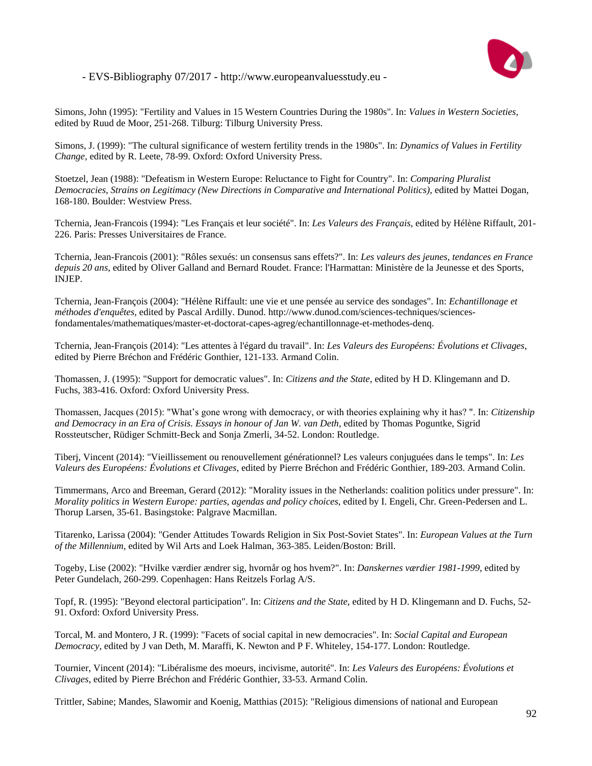Simons, John (1995): "Fertility and Values in 15 Western Countries During the 1980s". In: *Values in Western Societies*, edited by Ruud de Moor, 251-268. Tilburg: Tilburg University Press.

Simons, J. (1999): "The cultural significance of western fertility trends in the 1980s". In: *Dynamics of Values in Fertility Change*, edited by R. Leete, 78-99. Oxford: Oxford University Press.

Stoetzel, Jean (1988): "Defeatism in Western Europe: Reluctance to Fight for Country". In: *Comparing Pluralist Democracies, Strains on Legitimacy (New Directions in Comparative and International Politics)*, edited by Mattei Dogan, 168-180. Boulder: Westview Press.

Tchernia, Jean-Francois (1994): "Les Français et leur société". In: *Les Valeurs des Français*, edited by Hélène Riffault, 201-226. Paris: Presses Universitaires de France.

Tchernia, Jean-Francois (2001): "Rôles sexués: un consensus sans effets?". In: *Les valeurs des jeunes, tendances en France depuis 20 ans*, edited by Oliver Galland and Bernard Roudet. France: l'Harmattan: Ministère de la Jeunesse et des Sports, INJEP.

Tchernia, Jean-François (2004): "Hélène Riffault: une vie et une pensée au service des sondages". In: *Echantillonage et méthodes d'enquêtes*, edited by Pascal Ardilly. Dunod. http://www.dunod.com/sciences-techniques/sciences-fondamentales/mathematiques/master-et-doctorat-capes-agreg/echantillonnage-et-methodes-denq.

Tchernia, Jean-François (2014): "Les attentes à l'égard du travail". In: *Les Valeurs des Européens: Évolutions et Clivages*, edited by Pierre Bréchon and Frédéric Gonthier, 121-133. Armand Colin.

Thomassen, J. (1995): "Support for democratic values". In: *Citizens and the State*, edited by H D. Klingemann and D. Fuchs, 383-416. Oxford: Oxford University Press.

Thomassen, Jacques (2015): "What's gone wrong with democracy, or with theories explaining why it has? ". In: *Citizenship and Democracy in an Era of Crisis. Essays in honour of Jan W. van Deth*, edited by Thomas Poguntke, Sigrid Rossteutscher, Rüdiger Schmitt-Beck and Sonja Zmerli, 34-52. London: Routledge.

Tiberj, Vincent (2014): "Vieillissement ou renouvellement générationnel? Les valeurs conjuguées dans le temps". In: *Les Valeurs des Européens: Évolutions et Clivages*, edited by Pierre Bréchon and Frédéric Gonthier, 189-203. Armand Colin.

Timmermans, Arco and Breeman, Gerard (2012): "Morality issues in the Netherlands: coalition politics under pressure". In: *Morality politics in Western Europe: parties, agendas and policy choices*, edited by I. Engeli, Chr. Green-Pedersen and L. Thorup Larsen, 35-61. Basingstoke: Palgrave Macmillan.

Titarenko, Larissa (2004): "Gender Attitudes Towards Religion in Six Post-Soviet States". In: *European Values at the Turn of the Millennium*, edited by Wil Arts and Loek Halman, 363-385. Leiden/Boston: Brill.

Togeby, Lise (2002): "Hvilke værdier ændrer sig, hvornår og hos hvem?". In: *Danskernes værdier 1981-1999*, edited by Peter Gundelach, 260-299. Copenhagen: Hans Reitzels Forlag A/S.

Topf, R. (1995): "Beyond electoral participation". In: *Citizens and the State*, edited by H D. Klingemann and D. Fuchs, 52-91. Oxford: Oxford University Press.

Torcal, M. and Montero, J R. (1999): "Facets of social capital in new democracies". In: *Social Capital and European Democracy*, edited by J van Deth, M. Maraffi, K. Newton and P F. Whiteley, 154-177. London: Routledge.

Tournier, Vincent (2014): "Libéralisme des moeurs, incivisme, autorité". In: *Les Valeurs des Européens: Évolutions et Clivages*, edited by Pierre Bréchon and Frédéric Gonthier, 33-53. Armand Colin.

Trittler, Sabine; Mandes, Slawomir and Koenig, Matthias (2015): "Religious dimensions of national and European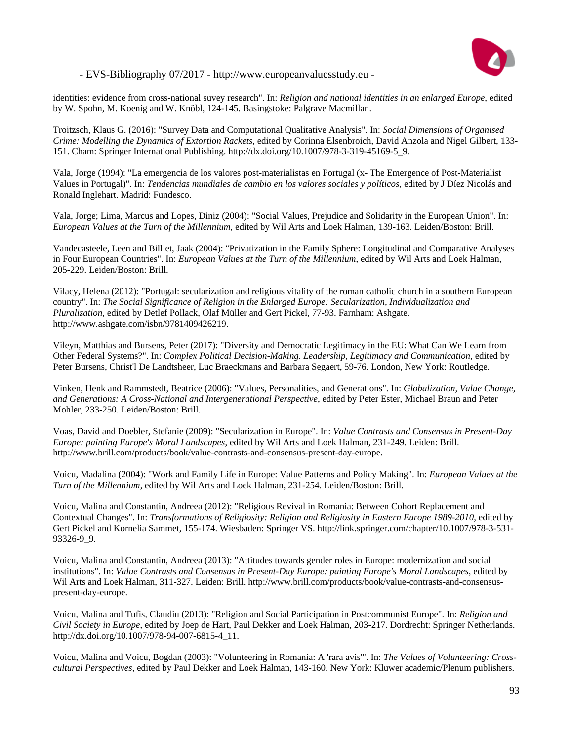identities: evidence from cross-national suvey research". In: *Religion and national identities in an enlarged Europe*, edited by W. Spohn, M. Koenig and W. Knöbl, 124-145. Basingstoke: Palgrave Macmillan.

Troitzsch, Klaus G. (2016): "Survey Data and Computational Qualitative Analysis". In: *Social Dimensions of Organised Crime: Modelling the Dynamics of Extortion Rackets*, edited by Corinna Elsenbroich, David Anzola and Nigel Gilbert, 133-151. Cham: Springer International Publishing. http://dx.doi.org/10.1007/978-3-319-45169-5_9.

Vala, Jorge (1994): "La emergencia de los valores post-materialistas en Portugal (x- The Emergence of Post-Materialist Values in Portugal)". In: *Tendencias mundiales de cambio en los valores sociales y políticos*, edited by J Díez Nicolás and Ronald Inglehart. Madrid: Fundesco.

Vala, Jorge; Lima, Marcus and Lopes, Diniz (2004): "Social Values, Prejudice and Solidarity in the European Union". In: *European Values at the Turn of the Millennium*, edited by Wil Arts and Loek Halman, 139-163. Leiden/Boston: Brill.

Vandecasteele, Leen and Billiet, Jaak (2004): "Privatization in the Family Sphere: Longitudinal and Comparative Analyses in Four European Countries". In: *European Values at the Turn of the Millennium*, edited by Wil Arts and Loek Halman, 205-229. Leiden/Boston: Brill.

Vilacy, Helena (2012): "Portugal: secularization and religious vitality of the roman catholic church in a southern European country". In: *The Social Significance of Religion in the Enlarged Europe: Secularization, Individualization and Pluralization*, edited by Detlef Pollack, Olaf Müller and Gert Pickel, 77-93. Farnham: Ashgate. http://www.ashgate.com/isbn/9781409426219.

Vileyn, Matthias and Bursens, Peter (2017): "Diversity and Democratic Legitimacy in the EU: What Can We Learn from Other Federal Systems?". In: *Complex Political Decision-Making. Leadership, Legitimacy and Communication*, edited by Peter Bursens, Christ'l De Landtsheer, Luc Braeckmans and Barbara Segaert, 59-76. London, New York: Routledge.

Vinken, Henk and Rammstedt, Beatrice (2006): "Values, Personalities, and Generations". In: *Globalization, Value Change, and Generations: A Cross-National and Intergenerational Perspective*, edited by Peter Ester, Michael Braun and Peter Mohler, 233-250. Leiden/Boston: Brill.

Voas, David and Doebler, Stefanie (2009): "Secularization in Europe". In: *Value Contrasts and Consensus in Present-Day Europe: painting Europe's Moral Landscapes*, edited by Wil Arts and Loek Halman, 231-249. Leiden: Brill. http://www.brill.com/products/book/value-contrasts-and-consensus-present-day-europe.

Voicu, Madalina (2004): "Work and Family Life in Europe: Value Patterns and Policy Making". In: *European Values at the Turn of the Millennium*, edited by Wil Arts and Loek Halman, 231-254. Leiden/Boston: Brill.

Voicu, Malina and Constantin, Andreea (2012): "Religious Revival in Romania: Between Cohort Replacement and Contextual Changes". In: *Transformations of Religiosity: Religion and Religiosity in Eastern Europe 1989-2010*, edited by Gert Pickel and Kornelia Sammet, 155-174. Wiesbaden: Springer VS. http://link.springer.com/chapter/10.1007/978-3-531-93326-9_9.

Voicu, Malina and Constantin, Andreea (2013): "Attitudes towards gender roles in Europe: modernization and social institutions". In: *Value Contrasts and Consensus in Present-Day Europe: painting Europe's Moral Landscapes*, edited by Wil Arts and Loek Halman, 311-327. Leiden: Brill. http://www.brill.com/products/book/value-contrasts-and-consensus-present-day-europe.

Voicu, Malina and Tufis, Claudiu (2013): "Religion and Social Participation in Postcommunist Europe". In: *Religion and Civil Society in Europe*, edited by Joep de Hart, Paul Dekker and Loek Halman, 203-217. Dordrecht: Springer Netherlands. http://dx.doi.org/10.1007/978-94-007-6815-4_11.

Voicu, Malina and Voicu, Bogdan (2003): "Volunteering in Romania: A 'rara avis'". In: *The Values of Volunteering: Cross-cultural Perspectives*, edited by Paul Dekker and Loek Halman, 143-160. New York: Kluwer academic/Plenum publishers.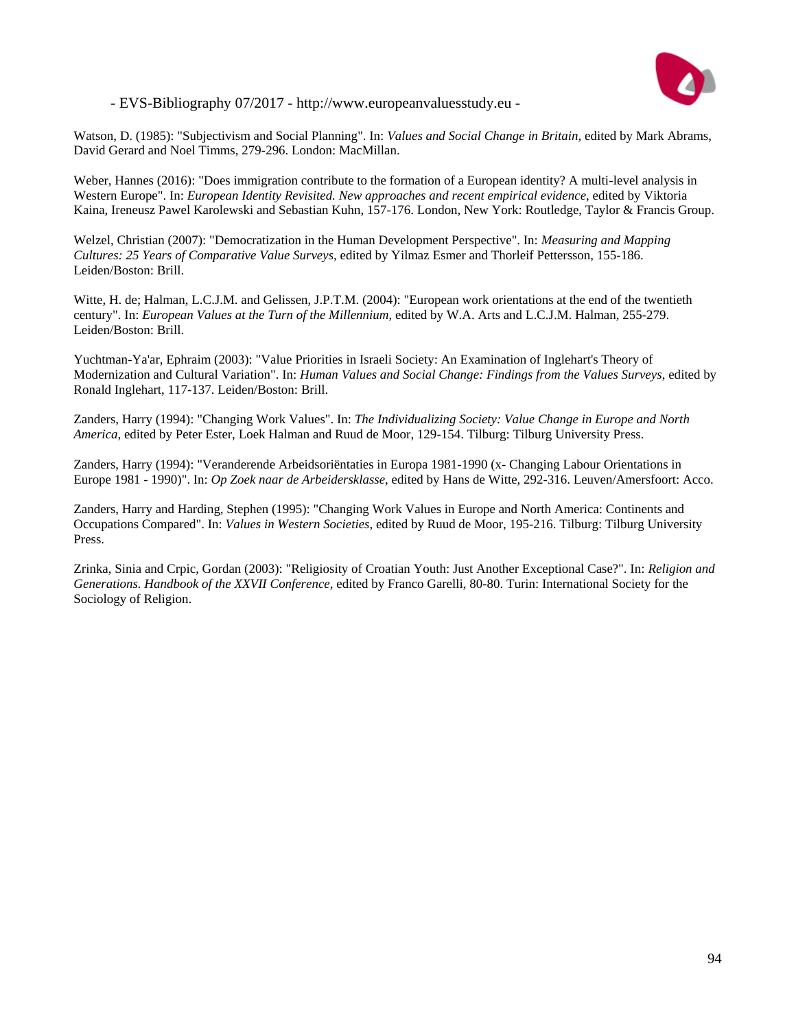Watson, D. (1985): "Subjectivism and Social Planning". In: *Values and Social Change in Britain*, edited by Mark Abrams, David Gerard and Noel Timms, 279-296. London: MacMillan.

Weber, Hannes (2016): "Does immigration contribute to the formation of a European identity? A multi-level analysis in Western Europe". In: *European Identity Revisited. New approaches and recent empirical evidence*, edited by Viktoria Kaina, Ireneusz Pawel Karolewski and Sebastian Kuhn, 157-176. London, New York: Routledge, Taylor & Francis Group.

Welzel, Christian (2007): "Democratization in the Human Development Perspective". In: *Measuring and Mapping Cultures: 25 Years of Comparative Value Surveys*, edited by Yilmaz Esmer and Thorleif Pettersson, 155-186. Leiden/Boston: Brill.

Witte, H. de; Halman, L.C.J.M. and Gelissen, J.P.T.M. (2004): "European work orientations at the end of the twentieth century". In: *European Values at the Turn of the Millennium*, edited by W.A. Arts and L.C.J.M. Halman, 255-279. Leiden/Boston: Brill.

Yuchtman-Ya'ar, Ephraim (2003): "Value Priorities in Israeli Society: An Examination of Inglehart's Theory of Modernization and Cultural Variation". In: *Human Values and Social Change: Findings from the Values Surveys*, edited by Ronald Inglehart, 117-137. Leiden/Boston: Brill.

Zanders, Harry (1994): "Changing Work Values". In: *The Individualizing Society: Value Change in Europe and North America*, edited by Peter Ester, Loek Halman and Ruud de Moor, 129-154. Tilburg: Tilburg University Press.

Zanders, Harry (1994): "Veranderende Arbeidsoriëntaties in Europa 1981-1990 (x- Changing Labour Orientations in Europe 1981 - 1990)". In: *Op Zoek naar de Arbeidersklasse*, edited by Hans de Witte, 292-316. Leuven/Amersfoort: Acco.

Zanders, Harry and Harding, Stephen (1995): "Changing Work Values in Europe and North America: Continents and Occupations Compared". In: *Values in Western Societies*, edited by Ruud de Moor, 195-216. Tilburg: Tilburg University Press.

Zrinka, Sinia and Crpic, Gordan (2003): "Religiosity of Croatian Youth: Just Another Exceptional Case?". In: *Religion and Generations. Handbook of the XXVII Conference*, edited by Franco Garelli, 80-80. Turin: International Society for the Sociology of Religion.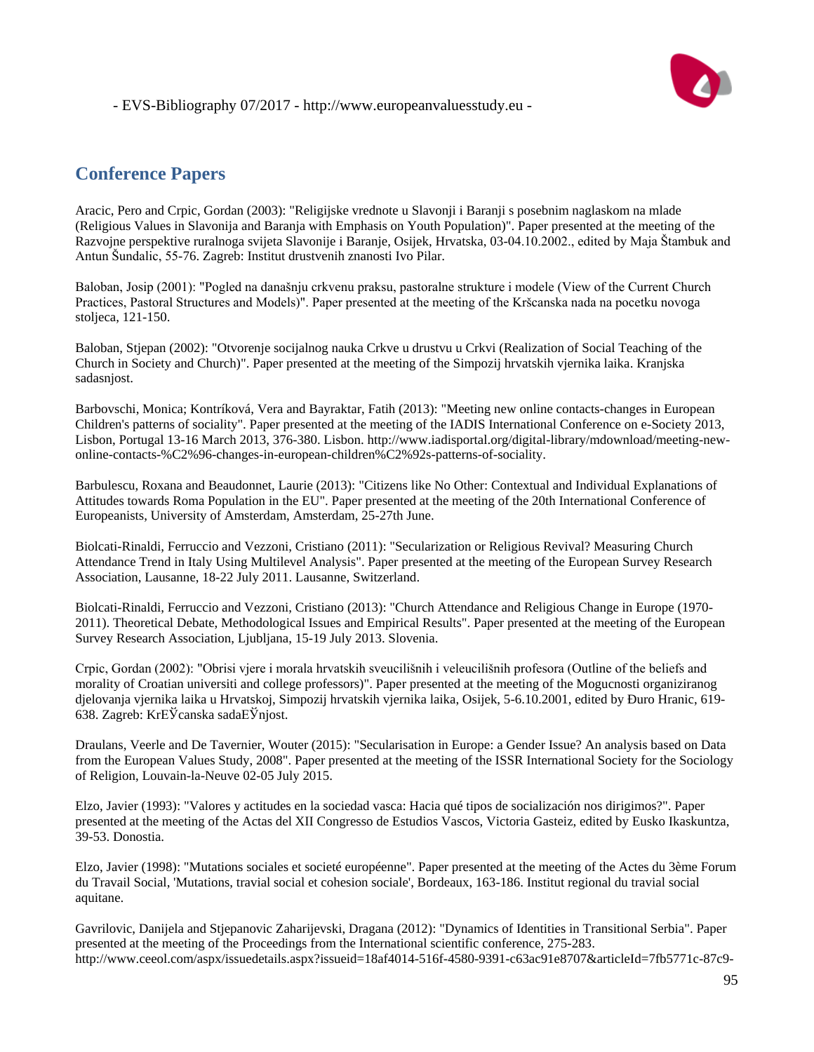## Conference Papers

Aracic, Pero and Crpic, Gordan (2003): "Religijske vrednote u Slavonji i Baranji s posebnim naglaskom na mlade (Religious Values in Slavonija and Baranja with Emphasis on Youth Population)". Paper presented at the meeting of the Razvojne perspektive ruralnoga svijeta Slavonije i Baranje, Osijek, Hrvatska, 03-04.10.2002., edited by Maja Štambuk and Antun Šundalic, 55-76. Zagreb: Institut drustvenih znanosti Ivo Pilar.

Baloban, Josip (2001): "Pogled na današnju crkvenu praksu, pastoralne strukture i modele (View of the Current Church Practices, Pastoral Structures and Models)". Paper presented at the meeting of the Kršcanska nada na pocetku novoga stoljeca, 121-150.

Baloban, Stjepan (2002): "Otvorenje socijalnog nauka Crkve u drustvu u Crkvi (Realization of Social Teaching of the Church in Society and Church)". Paper presented at the meeting of the Simpozij hrvatskih vjernika laika. Kranjska sadasnjost.

Barbovschi, Monica; Kontríková, Vera and Bayraktar, Fatih (2013): "Meeting new online contacts-changes in European Children's patterns of sociality". Paper presented at the meeting of the IADIS International Conference on e-Society 2013, Lisbon, Portugal 13-16 March 2013, 376-380. Lisbon. http://www.iadisportal.org/digital-library/mdownload/meeting-new-online-contacts-%C2%96-changes-in-european-children%C2%92s-patterns-of-sociality.

Barbulescu, Roxana and Beaudonnet, Laurie (2013): "Citizens like No Other: Contextual and Individual Explanations of Attitudes towards Roma Population in the EU". Paper presented at the meeting of the 20th International Conference of Europeanists, University of Amsterdam, Amsterdam, 25-27th June.

Biolcati-Rinaldi, Ferruccio and Vezzoni, Cristiano (2011): "Secularization or Religious Revival? Measuring Church Attendance Trend in Italy Using Multilevel Analysis". Paper presented at the meeting of the European Survey Research Association, Lausanne, 18-22 July 2011. Lausanne, Switzerland.

Biolcati-Rinaldi, Ferruccio and Vezzoni, Cristiano (2013): "Church Attendance and Religious Change in Europe (1970-2011). Theoretical Debate, Methodological Issues and Empirical Results". Paper presented at the meeting of the European Survey Research Association, Ljubljana, 15-19 July 2013. Slovenia.

Crpic, Gordan (2002): "Obrisi vjere i morala hrvatskih sveucilišnih i veleucilišnih profesora (Outline of the beliefs and morality of Croatian universiti and college professors)". Paper presented at the meeting of the Mogucnosti organiziranog djelovanja vjernika laika u Hrvatskoj, Simpozij hrvatskih vjernika laika, Osijek, 5-6.10.2001, edited by Đuro Hranic, 619-638. Zagreb: KrEЎcanska sadaEЎnjost.

Draulans, Veerle and De Tavernier, Wouter (2015): "Secularisation in Europe: a Gender Issue? An analysis based on Data from the European Values Study, 2008". Paper presented at the meeting of the ISSR International Society for the Sociology of Religion, Louvain-la-Neuve 02-05 July 2015.

Elzo, Javier (1993): "Valores y actitudes en la sociedad vasca: Hacia qué tipos de socialización nos dirigimos?". Paper presented at the meeting of the Actas del XII Congresso de Estudios Vascos, Victoria Gasteiz, edited by Eusko Ikaskuntza, 39-53. Donostia.

Elzo, Javier (1998): "Mutations sociales et societé européenne". Paper presented at the meeting of the Actes du 3ème Forum du Travail Social, 'Mutations, travial social et cohesion sociale', Bordeaux, 163-186. Institut regional du travial social aquitane.

Gavrilovic, Danijela and Stjepanovic Zaharijevski, Dragana (2012): "Dynamics of Identities in Transitional Serbia". Paper presented at the meeting of the Proceedings from the International scientific conference, 275-283. http://www.ceeol.com/aspx/issuedetails.aspx?issueid=18af4014-516f-4580-9391-c63ac91e8707&articleId=7fb5771c-87c9-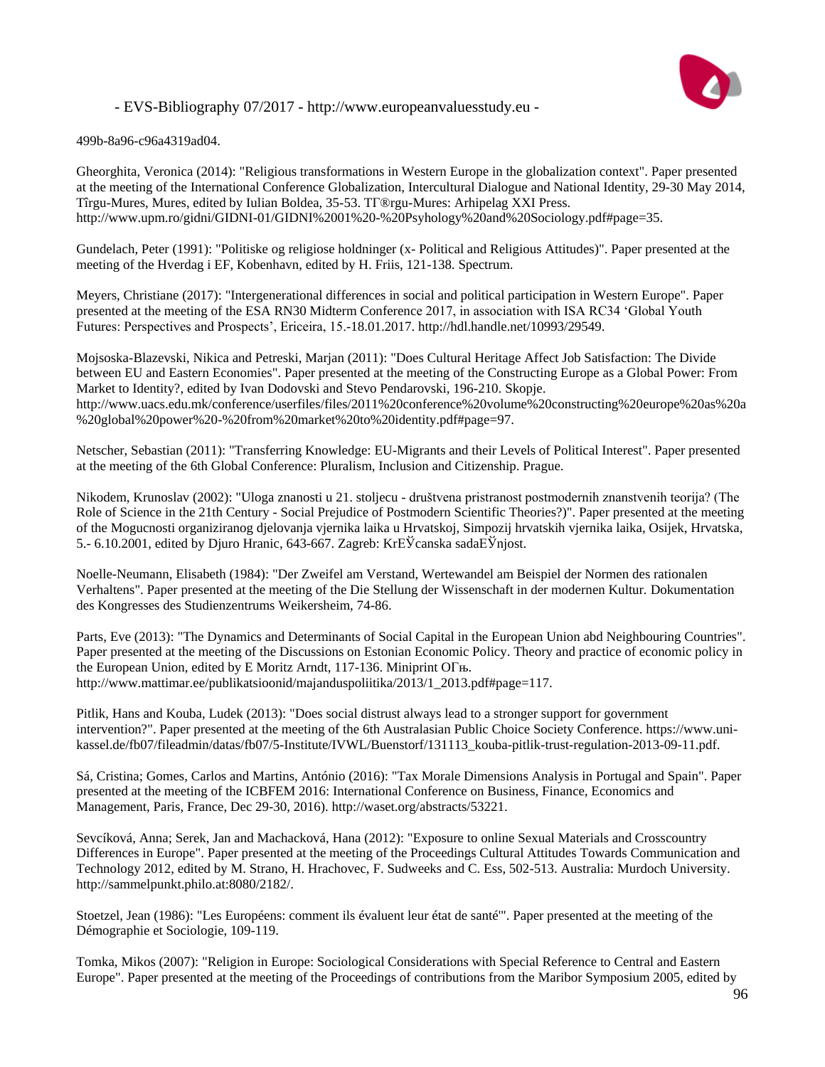499b-8a96-c96a4319ad04.

Gheorghita, Veronica (2014): "Religious transformations in Western Europe in the globalization context". Paper presented at the meeting of the International Conference Globalization, Intercultural Dialogue and National Identity, 29-30 May 2014, Tîrgu-Mures, Mures, edited by Iulian Boldea, 35-53. TΓ®rgu-Mures: Arhipelag XXI Press. http://www.upm.ro/gidni/GIDNI-01/GIDNI%2001%20-%20Psyhology%20and%20Sociology.pdf#page=35.

Gundelach, Peter (1991): "Politiske og religiose holdninger (x- Political and Religious Attitudes)". Paper presented at the meeting of the Hverdag i EF, Kobenhavn, edited by H. Friis, 121-138. Spectrum.

Meyers, Christiane (2017): "Intergenerational differences in social and political participation in Western Europe". Paper presented at the meeting of the ESA RN30 Midterm Conference 2017, in association with ISA RC34 'Global Youth Futures: Perspectives and Prospects', Ericeira, 15.-18.01.2017. http://hdl.handle.net/10993/29549.

Mojsoska-Blazevski, Nikica and Petreski, Marjan (2011): "Does Cultural Heritage Affect Job Satisfaction: The Divide between EU and Eastern Economies". Paper presented at the meeting of the Constructing Europe as a Global Power: From Market to Identity?, edited by Ivan Dodovski and Stevo Pendarovski, 196-210. Skopje. http://www.uacs.edu.mk/conference/userfiles/files/2011%20conference%20volume%20constructing%20europe%20as%20a%20global%20power%20-%20from%20market%20to%20identity.pdf#page=97.

Netscher, Sebastian (2011): "Transferring Knowledge: EU-Migrants and their Levels of Political Interest". Paper presented at the meeting of the 6th Global Conference: Pluralism, Inclusion and Citizenship. Prague.

Nikodem, Krunoslav (2002): "Uloga znanosti u 21. stoljecu - društvena pristranost postmodernih znanstvenih teorija? (The Role of Science in the 21th Century - Social Prejudice of Postmodern Scientific Theories?)". Paper presented at the meeting of the Mogucnosti organiziranog djelovanja vjernika laika u Hrvatskoj, Simpozij hrvatskih vjernika laika, Osijek, Hrvatska, 5.- 6.10.2001, edited by Djuro Hranic, 643-667. Zagreb: KrЕЎcanska sadaЕЎnjost.

Noelle-Neumann, Elisabeth (1984): "Der Zweifel am Verstand, Wertewandel am Beispiel der Normen des rationalen Verhaltens". Paper presented at the meeting of the Die Stellung der Wissenschaft in der modernen Kultur. Dokumentation des Kongresses des Studienzentrums Weikersheim, 74-86.

Parts, Eve (2013): "The Dynamics and Determinants of Social Capital in the European Union abd Neighbouring Countries". Paper presented at the meeting of the Discussions on Estonian Economic Policy. Theory and practice of economic policy in the European Union, edited by E Moritz Arndt, 117-136. Miniprint OГњ. http://www.mattimar.ee/publikatsioonid/majanduspoliitika/2013/1_2013.pdf#page=117.

Pitlik, Hans and Kouba, Ludek (2013): "Does social distrust always lead to a stronger support for government intervention?". Paper presented at the meeting of the 6th Australasian Public Choice Society Conference. https://www.uni-kassel.de/fb07/fileadmin/datas/fb07/5-Institute/IVWL/Buenstorf/131113_kouba-pitlik-trust-regulation-2013-09-11.pdf.

Sá, Cristina; Gomes, Carlos and Martins, António (2016): "Tax Morale Dimensions Analysis in Portugal and Spain". Paper presented at the meeting of the ICBFEM 2016: International Conference on Business, Finance, Economics and Management, Paris, France, Dec 29-30, 2016). http://waset.org/abstracts/53221.

Sevcíková, Anna; Serek, Jan and Machacková, Hana (2012): "Exposure to online Sexual Materials and Crosscountry Differences in Europe". Paper presented at the meeting of the Proceedings Cultural Attitudes Towards Communication and Technology 2012, edited by M. Strano, H. Hrachovec, F. Sudweeks and C. Ess, 502-513. Australia: Murdoch University. http://sammelpunkt.philo.at:8080/2182/.

Stoetzel, Jean (1986): "Les Européens: comment ils évaluent leur état de santé"". Paper presented at the meeting of the Démographie et Sociologie, 109-119.

Tomka, Mikos (2007): "Religion in Europe: Sociological Considerations with Special Reference to Central and Eastern Europe". Paper presented at the meeting of the Proceedings of contributions from the Maribor Symposium 2005, edited by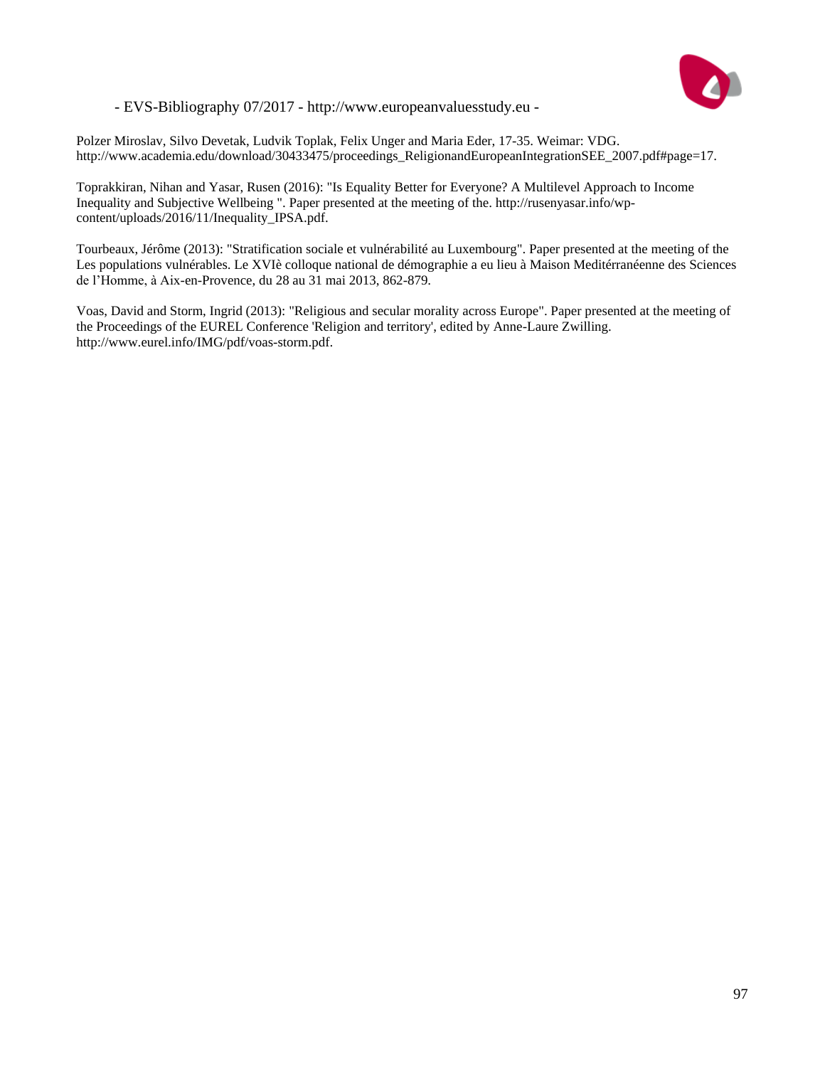Polzer Miroslav, Silvo Devetak, Ludvik Toplak, Felix Unger and Maria Eder, 17-35. Weimar: VDG. http://www.academia.edu/download/30433475/proceedings_ReligionandEuropeanIntegrationSEE_2007.pdf#page=17.

Toprakkiran, Nihan and Yasar, Rusen (2016): "Is Equality Better for Everyone? A Multilevel Approach to Income Inequality and Subjective Wellbeing ". Paper presented at the meeting of the. http://rusenyasar.info/wp-content/uploads/2016/11/Inequality_IPSA.pdf.

Tourbeaux, Jérôme (2013): "Stratification sociale et vulnérabilité au Luxembourg". Paper presented at the meeting of the Les populations vulnérables. Le XVIè colloque national de démographie a eu lieu à Maison Meditérranéenne des Sciences de l'Homme, à Aix-en-Provence, du 28 au 31 mai 2013, 862-879.

Voas, David and Storm, Ingrid (2013): "Religious and secular morality across Europe". Paper presented at the meeting of the Proceedings of the EUREL Conference 'Religion and territory', edited by Anne-Laure Zwilling. http://www.eurel.info/IMG/pdf/voas-storm.pdf.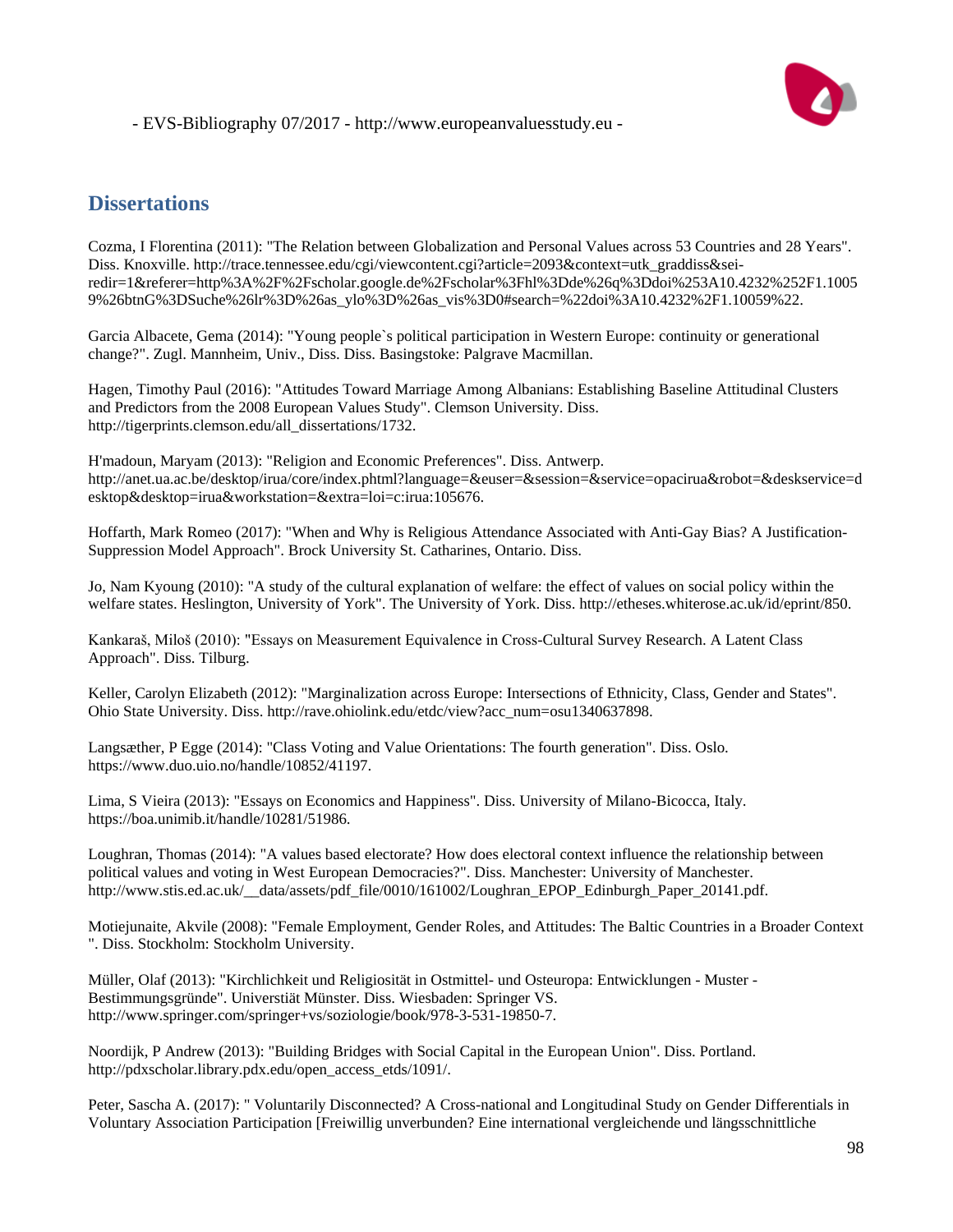## Dissertations

Cozma, I Florentina (2011): "The Relation between Globalization and Personal Values across 53 Countries and 28 Years". Diss. Knoxville. http://trace.tennessee.edu/cgi/viewcontent.cgi?article=2093&context=utk_graddiss&sei-redir=1&referer=http%3A%2F%2Fscholar.google.de%2Fscholar%3Fhl%3Dde%26q%3Ddoi%253A10.4232%252F1.10059%26btnG%3DSuche%26lr%3D%26as_ylo%3D%26as_vis%3D0#search=%22doi%3A10.4232%2F1.10059%22.

Garcia Albacete, Gema (2014): "Young people`s political participation in Western Europe: continuity or generational change?". Zugl. Mannheim, Univ., Diss. Diss. Basingstoke: Palgrave Macmillan.

Hagen, Timothy Paul (2016): "Attitudes Toward Marriage Among Albanians: Establishing Baseline Attitudinal Clusters and Predictors from the 2008 European Values Study". Clemson University. Diss. http://tigerprints.clemson.edu/all_dissertations/1732.

H'madoun, Maryam (2013): "Religion and Economic Preferences". Diss. Antwerp. http://anet.ua.ac.be/desktop/irua/core/index.phtml?language=&euser=&session=&service=opacirua&robot=&deskservice=desktop&desktop=irua&workstation=&extra=loi=c:irua:105676.

Hoffarth, Mark Romeo (2017): "When and Why is Religious Attendance Associated with Anti-Gay Bias? A Justification-Suppression Model Approach". Brock University St. Catharines, Ontario. Diss.

Jo, Nam Kyoung (2010): "A study of the cultural explanation of welfare: the effect of values on social policy within the welfare states. Heslington, University of York". The University of York. Diss. http://etheses.whiterose.ac.uk/id/eprint/850.

Kankaraš, Miloš (2010): "Essays on Measurement Equivalence in Cross-Cultural Survey Research. A Latent Class Approach". Diss. Tilburg.

Keller, Carolyn Elizabeth (2012): "Marginalization across Europe: Intersections of Ethnicity, Class, Gender and States". Ohio State University. Diss. http://rave.ohiolink.edu/etdc/view?acc_num=osu1340637898.

Langsæther, P Egge (2014): "Class Voting and Value Orientations: The fourth generation". Diss. Oslo. https://www.duo.uio.no/handle/10852/41197.

Lima, S Vieira (2013): "Essays on Economics and Happiness". Diss. University of Milano-Bicocca, Italy. https://boa.unimib.it/handle/10281/51986.

Loughran, Thomas (2014): "A values based electorate? How does electoral context influence the relationship between political values and voting in West European Democracies?". Diss. Manchester: University of Manchester. http://www.stis.ed.ac.uk/__data/assets/pdf_file/0010/161002/Loughran_EPOP_Edinburgh_Paper_20141.pdf.

Motiejunaite, Akvile (2008): "Female Employment, Gender Roles, and Attitudes: The Baltic Countries in a Broader Context ". Diss. Stockholm: Stockholm University.

Müller, Olaf (2013): "Kirchlichkeit und Religiosität in Ostmittel- und Osteuropa: Entwicklungen - Muster - Bestimmungsgründe". Universtiät Münster. Diss. Wiesbaden: Springer VS. http://www.springer.com/springer+vs/soziologie/book/978-3-531-19850-7.

Noordijk, P Andrew (2013): "Building Bridges with Social Capital in the European Union". Diss. Portland. http://pdxscholar.library.pdx.edu/open_access_etds/1091/.

Peter, Sascha A. (2017): " Voluntarily Disconnected? A Cross-national and Longitudinal Study on Gender Differentials in Voluntary Association Participation [Freiwillig unverbunden? Eine international vergleichende und längsschnittliche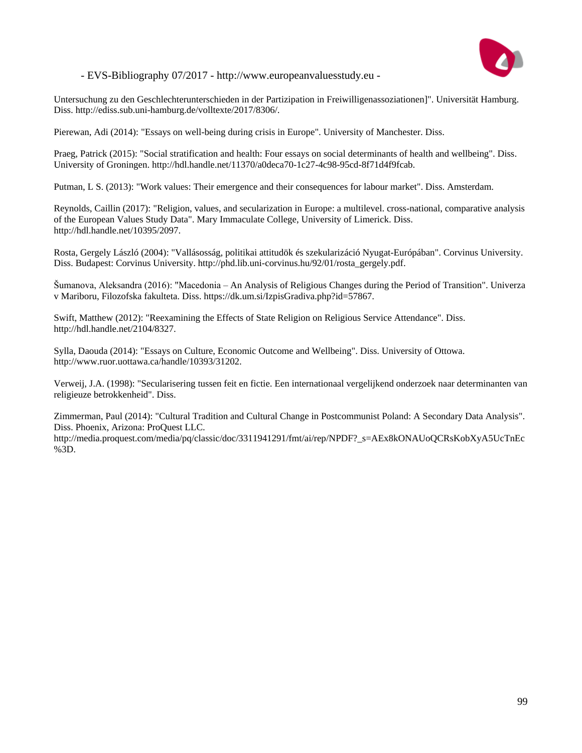Untersuchung zu den Geschlechterunterschieden in der Partizipation in Freiwilligenassoziationen]". Universität Hamburg. Diss. http://ediss.sub.uni-hamburg.de/volltexte/2017/8306/.

Pierewan, Adi (2014): "Essays on well-being during crisis in Europe". University of Manchester. Diss.

Praeg, Patrick (2015): "Social stratification and health: Four essays on social determinants of health and wellbeing". Diss. University of Groningen. http://hdl.handle.net/11370/a0deca70-1c27-4c98-95cd-8f71d4f9fcab.

Putman, L S. (2013): "Work values: Their emergence and their consequences for labour market". Diss. Amsterdam.

Reynolds, Caillin (2017): "Religion, values, and secularization in Europe: a multilevel. cross-national, comparative analysis of the European Values Study Data". Mary Immaculate College, University of Limerick. Diss. http://hdl.handle.net/10395/2097.

Rosta, Gergely László (2004): "Vallásosság, politikai attitudök és szekularizáció Nyugat-Európában". Corvinus University. Diss. Budapest: Corvinus University. http://phd.lib.uni-corvinus.hu/92/01/rosta_gergely.pdf.

Šumanova, Aleksandra (2016): "Macedonia – An Analysis of Religious Changes during the Period of Transition". Univerza v Mariboru, Filozofska fakulteta. Diss. https://dk.um.si/IzpisGradiva.php?id=57867.

Swift, Matthew (2012): "Reexamining the Effects of State Religion on Religious Service Attendance". Diss. http://hdl.handle.net/2104/8327.

Sylla, Daouda (2014): "Essays on Culture, Economic Outcome and Wellbeing". Diss. University of Ottowa. http://www.ruor.uottawa.ca/handle/10393/31202.

Verweij, J.A. (1998): "Secularisering tussen feit en fictie. Een internationaal vergelijkend onderzoek naar determinanten van religieuze betrokkenheid". Diss.

Zimmerman, Paul (2014): "Cultural Tradition and Cultural Change in Postcommunist Poland: A Secondary Data Analysis". Diss. Phoenix, Arizona: ProQuest LLC. http://media.proquest.com/media/pq/classic/doc/3311941291/fmt/ai/rep/NPDF?_s=AEx8kONAUoQCRsKobXyA5UcTnEc%3D.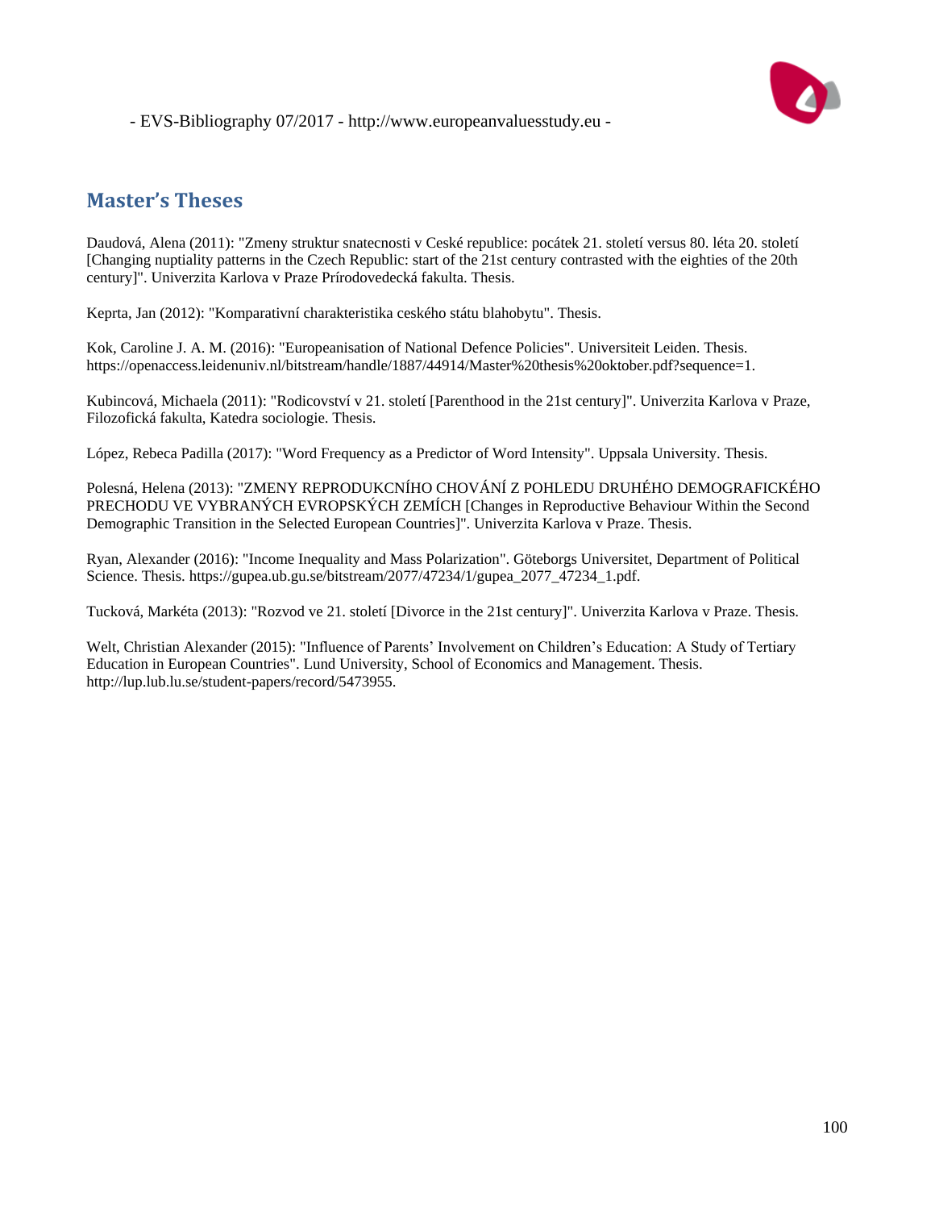## Master's Theses

Daudová, Alena (2011): "Zmeny struktur snatecnosti v Ceské republice: pocátek 21. století versus 80. léta 20. století [Changing nuptiality patterns in the Czech Republic: start of the 21st century contrasted with the eighties of the 20th century]". Univerzita Karlova v Praze Prírodovedecká fakulta. Thesis.

Keprta, Jan (2012): "Komparativní charakteristika ceského státu blahobytu". Thesis.

Kok, Caroline J. A. M. (2016): "Europeanisation of National Defence Policies". Universiteit Leiden. Thesis. https://openaccess.leidenuniv.nl/bitstream/handle/1887/44914/Master%20thesis%20oktober.pdf?sequence=1.

Kubincová, Michaela (2011): "Rodicovství v 21. století [Parenthood in the 21st century]". Univerzita Karlova v Praze, Filozofická fakulta, Katedra sociologie. Thesis.

López, Rebeca Padilla (2017): "Word Frequency as a Predictor of Word Intensity". Uppsala University. Thesis.

Polesná, Helena (2013): "ZMENY REPRODUKCNÍHO CHOVÁNÍ Z POHLEDU DRUHÉHO DEMOGRAFICKÉHO PRECHODU VE VYBRANÝCH EVROPSKÝCH ZEMÍCH [Changes in Reproductive Behaviour Within the Second Demographic Transition in the Selected European Countries]". Univerzita Karlova v Praze. Thesis.

Ryan, Alexander (2016): "Income Inequality and Mass Polarization". Göteborgs Universitet, Department of Political Science. Thesis. https://gupea.ub.gu.se/bitstream/2077/47234/1/gupea_2077_47234_1.pdf.

Tucková, Markéta (2013): "Rozvod ve 21. století [Divorce in the 21st century]". Univerzita Karlova v Praze. Thesis.

Welt, Christian Alexander (2015): "Influence of Parents' Involvement on Children's Education: A Study of Tertiary Education in European Countries". Lund University, School of Economics and Management. Thesis. http://lup.lub.lu.se/student-papers/record/5473955.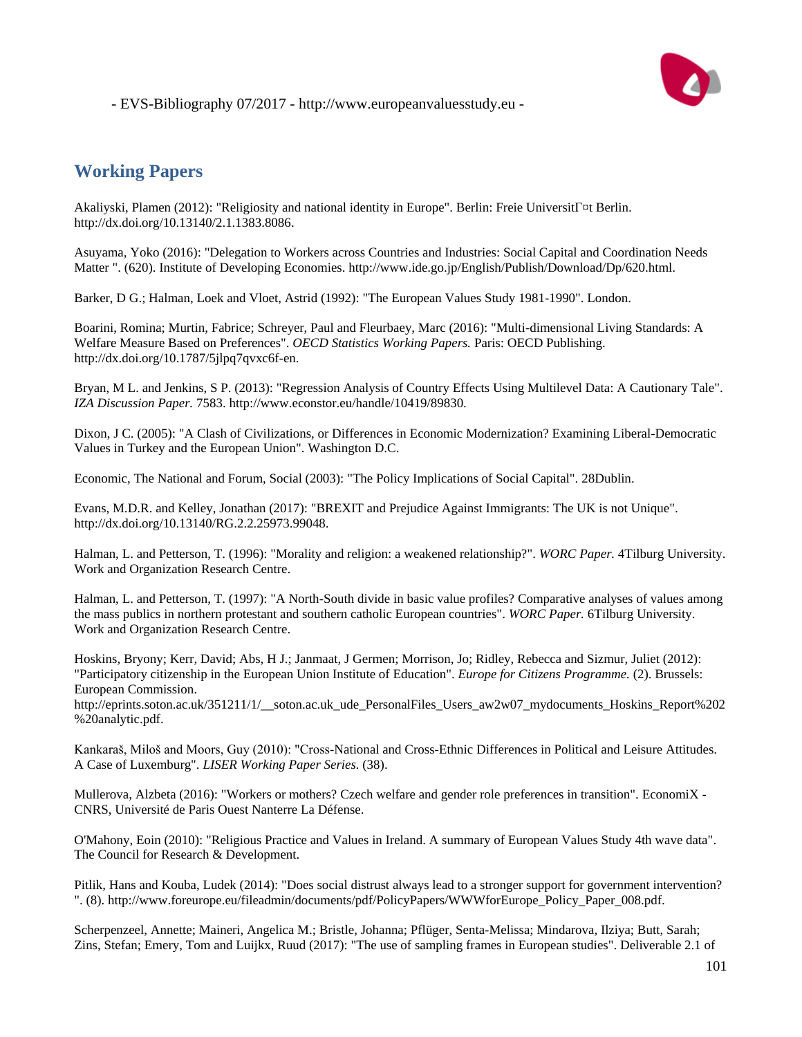## Working Papers

Akaliyski, Plamen (2012): "Religiosity and national identity in Europe". Berlin: Freie UniversitГ¤t Berlin. http://dx.doi.org/10.13140/2.1.1383.8086.

Asuyama, Yoko (2016): "Delegation to Workers across Countries and Industries: Social Capital and Coordination Needs Matter ". (620). Institute of Developing Economies. http://www.ide.go.jp/English/Publish/Download/Dp/620.html.

Barker, D G.; Halman, Loek and Vloet, Astrid (1992): "The European Values Study 1981-1990". London.

Boarini, Romina; Murtin, Fabrice; Schreyer, Paul and Fleurbaey, Marc (2016): "Multi-dimensional Living Standards: A Welfare Measure Based on Preferences". *OECD Statistics Working Papers.* Paris: OECD Publishing. http://dx.doi.org/10.1787/5jlpq7qvxc6f-en.

Bryan, M L. and Jenkins, S P. (2013): "Regression Analysis of Country Effects Using Multilevel Data: A Cautionary Tale". *IZA Discussion Paper.* 7583. http://www.econstor.eu/handle/10419/89830.

Dixon, J C. (2005): "A Clash of Civilizations, or Differences in Economic Modernization? Examining Liberal-Democratic Values in Turkey and the European Union". Washington D.C.

Economic, The National and Forum, Social (2003): "The Policy Implications of Social Capital". 28Dublin.

Evans, M.D.R. and Kelley, Jonathan (2017): "BREXIT and Prejudice Against Immigrants: The UK is not Unique". http://dx.doi.org/10.13140/RG.2.2.25973.99048.

Halman, L. and Petterson, T. (1996): "Morality and religion: a weakened relationship?". *WORC Paper.* 4Tilburg University. Work and Organization Research Centre.

Halman, L. and Petterson, T. (1997): "A North-South divide in basic value profiles? Comparative analyses of values among the mass publics in northern protestant and southern catholic European countries". *WORC Paper.* 6Tilburg University. Work and Organization Research Centre.

Hoskins, Bryony; Kerr, David; Abs, H J.; Janmaat, J Germen; Morrison, Jo; Ridley, Rebecca and Sizmur, Juliet (2012): "Participatory citizenship in the European Union Institute of Education". *Europe for Citizens Programme.* (2). Brussels: European Commission. http://eprints.soton.ac.uk/351211/1/__soton.ac.uk_ude_PersonalFiles_Users_aw2w07_mydocuments_Hoskins_Report%202%20analytic.pdf.

Kankaraš, Miloš and Moors, Guy (2010): "Cross-National and Cross-Ethnic Differences in Political and Leisure Attitudes. A Case of Luxemburg". *LISER Working Paper Series.* (38).

Mullerova, Alzbeta (2016): "Workers or mothers? Czech welfare and gender role preferences in transition". EconomiX - CNRS, Université de Paris Ouest Nanterre La Défense.

O'Mahony, Eoin (2010): "Religious Practice and Values in Ireland. A summary of European Values Study 4th wave data". The Council for Research & Development.

Pitlik, Hans and Kouba, Ludek (2014): "Does social distrust always lead to a stronger support for government intervention? ". (8). http://www.foreurope.eu/fileadmin/documents/pdf/PolicyPapers/WWWforEurope_Policy_Paper_008.pdf.

Scherpenzeel, Annette; Maineri, Angelica M.; Bristle, Johanna; Pflüger, Senta-Melissa; Mindarova, Ilziya; Butt, Sarah; Zins, Stefan; Emery, Tom and Luijkx, Ruud (2017): "The use of sampling frames in European studies". Deliverable 2.1 of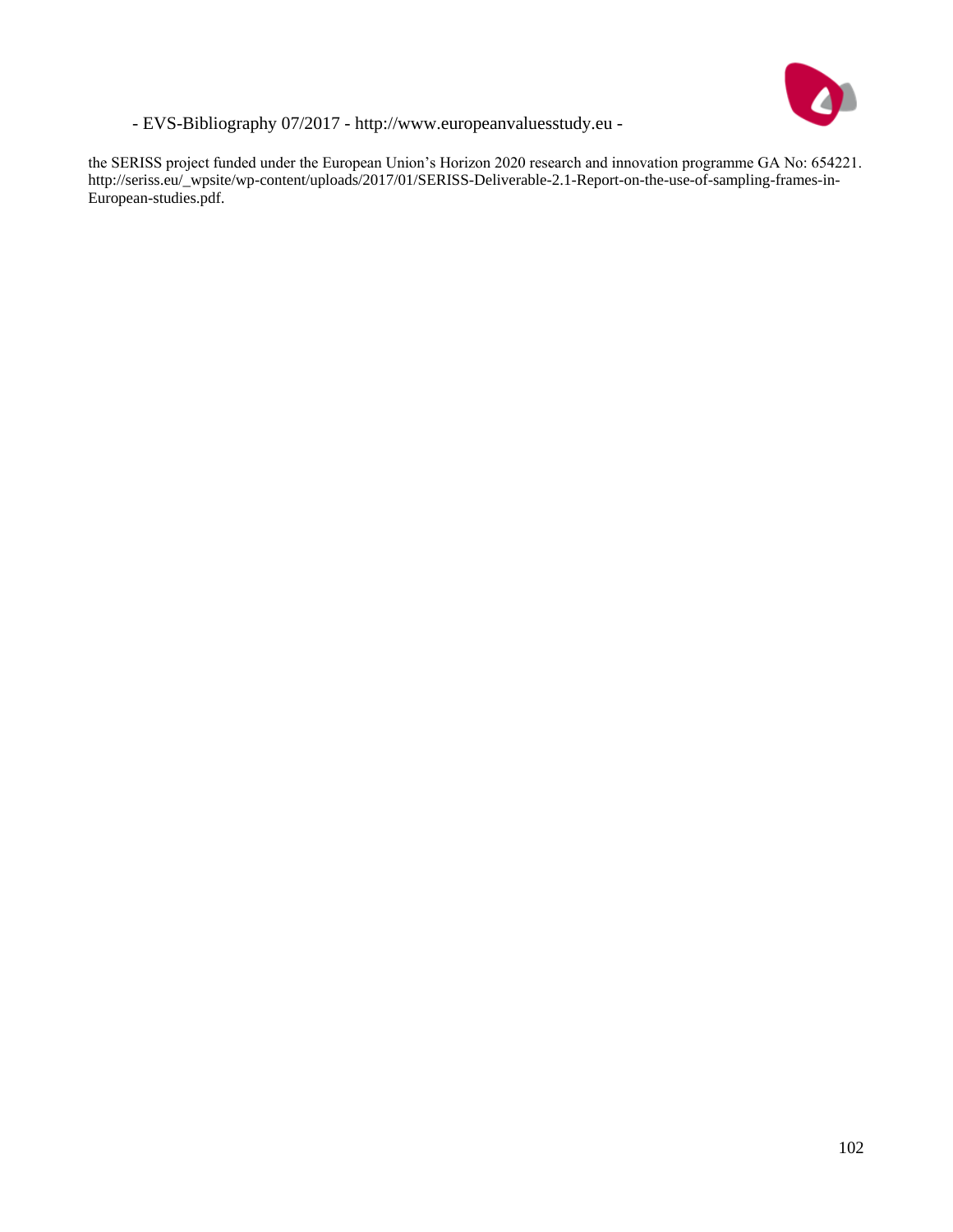the SERISS project funded under the European Union's Horizon 2020 research and innovation programme GA No: 654221. http://seriss.eu/_wpsite/wp-content/uploads/2017/01/SERISS-Deliverable-2.1-Report-on-the-use-of-sampling-frames-in-European-studies.pdf.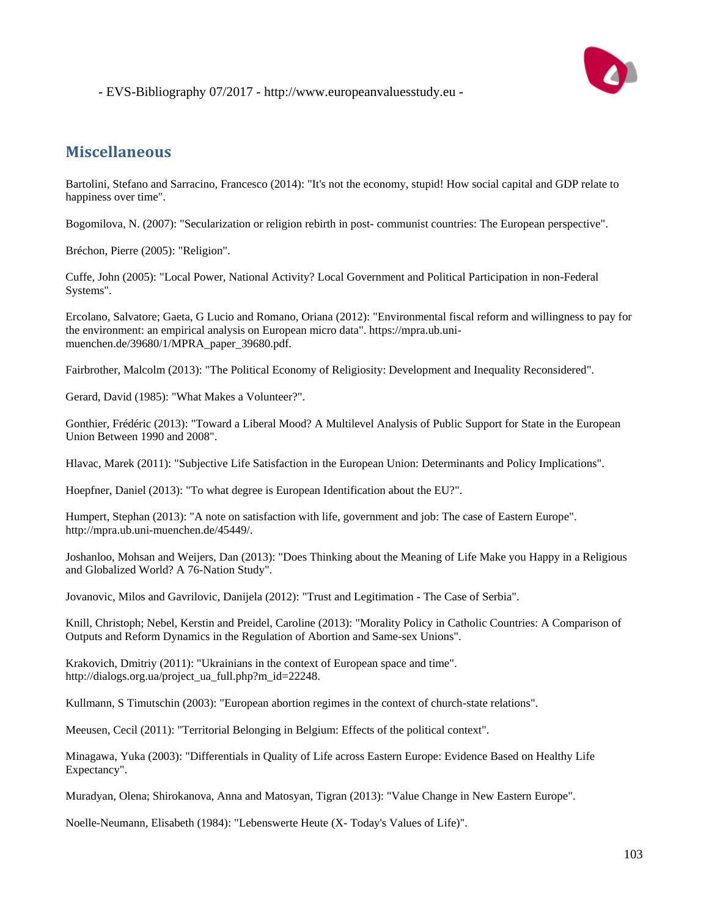## Miscellaneous

Bartolini, Stefano and Sarracino, Francesco (2014): "It's not the economy, stupid! How social capital and GDP relate to happiness over time".

Bogomilova, N. (2007): "Secularization or religion rebirth in post- communist countries: The European perspective".

Bréchon, Pierre (2005): "Religion".

Cuffe, John (2005): "Local Power, National Activity? Local Government and Political Participation in non-Federal Systems".

Ercolano, Salvatore; Gaeta, G Lucio and Romano, Oriana (2012): "Environmental fiscal reform and willingness to pay for the environment: an empirical analysis on European micro data". https://mpra.ub.uni-muenchen.de/39680/1/MPRA_paper_39680.pdf.

Fairbrother, Malcolm (2013): "The Political Economy of Religiosity: Development and Inequality Reconsidered".

Gerard, David (1985): "What Makes a Volunteer?".

Gonthier, Frédéric (2013): "Toward a Liberal Mood? A Multilevel Analysis of Public Support for State in the European Union Between 1990 and 2008".

Hlavac, Marek (2011): "Subjective Life Satisfaction in the European Union: Determinants and Policy Implications".

Hoepfner, Daniel (2013): "To what degree is European Identification about the EU?".

Humpert, Stephan (2013): "A note on satisfaction with life, government and job: The case of Eastern Europe". http://mpra.ub.uni-muenchen.de/45449/.

Joshanloo, Mohsan and Weijers, Dan (2013): "Does Thinking about the Meaning of Life Make you Happy in a Religious and Globalized World? A 76-Nation Study".

Jovanovic, Milos and Gavrilovic, Danijela (2012): "Trust and Legitimation - The Case of Serbia".

Knill, Christoph; Nebel, Kerstin and Preidel, Caroline (2013): "Morality Policy in Catholic Countries: A Comparison of Outputs and Reform Dynamics in the Regulation of Abortion and Same-sex Unions".

Krakovich, Dmitriy (2011): "Ukrainians in the context of European space and time". http://dialogs.org.ua/project_ua_full.php?m_id=22248.

Kullmann, S Timutschin (2003): "European abortion regimes in the context of church-state relations".

Meeusen, Cecil (2011): "Territorial Belonging in Belgium: Effects of the political context".

Minagawa, Yuka (2003): "Differentials in Quality of Life across Eastern Europe: Evidence Based on Healthy Life Expectancy".

Muradyan, Olena; Shirokanova, Anna and Matosyan, Tigran (2013): "Value Change in New Eastern Europe".

Noelle-Neumann, Elisabeth (1984): "Lebenswerte Heute (X- Today's Values of Life)".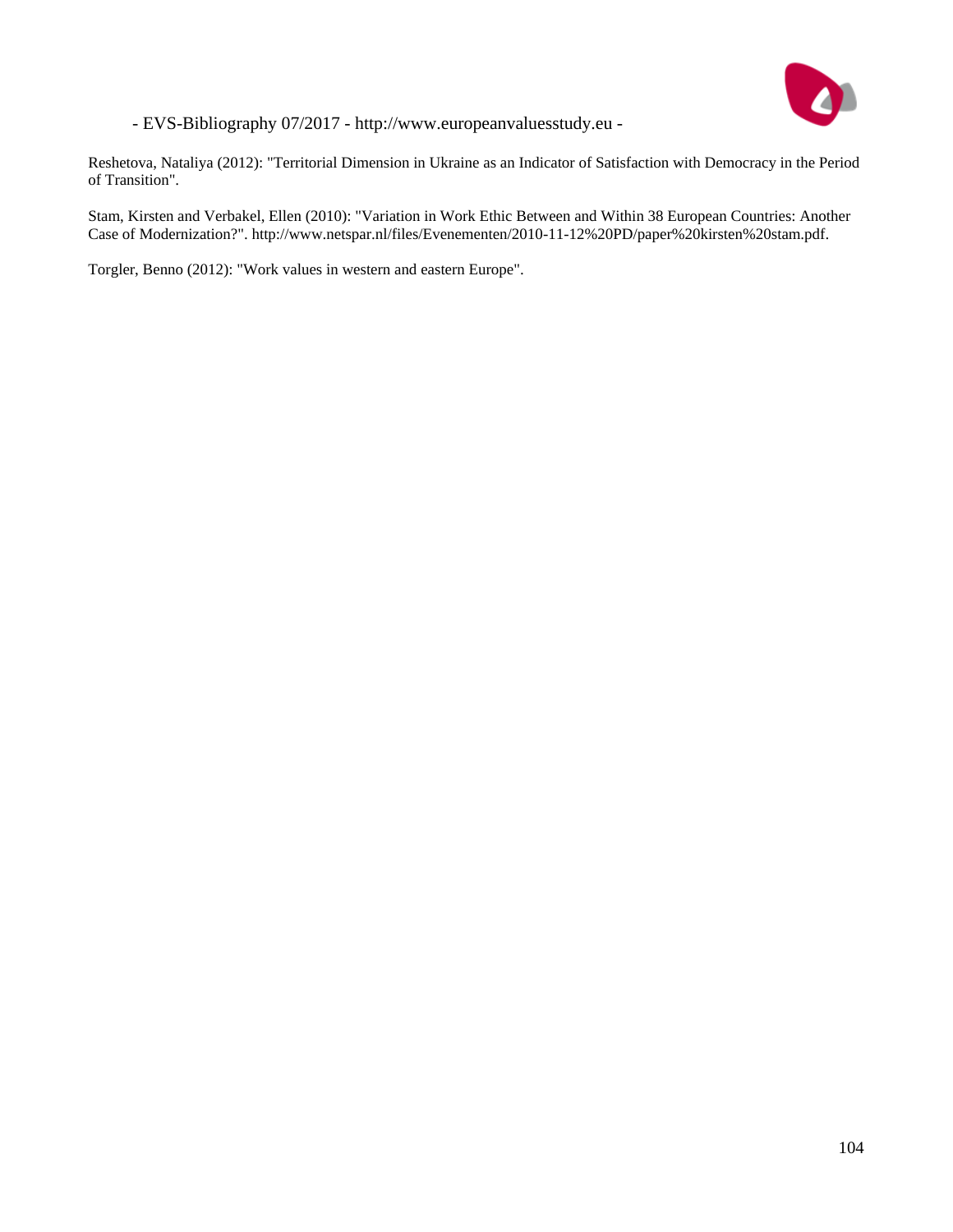Reshetova, Nataliya (2012): "Territorial Dimension in Ukraine as an Indicator of Satisfaction with Democracy in the Period of Transition".

Stam, Kirsten and Verbakel, Ellen (2010): "Variation in Work Ethic Between and Within 38 European Countries: Another Case of Modernization?". http://www.netspar.nl/files/Evenementen/2010-11-12%20PD/paper%20kirsten%20stam.pdf.

Torgler, Benno (2012): "Work values in western and eastern Europe".